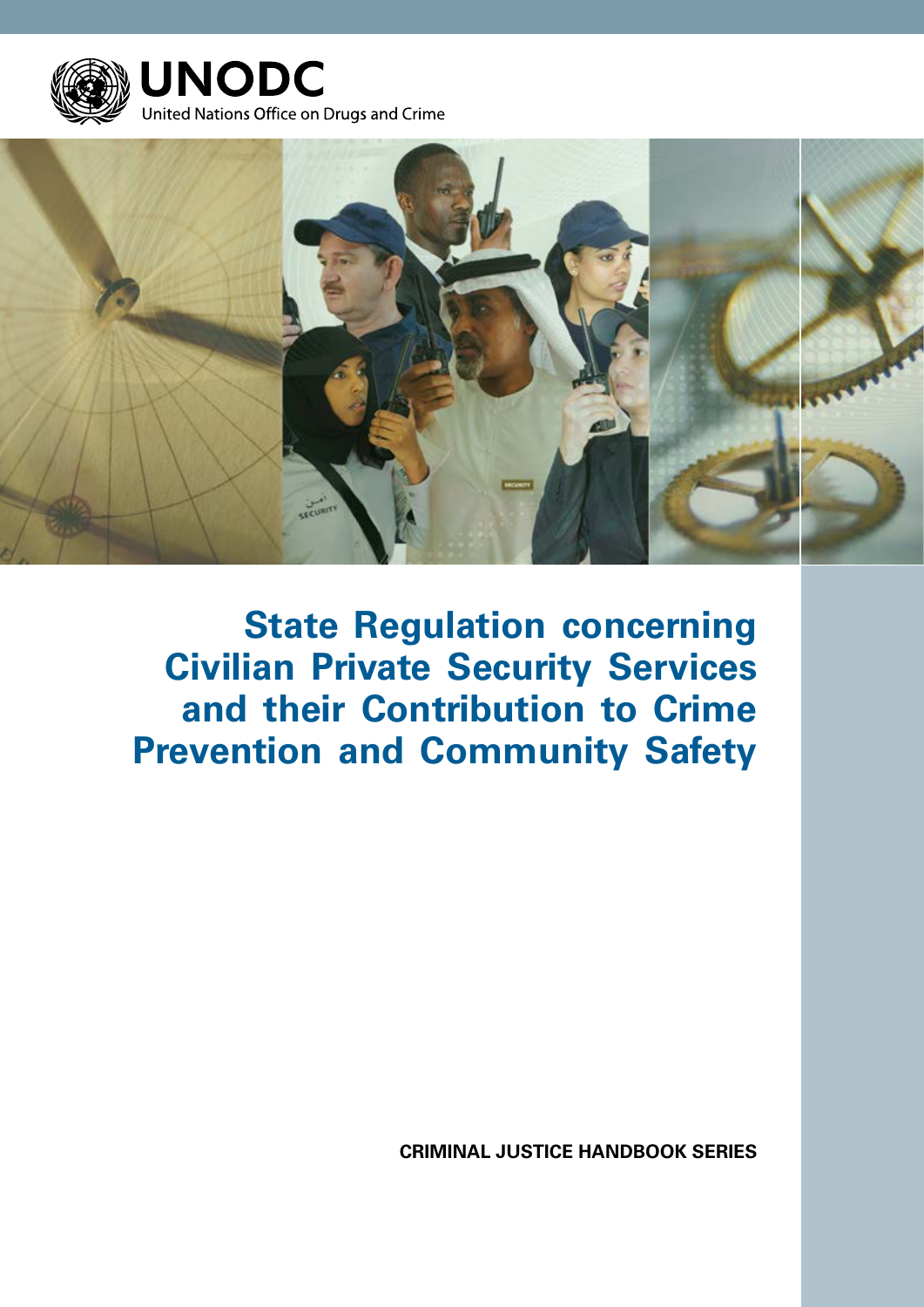UNODC

United Nations Office on Drugs and Crime

# State Regulation concerning Civilian Private Security Services and their Contribution to Crime Prevention and Community Safety

CRIMINAL JUSTICE HANDBOOK SERIES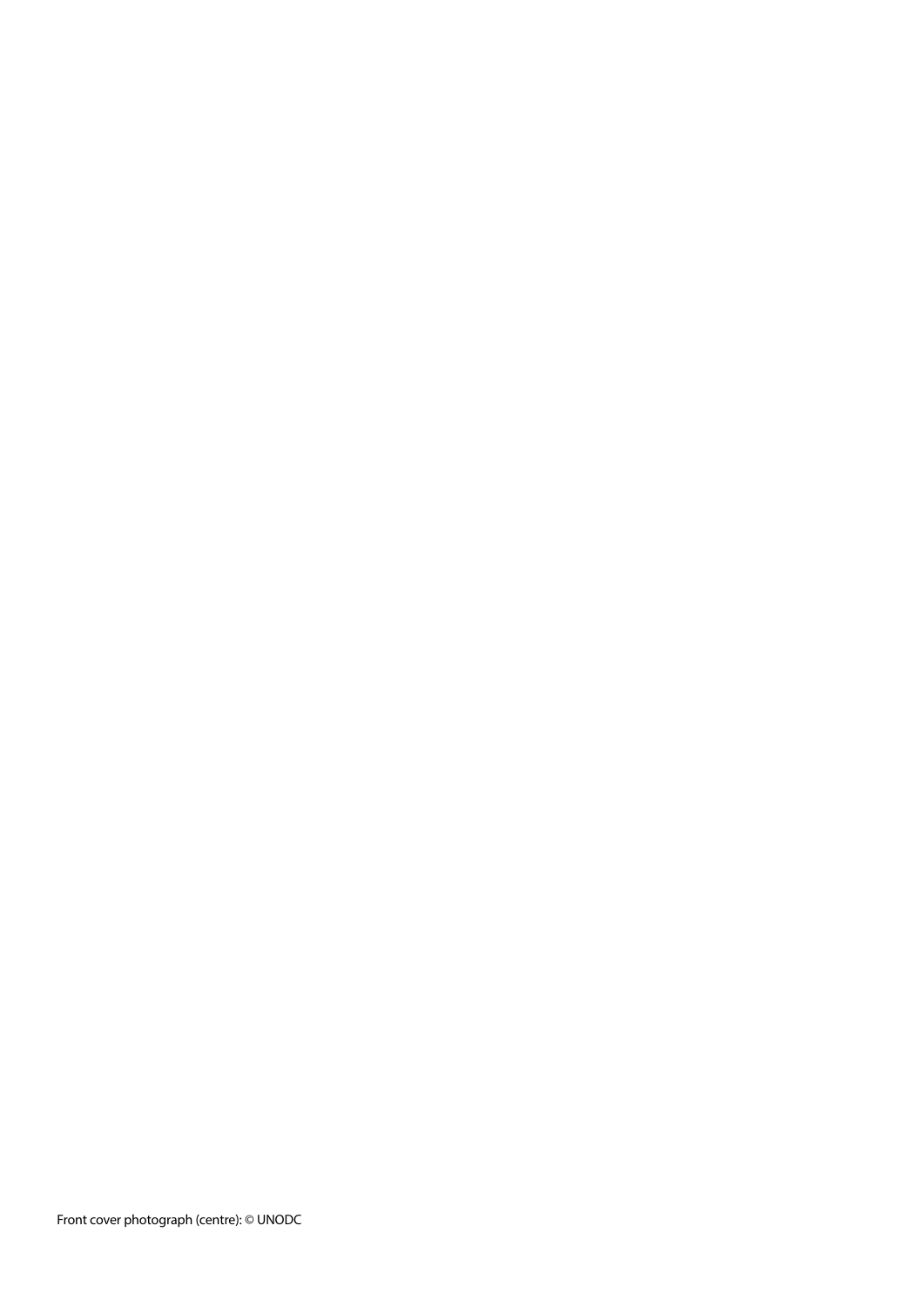Front cover photograph (centre): © UNODC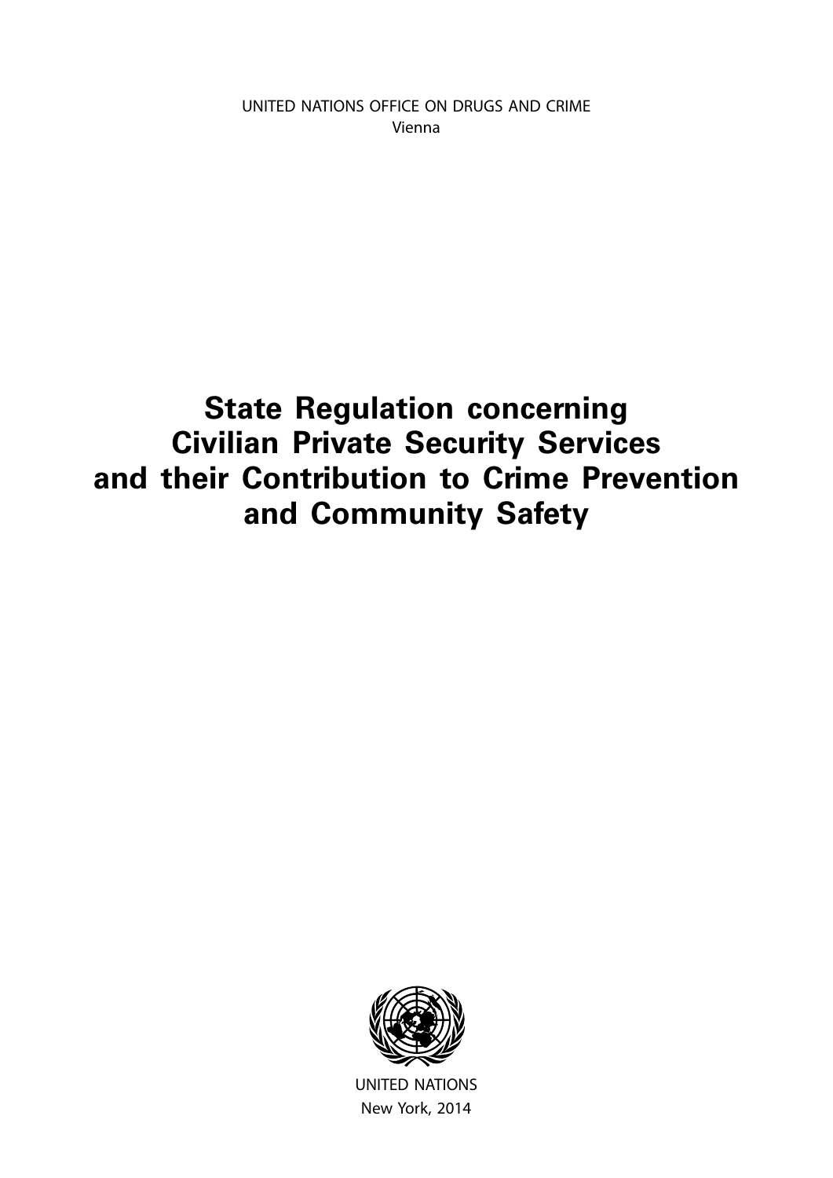UNITED NATIONS OFFICE ON DRUGS AND CRIME
Vienna

# State Regulation concerning Civilian Private Security Services and their Contribution to Crime Prevention and Community Safety

UNITED NATIONS
New York, 2014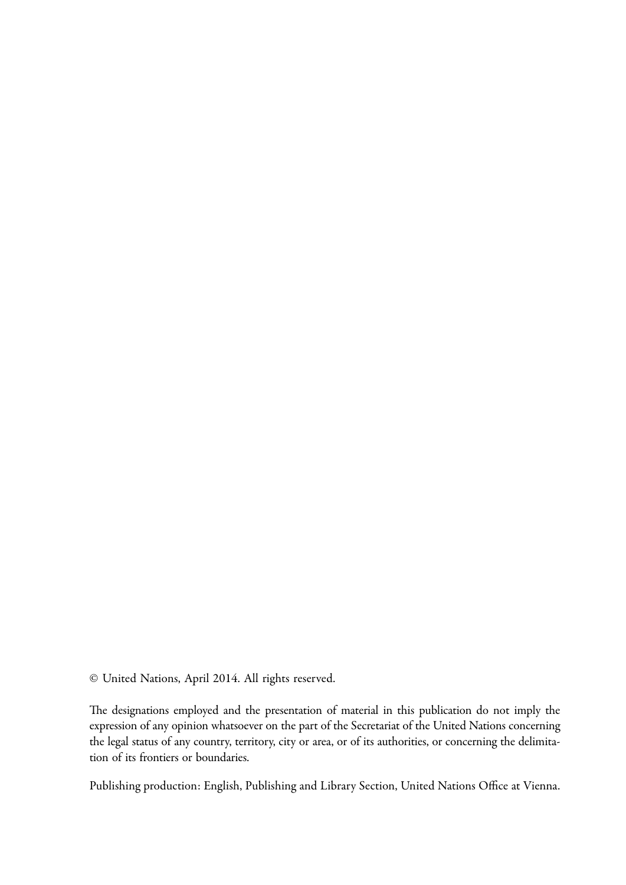© United Nations, April 2014. All rights reserved.

The designations employed and the presentation of material in this publication do not imply the expression of any opinion whatsoever on the part of the Secretariat of the United Nations concerning the legal status of any country, territory, city or area, or of its authorities, or concerning the delimitation of its frontiers or boundaries.

Publishing production: English, Publishing and Library Section, United Nations Office at Vienna.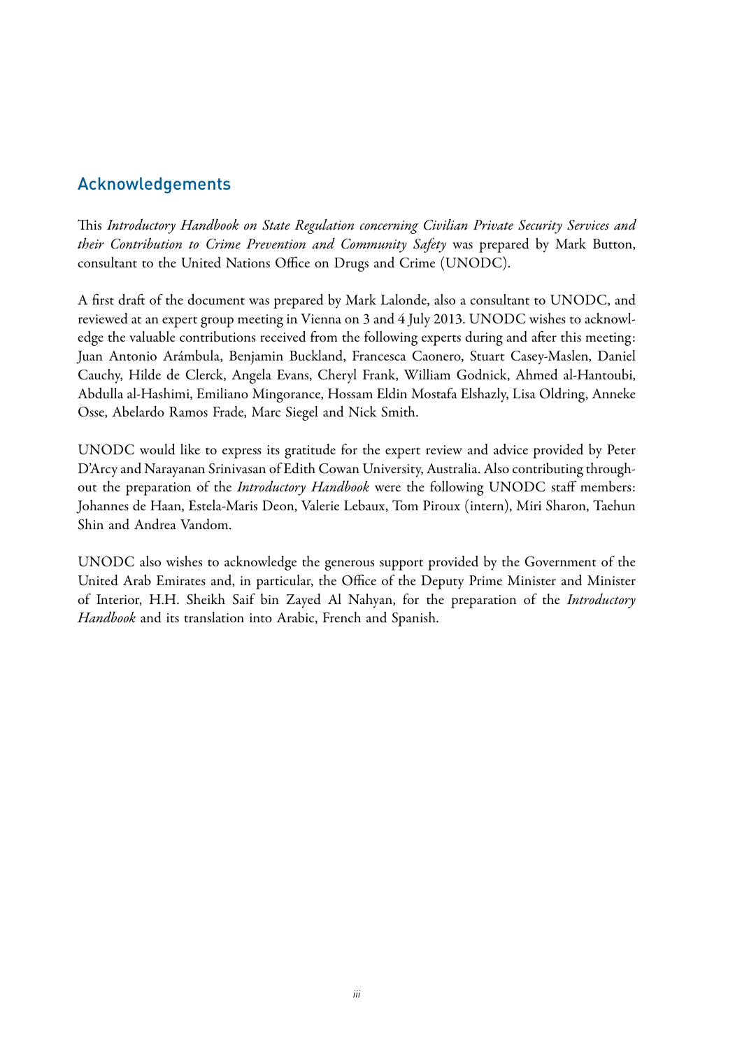## Acknowledgements

This *Introductory Handbook on State Regulation concerning Civilian Private Security Services and their Contribution to Crime Prevention and Community Safety* was prepared by Mark Button, consultant to the United Nations Office on Drugs and Crime (UNODC).

A first draft of the document was prepared by Mark Lalonde, also a consultant to UNODC, and reviewed at an expert group meeting in Vienna on 3 and 4 July 2013. UNODC wishes to acknowledge the valuable contributions received from the following experts during and after this meeting: Juan Antonio Arámbula, Benjamin Buckland, Francesca Caonero, Stuart Casey-Maslen, Daniel Cauchy, Hilde de Clerck, Angela Evans, Cheryl Frank, William Godnick, Ahmed al-Hantoubi, Abdulla al-Hashimi, Emiliano Mingorance, Hossam Eldin Mostafa Elshazly, Lisa Oldring, Anneke Osse, Abelardo Ramos Frade, Marc Siegel and Nick Smith.

UNODC would like to express its gratitude for the expert review and advice provided by Peter D'Arcy and Narayanan Srinivasan of Edith Cowan University, Australia. Also contributing throughout the preparation of the *Introductory Handbook* were the following UNODC staff members: Johannes de Haan, Estela-Maris Deon, Valerie Lebaux, Tom Piroux (intern), Miri Sharon, Taehun Shin and Andrea Vandom.

UNODC also wishes to acknowledge the generous support provided by the Government of the United Arab Emirates and, in particular, the Office of the Deputy Prime Minister and Minister of Interior, H.H. Sheikh Saif bin Zayed Al Nahyan, for the preparation of the *Introductory Handbook* and its translation into Arabic, French and Spanish.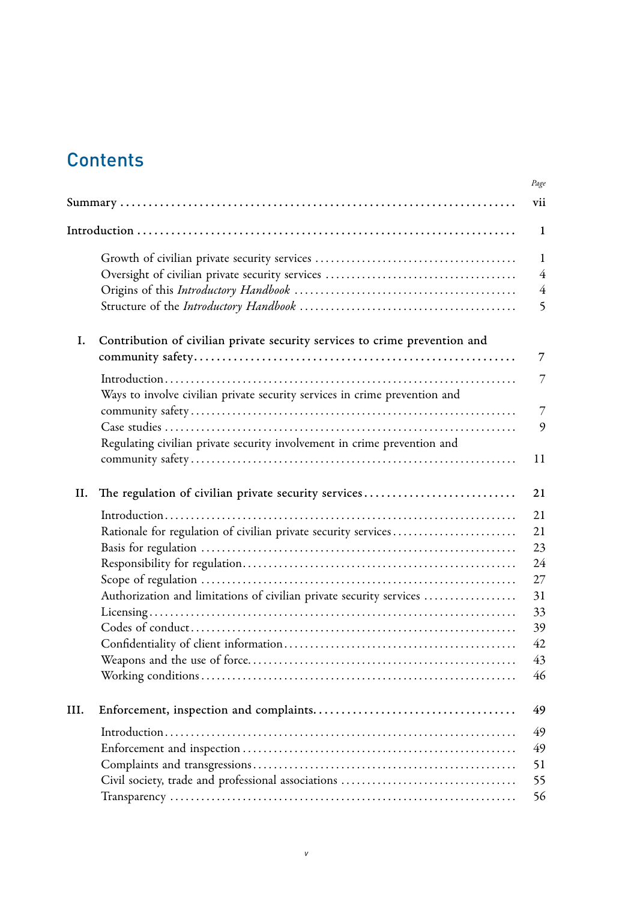# Contents

| | | Page |
|---|---|---|
| Summary | | vii |
| Introduction | | 1 |
| | Growth of civilian private security services | 1 |
| | Oversight of civilian private security services | 4 |
| | Origins of this *Introductory Handbook* | 4 |
| | Structure of the *Introductory Handbook* | 5 |
| I. | Contribution of civilian private security services to crime prevention and community safety | 7 |
| | Introduction | 7 |
| | Ways to involve civilian private security services in crime prevention and community safety | 7 |
| | Case studies | 9 |
| | Regulating civilian private security involvement in crime prevention and community safety | 11 |
| II. | The regulation of civilian private security services | 21 |
| | Introduction | 21 |
| | Rationale for regulation of civilian private security services | 21 |
| | Basis for regulation | 23 |
| | Responsibility for regulation | 24 |
| | Scope of regulation | 27 |
| | Authorization and limitations of civilian private security services | 31 |
| | Licensing | 33 |
| | Codes of conduct | 39 |
| | Confidentiality of client information | 42 |
| | Weapons and the use of force | 43 |
| | Working conditions | 46 |
| III. | Enforcement, inspection and complaints | 49 |
| | Introduction | 49 |
| | Enforcement and inspection | 49 |
| | Complaints and transgressions | 51 |
| | Civil society, trade and professional associations | 55 |
| | Transparency | 56 |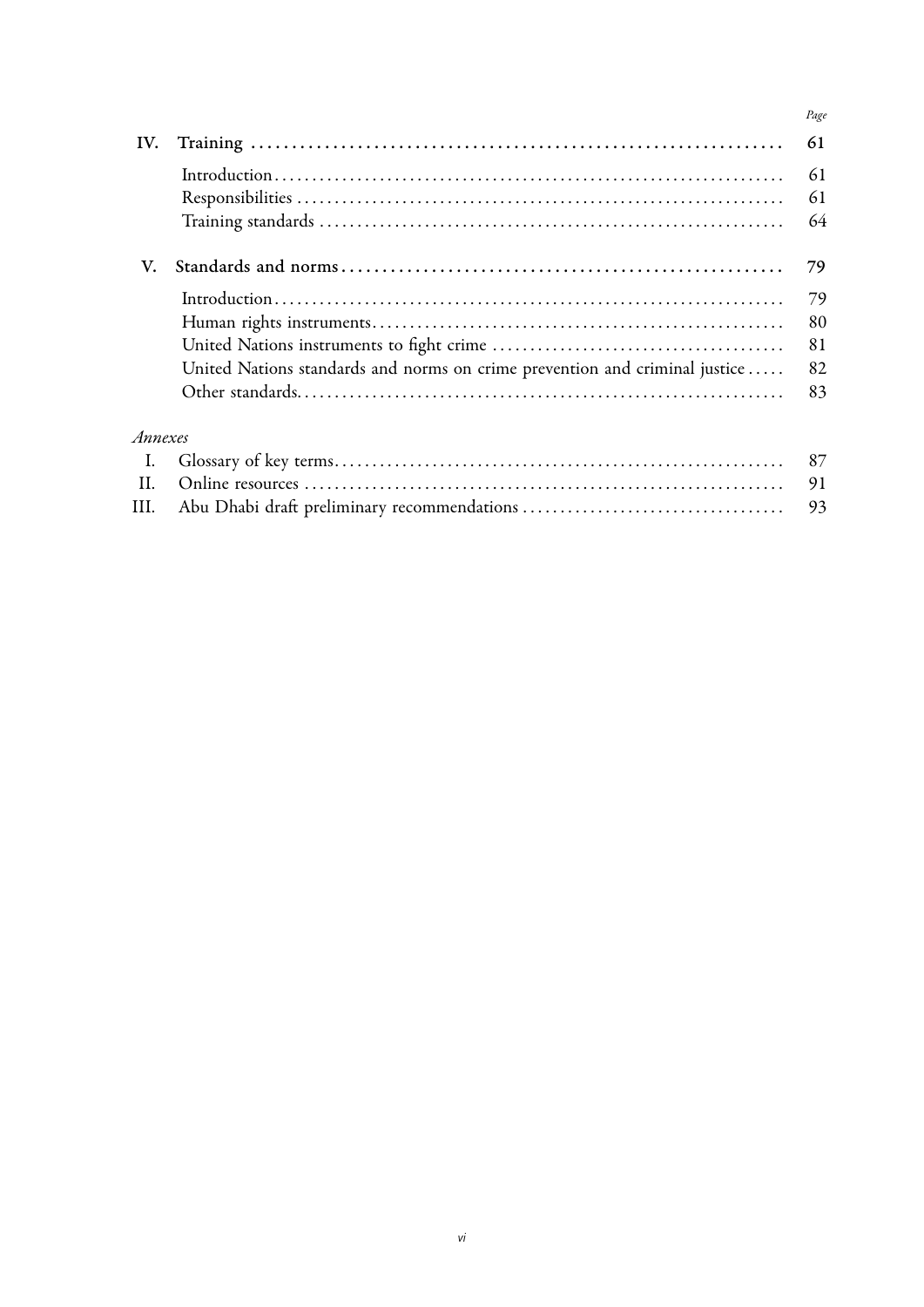| | | Page |
|---|---|---|
| **IV.** | **Training** | **61** |
| | Introduction | 61 |
| | Responsibilities | 61 |
| | Training standards | 64 |
| **V.** | **Standards and norms** | **79** |
| | Introduction | 79 |
| | Human rights instruments | 80 |
| | United Nations instruments to fight crime | 81 |
| | United Nations standards and norms on crime prevention and criminal justice | 82 |
| | Other standards | 83 |

*Annexes*

| | | |
|---|---|---|
| I. | Glossary of key terms | 87 |
| II. | Online resources | 91 |
| III. | Abu Dhabi draft preliminary recommendations | 93 |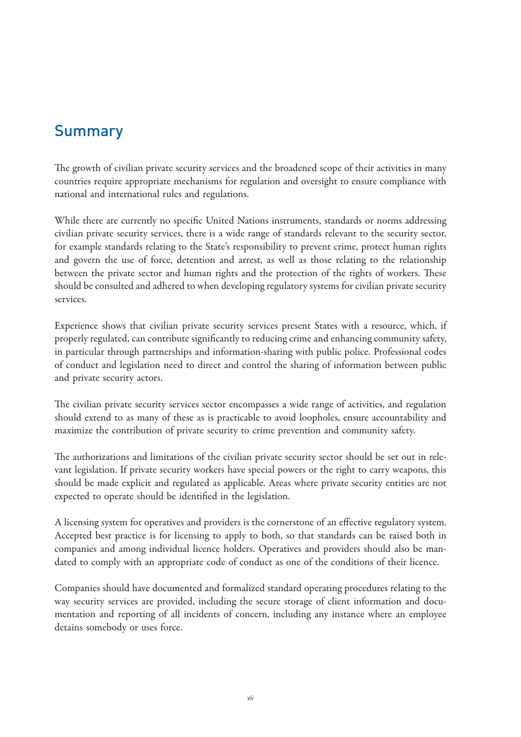## Summary

The growth of civilian private security services and the broadened scope of their activities in many countries require appropriate mechanisms for regulation and oversight to ensure compliance with national and international rules and regulations.

While there are currently no specific United Nations instruments, standards or norms addressing civilian private security services, there is a wide range of standards relevant to the security sector, for example standards relating to the State's responsibility to prevent crime, protect human rights and govern the use of force, detention and arrest, as well as those relating to the relationship between the private sector and human rights and the protection of the rights of workers. These should be consulted and adhered to when developing regulatory systems for civilian private security services.

Experience shows that civilian private security services present States with a resource, which, if properly regulated, can contribute significantly to reducing crime and enhancing community safety, in particular through partnerships and information-sharing with public police. Professional codes of conduct and legislation need to direct and control the sharing of information between public and private security actors.

The civilian private security services sector encompasses a wide range of activities, and regulation should extend to as many of these as is practicable to avoid loopholes, ensure accountability and maximize the contribution of private security to crime prevention and community safety.

The authorizations and limitations of the civilian private security sector should be set out in relevant legislation. If private security workers have special powers or the right to carry weapons, this should be made explicit and regulated as applicable. Areas where private security entities are not expected to operate should be identified in the legislation.

A licensing system for operatives and providers is the cornerstone of an effective regulatory system. Accepted best practice is for licensing to apply to both, so that standards can be raised both in companies and among individual licence holders. Operatives and providers should also be mandated to comply with an appropriate code of conduct as one of the conditions of their licence.

Companies should have documented and formalized standard operating procedures relating to the way security services are provided, including the secure storage of client information and documentation and reporting of all incidents of concern, including any instance where an employee detains somebody or uses force.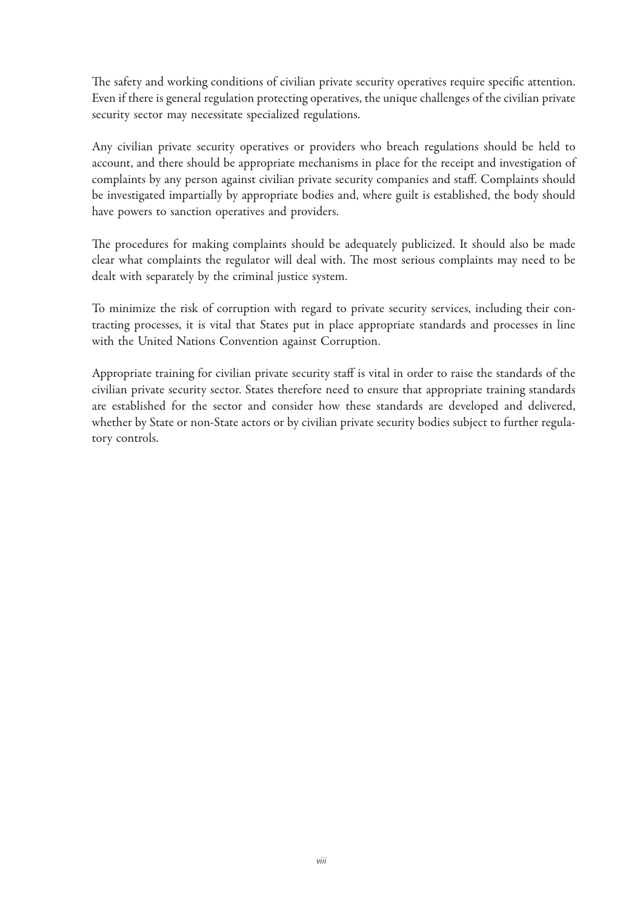The safety and working conditions of civilian private security operatives require specific attention. Even if there is general regulation protecting operatives, the unique challenges of the civilian private security sector may necessitate specialized regulations.

Any civilian private security operatives or providers who breach regulations should be held to account, and there should be appropriate mechanisms in place for the receipt and investigation of complaints by any person against civilian private security companies and staff. Complaints should be investigated impartially by appropriate bodies and, where guilt is established, the body should have powers to sanction operatives and providers.

The procedures for making complaints should be adequately publicized. It should also be made clear what complaints the regulator will deal with. The most serious complaints may need to be dealt with separately by the criminal justice system.

To minimize the risk of corruption with regard to private security services, including their contracting processes, it is vital that States put in place appropriate standards and processes in line with the United Nations Convention against Corruption.

Appropriate training for civilian private security staff is vital in order to raise the standards of the civilian private security sector. States therefore need to ensure that appropriate training standards are established for the sector and consider how these standards are developed and delivered, whether by State or non-State actors or by civilian private security bodies subject to further regulatory controls.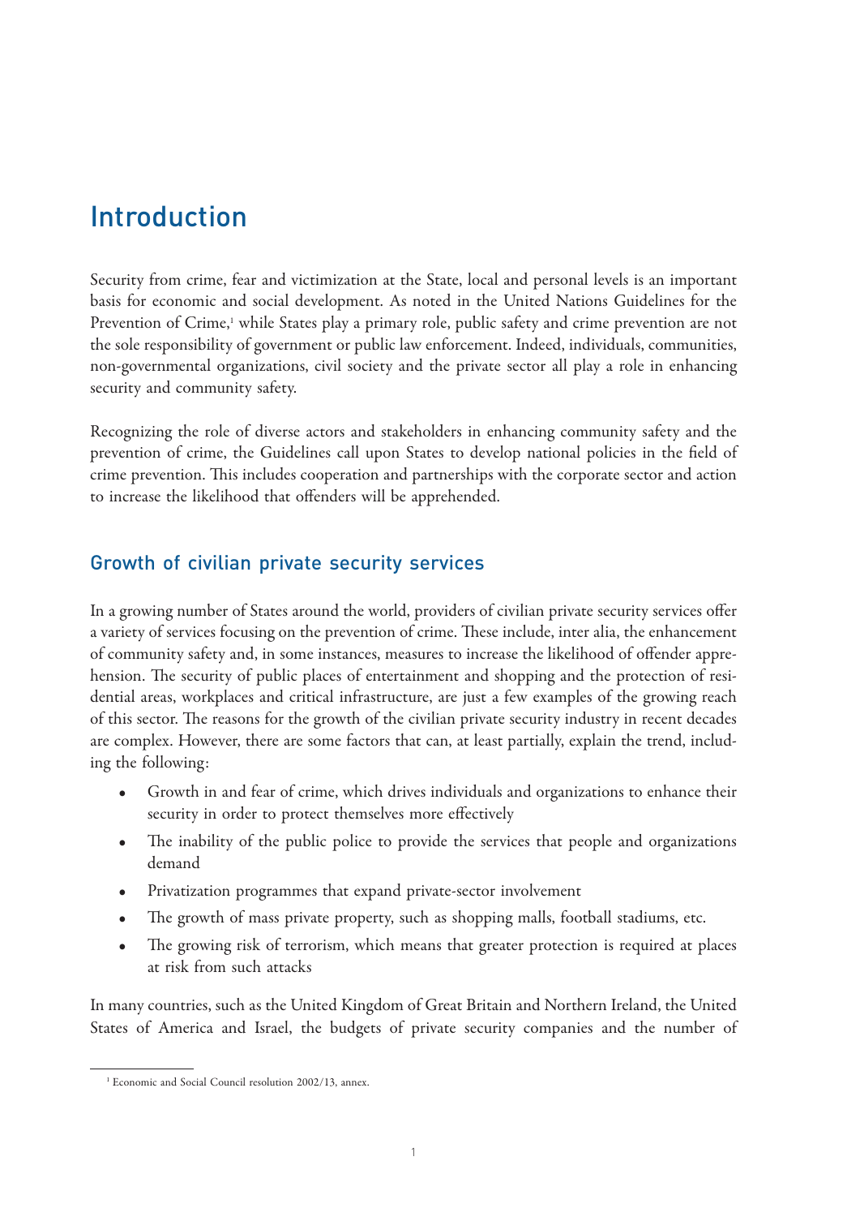# Introduction

Security from crime, fear and victimization at the State, local and personal levels is an important basis for economic and social development. As noted in the United Nations Guidelines for the Prevention of Crime,[1] while States play a primary role, public safety and crime prevention are not the sole responsibility of government or public law enforcement. Indeed, individuals, communities, non-governmental organizations, civil society and the private sector all play a role in enhancing security and community safety.

Recognizing the role of diverse actors and stakeholders in enhancing community safety and the prevention of crime, the Guidelines call upon States to develop national policies in the field of crime prevention. This includes cooperation and partnerships with the corporate sector and action to increase the likelihood that offenders will be apprehended.

## Growth of civilian private security services

In a growing number of States around the world, providers of civilian private security services offer a variety of services focusing on the prevention of crime. These include, inter alia, the enhancement of community safety and, in some instances, measures to increase the likelihood of offender apprehension. The security of public places of entertainment and shopping and the protection of residential areas, workplaces and critical infrastructure, are just a few examples of the growing reach of this sector. The reasons for the growth of the civilian private security industry in recent decades are complex. However, there are some factors that can, at least partially, explain the trend, including the following:

- Growth in and fear of crime, which drives individuals and organizations to enhance their security in order to protect themselves more effectively
- The inability of the public police to provide the services that people and organizations demand
- Privatization programmes that expand private-sector involvement
- The growth of mass private property, such as shopping malls, football stadiums, etc.
- The growing risk of terrorism, which means that greater protection is required at places at risk from such attacks

In many countries, such as the United Kingdom of Great Britain and Northern Ireland, the United States of America and Israel, the budgets of private security companies and the number of

[1] Economic and Social Council resolution 2002/13, annex.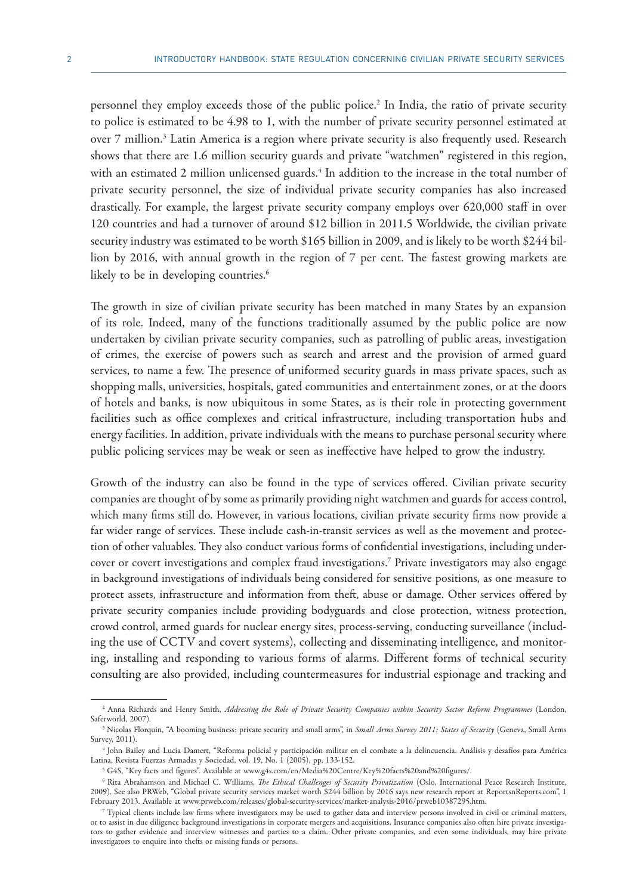personnel they employ exceeds those of the public police.[2] In India, the ratio of private security to police is estimated to be 4.98 to 1, with the number of private security personnel estimated at over 7 million.[3] Latin America is a region where private security is also frequently used. Research shows that there are 1.6 million security guards and private "watchmen" registered in this region, with an estimated 2 million unlicensed guards.[4] In addition to the increase in the total number of private security personnel, the size of individual private security companies has also increased drastically. For example, the largest private security company employs over 620,000 staff in over 120 countries and had a turnover of around $12 billion in 2011.5 Worldwide, the civilian private security industry was estimated to be worth $165 billion in 2009, and is likely to be worth $244 billion by 2016, with annual growth in the region of 7 per cent. The fastest growing markets are likely to be in developing countries.[6]

The growth in size of civilian private security has been matched in many States by an expansion of its role. Indeed, many of the functions traditionally assumed by the public police are now undertaken by civilian private security companies, such as patrolling of public areas, investigation of crimes, the exercise of powers such as search and arrest and the provision of armed guard services, to name a few. The presence of uniformed security guards in mass private spaces, such as shopping malls, universities, hospitals, gated communities and entertainment zones, or at the doors of hotels and banks, is now ubiquitous in some States, as is their role in protecting government facilities such as office complexes and critical infrastructure, including transportation hubs and energy facilities. In addition, private individuals with the means to purchase personal security where public policing services may be weak or seen as ineffective have helped to grow the industry.

Growth of the industry can also be found in the type of services offered. Civilian private security companies are thought of by some as primarily providing night watchmen and guards for access control, which many firms still do. However, in various locations, civilian private security firms now provide a far wider range of services. These include cash-in-transit services as well as the movement and protection of other valuables. They also conduct various forms of confidential investigations, including undercover or covert investigations and complex fraud investigations.[7] Private investigators may also engage in background investigations of individuals being considered for sensitive positions, as one measure to protect assets, infrastructure and information from theft, abuse or damage. Other services offered by private security companies include providing bodyguards and close protection, witness protection, crowd control, armed guards for nuclear energy sites, process-serving, conducting surveillance (including the use of CCTV and covert systems), collecting and disseminating intelligence, and monitoring, installing and responding to various forms of alarms. Different forms of technical security consulting are also provided, including countermeasures for industrial espionage and tracking and

[2] Anna Richards and Henry Smith, *Addressing the Role of Private Security Companies within Security Sector Reform Programmes* (London, Saferworld, 2007).

[3] Nicolas Florquin, "A booming business: private security and small arms", in *Small Arms Survey 2011: States of Security* (Geneva, Small Arms Survey, 2011).

[4] John Bailey and Lucia Damert, "Reforma policial y participación militar en el combate a la delincuencia. Análisis y desafíos para América Latina, Revista Fuerzas Armadas y Sociedad, vol. 19, No. 1 (2005), pp. 133-152.

[5] G4S, "Key facts and figures". Available at www.g4s.com/en/Media%20Centre/Key%20facts%20and%20figures/.

[6] Rita Abrahamson and Michael C. Williams, *The Ethical Challenges of Security Privatization* (Oslo, International Peace Research Institute, 2009). See also PRWeb, "Global private security services market worth $244 billion by 2016 says new research report at ReportsnReports.com", 1 February 2013. Available at www.prweb.com/releases/global-security-services/market-analysis-2016/prweb10387295.htm.

[7] Typical clients include law firms where investigators may be used to gather data and interview persons involved in civil or criminal matters, or to assist in due diligence background investigations in corporate mergers and acquisitions. Insurance companies also often hire private investigators to gather evidence and interview witnesses and parties to a claim. Other private companies, and even some individuals, may hire private investigators to enquire into thefts or missing funds or persons.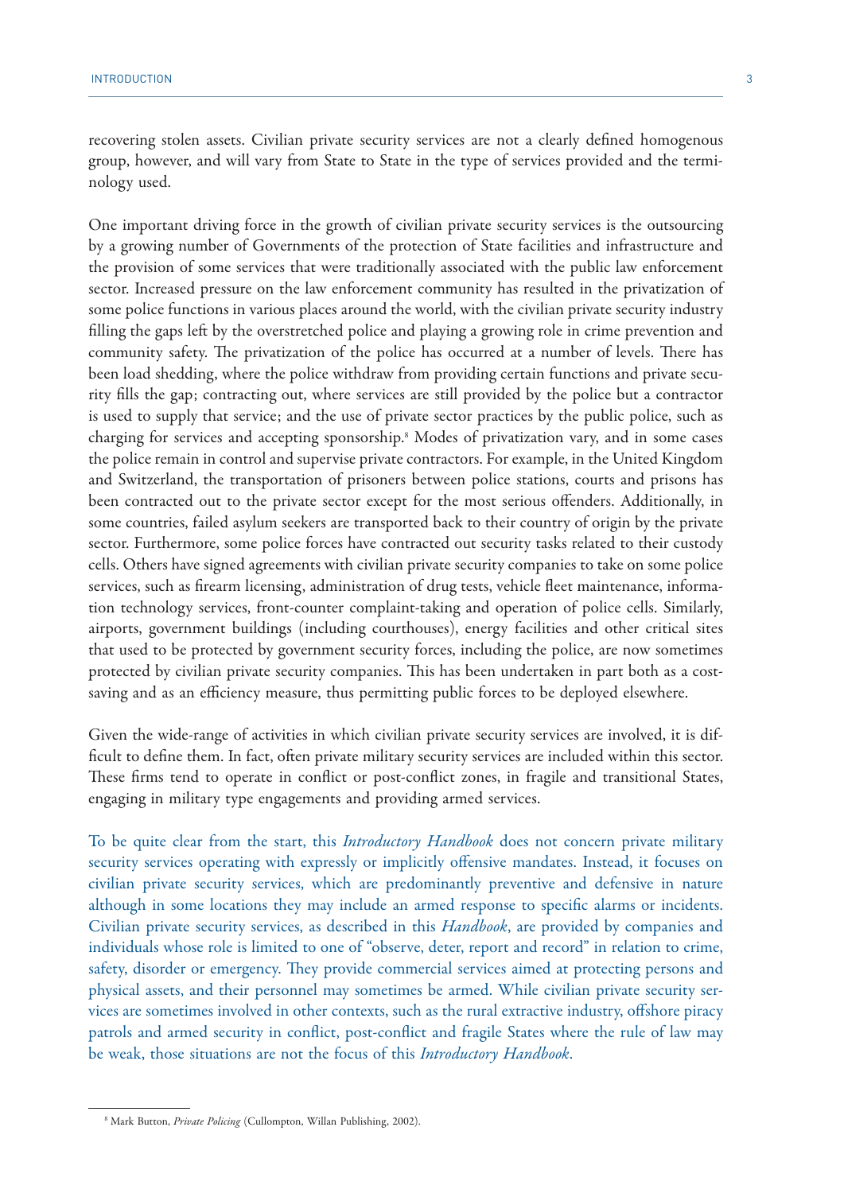recovering stolen assets. Civilian private security services are not a clearly defined homogenous group, however, and will vary from State to State in the type of services provided and the terminology used.

One important driving force in the growth of civilian private security services is the outsourcing by a growing number of Governments of the protection of State facilities and infrastructure and the provision of some services that were traditionally associated with the public law enforcement sector. Increased pressure on the law enforcement community has resulted in the privatization of some police functions in various places around the world, with the civilian private security industry filling the gaps left by the overstretched police and playing a growing role in crime prevention and community safety. The privatization of the police has occurred at a number of levels. There has been load shedding, where the police withdraw from providing certain functions and private security fills the gap; contracting out, where services are still provided by the police but a contractor is used to supply that service; and the use of private sector practices by the public police, such as charging for services and accepting sponsorship.[8] Modes of privatization vary, and in some cases the police remain in control and supervise private contractors. For example, in the United Kingdom and Switzerland, the transportation of prisoners between police stations, courts and prisons has been contracted out to the private sector except for the most serious offenders. Additionally, in some countries, failed asylum seekers are transported back to their country of origin by the private sector. Furthermore, some police forces have contracted out security tasks related to their custody cells. Others have signed agreements with civilian private security companies to take on some police services, such as firearm licensing, administration of drug tests, vehicle fleet maintenance, information technology services, front-counter complaint-taking and operation of police cells. Similarly, airports, government buildings (including courthouses), energy facilities and other critical sites that used to be protected by government security forces, including the police, are now sometimes protected by civilian private security companies. This has been undertaken in part both as a cost-saving and as an efficiency measure, thus permitting public forces to be deployed elsewhere.

Given the wide-range of activities in which civilian private security services are involved, it is difficult to define them. In fact, often private military security services are included within this sector. These firms tend to operate in conflict or post-conflict zones, in fragile and transitional States, engaging in military type engagements and providing armed services.

To be quite clear from the start, this *Introductory Handbook* does not concern private military security services operating with expressly or implicitly offensive mandates. Instead, it focuses on civilian private security services, which are predominantly preventive and defensive in nature although in some locations they may include an armed response to specific alarms or incidents. Civilian private security services, as described in this *Handbook*, are provided by companies and individuals whose role is limited to one of "observe, deter, report and record" in relation to crime, safety, disorder or emergency. They provide commercial services aimed at protecting persons and physical assets, and their personnel may sometimes be armed. While civilian private security services are sometimes involved in other contexts, such as the rural extractive industry, offshore piracy patrols and armed security in conflict, post-conflict and fragile States where the rule of law may be weak, those situations are not the focus of this *Introductory Handbook*.

[8] Mark Button, *Private Policing* (Cullompton, Willan Publishing, 2002).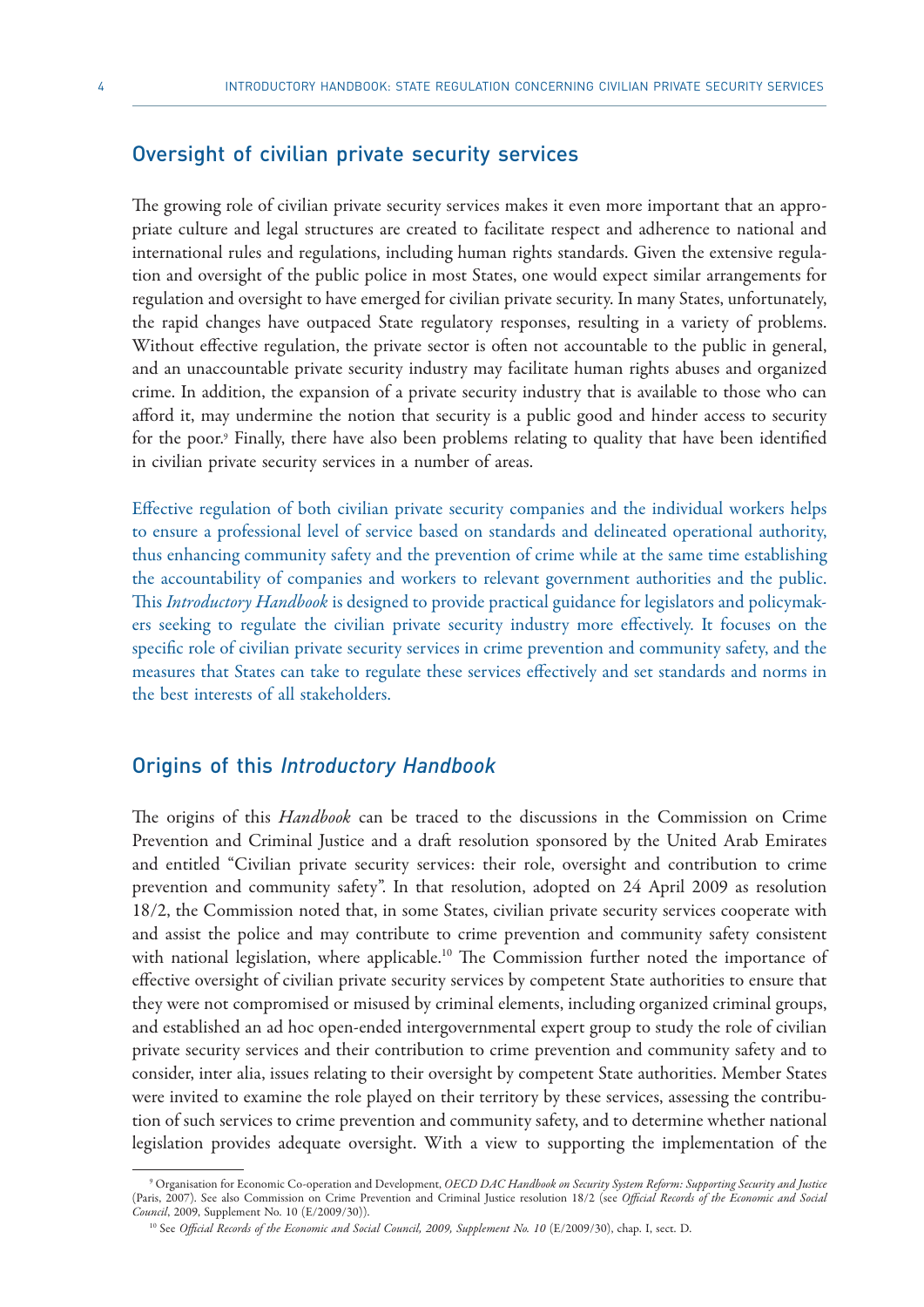## Oversight of civilian private security services

The growing role of civilian private security services makes it even more important that an appropriate culture and legal structures are created to facilitate respect and adherence to national and international rules and regulations, including human rights standards. Given the extensive regulation and oversight of the public police in most States, one would expect similar arrangements for regulation and oversight to have emerged for civilian private security. In many States, unfortunately, the rapid changes have outpaced State regulatory responses, resulting in a variety of problems. Without effective regulation, the private sector is often not accountable to the public in general, and an unaccountable private security industry may facilitate human rights abuses and organized crime. In addition, the expansion of a private security industry that is available to those who can afford it, may undermine the notion that security is a public good and hinder access to security for the poor.[9] Finally, there have also been problems relating to quality that have been identified in civilian private security services in a number of areas.

Effective regulation of both civilian private security companies and the individual workers helps to ensure a professional level of service based on standards and delineated operational authority, thus enhancing community safety and the prevention of crime while at the same time establishing the accountability of companies and workers to relevant government authorities and the public. This *Introductory Handbook* is designed to provide practical guidance for legislators and policymakers seeking to regulate the civilian private security industry more effectively. It focuses on the specific role of civilian private security services in crime prevention and community safety, and the measures that States can take to regulate these services effectively and set standards and norms in the best interests of all stakeholders.

## Origins of this *Introductory Handbook*

The origins of this *Handbook* can be traced to the discussions in the Commission on Crime Prevention and Criminal Justice and a draft resolution sponsored by the United Arab Emirates and entitled "Civilian private security services: their role, oversight and contribution to crime prevention and community safety". In that resolution, adopted on 24 April 2009 as resolution 18/2, the Commission noted that, in some States, civilian private security services cooperate with and assist the police and may contribute to crime prevention and community safety consistent with national legislation, where applicable.[10] The Commission further noted the importance of effective oversight of civilian private security services by competent State authorities to ensure that they were not compromised or misused by criminal elements, including organized criminal groups, and established an ad hoc open-ended intergovernmental expert group to study the role of civilian private security services and their contribution to crime prevention and community safety and to consider, inter alia, issues relating to their oversight by competent State authorities. Member States were invited to examine the role played on their territory by these services, assessing the contribution of such services to crime prevention and community safety, and to determine whether national legislation provides adequate oversight. With a view to supporting the implementation of the

---

[9] Organisation for Economic Co-operation and Development, *OECD DAC Handbook on Security System Reform: Supporting Security and Justice* (Paris, 2007). See also Commission on Crime Prevention and Criminal Justice resolution 18/2 (see *Official Records of the Economic and Social Council*, 2009, Supplement No. 10 (E/2009/30)).

[10] See *Official Records of the Economic and Social Council, 2009, Supplement No. 10* (E/2009/30), chap. I, sect. D.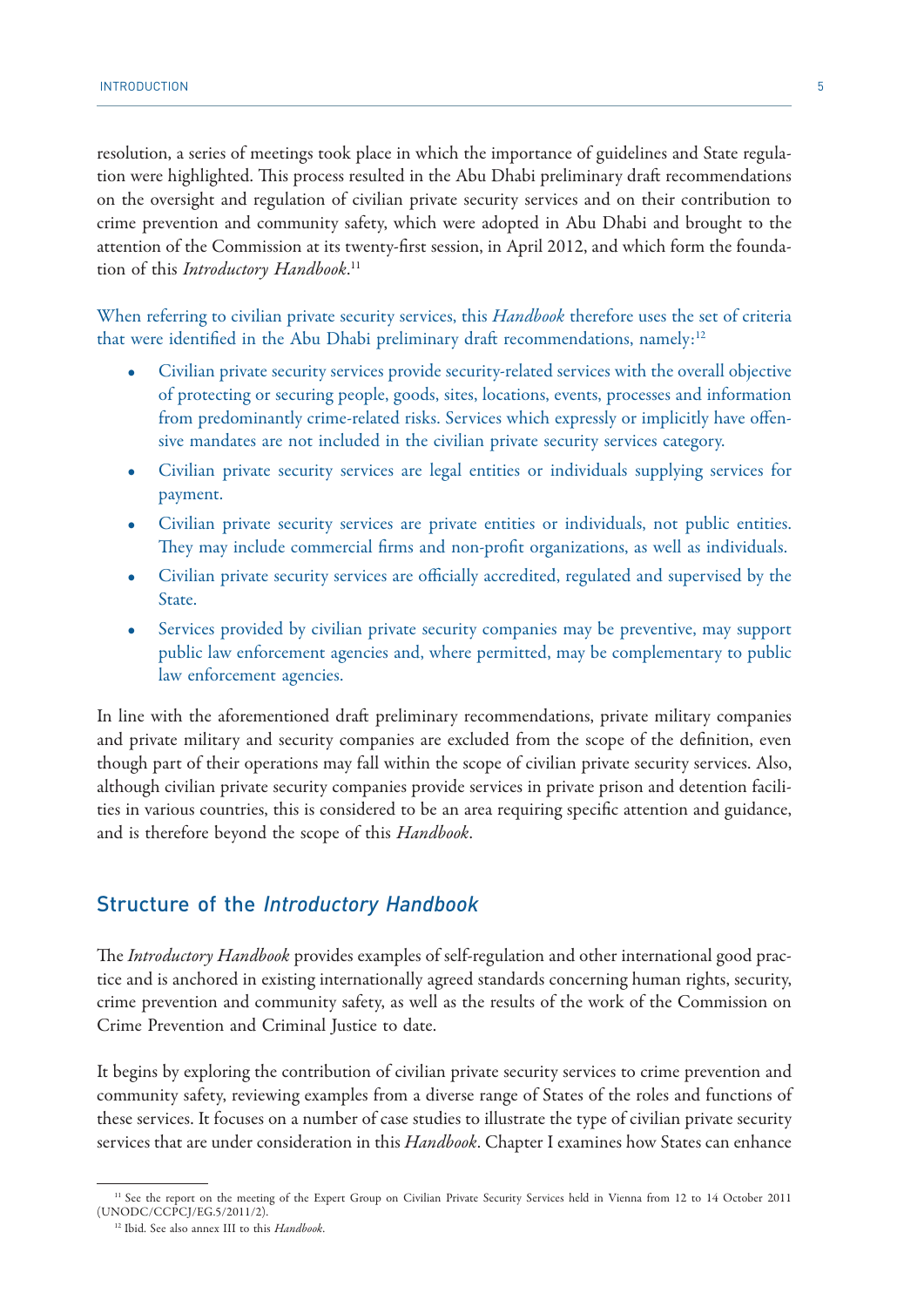resolution, a series of meetings took place in which the importance of guidelines and State regulation were highlighted. This process resulted in the Abu Dhabi preliminary draft recommendations on the oversight and regulation of civilian private security services and on their contribution to crime prevention and community safety, which were adopted in Abu Dhabi and brought to the attention of the Commission at its twenty-first session, in April 2012, and which form the foundation of this *Introductory Handbook*.[11]

When referring to civilian private security services, this *Handbook* therefore uses the set of criteria that were identified in the Abu Dhabi preliminary draft recommendations, namely:[12]

- Civilian private security services provide security-related services with the overall objective of protecting or securing people, goods, sites, locations, events, processes and information from predominantly crime-related risks. Services which expressly or implicitly have offensive mandates are not included in the civilian private security services category.
- Civilian private security services are legal entities or individuals supplying services for payment.
- Civilian private security services are private entities or individuals, not public entities. They may include commercial firms and non-profit organizations, as well as individuals.
- Civilian private security services are officially accredited, regulated and supervised by the State.
- Services provided by civilian private security companies may be preventive, may support public law enforcement agencies and, where permitted, may be complementary to public law enforcement agencies.

In line with the aforementioned draft preliminary recommendations, private military companies and private military and security companies are excluded from the scope of the definition, even though part of their operations may fall within the scope of civilian private security services. Also, although civilian private security companies provide services in private prison and detention facilities in various countries, this is considered to be an area requiring specific attention and guidance, and is therefore beyond the scope of this *Handbook*.

## Structure of the *Introductory Handbook*

The *Introductory Handbook* provides examples of self-regulation and other international good practice and is anchored in existing internationally agreed standards concerning human rights, security, crime prevention and community safety, as well as the results of the work of the Commission on Crime Prevention and Criminal Justice to date.

It begins by exploring the contribution of civilian private security services to crime prevention and community safety, reviewing examples from a diverse range of States of the roles and functions of these services. It focuses on a number of case studies to illustrate the type of civilian private security services that are under consideration in this *Handbook*. Chapter I examines how States can enhance

---

[11] See the report on the meeting of the Expert Group on Civilian Private Security Services held in Vienna from 12 to 14 October 2011 (UNODC/CCPCJ/EG.5/2011/2).

[12] Ibid. See also annex III to this *Handbook*.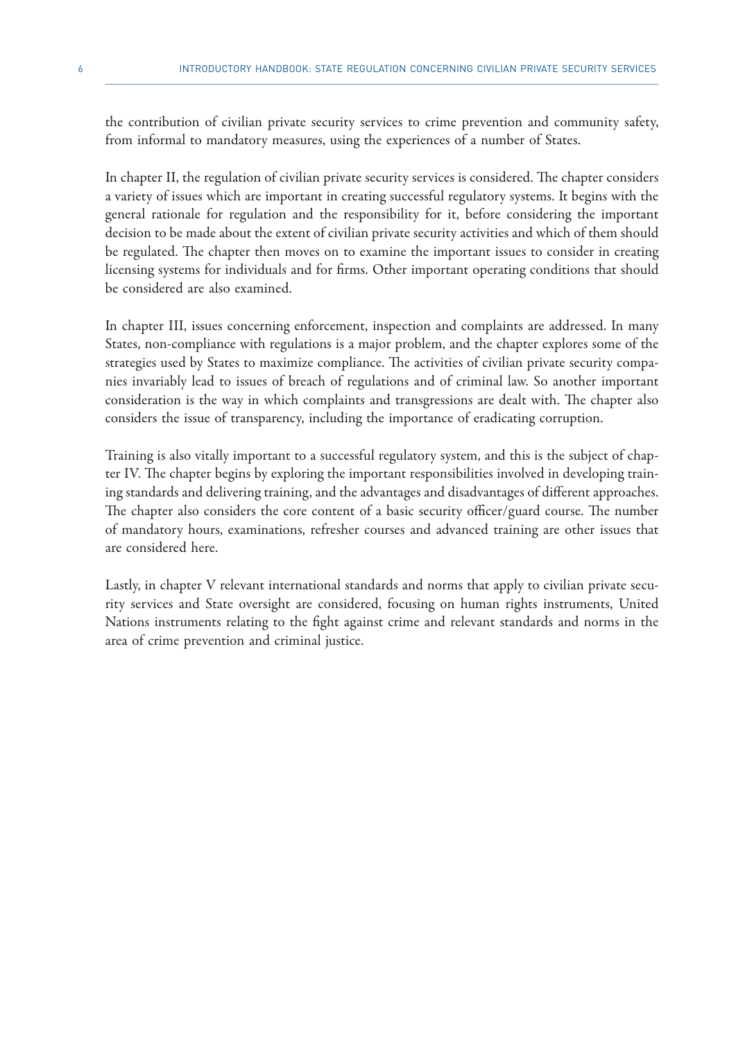the contribution of civilian private security services to crime prevention and community safety, from informal to mandatory measures, using the experiences of a number of States.

In chapter II, the regulation of civilian private security services is considered. The chapter considers a variety of issues which are important in creating successful regulatory systems. It begins with the general rationale for regulation and the responsibility for it, before considering the important decision to be made about the extent of civilian private security activities and which of them should be regulated. The chapter then moves on to examine the important issues to consider in creating licensing systems for individuals and for firms. Other important operating conditions that should be considered are also examined.

In chapter III, issues concerning enforcement, inspection and complaints are addressed. In many States, non-compliance with regulations is a major problem, and the chapter explores some of the strategies used by States to maximize compliance. The activities of civilian private security companies invariably lead to issues of breach of regulations and of criminal law. So another important consideration is the way in which complaints and transgressions are dealt with. The chapter also considers the issue of transparency, including the importance of eradicating corruption.

Training is also vitally important to a successful regulatory system, and this is the subject of chapter IV. The chapter begins by exploring the important responsibilities involved in developing training standards and delivering training, and the advantages and disadvantages of different approaches. The chapter also considers the core content of a basic security officer/guard course. The number of mandatory hours, examinations, refresher courses and advanced training are other issues that are considered here.

Lastly, in chapter V relevant international standards and norms that apply to civilian private security services and State oversight are considered, focusing on human rights instruments, United Nations instruments relating to the fight against crime and relevant standards and norms in the area of crime prevention and criminal justice.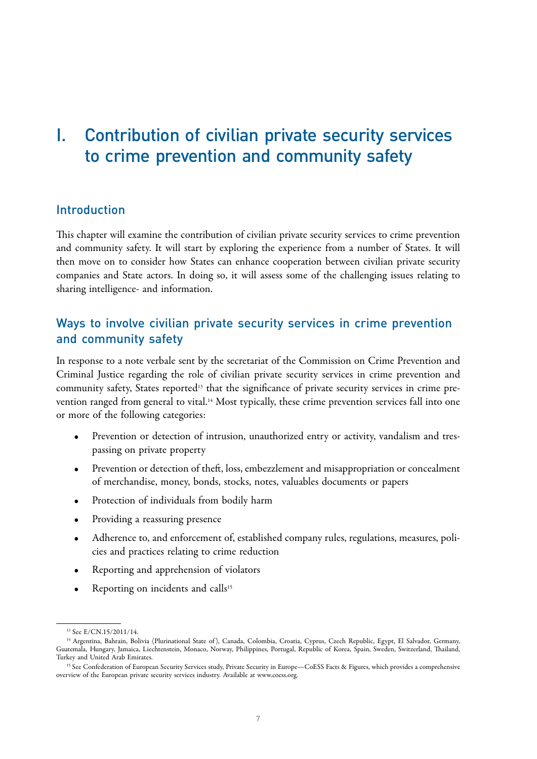# I. Contribution of civilian private security services to crime prevention and community safety

## Introduction

This chapter will examine the contribution of civilian private security services to crime prevention and community safety. It will start by exploring the experience from a number of States. It will then move on to consider how States can enhance cooperation between civilian private security companies and State actors. In doing so, it will assess some of the challenging issues relating to sharing intelligence- and information.

## Ways to involve civilian private security services in crime prevention and community safety

In response to a note verbale sent by the secretariat of the Commission on Crime Prevention and Criminal Justice regarding the role of civilian private security services in crime prevention and community safety, States reported[13] that the significance of private security services in crime prevention ranged from general to vital.[14] Most typically, these crime prevention services fall into one or more of the following categories:

- Prevention or detection of intrusion, unauthorized entry or activity, vandalism and trespassing on private property
- Prevention or detection of theft, loss, embezzlement and misappropriation or concealment of merchandise, money, bonds, stocks, notes, valuables documents or papers
- Protection of individuals from bodily harm
- Providing a reassuring presence
- Adherence to, and enforcement of, established company rules, regulations, measures, policies and practices relating to crime reduction
- Reporting and apprehension of violators
- Reporting on incidents and calls[15]

---

[13] See E/CN.15/2011/14.

[14] Argentina, Bahrain, Bolivia (Plurinational State of), Canada, Colombia, Croatia, Cyprus, Czech Republic, Egypt, El Salvador, Germany, Guatemala, Hungary, Jamaica, Liechtenstein, Monaco, Norway, Philippines, Portugal, Republic of Korea, Spain, Sweden, Switzerland, Thailand, Turkey and United Arab Emirates.

[15] See Confederation of European Security Services study, Private Security in Europe—CoESS Facts & Figures, which provides a comprehensive overview of the European private security services industry. Available at www.coess.org.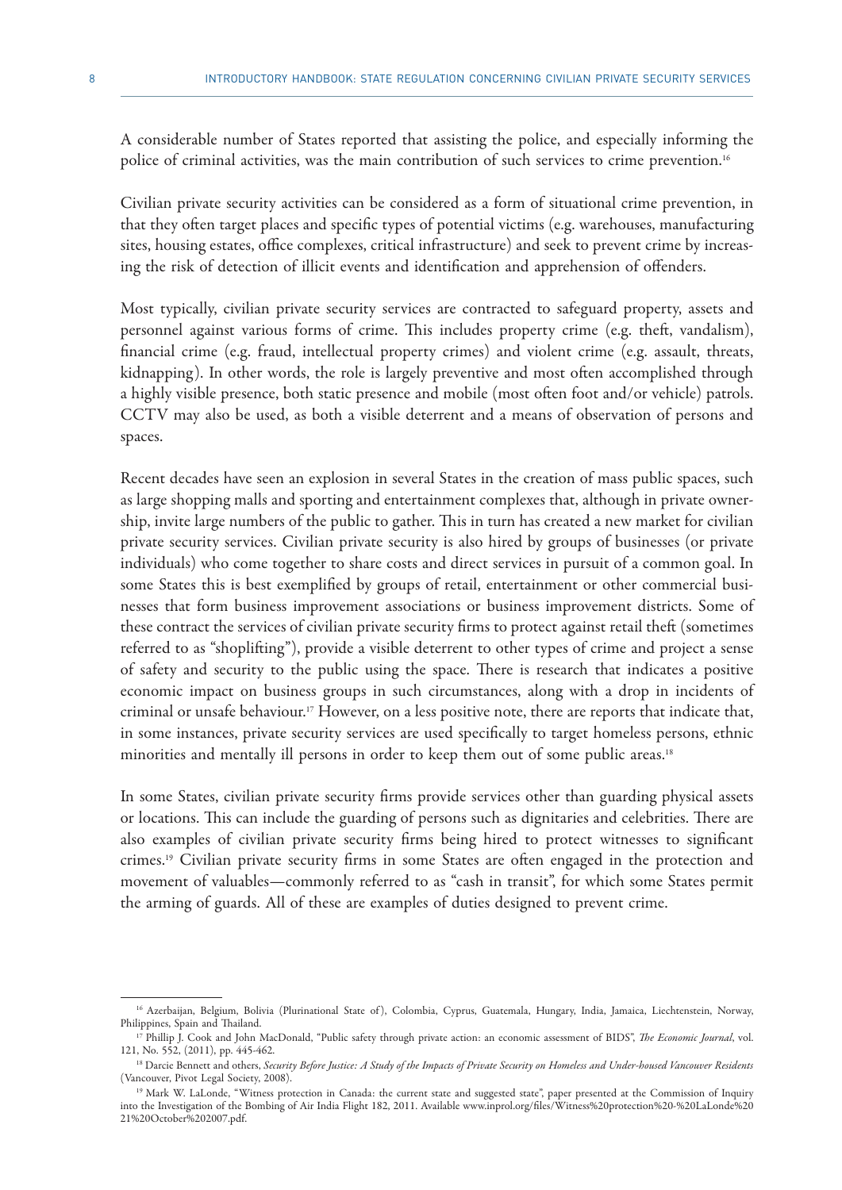A considerable number of States reported that assisting the police, and especially informing the police of criminal activities, was the main contribution of such services to crime prevention.[16]

Civilian private security activities can be considered as a form of situational crime prevention, in that they often target places and specific types of potential victims (e.g. warehouses, manufacturing sites, housing estates, office complexes, critical infrastructure) and seek to prevent crime by increasing the risk of detection of illicit events and identification and apprehension of offenders.

Most typically, civilian private security services are contracted to safeguard property, assets and personnel against various forms of crime. This includes property crime (e.g. theft, vandalism), financial crime (e.g. fraud, intellectual property crimes) and violent crime (e.g. assault, threats, kidnapping). In other words, the role is largely preventive and most often accomplished through a highly visible presence, both static presence and mobile (most often foot and/or vehicle) patrols. CCTV may also be used, as both a visible deterrent and a means of observation of persons and spaces.

Recent decades have seen an explosion in several States in the creation of mass public spaces, such as large shopping malls and sporting and entertainment complexes that, although in private ownership, invite large numbers of the public to gather. This in turn has created a new market for civilian private security services. Civilian private security is also hired by groups of businesses (or private individuals) who come together to share costs and direct services in pursuit of a common goal. In some States this is best exemplified by groups of retail, entertainment or other commercial businesses that form business improvement associations or business improvement districts. Some of these contract the services of civilian private security firms to protect against retail theft (sometimes referred to as "shoplifting"), provide a visible deterrent to other types of crime and project a sense of safety and security to the public using the space. There is research that indicates a positive economic impact on business groups in such circumstances, along with a drop in incidents of criminal or unsafe behaviour.[17] However, on a less positive note, there are reports that indicate that, in some instances, private security services are used specifically to target homeless persons, ethnic minorities and mentally ill persons in order to keep them out of some public areas.[18]

In some States, civilian private security firms provide services other than guarding physical assets or locations. This can include the guarding of persons such as dignitaries and celebrities. There are also examples of civilian private security firms being hired to protect witnesses to significant crimes.[19] Civilian private security firms in some States are often engaged in the protection and movement of valuables—commonly referred to as "cash in transit", for which some States permit the arming of guards. All of these are examples of duties designed to prevent crime.

---

[16] Azerbaijan, Belgium, Bolivia (Plurinational State of), Colombia, Cyprus, Guatemala, Hungary, India, Jamaica, Liechtenstein, Norway, Philippines, Spain and Thailand.

[17] Phillip J. Cook and John MacDonald, "Public safety through private action: an economic assessment of BIDS", *The Economic Journal*, vol. 121, No. 552, (2011), pp. 445-462.

[18] Darcie Bennett and others, *Security Before Justice: A Study of the Impacts of Private Security on Homeless and Under-housed Vancouver Residents* (Vancouver, Pivot Legal Society, 2008).

[19] Mark W. LaLonde, "Witness protection in Canada: the current state and suggested state", paper presented at the Commission of Inquiry into the Investigation of the Bombing of Air India Flight 182, 2011. Available www.inprol.org/files/Witness%20protection%20-%20LaLonde%2021%20October%202007.pdf.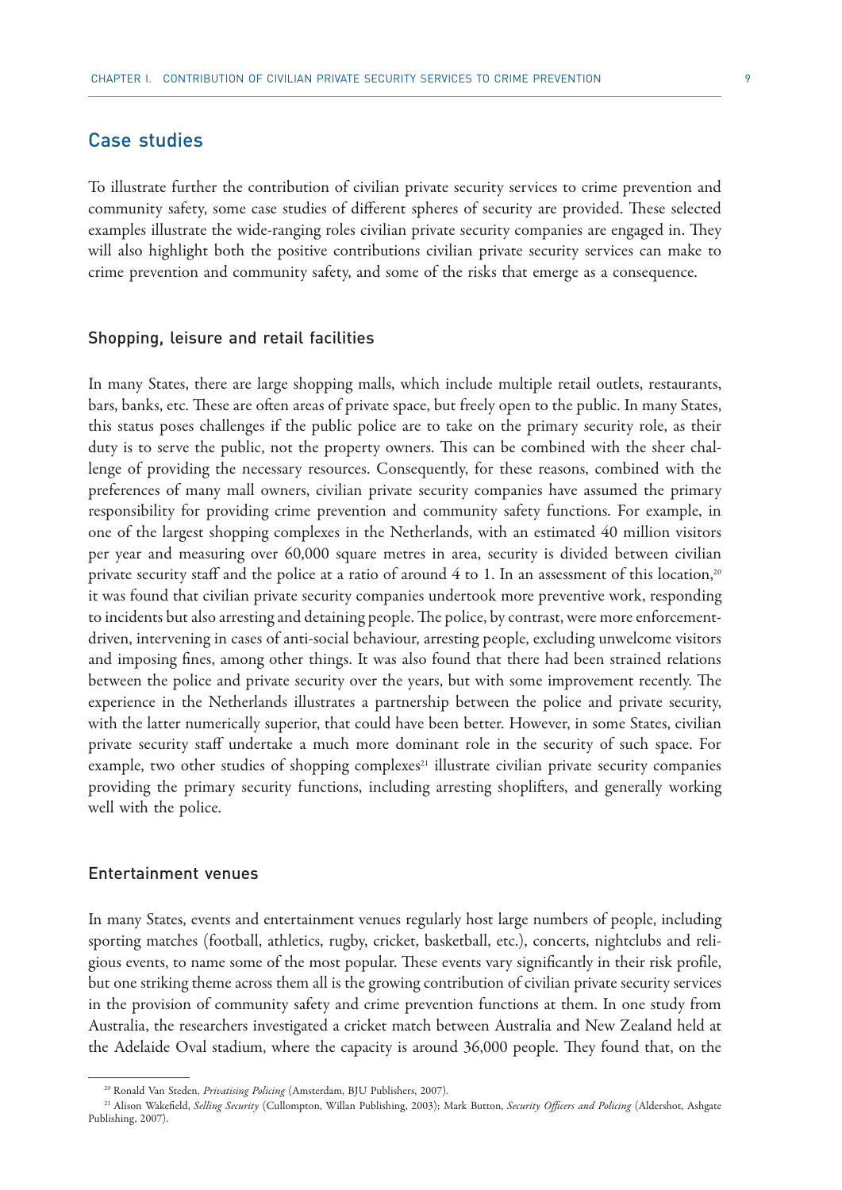## Case studies

To illustrate further the contribution of civilian private security services to crime prevention and community safety, some case studies of different spheres of security are provided. These selected examples illustrate the wide-ranging roles civilian private security companies are engaged in. They will also highlight both the positive contributions civilian private security services can make to crime prevention and community safety, and some of the risks that emerge as a consequence.

### Shopping, leisure and retail facilities

In many States, there are large shopping malls, which include multiple retail outlets, restaurants, bars, banks, etc. These are often areas of private space, but freely open to the public. In many States, this status poses challenges if the public police are to take on the primary security role, as their duty is to serve the public, not the property owners. This can be combined with the sheer challenge of providing the necessary resources. Consequently, for these reasons, combined with the preferences of many mall owners, civilian private security companies have assumed the primary responsibility for providing crime prevention and community safety functions. For example, in one of the largest shopping complexes in the Netherlands, with an estimated 40 million visitors per year and measuring over 60,000 square metres in area, security is divided between civilian private security staff and the police at a ratio of around 4 to 1. In an assessment of this location,[20] it was found that civilian private security companies undertook more preventive work, responding to incidents but also arresting and detaining people. The police, by contrast, were more enforcement-driven, intervening in cases of anti-social behaviour, arresting people, excluding unwelcome visitors and imposing fines, among other things. It was also found that there had been strained relations between the police and private security over the years, but with some improvement recently. The experience in the Netherlands illustrates a partnership between the police and private security, with the latter numerically superior, that could have been better. However, in some States, civilian private security staff undertake a much more dominant role in the security of such space. For example, two other studies of shopping complexes[21] illustrate civilian private security companies providing the primary security functions, including arresting shoplifters, and generally working well with the police.

### Entertainment venues

In many States, events and entertainment venues regularly host large numbers of people, including sporting matches (football, athletics, rugby, cricket, basketball, etc.), concerts, nightclubs and religious events, to name some of the most popular. These events vary significantly in their risk profile, but one striking theme across them all is the growing contribution of civilian private security services in the provision of community safety and crime prevention functions at them. In one study from Australia, the researchers investigated a cricket match between Australia and New Zealand held at the Adelaide Oval stadium, where the capacity is around 36,000 people. They found that, on the

[20] Ronald Van Steden, *Privatising Policing* (Amsterdam, BJU Publishers, 2007).

[21] Alison Wakefield, *Selling Security* (Cullompton, Willan Publishing, 2003); Mark Button, *Security Officers and Policing* (Aldershot, Ashgate Publishing, 2007).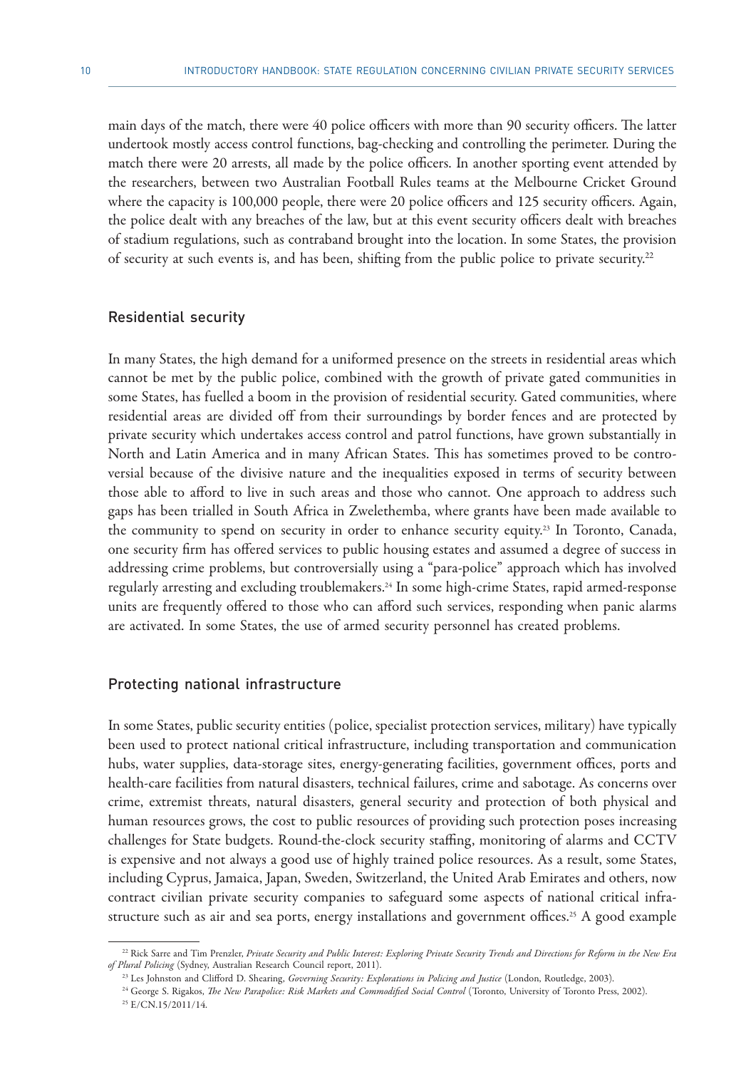main days of the match, there were 40 police officers with more than 90 security officers. The latter undertook mostly access control functions, bag-checking and controlling the perimeter. During the match there were 20 arrests, all made by the police officers. In another sporting event attended by the researchers, between two Australian Football Rules teams at the Melbourne Cricket Ground where the capacity is 100,000 people, there were 20 police officers and 125 security officers. Again, the police dealt with any breaches of the law, but at this event security officers dealt with breaches of stadium regulations, such as contraband brought into the location. In some States, the provision of security at such events is, and has been, shifting from the public police to private security.[22]

### Residential security

In many States, the high demand for a uniformed presence on the streets in residential areas which cannot be met by the public police, combined with the growth of private gated communities in some States, has fuelled a boom in the provision of residential security. Gated communities, where residential areas are divided off from their surroundings by border fences and are protected by private security which undertakes access control and patrol functions, have grown substantially in North and Latin America and in many African States. This has sometimes proved to be controversial because of the divisive nature and the inequalities exposed in terms of security between those able to afford to live in such areas and those who cannot. One approach to address such gaps has been trialled in South Africa in Zwelethemba, where grants have been made available to the community to spend on security in order to enhance security equity.[23] In Toronto, Canada, one security firm has offered services to public housing estates and assumed a degree of success in addressing crime problems, but controversially using a "para-police" approach which has involved regularly arresting and excluding troublemakers.[24] In some high-crime States, rapid armed-response units are frequently offered to those who can afford such services, responding when panic alarms are activated. In some States, the use of armed security personnel has created problems.

### Protecting national infrastructure

In some States, public security entities (police, specialist protection services, military) have typically been used to protect national critical infrastructure, including transportation and communication hubs, water supplies, data-storage sites, energy-generating facilities, government offices, ports and health-care facilities from natural disasters, technical failures, crime and sabotage. As concerns over crime, extremist threats, natural disasters, general security and protection of both physical and human resources grows, the cost to public resources of providing such protection poses increasing challenges for State budgets. Round-the-clock security staffing, monitoring of alarms and CCTV is expensive and not always a good use of highly trained police resources. As a result, some States, including Cyprus, Jamaica, Japan, Sweden, Switzerland, the United Arab Emirates and others, now contract civilian private security companies to safeguard some aspects of national critical infrastructure such as air and sea ports, energy installations and government offices.[25] A good example

---

[22] Rick Sarre and Tim Prenzler, *Private Security and Public Interest: Exploring Private Security Trends and Directions for Reform in the New Era of Plural Policing* (Sydney, Australian Research Council report, 2011).

[23] Les Johnston and Clifford D. Shearing, *Governing Security: Explorations in Policing and Justice* (London, Routledge, 2003).

[24] George S. Rigakos, *The New Parapolice: Risk Markets and Commodified Social Control* (Toronto, University of Toronto Press, 2002).

[25] E/CN.15/2011/14.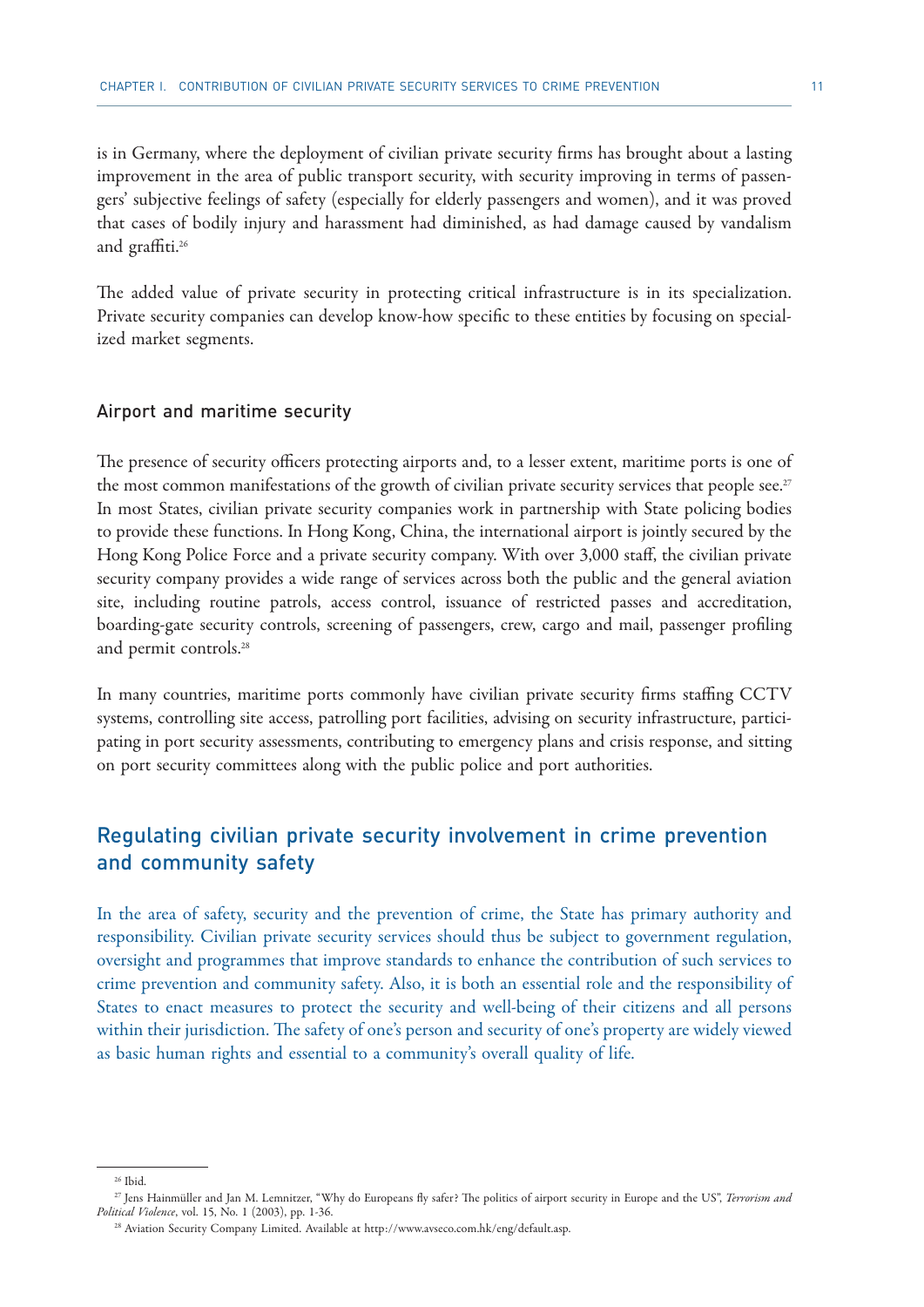is in Germany, where the deployment of civilian private security firms has brought about a lasting improvement in the area of public transport security, with security improving in terms of passengers' subjective feelings of safety (especially for elderly passengers and women), and it was proved that cases of bodily injury and harassment had diminished, as had damage caused by vandalism and graffiti.[26]

The added value of private security in protecting critical infrastructure is in its specialization. Private security companies can develop know-how specific to these entities by focusing on specialized market segments.

### Airport and maritime security

The presence of security officers protecting airports and, to a lesser extent, maritime ports is one of the most common manifestations of the growth of civilian private security services that people see.[27] In most States, civilian private security companies work in partnership with State policing bodies to provide these functions. In Hong Kong, China, the international airport is jointly secured by the Hong Kong Police Force and a private security company. With over 3,000 staff, the civilian private security company provides a wide range of services across both the public and the general aviation site, including routine patrols, access control, issuance of restricted passes and accreditation, boarding-gate security controls, screening of passengers, crew, cargo and mail, passenger profiling and permit controls.[28]

In many countries, maritime ports commonly have civilian private security firms staffing CCTV systems, controlling site access, patrolling port facilities, advising on security infrastructure, participating in port security assessments, contributing to emergency plans and crisis response, and sitting on port security committees along with the public police and port authorities.

## Regulating civilian private security involvement in crime prevention and community safety

In the area of safety, security and the prevention of crime, the State has primary authority and responsibility. Civilian private security services should thus be subject to government regulation, oversight and programmes that improve standards to enhance the contribution of such services to crime prevention and community safety. Also, it is both an essential role and the responsibility of States to enact measures to protect the security and well-being of their citizens and all persons within their jurisdiction. The safety of one's person and security of one's property are widely viewed as basic human rights and essential to a community's overall quality of life.

---

[26] Ibid.

[27] Jens Hainmüller and Jan M. Lemnitzer, "Why do Europeans fly safer? The politics of airport security in Europe and the US", *Terrorism and Political Violence*, vol. 15, No. 1 (2003), pp. 1-36.

[28] Aviation Security Company Limited. Available at http://www.avseco.com.hk/eng/default.asp.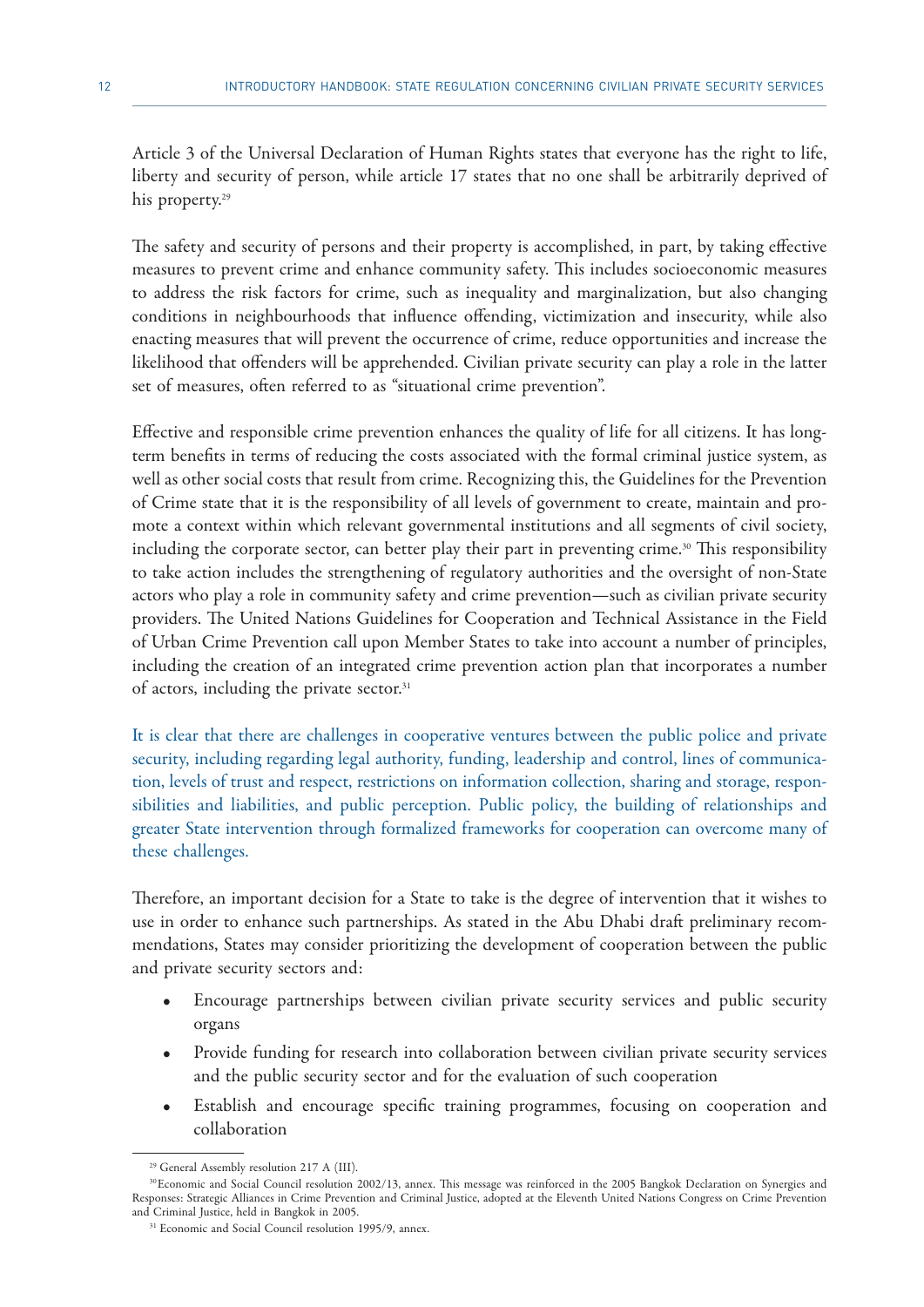Article 3 of the Universal Declaration of Human Rights states that everyone has the right to life, liberty and security of person, while article 17 states that no one shall be arbitrarily deprived of his property.[29]

The safety and security of persons and their property is accomplished, in part, by taking effective measures to prevent crime and enhance community safety. This includes socioeconomic measures to address the risk factors for crime, such as inequality and marginalization, but also changing conditions in neighbourhoods that influence offending, victimization and insecurity, while also enacting measures that will prevent the occurrence of crime, reduce opportunities and increase the likelihood that offenders will be apprehended. Civilian private security can play a role in the latter set of measures, often referred to as "situational crime prevention".

Effective and responsible crime prevention enhances the quality of life for all citizens. It has long-term benefits in terms of reducing the costs associated with the formal criminal justice system, as well as other social costs that result from crime. Recognizing this, the Guidelines for the Prevention of Crime state that it is the responsibility of all levels of government to create, maintain and promote a context within which relevant governmental institutions and all segments of civil society, including the corporate sector, can better play their part in preventing crime.[30] This responsibility to take action includes the strengthening of regulatory authorities and the oversight of non-State actors who play a role in community safety and crime prevention—such as civilian private security providers. The United Nations Guidelines for Cooperation and Technical Assistance in the Field of Urban Crime Prevention call upon Member States to take into account a number of principles, including the creation of an integrated crime prevention action plan that incorporates a number of actors, including the private sector.[31]

It is clear that there are challenges in cooperative ventures between the public police and private security, including regarding legal authority, funding, leadership and control, lines of communication, levels of trust and respect, restrictions on information collection, sharing and storage, responsibilities and liabilities, and public perception. Public policy, the building of relationships and greater State intervention through formalized frameworks for cooperation can overcome many of these challenges.

Therefore, an important decision for a State to take is the degree of intervention that it wishes to use in order to enhance such partnerships. As stated in the Abu Dhabi draft preliminary recommendations, States may consider prioritizing the development of cooperation between the public and private security sectors and:

- Encourage partnerships between civilian private security services and public security organs
- Provide funding for research into collaboration between civilian private security services and the public security sector and for the evaluation of such cooperation
- Establish and encourage specific training programmes, focusing on cooperation and collaboration

---

[29] General Assembly resolution 217 A (III).

[30] Economic and Social Council resolution 2002/13, annex. This message was reinforced in the 2005 Bangkok Declaration on Synergies and Responses: Strategic Alliances in Crime Prevention and Criminal Justice, adopted at the Eleventh United Nations Congress on Crime Prevention and Criminal Justice, held in Bangkok in 2005.

[31] Economic and Social Council resolution 1995/9, annex.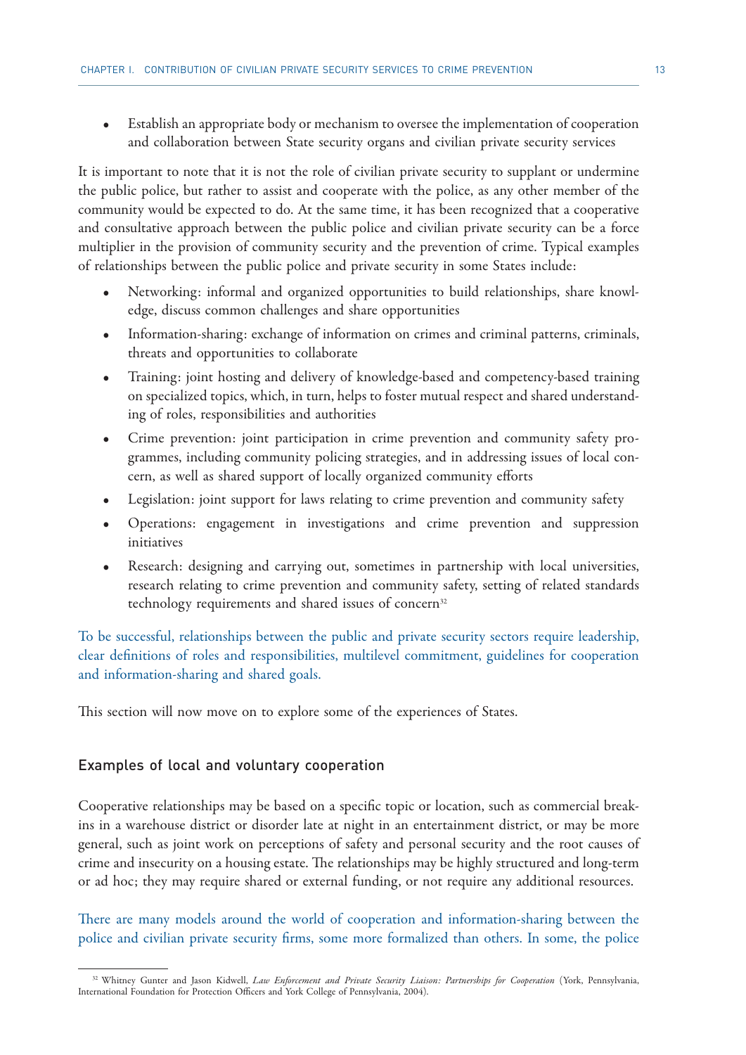- Establish an appropriate body or mechanism to oversee the implementation of cooperation and collaboration between State security organs and civilian private security services

It is important to note that it is not the role of civilian private security to supplant or undermine the public police, but rather to assist and cooperate with the police, as any other member of the community would be expected to do. At the same time, it has been recognized that a cooperative and consultative approach between the public police and civilian private security can be a force multiplier in the provision of community security and the prevention of crime. Typical examples of relationships between the public police and private security in some States include:

- Networking: informal and organized opportunities to build relationships, share knowledge, discuss common challenges and share opportunities
- Information-sharing: exchange of information on crimes and criminal patterns, criminals, threats and opportunities to collaborate
- Training: joint hosting and delivery of knowledge-based and competency-based training on specialized topics, which, in turn, helps to foster mutual respect and shared understanding of roles, responsibilities and authorities
- Crime prevention: joint participation in crime prevention and community safety programmes, including community policing strategies, and in addressing issues of local concern, as well as shared support of locally organized community efforts
- Legislation: joint support for laws relating to crime prevention and community safety
- Operations: engagement in investigations and crime prevention and suppression initiatives
- Research: designing and carrying out, sometimes in partnership with local universities, research relating to crime prevention and community safety, setting of related standards technology requirements and shared issues of concern[32]

To be successful, relationships between the public and private security sectors require leadership, clear definitions of roles and responsibilities, multilevel commitment, guidelines for cooperation and information-sharing and shared goals.

This section will now move on to explore some of the experiences of States.

### Examples of local and voluntary cooperation

Cooperative relationships may be based on a specific topic or location, such as commercial break-ins in a warehouse district or disorder late at night in an entertainment district, or may be more general, such as joint work on perceptions of safety and personal security and the root causes of crime and insecurity on a housing estate. The relationships may be highly structured and long-term or ad hoc; they may require shared or external funding, or not require any additional resources.

There are many models around the world of cooperation and information-sharing between the police and civilian private security firms, some more formalized than others. In some, the police

[32] Whitney Gunter and Jason Kidwell, *Law Enforcement and Private Security Liaison: Partnerships for Cooperation* (York, Pennsylvania, International Foundation for Protection Officers and York College of Pennsylvania, 2004).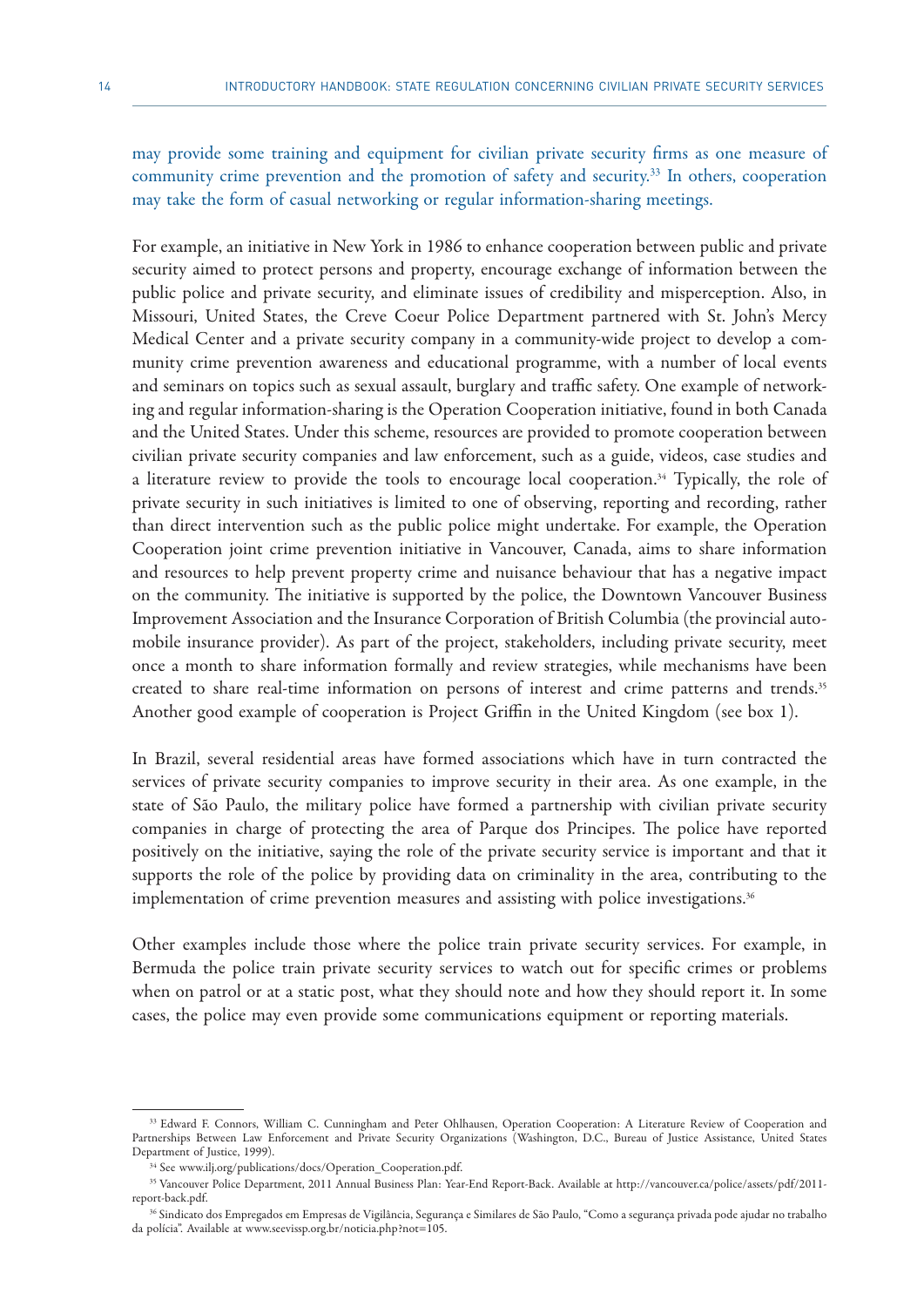may provide some training and equipment for civilian private security firms as one measure of community crime prevention and the promotion of safety and security.[33] In others, cooperation may take the form of casual networking or regular information-sharing meetings.

For example, an initiative in New York in 1986 to enhance cooperation between public and private security aimed to protect persons and property, encourage exchange of information between the public police and private security, and eliminate issues of credibility and misperception. Also, in Missouri, United States, the Creve Coeur Police Department partnered with St. John's Mercy Medical Center and a private security company in a community-wide project to develop a community crime prevention awareness and educational programme, with a number of local events and seminars on topics such as sexual assault, burglary and traffic safety. One example of networking and regular information-sharing is the Operation Cooperation initiative, found in both Canada and the United States. Under this scheme, resources are provided to promote cooperation between civilian private security companies and law enforcement, such as a guide, videos, case studies and a literature review to provide the tools to encourage local cooperation.[34] Typically, the role of private security in such initiatives is limited to one of observing, reporting and recording, rather than direct intervention such as the public police might undertake. For example, the Operation Cooperation joint crime prevention initiative in Vancouver, Canada, aims to share information and resources to help prevent property crime and nuisance behaviour that has a negative impact on the community. The initiative is supported by the police, the Downtown Vancouver Business Improvement Association and the Insurance Corporation of British Columbia (the provincial automobile insurance provider). As part of the project, stakeholders, including private security, meet once a month to share information formally and review strategies, while mechanisms have been created to share real-time information on persons of interest and crime patterns and trends.[35] Another good example of cooperation is Project Griffin in the United Kingdom (see box 1).

In Brazil, several residential areas have formed associations which have in turn contracted the services of private security companies to improve security in their area. As one example, in the state of São Paulo, the military police have formed a partnership with civilian private security companies in charge of protecting the area of Parque dos Principes. The police have reported positively on the initiative, saying the role of the private security service is important and that it supports the role of the police by providing data on criminality in the area, contributing to the implementation of crime prevention measures and assisting with police investigations.[36]

Other examples include those where the police train private security services. For example, in Bermuda the police train private security services to watch out for specific crimes or problems when on patrol or at a static post, what they should note and how they should report it. In some cases, the police may even provide some communications equipment or reporting materials.

---

[33] Edward F. Connors, William C. Cunningham and Peter Ohlhausen, Operation Cooperation: A Literature Review of Cooperation and Partnerships Between Law Enforcement and Private Security Organizations (Washington, D.C., Bureau of Justice Assistance, United States Department of Justice, 1999).

[34] See www.ilj.org/publications/docs/Operation_Cooperation.pdf.

[35] Vancouver Police Department, 2011 Annual Business Plan: Year-End Report-Back. Available at http://vancouver.ca/police/assets/pdf/2011-report-back.pdf.

[36] Sindicato dos Empregados em Empresas de Vigilância, Segurança e Similares de São Paulo, "Como a segurança privada pode ajudar no trabalho da polícia". Available at www.seevissp.org.br/noticia.php?not=105.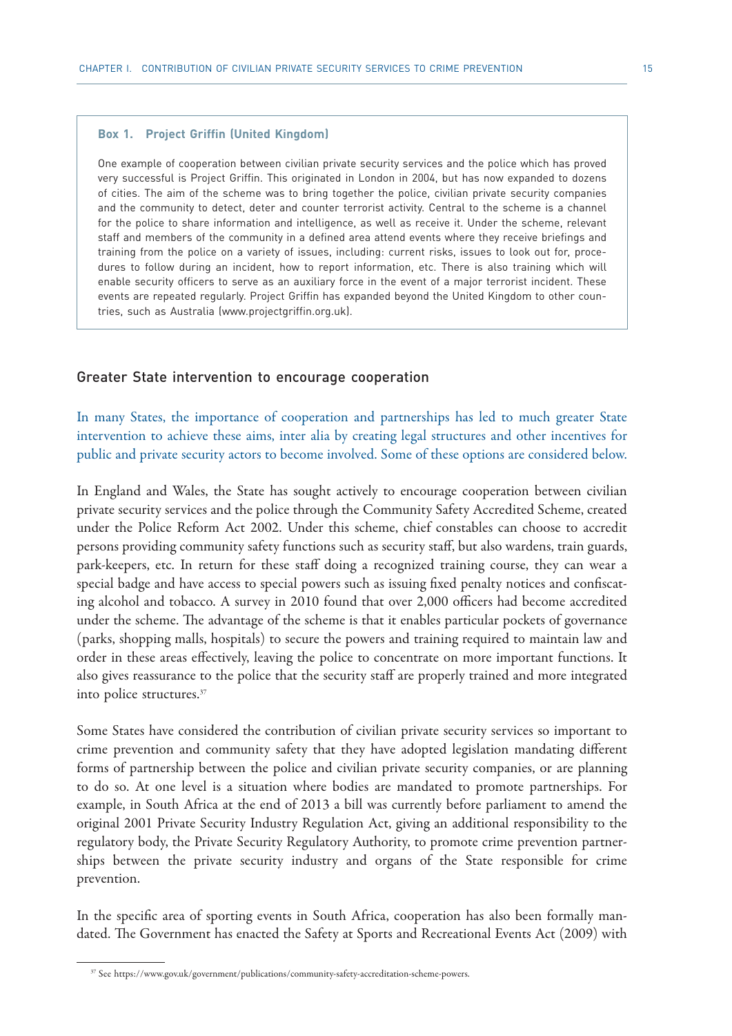**Box 1. Project Griffin (United Kingdom)**

One example of cooperation between civilian private security services and the police which has proved very successful is Project Griffin. This originated in London in 2004, but has now expanded to dozens of cities. The aim of the scheme was to bring together the police, civilian private security companies and the community to detect, deter and counter terrorist activity. Central to the scheme is a channel for the police to share information and intelligence, as well as receive it. Under the scheme, relevant staff and members of the community in a defined area attend events where they receive briefings and training from the police on a variety of issues, including: current risks, issues to look out for, procedures to follow during an incident, how to report information, etc. There is also training which will enable security officers to serve as an auxiliary force in the event of a major terrorist incident. These events are repeated regularly. Project Griffin has expanded beyond the United Kingdom to other countries, such as Australia (www.projectgriffin.org.uk).

### Greater State intervention to encourage cooperation

In many States, the importance of cooperation and partnerships has led to much greater State intervention to achieve these aims, inter alia by creating legal structures and other incentives for public and private security actors to become involved. Some of these options are considered below.

In England and Wales, the State has sought actively to encourage cooperation between civilian private security services and the police through the Community Safety Accredited Scheme, created under the Police Reform Act 2002. Under this scheme, chief constables can choose to accredit persons providing community safety functions such as security staff, but also wardens, train guards, park-keepers, etc. In return for these staff doing a recognized training course, they can wear a special badge and have access to special powers such as issuing fixed penalty notices and confiscating alcohol and tobacco. A survey in 2010 found that over 2,000 officers had become accredited under the scheme. The advantage of the scheme is that it enables particular pockets of governance (parks, shopping malls, hospitals) to secure the powers and training required to maintain law and order in these areas effectively, leaving the police to concentrate on more important functions. It also gives reassurance to the police that the security staff are properly trained and more integrated into police structures.[37]

Some States have considered the contribution of civilian private security services so important to crime prevention and community safety that they have adopted legislation mandating different forms of partnership between the police and civilian private security companies, or are planning to do so. At one level is a situation where bodies are mandated to promote partnerships. For example, in South Africa at the end of 2013 a bill was currently before parliament to amend the original 2001 Private Security Industry Regulation Act, giving an additional responsibility to the regulatory body, the Private Security Regulatory Authority, to promote crime prevention partnerships between the private security industry and organs of the State responsible for crime prevention.

In the specific area of sporting events in South Africa, cooperation has also been formally mandated. The Government has enacted the Safety at Sports and Recreational Events Act (2009) with

[37] See https://www.gov.uk/government/publications/community-safety-accreditation-scheme-powers.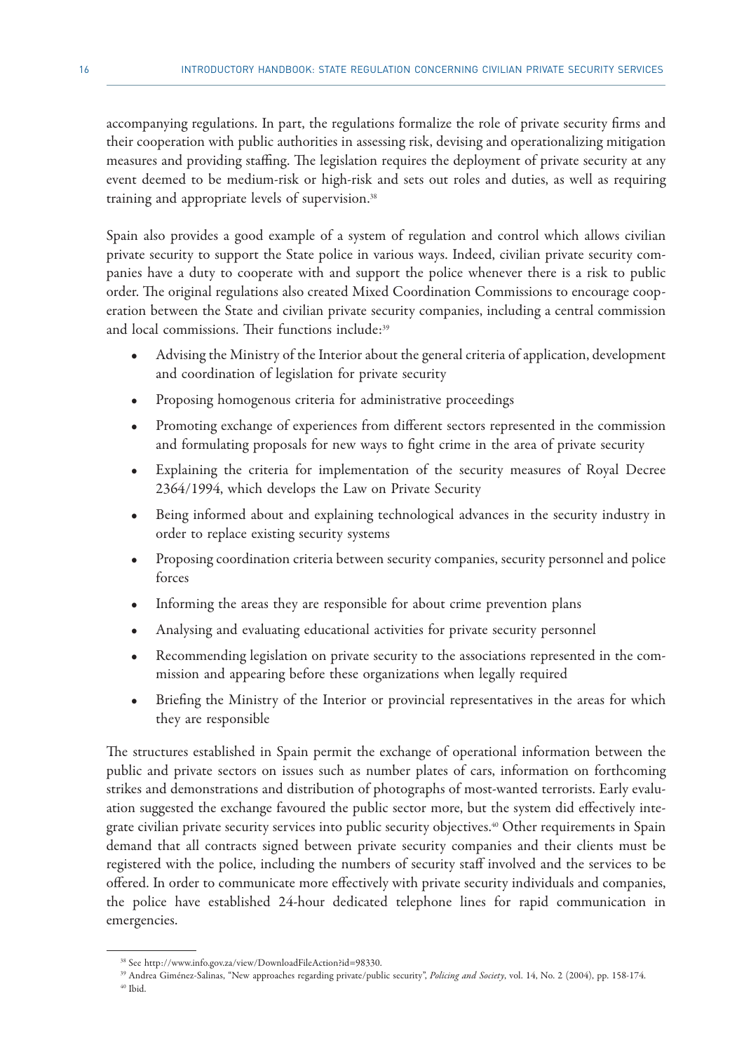accompanying regulations. In part, the regulations formalize the role of private security firms and their cooperation with public authorities in assessing risk, devising and operationalizing mitigation measures and providing staffing. The legislation requires the deployment of private security at any event deemed to be medium-risk or high-risk and sets out roles and duties, as well as requiring training and appropriate levels of supervision.[38]

Spain also provides a good example of a system of regulation and control which allows civilian private security to support the State police in various ways. Indeed, civilian private security companies have a duty to cooperate with and support the police whenever there is a risk to public order. The original regulations also created Mixed Coordination Commissions to encourage cooperation between the State and civilian private security companies, including a central commission and local commissions. Their functions include:[39]

- Advising the Ministry of the Interior about the general criteria of application, development and coordination of legislation for private security
- Proposing homogenous criteria for administrative proceedings
- Promoting exchange of experiences from different sectors represented in the commission and formulating proposals for new ways to fight crime in the area of private security
- Explaining the criteria for implementation of the security measures of Royal Decree 2364/1994, which develops the Law on Private Security
- Being informed about and explaining technological advances in the security industry in order to replace existing security systems
- Proposing coordination criteria between security companies, security personnel and police forces
- Informing the areas they are responsible for about crime prevention plans
- Analysing and evaluating educational activities for private security personnel
- Recommending legislation on private security to the associations represented in the commission and appearing before these organizations when legally required
- Briefing the Ministry of the Interior or provincial representatives in the areas for which they are responsible

The structures established in Spain permit the exchange of operational information between the public and private sectors on issues such as number plates of cars, information on forthcoming strikes and demonstrations and distribution of photographs of most-wanted terrorists. Early evaluation suggested the exchange favoured the public sector more, but the system did effectively integrate civilian private security services into public security objectives.[40] Other requirements in Spain demand that all contracts signed between private security companies and their clients must be registered with the police, including the numbers of security staff involved and the services to be offered. In order to communicate more effectively with private security individuals and companies, the police have established 24-hour dedicated telephone lines for rapid communication in emergencies.

---

[38] See http://www.info.gov.za/view/DownloadFileAction?id=98330.

[39] Andrea Giménez-Salinas, "New approaches regarding private/public security", *Policing and Society*, vol. 14, No. 2 (2004), pp. 158-174.

[40] Ibid.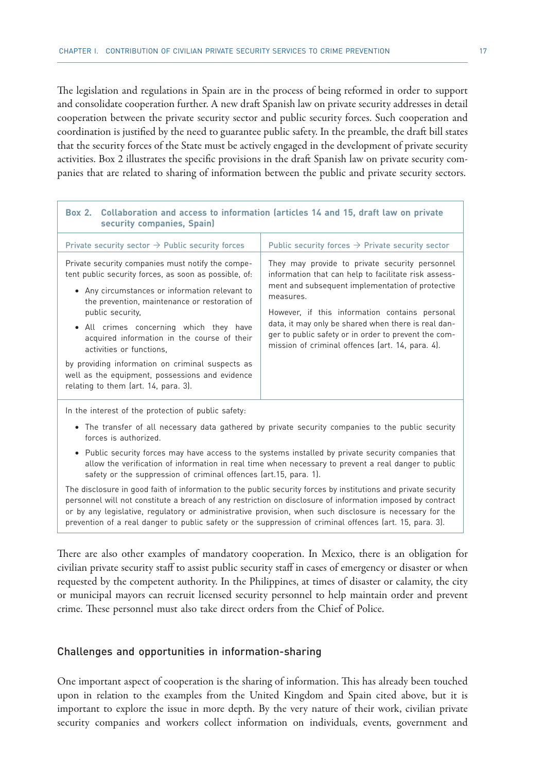The legislation and regulations in Spain are in the process of being reformed in order to support and consolidate cooperation further. A new draft Spanish law on private security addresses in detail cooperation between the private security sector and public security forces. Such cooperation and coordination is justified by the need to guarantee public safety. In the preamble, the draft bill states that the security forces of the State must be actively engaged in the development of private security activities. Box 2 illustrates the specific provisions in the draft Spanish law on private security companies that are related to sharing of information between the public and private security sectors.

**Box 2. Collaboration and access to information (articles 14 and 15, draft law on private security companies, Spain)**

| Private security sector → Public security forces | Public security forces → Private security sector |
| --- | --- |
| Private security companies must notify the competent public security forces, as soon as possible, of:<br>• Any circumstances or information relevant to the prevention, maintenance or restoration of public security,<br>• All crimes concerning which they have acquired information in the course of their activities or functions,<br>by providing information on criminal suspects as well as the equipment, possessions and evidence relating to them (art. 14, para. 3). | They may provide to private security personnel information that can help to facilitate risk assessment and subsequent implementation of protective measures.<br>However, if this information contains personal data, it may only be shared when there is real danger to public safety or in order to prevent the commission of criminal offences (art. 14, para. 4). |

In the interest of the protection of public safety:

- The transfer of all necessary data gathered by private security companies to the public security forces is authorized.
- Public security forces may have access to the systems installed by private security companies that allow the verification of information in real time when necessary to prevent a real danger to public safety or the suppression of criminal offences (art.15, para. 1).

The disclosure in good faith of information to the public security forces by institutions and private security personnel will not constitute a breach of any restriction on disclosure of information imposed by contract or by any legislative, regulatory or administrative provision, when such disclosure is necessary for the prevention of a real danger to public safety or the suppression of criminal offences (art. 15, para. 3).

There are also other examples of mandatory cooperation. In Mexico, there is an obligation for civilian private security staff to assist public security staff in cases of emergency or disaster or when requested by the competent authority. In the Philippines, at times of disaster or calamity, the city or municipal mayors can recruit licensed security personnel to help maintain order and prevent crime. These personnel must also take direct orders from the Chief of Police.

### Challenges and opportunities in information-sharing

One important aspect of cooperation is the sharing of information. This has already been touched upon in relation to the examples from the United Kingdom and Spain cited above, but it is important to explore the issue in more depth. By the very nature of their work, civilian private security companies and workers collect information on individuals, events, government and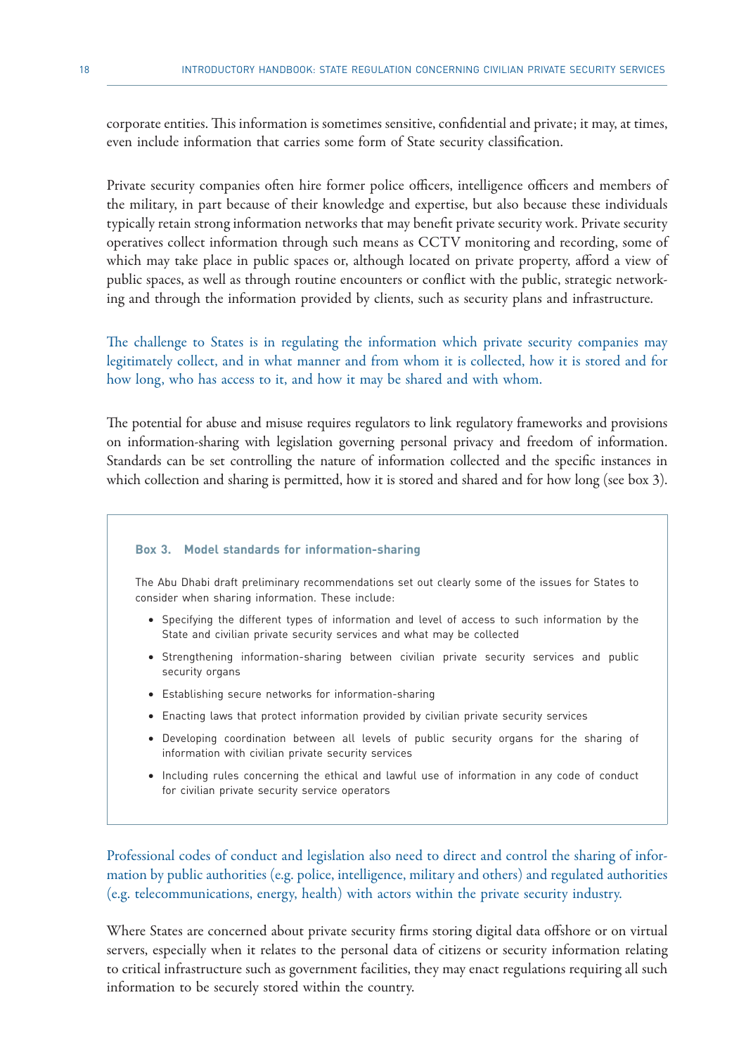corporate entities. This information is sometimes sensitive, confidential and private; it may, at times, even include information that carries some form of State security classification.

Private security companies often hire former police officers, intelligence officers and members of the military, in part because of their knowledge and expertise, but also because these individuals typically retain strong information networks that may benefit private security work. Private security operatives collect information through such means as CCTV monitoring and recording, some of which may take place in public spaces or, although located on private property, afford a view of public spaces, as well as through routine encounters or conflict with the public, strategic networking and through the information provided by clients, such as security plans and infrastructure.

The challenge to States is in regulating the information which private security companies may legitimately collect, and in what manner and from whom it is collected, how it is stored and for how long, who has access to it, and how it may be shared and with whom.

The potential for abuse and misuse requires regulators to link regulatory frameworks and provisions on information-sharing with legislation governing personal privacy and freedom of information. Standards can be set controlling the nature of information collected and the specific instances in which collection and sharing is permitted, how it is stored and shared and for how long (see box 3).

**Box 3. Model standards for information-sharing**

The Abu Dhabi draft preliminary recommendations set out clearly some of the issues for States to consider when sharing information. These include:

- Specifying the different types of information and level of access to such information by the State and civilian private security services and what may be collected
- Strengthening information-sharing between civilian private security services and public security organs
- Establishing secure networks for information-sharing
- Enacting laws that protect information provided by civilian private security services
- Developing coordination between all levels of public security organs for the sharing of information with civilian private security services
- Including rules concerning the ethical and lawful use of information in any code of conduct for civilian private security service operators

Professional codes of conduct and legislation also need to direct and control the sharing of information by public authorities (e.g. police, intelligence, military and others) and regulated authorities (e.g. telecommunications, energy, health) with actors within the private security industry.

Where States are concerned about private security firms storing digital data offshore or on virtual servers, especially when it relates to the personal data of citizens or security information relating to critical infrastructure such as government facilities, they may enact regulations requiring all such information to be securely stored within the country.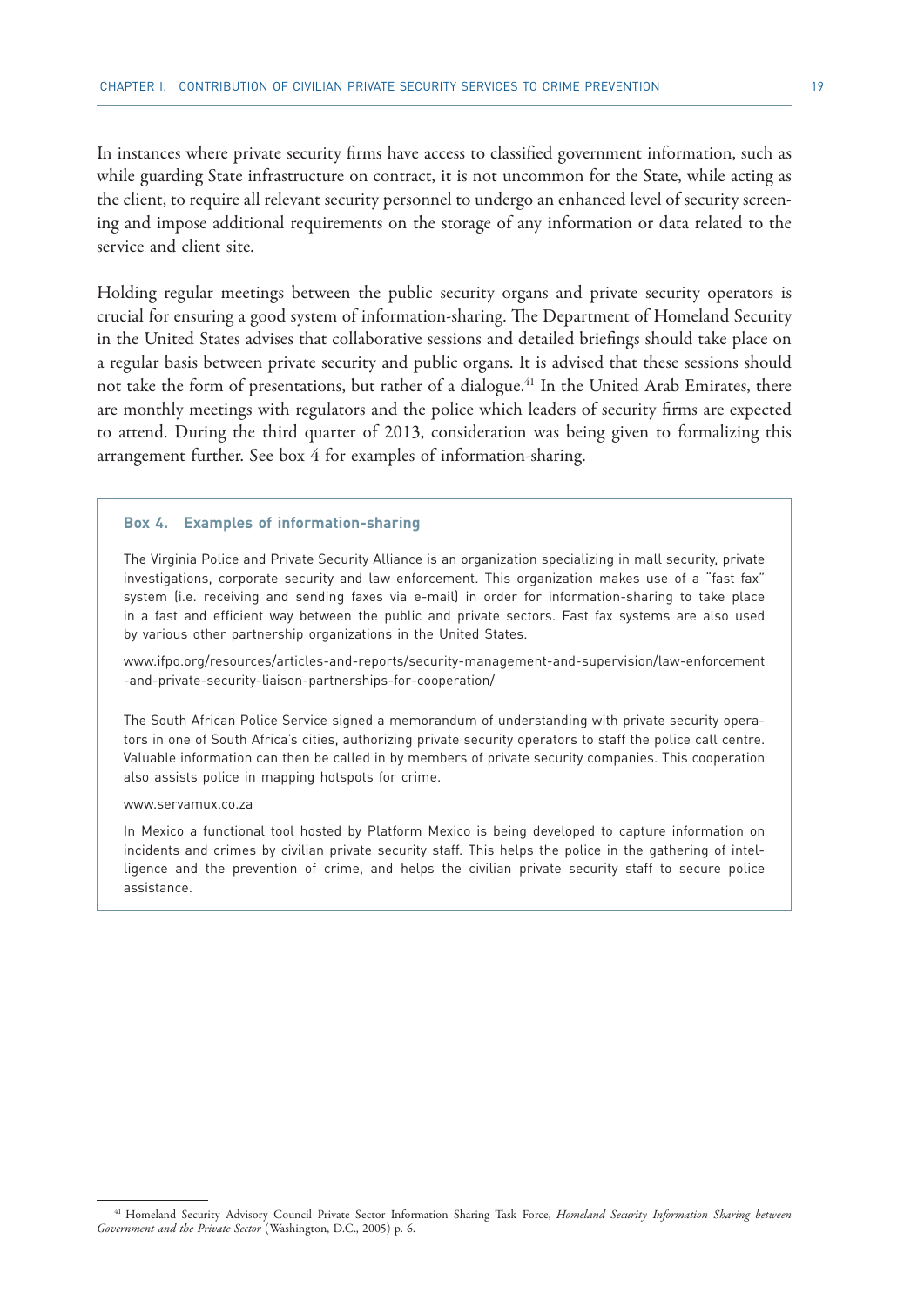In instances where private security firms have access to classified government information, such as while guarding State infrastructure on contract, it is not uncommon for the State, while acting as the client, to require all relevant security personnel to undergo an enhanced level of security screening and impose additional requirements on the storage of any information or data related to the service and client site.

Holding regular meetings between the public security organs and private security operators is crucial for ensuring a good system of information-sharing. The Department of Homeland Security in the United States advises that collaborative sessions and detailed briefings should take place on a regular basis between private security and public organs. It is advised that these sessions should not take the form of presentations, but rather of a dialogue.[41] In the United Arab Emirates, there are monthly meetings with regulators and the police which leaders of security firms are expected to attend. During the third quarter of 2013, consideration was being given to formalizing this arrangement further. See box 4 for examples of information-sharing.

**Box 4. Examples of information-sharing**

The Virginia Police and Private Security Alliance is an organization specializing in mall security, private investigations, corporate security and law enforcement. This organization makes use of a "fast fax" system (i.e. receiving and sending faxes via e-mail) in order for information-sharing to take place in a fast and efficient way between the public and private sectors. Fast fax systems are also used by various other partnership organizations in the United States.

www.ifpo.org/resources/articles-and-reports/security-management-and-supervision/law-enforcement-and-private-security-liaison-partnerships-for-cooperation/

The South African Police Service signed a memorandum of understanding with private security operators in one of South Africa's cities, authorizing private security operators to staff the police call centre. Valuable information can then be called in by members of private security companies. This cooperation also assists police in mapping hotspots for crime.

www.servamux.co.za

In Mexico a functional tool hosted by Platform Mexico is being developed to capture information on incidents and crimes by civilian private security staff. This helps the police in the gathering of intelligence and the prevention of crime, and helps the civilian private security staff to secure police assistance.

---

[41] Homeland Security Advisory Council Private Sector Information Sharing Task Force, *Homeland Security Information Sharing between Government and the Private Sector* (Washington, D.C., 2005) p. 6.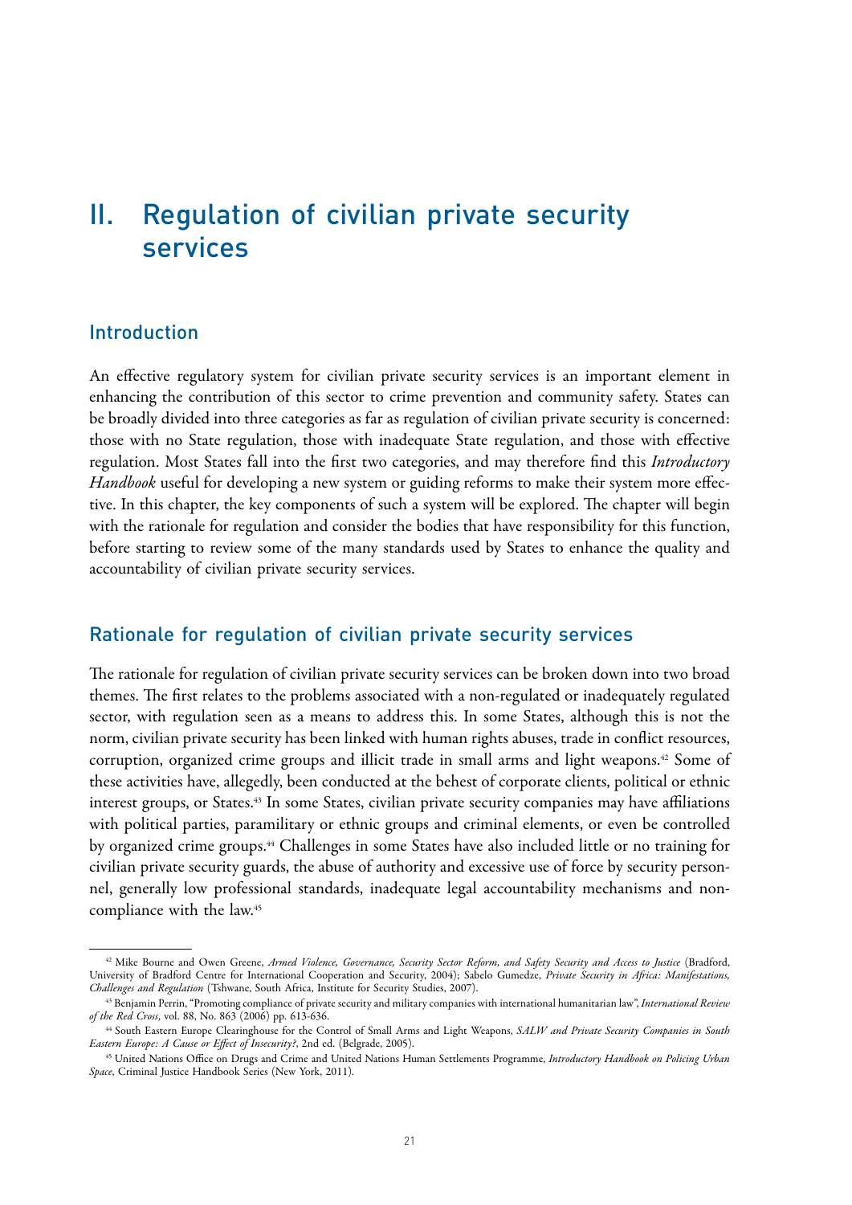# II. Regulation of civilian private security services

## Introduction

An effective regulatory system for civilian private security services is an important element in enhancing the contribution of this sector to crime prevention and community safety. States can be broadly divided into three categories as far as regulation of civilian private security is concerned: those with no State regulation, those with inadequate State regulation, and those with effective regulation. Most States fall into the first two categories, and may therefore find this *Introductory Handbook* useful for developing a new system or guiding reforms to make their system more effective. In this chapter, the key components of such a system will be explored. The chapter will begin with the rationale for regulation and consider the bodies that have responsibility for this function, before starting to review some of the many standards used by States to enhance the quality and accountability of civilian private security services.

## Rationale for regulation of civilian private security services

The rationale for regulation of civilian private security services can be broken down into two broad themes. The first relates to the problems associated with a non-regulated or inadequately regulated sector, with regulation seen as a means to address this. In some States, although this is not the norm, civilian private security has been linked with human rights abuses, trade in conflict resources, corruption, organized crime groups and illicit trade in small arms and light weapons.[42] Some of these activities have, allegedly, been conducted at the behest of corporate clients, political or ethnic interest groups, or States.[43] In some States, civilian private security companies may have affiliations with political parties, paramilitary or ethnic groups and criminal elements, or even be controlled by organized crime groups.[44] Challenges in some States have also included little or no training for civilian private security guards, the abuse of authority and excessive use of force by security personnel, generally low professional standards, inadequate legal accountability mechanisms and non-compliance with the law.[45]

---

[42] Mike Bourne and Owen Greene, *Armed Violence, Governance, Security Sector Reform, and Safety Security and Access to Justice* (Bradford, University of Bradford Centre for International Cooperation and Security, 2004); Sabelo Gumedze, *Private Security in Africa: Manifestations, Challenges and Regulation* (Tshwane, South Africa, Institute for Security Studies, 2007).

[43] Benjamin Perrin, "Promoting compliance of private security and military companies with international humanitarian law", *International Review of the Red Cross*, vol. 88, No. 863 (2006) pp. 613-636.

[44] South Eastern Europe Clearinghouse for the Control of Small Arms and Light Weapons, *SALW and Private Security Companies in South Eastern Europe: A Cause or Effect of Insecurity?*, 2nd ed. (Belgrade, 2005).

[45] United Nations Office on Drugs and Crime and United Nations Human Settlements Programme, *Introductory Handbook on Policing Urban Space*, Criminal Justice Handbook Series (New York, 2011).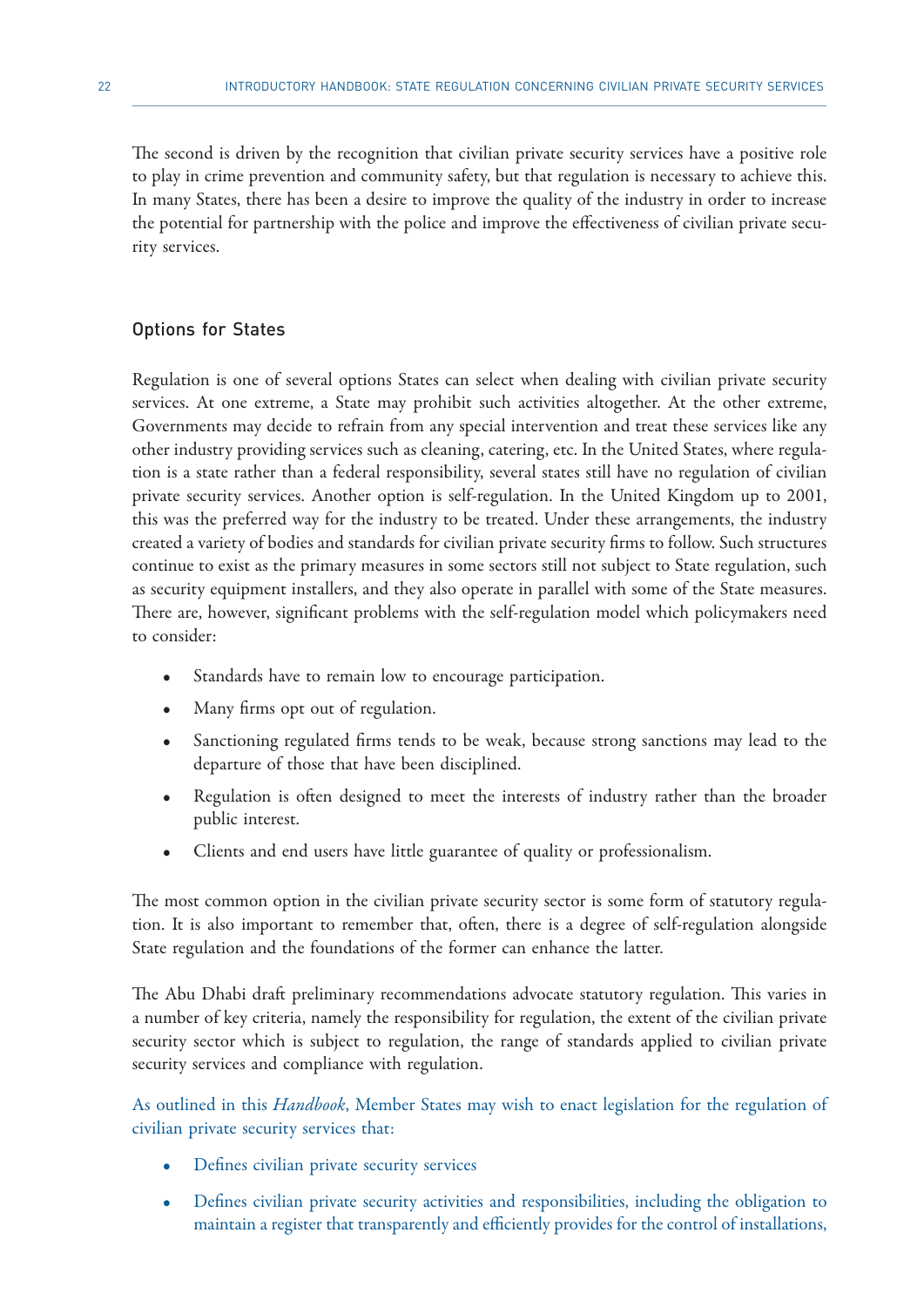The second is driven by the recognition that civilian private security services have a positive role to play in crime prevention and community safety, but that regulation is necessary to achieve this. In many States, there has been a desire to improve the quality of the industry in order to increase the potential for partnership with the police and improve the effectiveness of civilian private security services.

## Options for States

Regulation is one of several options States can select when dealing with civilian private security services. At one extreme, a State may prohibit such activities altogether. At the other extreme, Governments may decide to refrain from any special intervention and treat these services like any other industry providing services such as cleaning, catering, etc. In the United States, where regulation is a state rather than a federal responsibility, several states still have no regulation of civilian private security services. Another option is self-regulation. In the United Kingdom up to 2001, this was the preferred way for the industry to be treated. Under these arrangements, the industry created a variety of bodies and standards for civilian private security firms to follow. Such structures continue to exist as the primary measures in some sectors still not subject to State regulation, such as security equipment installers, and they also operate in parallel with some of the State measures. There are, however, significant problems with the self-regulation model which policymakers need to consider:

- Standards have to remain low to encourage participation.
- Many firms opt out of regulation.
- Sanctioning regulated firms tends to be weak, because strong sanctions may lead to the departure of those that have been disciplined.
- Regulation is often designed to meet the interests of industry rather than the broader public interest.
- Clients and end users have little guarantee of quality or professionalism.

The most common option in the civilian private security sector is some form of statutory regulation. It is also important to remember that, often, there is a degree of self-regulation alongside State regulation and the foundations of the former can enhance the latter.

The Abu Dhabi draft preliminary recommendations advocate statutory regulation. This varies in a number of key criteria, namely the responsibility for regulation, the extent of the civilian private security sector which is subject to regulation, the range of standards applied to civilian private security services and compliance with regulation.

As outlined in this *Handbook*, Member States may wish to enact legislation for the regulation of civilian private security services that:

- Defines civilian private security services
- Defines civilian private security activities and responsibilities, including the obligation to maintain a register that transparently and efficiently provides for the control of installations,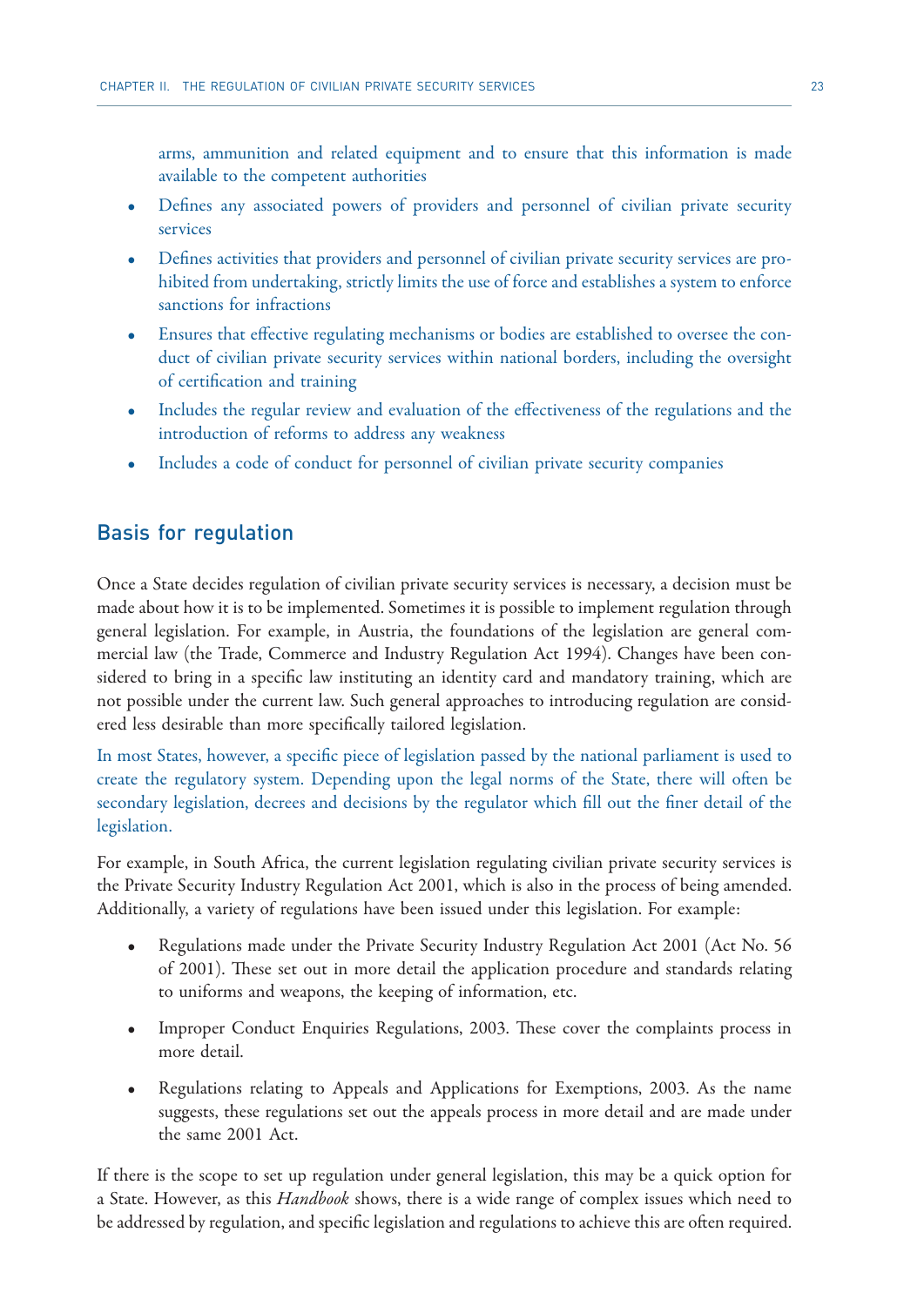arms, ammunition and related equipment and to ensure that this information is made available to the competent authorities

- Defines any associated powers of providers and personnel of civilian private security services
- Defines activities that providers and personnel of civilian private security services are prohibited from undertaking, strictly limits the use of force and establishes a system to enforce sanctions for infractions
- Ensures that effective regulating mechanisms or bodies are established to oversee the conduct of civilian private security services within national borders, including the oversight of certification and training
- Includes the regular review and evaluation of the effectiveness of the regulations and the introduction of reforms to address any weakness
- Includes a code of conduct for personnel of civilian private security companies

## Basis for regulation

Once a State decides regulation of civilian private security services is necessary, a decision must be made about how it is to be implemented. Sometimes it is possible to implement regulation through general legislation. For example, in Austria, the foundations of the legislation are general commercial law (the Trade, Commerce and Industry Regulation Act 1994). Changes have been considered to bring in a specific law instituting an identity card and mandatory training, which are not possible under the current law. Such general approaches to introducing regulation are considered less desirable than more specifically tailored legislation.

In most States, however, a specific piece of legislation passed by the national parliament is used to create the regulatory system. Depending upon the legal norms of the State, there will often be secondary legislation, decrees and decisions by the regulator which fill out the finer detail of the legislation.

For example, in South Africa, the current legislation regulating civilian private security services is the Private Security Industry Regulation Act 2001, which is also in the process of being amended. Additionally, a variety of regulations have been issued under this legislation. For example:

- Regulations made under the Private Security Industry Regulation Act 2001 (Act No. 56 of 2001). These set out in more detail the application procedure and standards relating to uniforms and weapons, the keeping of information, etc.
- Improper Conduct Enquiries Regulations, 2003. These cover the complaints process in more detail.
- Regulations relating to Appeals and Applications for Exemptions, 2003. As the name suggests, these regulations set out the appeals process in more detail and are made under the same 2001 Act.

If there is the scope to set up regulation under general legislation, this may be a quick option for a State. However, as this *Handbook* shows, there is a wide range of complex issues which need to be addressed by regulation, and specific legislation and regulations to achieve this are often required.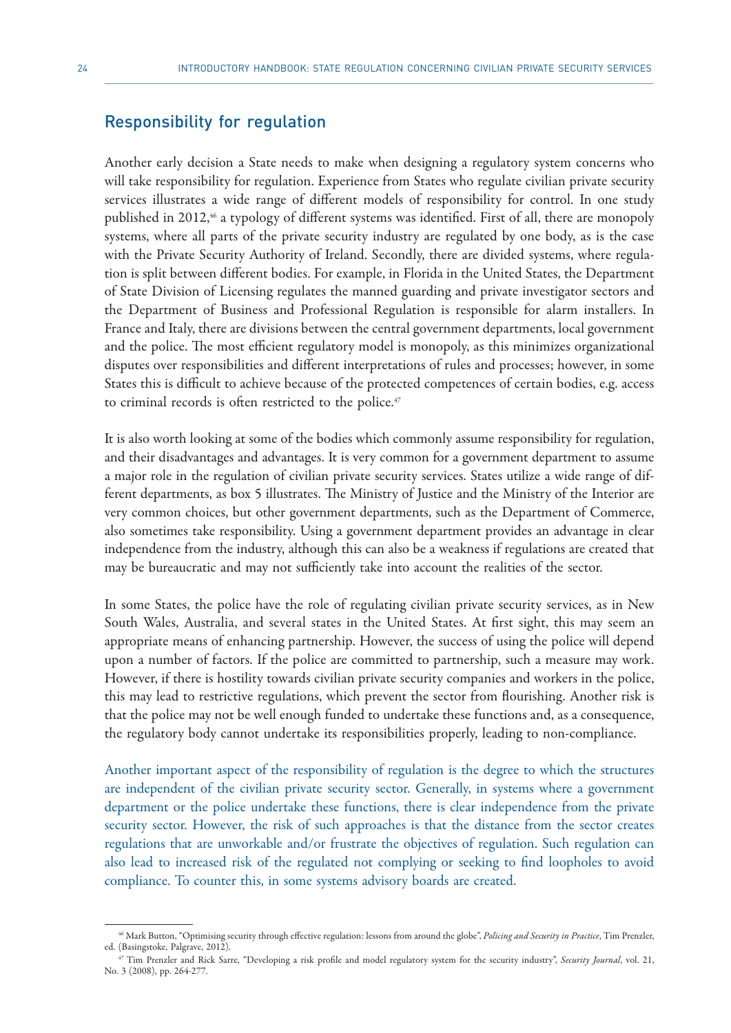## Responsibility for regulation

Another early decision a State needs to make when designing a regulatory system concerns who will take responsibility for regulation. Experience from States who regulate civilian private security services illustrates a wide range of different models of responsibility for control. In one study published in 2012,[46] a typology of different systems was identified. First of all, there are monopoly systems, where all parts of the private security industry are regulated by one body, as is the case with the Private Security Authority of Ireland. Secondly, there are divided systems, where regulation is split between different bodies. For example, in Florida in the United States, the Department of State Division of Licensing regulates the manned guarding and private investigator sectors and the Department of Business and Professional Regulation is responsible for alarm installers. In France and Italy, there are divisions between the central government departments, local government and the police. The most efficient regulatory model is monopoly, as this minimizes organizational disputes over responsibilities and different interpretations of rules and processes; however, in some States this is difficult to achieve because of the protected competences of certain bodies, e.g. access to criminal records is often restricted to the police.[47]

It is also worth looking at some of the bodies which commonly assume responsibility for regulation, and their disadvantages and advantages. It is very common for a government department to assume a major role in the regulation of civilian private security services. States utilize a wide range of different departments, as box 5 illustrates. The Ministry of Justice and the Ministry of the Interior are very common choices, but other government departments, such as the Department of Commerce, also sometimes take responsibility. Using a government department provides an advantage in clear independence from the industry, although this can also be a weakness if regulations are created that may be bureaucratic and may not sufficiently take into account the realities of the sector.

In some States, the police have the role of regulating civilian private security services, as in New South Wales, Australia, and several states in the United States. At first sight, this may seem an appropriate means of enhancing partnership. However, the success of using the police will depend upon a number of factors. If the police are committed to partnership, such a measure may work. However, if there is hostility towards civilian private security companies and workers in the police, this may lead to restrictive regulations, which prevent the sector from flourishing. Another risk is that the police may not be well enough funded to undertake these functions and, as a consequence, the regulatory body cannot undertake its responsibilities properly, leading to non-compliance.

Another important aspect of the responsibility of regulation is the degree to which the structures are independent of the civilian private security sector. Generally, in systems where a government department or the police undertake these functions, there is clear independence from the private security sector. However, the risk of such approaches is that the distance from the sector creates regulations that are unworkable and/or frustrate the objectives of regulation. Such regulation can also lead to increased risk of the regulated not complying or seeking to find loopholes to avoid compliance. To counter this, in some systems advisory boards are created.

---

[46] Mark Button, "Optimising security through effective regulation: lessons from around the globe", *Policing and Security in Practice*, Tim Prenzler, ed. (Basingstoke, Palgrave, 2012).

[47] Tim Prenzler and Rick Sarre, "Developing a risk profile and model regulatory system for the security industry", *Security Journal*, vol. 21, No. 3 (2008), pp. 264-277.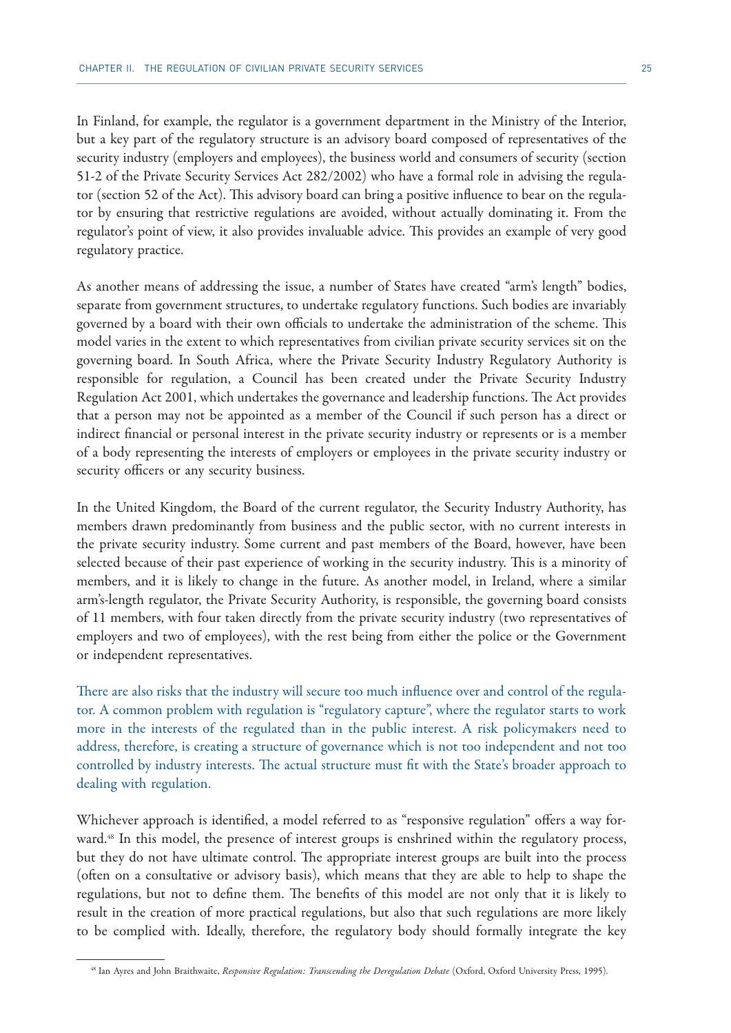In Finland, for example, the regulator is a government department in the Ministry of the Interior, but a key part of the regulatory structure is an advisory board composed of representatives of the security industry (employers and employees), the business world and consumers of security (section 51-2 of the Private Security Services Act 282/2002) who have a formal role in advising the regulator (section 52 of the Act). This advisory board can bring a positive influence to bear on the regulator by ensuring that restrictive regulations are avoided, without actually dominating it. From the regulator's point of view, it also provides invaluable advice. This provides an example of very good regulatory practice.

As another means of addressing the issue, a number of States have created "arm's length" bodies, separate from government structures, to undertake regulatory functions. Such bodies are invariably governed by a board with their own officials to undertake the administration of the scheme. This model varies in the extent to which representatives from civilian private security services sit on the governing board. In South Africa, where the Private Security Industry Regulatory Authority is responsible for regulation, a Council has been created under the Private Security Industry Regulation Act 2001, which undertakes the governance and leadership functions. The Act provides that a person may not be appointed as a member of the Council if such person has a direct or indirect financial or personal interest in the private security industry or represents or is a member of a body representing the interests of employers or employees in the private security industry or security officers or any security business.

In the United Kingdom, the Board of the current regulator, the Security Industry Authority, has members drawn predominantly from business and the public sector, with no current interests in the private security industry. Some current and past members of the Board, however, have been selected because of their past experience of working in the security industry. This is a minority of members, and it is likely to change in the future. As another model, in Ireland, where a similar arm's-length regulator, the Private Security Authority, is responsible, the governing board consists of 11 members, with four taken directly from the private security industry (two representatives of employers and two of employees), with the rest being from either the police or the Government or independent representatives.

There are also risks that the industry will secure too much influence over and control of the regulator. A common problem with regulation is "regulatory capture", where the regulator starts to work more in the interests of the regulated than in the public interest. A risk policymakers need to address, therefore, is creating a structure of governance which is not too independent and not too controlled by industry interests. The actual structure must fit with the State's broader approach to dealing with regulation.

Whichever approach is identified, a model referred to as "responsive regulation" offers a way forward.[48] In this model, the presence of interest groups is enshrined within the regulatory process, but they do not have ultimate control. The appropriate interest groups are built into the process (often on a consultative or advisory basis), which means that they are able to help to shape the regulations, but not to define them. The benefits of this model are not only that it is likely to result in the creation of more practical regulations, but also that such regulations are more likely to be complied with. Ideally, therefore, the regulatory body should formally integrate the key

[48] Ian Ayres and John Braithwaite, *Responsive Regulation: Transcending the Deregulation Debate* (Oxford, Oxford University Press, 1995).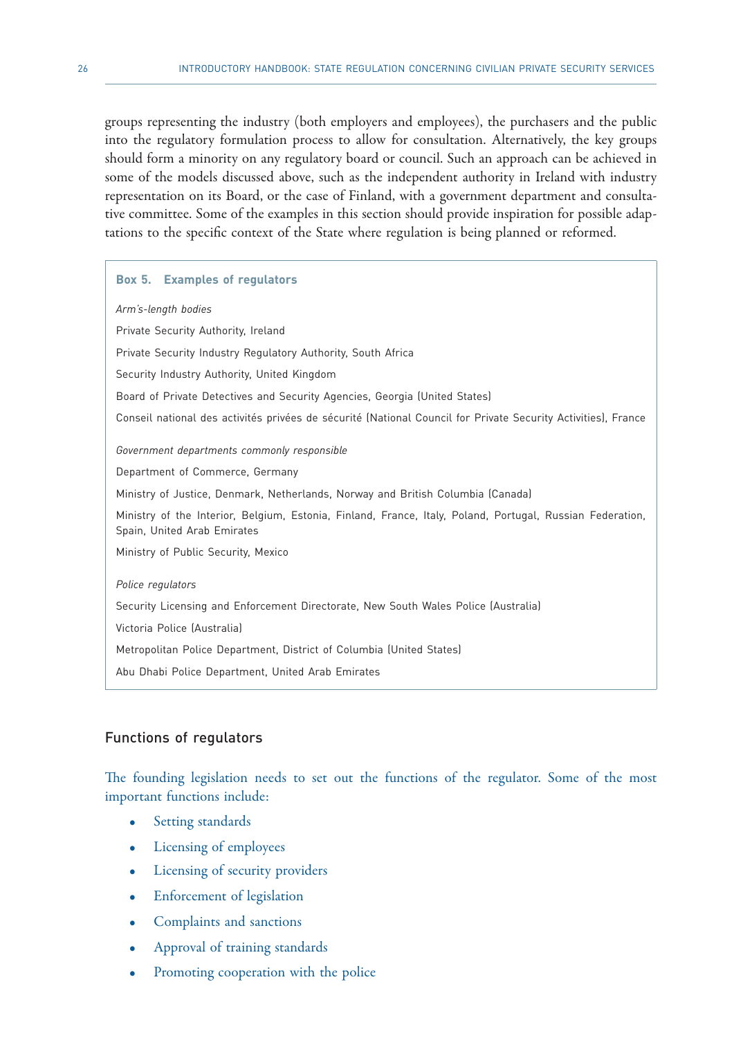groups representing the industry (both employers and employees), the purchasers and the public into the regulatory formulation process to allow for consultation. Alternatively, the key groups should form a minority on any regulatory board or council. Such an approach can be achieved in some of the models discussed above, such as the independent authority in Ireland with industry representation on its Board, or the case of Finland, with a government department and consultative committee. Some of the examples in this section should provide inspiration for possible adaptations to the specific context of the State where regulation is being planned or reformed.

**Box 5. Examples of regulators**

*Arm's-length bodies*

Private Security Authority, Ireland

Private Security Industry Regulatory Authority, South Africa

Security Industry Authority, United Kingdom

Board of Private Detectives and Security Agencies, Georgia (United States)

Conseil national des activités privées de sécurité (National Council for Private Security Activities), France

*Government departments commonly responsible*

Department of Commerce, Germany

Ministry of Justice, Denmark, Netherlands, Norway and British Columbia (Canada)

Ministry of the Interior, Belgium, Estonia, Finland, France, Italy, Poland, Portugal, Russian Federation, Spain, United Arab Emirates

Ministry of Public Security, Mexico

*Police regulators*

Security Licensing and Enforcement Directorate, New South Wales Police (Australia)

Victoria Police (Australia)

Metropolitan Police Department, District of Columbia (United States)

Abu Dhabi Police Department, United Arab Emirates

## Functions of regulators

The founding legislation needs to set out the functions of the regulator. Some of the most important functions include:

- Setting standards
- Licensing of employees
- Licensing of security providers
- Enforcement of legislation
- Complaints and sanctions
- Approval of training standards
- Promoting cooperation with the police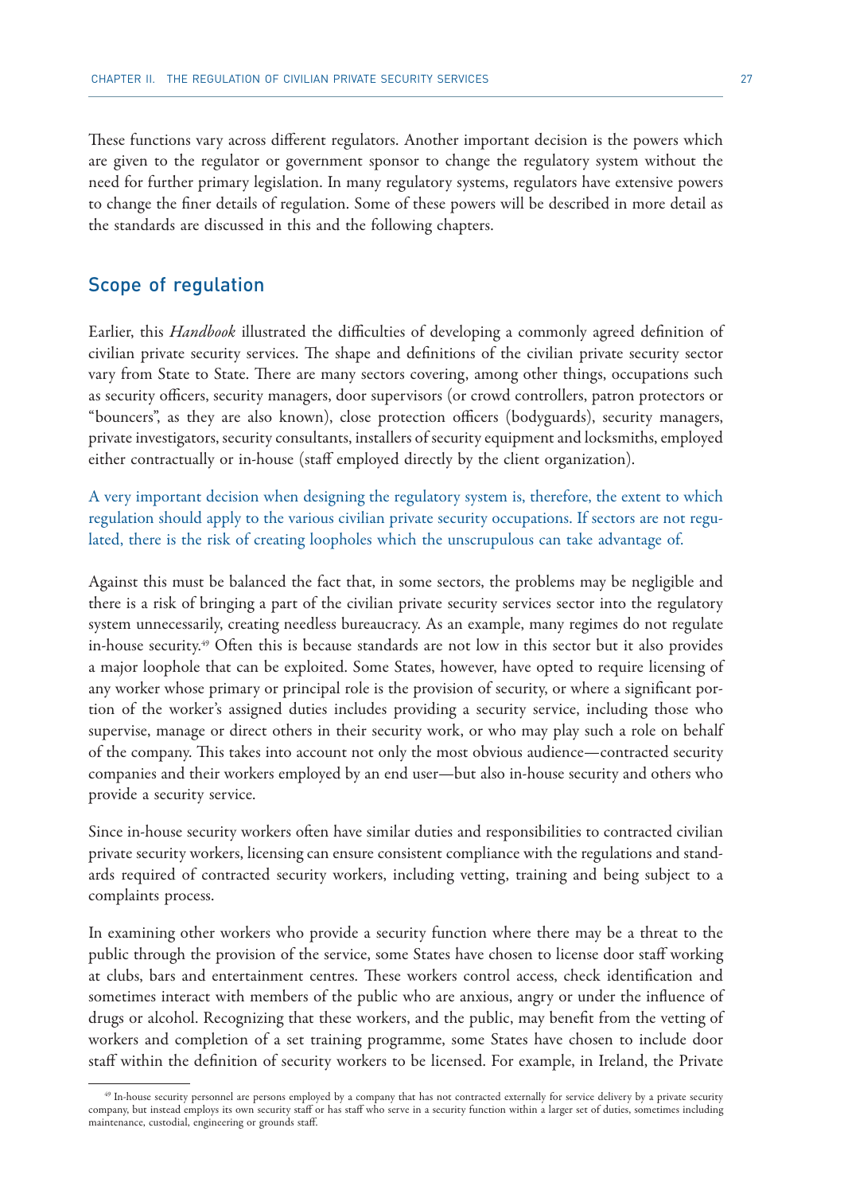These functions vary across different regulators. Another important decision is the powers which are given to the regulator or government sponsor to change the regulatory system without the need for further primary legislation. In many regulatory systems, regulators have extensive powers to change the finer details of regulation. Some of these powers will be described in more detail as the standards are discussed in this and the following chapters.

## Scope of regulation

Earlier, this *Handbook* illustrated the difficulties of developing a commonly agreed definition of civilian private security services. The shape and definitions of the civilian private security sector vary from State to State. There are many sectors covering, among other things, occupations such as security officers, security managers, door supervisors (or crowd controllers, patron protectors or "bouncers", as they are also known), close protection officers (bodyguards), security managers, private investigators, security consultants, installers of security equipment and locksmiths, employed either contractually or in-house (staff employed directly by the client organization).

A very important decision when designing the regulatory system is, therefore, the extent to which regulation should apply to the various civilian private security occupations. If sectors are not regulated, there is the risk of creating loopholes which the unscrupulous can take advantage of.

Against this must be balanced the fact that, in some sectors, the problems may be negligible and there is a risk of bringing a part of the civilian private security services sector into the regulatory system unnecessarily, creating needless bureaucracy. As an example, many regimes do not regulate in-house security.[49] Often this is because standards are not low in this sector but it also provides a major loophole that can be exploited. Some States, however, have opted to require licensing of any worker whose primary or principal role is the provision of security, or where a significant portion of the worker's assigned duties includes providing a security service, including those who supervise, manage or direct others in their security work, or who may play such a role on behalf of the company. This takes into account not only the most obvious audience—contracted security companies and their workers employed by an end user—but also in-house security and others who provide a security service.

Since in-house security workers often have similar duties and responsibilities to contracted civilian private security workers, licensing can ensure consistent compliance with the regulations and standards required of contracted security workers, including vetting, training and being subject to a complaints process.

In examining other workers who provide a security function where there may be a threat to the public through the provision of the service, some States have chosen to license door staff working at clubs, bars and entertainment centres. These workers control access, check identification and sometimes interact with members of the public who are anxious, angry or under the influence of drugs or alcohol. Recognizing that these workers, and the public, may benefit from the vetting of workers and completion of a set training programme, some States have chosen to include door staff within the definition of security workers to be licensed. For example, in Ireland, the Private

[49] In-house security personnel are persons employed by a company that has not contracted externally for service delivery by a private security company, but instead employs its own security staff or has staff who serve in a security function within a larger set of duties, sometimes including maintenance, custodial, engineering or grounds staff.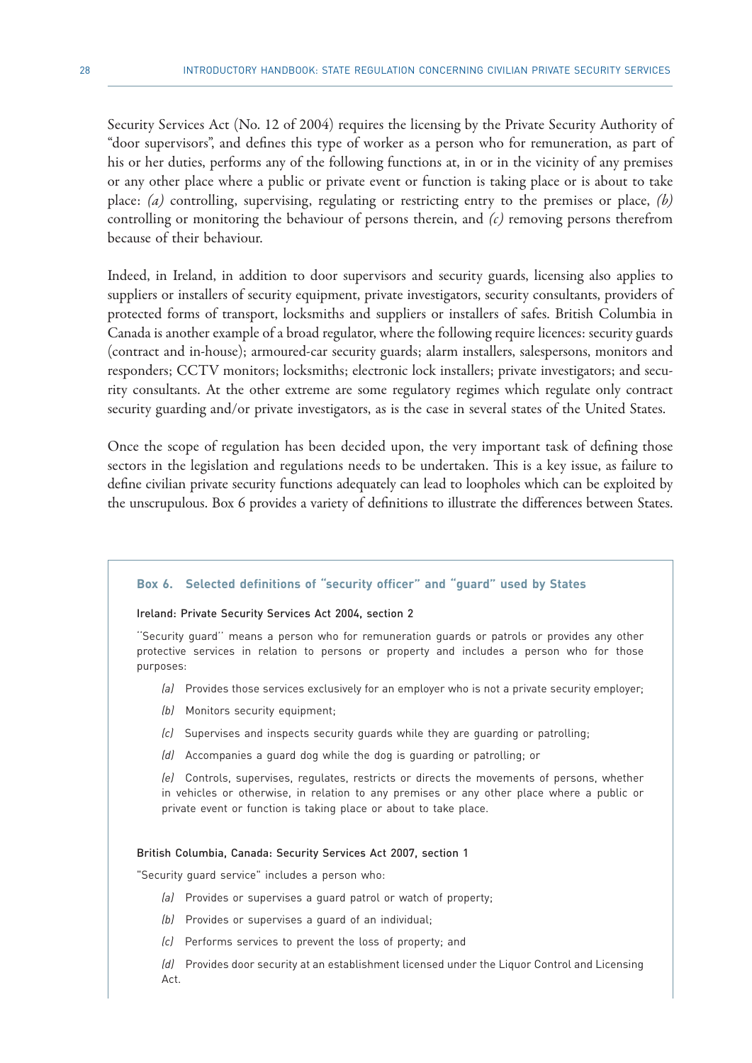Security Services Act (No. 12 of 2004) requires the licensing by the Private Security Authority of "door supervisors", and defines this type of worker as a person who for remuneration, as part of his or her duties, performs any of the following functions at, in or in the vicinity of any premises or any other place where a public or private event or function is taking place or is about to take place: *(a)* controlling, supervising, regulating or restricting entry to the premises or place, *(b)* controlling or monitoring the behaviour of persons therein, and *(c)* removing persons therefrom because of their behaviour.

Indeed, in Ireland, in addition to door supervisors and security guards, licensing also applies to suppliers or installers of security equipment, private investigators, security consultants, providers of protected forms of transport, locksmiths and suppliers or installers of safes. British Columbia in Canada is another example of a broad regulator, where the following require licences: security guards (contract and in-house); armoured-car security guards; alarm installers, salespersons, monitors and responders; CCTV monitors; locksmiths; electronic lock installers; private investigators; and security consultants. At the other extreme are some regulatory regimes which regulate only contract security guarding and/or private investigators, as is the case in several states of the United States.

Once the scope of regulation has been decided upon, the very important task of defining those sectors in the legislation and regulations needs to be undertaken. This is a key issue, as failure to define civilian private security functions adequately can lead to loopholes which can be exploited by the unscrupulous. Box 6 provides a variety of definitions to illustrate the differences between States.

**Box 6. Selected definitions of "security officer" and "guard" used by States**

**Ireland: Private Security Services Act 2004, section 2**

"Security guard" means a person who for remuneration guards or patrols or provides any other protective services in relation to persons or property and includes a person who for those purposes:

*(a)* Provides those services exclusively for an employer who is not a private security employer;

*(b)* Monitors security equipment;

*(c)* Supervises and inspects security guards while they are guarding or patrolling;

*(d)* Accompanies a guard dog while the dog is guarding or patrolling; or

*(e)* Controls, supervises, regulates, restricts or directs the movements of persons, whether in vehicles or otherwise, in relation to any premises or any other place where a public or private event or function is taking place or about to take place.

**British Columbia, Canada: Security Services Act 2007, section 1**

"Security guard service" includes a person who:

*(a)* Provides or supervises a guard patrol or watch of property;

*(b)* Provides or supervises a guard of an individual;

*(c)* Performs services to prevent the loss of property; and

*(d)* Provides door security at an establishment licensed under the Liquor Control and Licensing Act.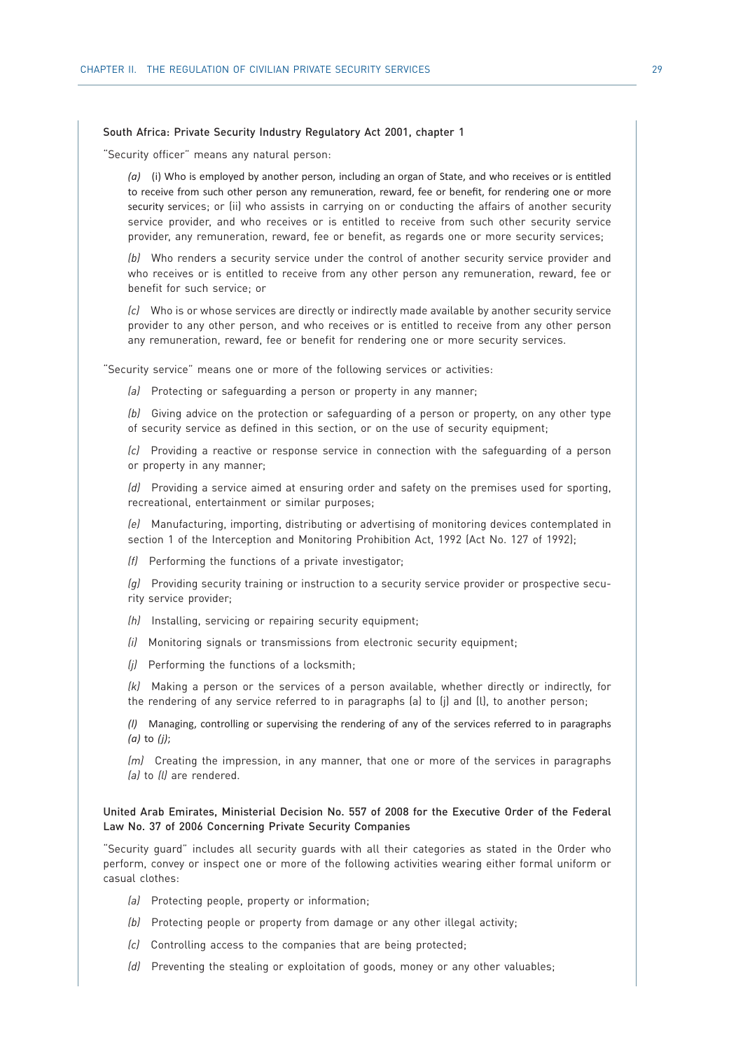**South Africa: Private Security Industry Regulatory Act 2001, chapter 1**

"Security officer" means any natural person:

*(a)* (i) Who is employed by another person, including an organ of State, and who receives or is entitled to receive from such other person any remuneration, reward, fee or benefit, for rendering one or more security services; or (ii) who assists in carrying on or conducting the affairs of another security service provider, and who receives or is entitled to receive from such other security service provider, any remuneration, reward, fee or benefit, as regards one or more security services;

*(b)* Who renders a security service under the control of another security service provider and who receives or is entitled to receive from any other person any remuneration, reward, fee or benefit for such service; or

*(c)* Who is or whose services are directly or indirectly made available by another security service provider to any other person, and who receives or is entitled to receive from any other person any remuneration, reward, fee or benefit for rendering one or more security services.

"Security service" means one or more of the following services or activities:

*(a)* Protecting or safeguarding a person or property in any manner;

*(b)* Giving advice on the protection or safeguarding of a person or property, on any other type of security service as defined in this section, or on the use of security equipment;

*(c)* Providing a reactive or response service in connection with the safeguarding of a person or property in any manner;

*(d)* Providing a service aimed at ensuring order and safety on the premises used for sporting, recreational, entertainment or similar purposes;

*(e)* Manufacturing, importing, distributing or advertising of monitoring devices contemplated in section 1 of the Interception and Monitoring Prohibition Act, 1992 (Act No. 127 of 1992);

*(f)* Performing the functions of a private investigator;

*(g)* Providing security training or instruction to a security service provider or prospective security service provider;

*(h)* Installing, servicing or repairing security equipment;

*(i)* Monitoring signals or transmissions from electronic security equipment;

*(j)* Performing the functions of a locksmith;

*(k)* Making a person or the services of a person available, whether directly or indirectly, for the rendering of any service referred to in paragraphs (a) to (j) and (l), to another person;

*(l)* Managing, controlling or supervising the rendering of any of the services referred to in paragraphs *(a)* to *(j)*;

*(m)* Creating the impression, in any manner, that one or more of the services in paragraphs *(a)* to *(l)* are rendered.

**United Arab Emirates, Ministerial Decision No. 557 of 2008 for the Executive Order of the Federal Law No. 37 of 2006 Concerning Private Security Companies**

"Security guard" includes all security guards with all their categories as stated in the Order who perform, convey or inspect one or more of the following activities wearing either formal uniform or casual clothes:

*(a)* Protecting people, property or information;

*(b)* Protecting people or property from damage or any other illegal activity;

*(c)* Controlling access to the companies that are being protected;

*(d)* Preventing the stealing or exploitation of goods, money or any other valuables;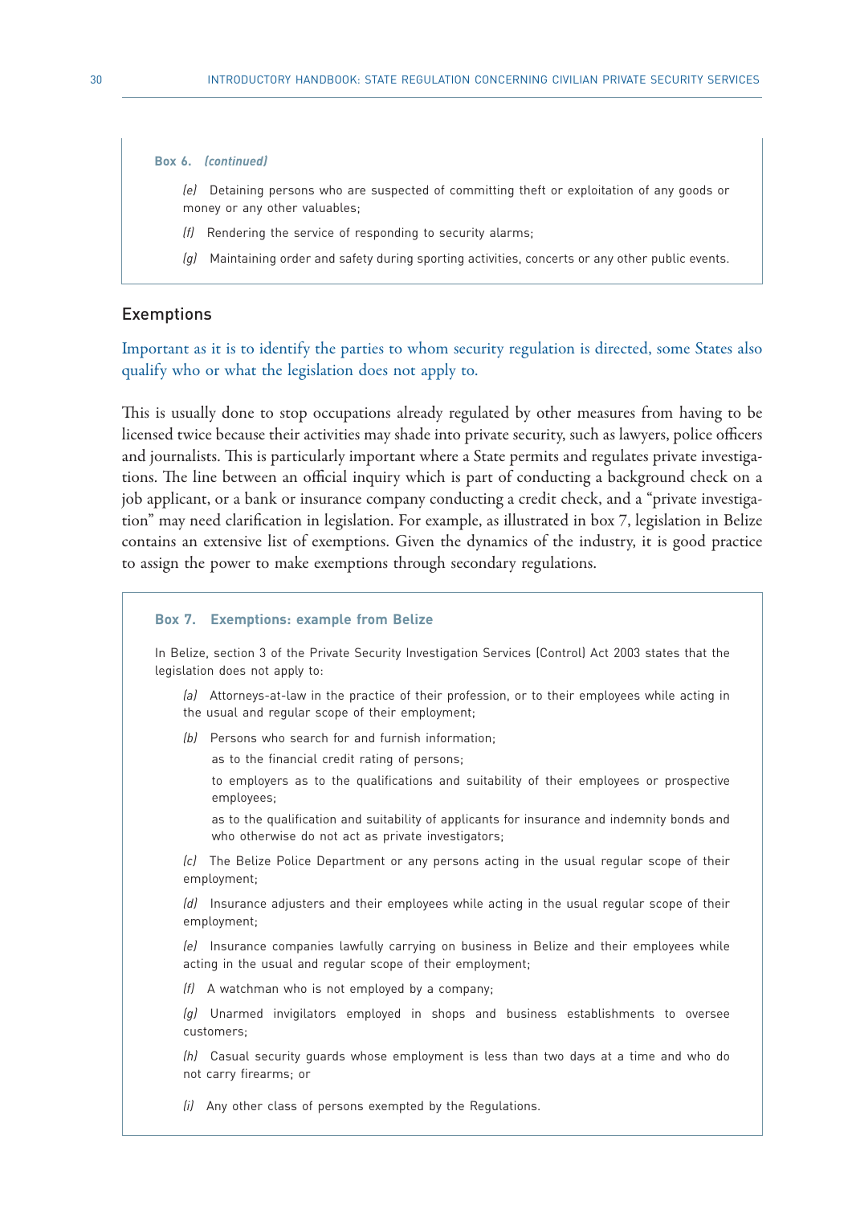**Box 6.** ***(continued)***

*(e)* Detaining persons who are suspected of committing theft or exploitation of any goods or money or any other valuables;

*(f)* Rendering the service of responding to security alarms;

*(g)* Maintaining order and safety during sporting activities, concerts or any other public events.

## Exemptions

Important as it is to identify the parties to whom security regulation is directed, some States also qualify who or what the legislation does not apply to.

This is usually done to stop occupations already regulated by other measures from having to be licensed twice because their activities may shade into private security, such as lawyers, police officers and journalists. This is particularly important where a State permits and regulates private investigations. The line between an official inquiry which is part of conducting a background check on a job applicant, or a bank or insurance company conducting a credit check, and a "private investigation" may need clarification in legislation. For example, as illustrated in box 7, legislation in Belize contains an extensive list of exemptions. Given the dynamics of the industry, it is good practice to assign the power to make exemptions through secondary regulations.

**Box 7. Exemptions: example from Belize**

In Belize, section 3 of the Private Security Investigation Services (Control) Act 2003 states that the legislation does not apply to:

*(a)* Attorneys-at-law in the practice of their profession, or to their employees while acting in the usual and regular scope of their employment;

*(b)* Persons who search for and furnish information;

as to the financial credit rating of persons;

to employers as to the qualifications and suitability of their employees or prospective employees;

as to the qualification and suitability of applicants for insurance and indemnity bonds and who otherwise do not act as private investigators;

*(c)* The Belize Police Department or any persons acting in the usual regular scope of their employment;

*(d)* Insurance adjusters and their employees while acting in the usual regular scope of their employment;

*(e)* Insurance companies lawfully carrying on business in Belize and their employees while acting in the usual and regular scope of their employment;

*(f)* A watchman who is not employed by a company;

*(g)* Unarmed invigilators employed in shops and business establishments to oversee customers;

*(h)* Casual security guards whose employment is less than two days at a time and who do not carry firearms; or

*(i)* Any other class of persons exempted by the Regulations.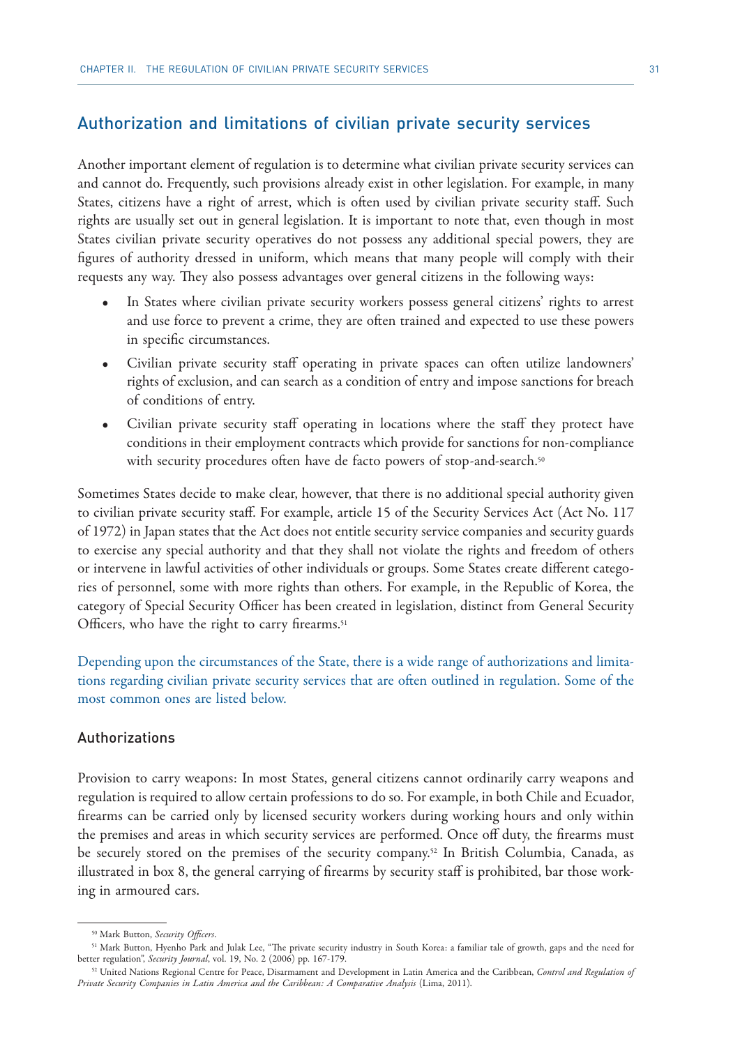## Authorization and limitations of civilian private security services

Another important element of regulation is to determine what civilian private security services can and cannot do. Frequently, such provisions already exist in other legislation. For example, in many States, citizens have a right of arrest, which is often used by civilian private security staff. Such rights are usually set out in general legislation. It is important to note that, even though in most States civilian private security operatives do not possess any additional special powers, they are figures of authority dressed in uniform, which means that many people will comply with their requests any way. They also possess advantages over general citizens in the following ways:

- In States where civilian private security workers possess general citizens' rights to arrest and use force to prevent a crime, they are often trained and expected to use these powers in specific circumstances.
- Civilian private security staff operating in private spaces can often utilize landowners' rights of exclusion, and can search as a condition of entry and impose sanctions for breach of conditions of entry.
- Civilian private security staff operating in locations where the staff they protect have conditions in their employment contracts which provide for sanctions for non-compliance with security procedures often have de facto powers of stop-and-search.[50]

Sometimes States decide to make clear, however, that there is no additional special authority given to civilian private security staff. For example, article 15 of the Security Services Act (Act No. 117 of 1972) in Japan states that the Act does not entitle security service companies and security guards to exercise any special authority and that they shall not violate the rights and freedom of others or intervene in lawful activities of other individuals or groups. Some States create different categories of personnel, some with more rights than others. For example, in the Republic of Korea, the category of Special Security Officer has been created in legislation, distinct from General Security Officers, who have the right to carry firearms.[51]

Depending upon the circumstances of the State, there is a wide range of authorizations and limitations regarding civilian private security services that are often outlined in regulation. Some of the most common ones are listed below.

### Authorizations

Provision to carry weapons: In most States, general citizens cannot ordinarily carry weapons and regulation is required to allow certain professions to do so. For example, in both Chile and Ecuador, firearms can be carried only by licensed security workers during working hours and only within the premises and areas in which security services are performed. Once off duty, the firearms must be securely stored on the premises of the security company.[52] In British Columbia, Canada, as illustrated in box 8, the general carrying of firearms by security staff is prohibited, bar those working in armoured cars.

---

[50] Mark Button, *Security Officers*.

[51] Mark Button, Hyenho Park and Julak Lee, "The private security industry in South Korea: a familiar tale of growth, gaps and the need for better regulation", *Security Journal*, vol. 19, No. 2 (2006) pp. 167-179.

[52] United Nations Regional Centre for Peace, Disarmament and Development in Latin America and the Caribbean, *Control and Regulation of Private Security Companies in Latin America and the Caribbean: A Comparative Analysis* (Lima, 2011).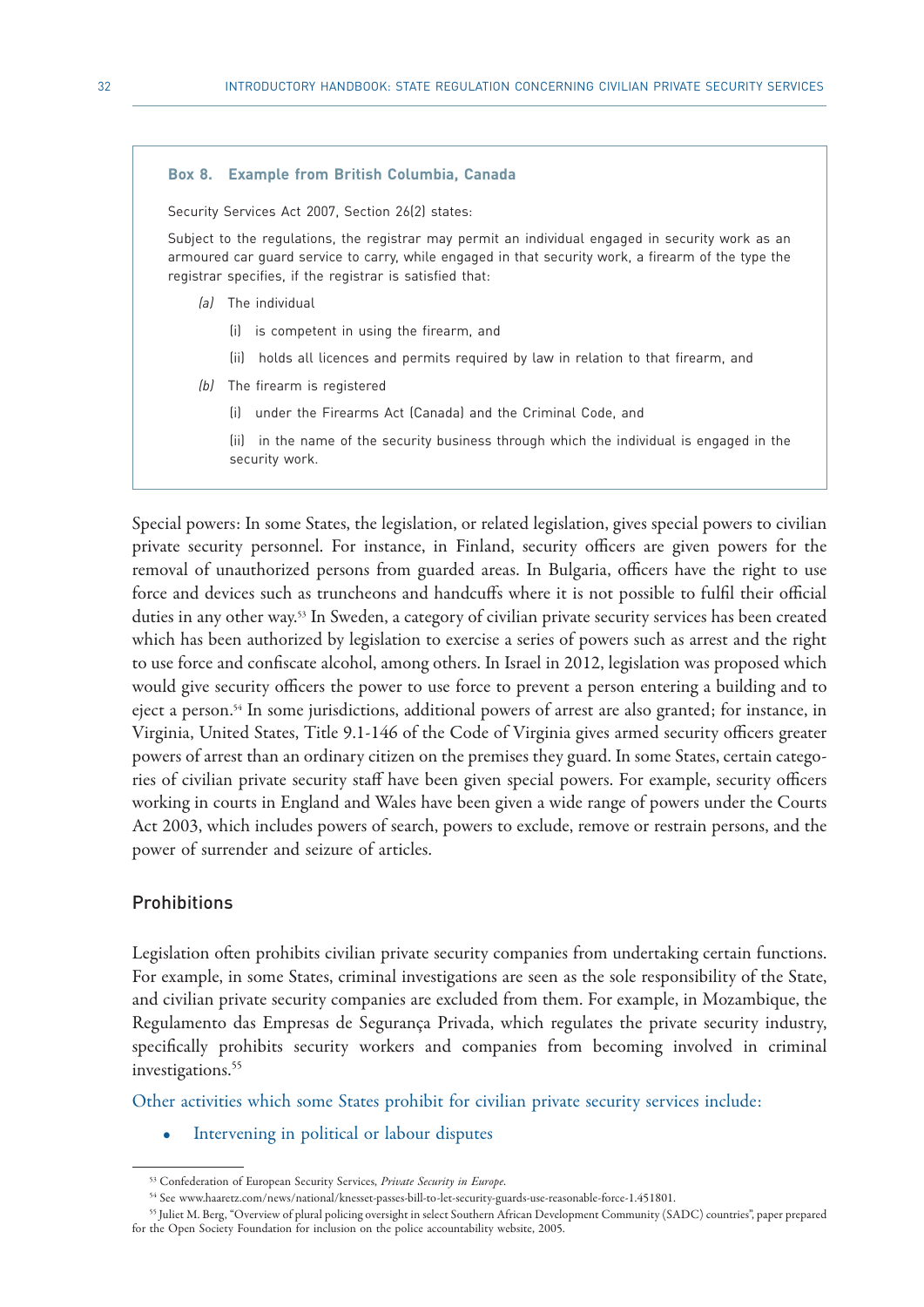**Box 8. Example from British Columbia, Canada**

Security Services Act 2007, Section 26(2) states:

Subject to the regulations, the registrar may permit an individual engaged in security work as an armoured car guard service to carry, while engaged in that security work, a firearm of the type the registrar specifies, if the registrar is satisfied that:

*(a)* The individual

(i) is competent in using the firearm, and

(ii) holds all licences and permits required by law in relation to that firearm, and

*(b)* The firearm is registered

(i) under the Firearms Act (Canada) and the Criminal Code, and

(ii) in the name of the security business through which the individual is engaged in the security work.

Special powers: In some States, the legislation, or related legislation, gives special powers to civilian private security personnel. For instance, in Finland, security officers are given powers for the removal of unauthorized persons from guarded areas. In Bulgaria, officers have the right to use force and devices such as truncheons and handcuffs where it is not possible to fulfil their official duties in any other way.[53] In Sweden, a category of civilian private security services has been created which has been authorized by legislation to exercise a series of powers such as arrest and the right to use force and confiscate alcohol, among others. In Israel in 2012, legislation was proposed which would give security officers the power to use force to prevent a person entering a building and to eject a person.[54] In some jurisdictions, additional powers of arrest are also granted; for instance, in Virginia, United States, Title 9.1-146 of the Code of Virginia gives armed security officers greater powers of arrest than an ordinary citizen on the premises they guard. In some States, certain categories of civilian private security staff have been given special powers. For example, security officers working in courts in England and Wales have been given a wide range of powers under the Courts Act 2003, which includes powers of search, powers to exclude, remove or restrain persons, and the power of surrender and seizure of articles.

## Prohibitions

Legislation often prohibits civilian private security companies from undertaking certain functions. For example, in some States, criminal investigations are seen as the sole responsibility of the State, and civilian private security companies are excluded from them. For example, in Mozambique, the Regulamento das Empresas de Segurança Privada, which regulates the private security industry, specifically prohibits security workers and companies from becoming involved in criminal investigations.[55]

Other activities which some States prohibit for civilian private security services include:

- Intervening in political or labour disputes

[53] Confederation of European Security Services, *Private Security in Europe*.

[54] See www.haaretz.com/news/national/knesset-passes-bill-to-let-security-guards-use-reasonable-force-1.451801.

[55] Juliet M. Berg, "Overview of plural policing oversight in select Southern African Development Community (SADC) countries", paper prepared for the Open Society Foundation for inclusion on the police accountability website, 2005.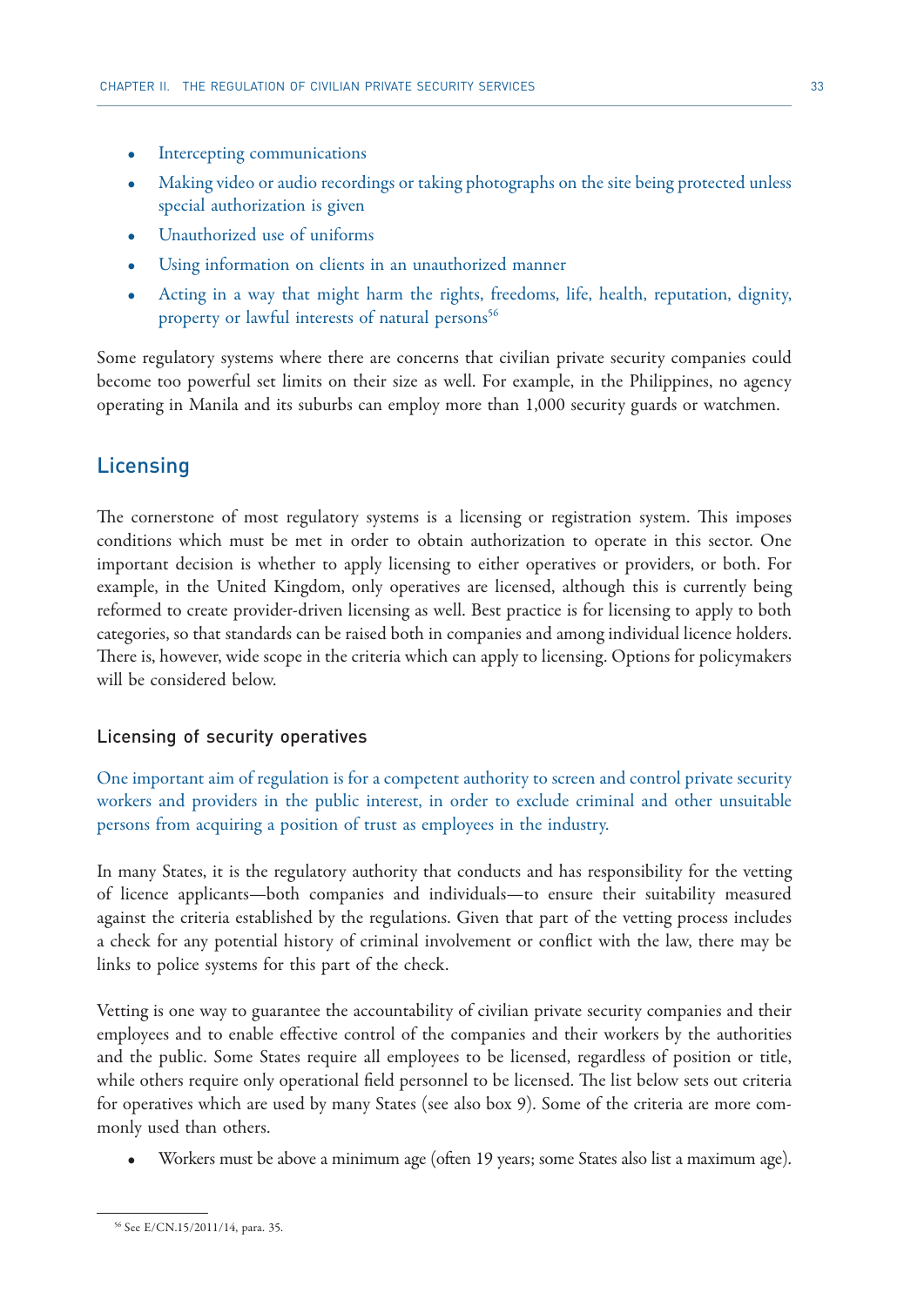- Intercepting communications
- Making video or audio recordings or taking photographs on the site being protected unless special authorization is given
- Unauthorized use of uniforms
- Using information on clients in an unauthorized manner
- Acting in a way that might harm the rights, freedoms, life, health, reputation, dignity, property or lawful interests of natural persons[56]

Some regulatory systems where there are concerns that civilian private security companies could become too powerful set limits on their size as well. For example, in the Philippines, no agency operating in Manila and its suburbs can employ more than 1,000 security guards or watchmen.

## Licensing

The cornerstone of most regulatory systems is a licensing or registration system. This imposes conditions which must be met in order to obtain authorization to operate in this sector. One important decision is whether to apply licensing to either operatives or providers, or both. For example, in the United Kingdom, only operatives are licensed, although this is currently being reformed to create provider-driven licensing as well. Best practice is for licensing to apply to both categories, so that standards can be raised both in companies and among individual licence holders. There is, however, wide scope in the criteria which can apply to licensing. Options for policymakers will be considered below.

### Licensing of security operatives

One important aim of regulation is for a competent authority to screen and control private security workers and providers in the public interest, in order to exclude criminal and other unsuitable persons from acquiring a position of trust as employees in the industry.

In many States, it is the regulatory authority that conducts and has responsibility for the vetting of licence applicants—both companies and individuals—to ensure their suitability measured against the criteria established by the regulations. Given that part of the vetting process includes a check for any potential history of criminal involvement or conflict with the law, there may be links to police systems for this part of the check.

Vetting is one way to guarantee the accountability of civilian private security companies and their employees and to enable effective control of the companies and their workers by the authorities and the public. Some States require all employees to be licensed, regardless of position or title, while others require only operational field personnel to be licensed. The list below sets out criteria for operatives which are used by many States (see also box 9). Some of the criteria are more commonly used than others.

- Workers must be above a minimum age (often 19 years; some States also list a maximum age).

[56] See E/CN.15/2011/14, para. 35.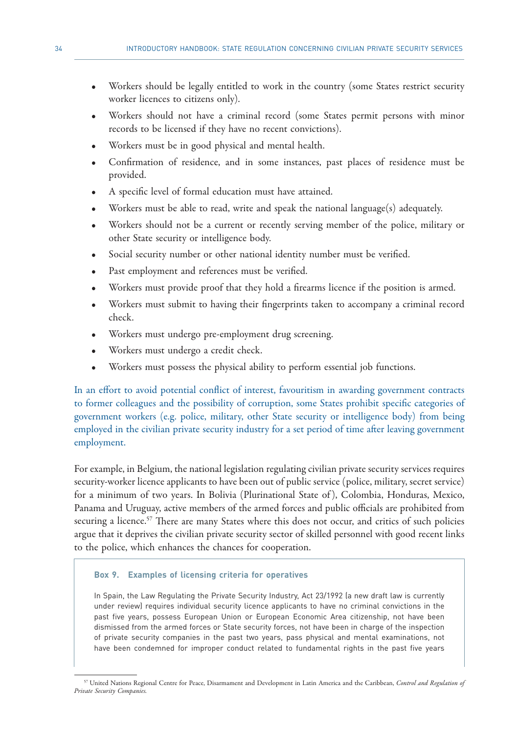- Workers should be legally entitled to work in the country (some States restrict security worker licences to citizens only).
- Workers should not have a criminal record (some States permit persons with minor records to be licensed if they have no recent convictions).
- Workers must be in good physical and mental health.
- Confirmation of residence, and in some instances, past places of residence must be provided.
- A specific level of formal education must have attained.
- Workers must be able to read, write and speak the national language(s) adequately.
- Workers should not be a current or recently serving member of the police, military or other State security or intelligence body.
- Social security number or other national identity number must be verified.
- Past employment and references must be verified.
- Workers must provide proof that they hold a firearms licence if the position is armed.
- Workers must submit to having their fingerprints taken to accompany a criminal record check.
- Workers must undergo pre-employment drug screening.
- Workers must undergo a credit check.
- Workers must possess the physical ability to perform essential job functions.

In an effort to avoid potential conflict of interest, favouritism in awarding government contracts to former colleagues and the possibility of corruption, some States prohibit specific categories of government workers (e.g. police, military, other State security or intelligence body) from being employed in the civilian private security industry for a set period of time after leaving government employment.

For example, in Belgium, the national legislation regulating civilian private security services requires security-worker licence applicants to have been out of public service (police, military, secret service) for a minimum of two years. In Bolivia (Plurinational State of), Colombia, Honduras, Mexico, Panama and Uruguay, active members of the armed forces and public officials are prohibited from securing a licence.[57] There are many States where this does not occur, and critics of such policies argue that it deprives the civilian private security sector of skilled personnel with good recent links to the police, which enhances the chances for cooperation.

**Box 9. Examples of licensing criteria for operatives**

In Spain, the Law Regulating the Private Security Industry, Act 23/1992 (a new draft law is currently under review) requires individual security licence applicants to have no criminal convictions in the past five years, possess European Union or European Economic Area citizenship, not have been dismissed from the armed forces or State security forces, not have been in charge of the inspection of private security companies in the past two years, pass physical and mental examinations, not have been condemned for improper conduct related to fundamental rights in the past five years

[57] United Nations Regional Centre for Peace, Disarmament and Development in Latin America and the Caribbean, *Control and Regulation of Private Security Companies*.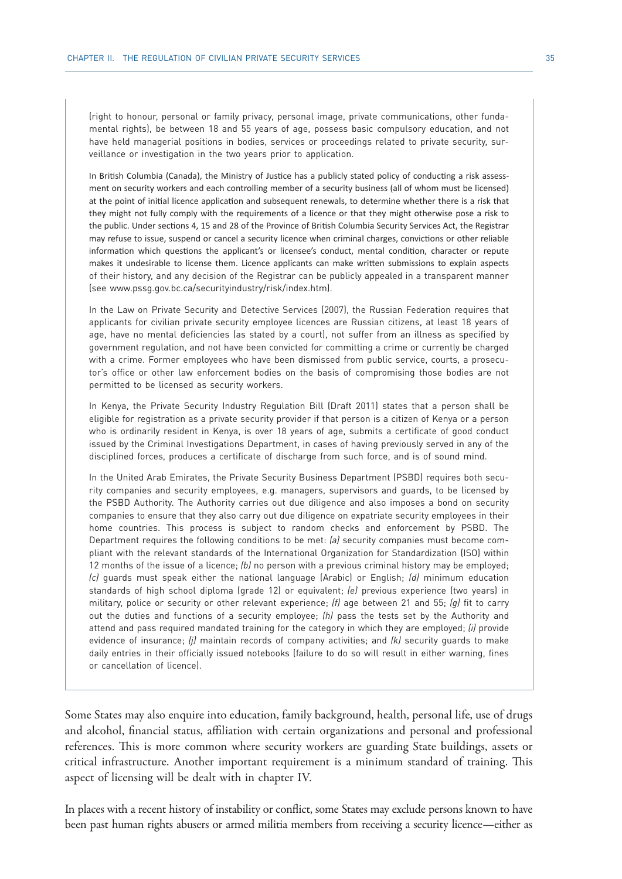(right to honour, personal or family privacy, personal image, private communications, other fundamental rights), be between 18 and 55 years of age, possess basic compulsory education, and not have held managerial positions in bodies, services or proceedings related to private security, surveillance or investigation in the two years prior to application.

In British Columbia (Canada), the Ministry of Justice has a publicly stated policy of conducting a risk assessment on security workers and each controlling member of a security business (all of whom must be licensed) at the point of initial licence application and subsequent renewals, to determine whether there is a risk that they might not fully comply with the requirements of a licence or that they might otherwise pose a risk to the public. Under sections 4, 15 and 28 of the Province of British Columbia Security Services Act, the Registrar may refuse to issue, suspend or cancel a security licence when criminal charges, convictions or other reliable information which questions the applicant's or licensee's conduct, mental condition, character or repute makes it undesirable to license them. Licence applicants can make written submissions to explain aspects of their history, and any decision of the Registrar can be publicly appealed in a transparent manner (see www.pssg.gov.bc.ca/securityindustry/risk/index.htm).

In the Law on Private Security and Detective Services (2007), the Russian Federation requires that applicants for civilian private security employee licences are Russian citizens, at least 18 years of age, have no mental deficiencies (as stated by a court), not suffer from an illness as specified by government regulation, and not have been convicted for committing a crime or currently be charged with a crime. Former employees who have been dismissed from public service, courts, a prosecutor's office or other law enforcement bodies on the basis of compromising those bodies are not permitted to be licensed as security workers.

In Kenya, the Private Security Industry Regulation Bill (Draft 2011) states that a person shall be eligible for registration as a private security provider if that person is a citizen of Kenya or a person who is ordinarily resident in Kenya, is over 18 years of age, submits a certificate of good conduct issued by the Criminal Investigations Department, in cases of having previously served in any of the disciplined forces, produces a certificate of discharge from such force, and is of sound mind.

In the United Arab Emirates, the Private Security Business Department (PSBD) requires both security companies and security employees, e.g. managers, supervisors and guards, to be licensed by the PSBD Authority. The Authority carries out due diligence and also imposes a bond on security companies to ensure that they also carry out due diligence on expatriate security employees in their home countries. This process is subject to random checks and enforcement by PSBD. The Department requires the following conditions to be met: *(a)* security companies must become compliant with the relevant standards of the International Organization for Standardization (ISO) within 12 months of the issue of a licence; *(b)* no person with a previous criminal history may be employed; *(c)* guards must speak either the national language (Arabic) or English; *(d)* minimum education standards of high school diploma (grade 12) or equivalent; *(e)* previous experience (two years) in military, police or security or other relevant experience; *(f)* age between 21 and 55; *(g)* fit to carry out the duties and functions of a security employee; *(h)* pass the tests set by the Authority and attend and pass required mandated training for the category in which they are employed; *(i)* provide evidence of insurance; *(j)* maintain records of company activities; and *(k)* security guards to make daily entries in their officially issued notebooks (failure to do so will result in either warning, fines or cancellation of licence).

Some States may also enquire into education, family background, health, personal life, use of drugs and alcohol, financial status, affiliation with certain organizations and personal and professional references. This is more common where security workers are guarding State buildings, assets or critical infrastructure. Another important requirement is a minimum standard of training. This aspect of licensing will be dealt with in chapter IV.

In places with a recent history of instability or conflict, some States may exclude persons known to have been past human rights abusers or armed militia members from receiving a security licence—either as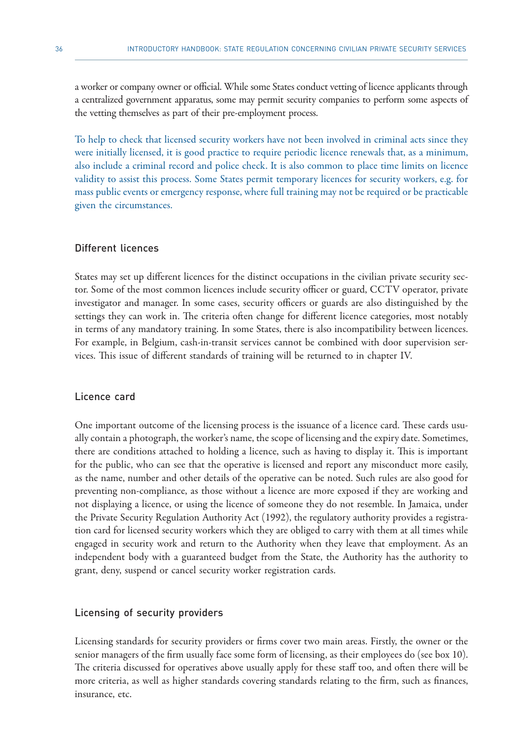a worker or company owner or official. While some States conduct vetting of licence applicants through a centralized government apparatus, some may permit security companies to perform some aspects of the vetting themselves as part of their pre-employment process.

To help to check that licensed security workers have not been involved in criminal acts since they were initially licensed, it is good practice to require periodic licence renewals that, as a minimum, also include a criminal record and police check. It is also common to place time limits on licence validity to assist this process. Some States permit temporary licences for security workers, e.g. for mass public events or emergency response, where full training may not be required or be practicable given the circumstances.

### Different licences

States may set up different licences for the distinct occupations in the civilian private security sector. Some of the most common licences include security officer or guard, CCTV operator, private investigator and manager. In some cases, security officers or guards are also distinguished by the settings they can work in. The criteria often change for different licence categories, most notably in terms of any mandatory training. In some States, there is also incompatibility between licences. For example, in Belgium, cash-in-transit services cannot be combined with door supervision services. This issue of different standards of training will be returned to in chapter IV.

### Licence card

One important outcome of the licensing process is the issuance of a licence card. These cards usually contain a photograph, the worker's name, the scope of licensing and the expiry date. Sometimes, there are conditions attached to holding a licence, such as having to display it. This is important for the public, who can see that the operative is licensed and report any misconduct more easily, as the name, number and other details of the operative can be noted. Such rules are also good for preventing non-compliance, as those without a licence are more exposed if they are working and not displaying a licence, or using the licence of someone they do not resemble. In Jamaica, under the Private Security Regulation Authority Act (1992), the regulatory authority provides a registration card for licensed security workers which they are obliged to carry with them at all times while engaged in security work and return to the Authority when they leave that employment. As an independent body with a guaranteed budget from the State, the Authority has the authority to grant, deny, suspend or cancel security worker registration cards.

### Licensing of security providers

Licensing standards for security providers or firms cover two main areas. Firstly, the owner or the senior managers of the firm usually face some form of licensing, as their employees do (see box 10). The criteria discussed for operatives above usually apply for these staff too, and often there will be more criteria, as well as higher standards covering standards relating to the firm, such as finances, insurance, etc.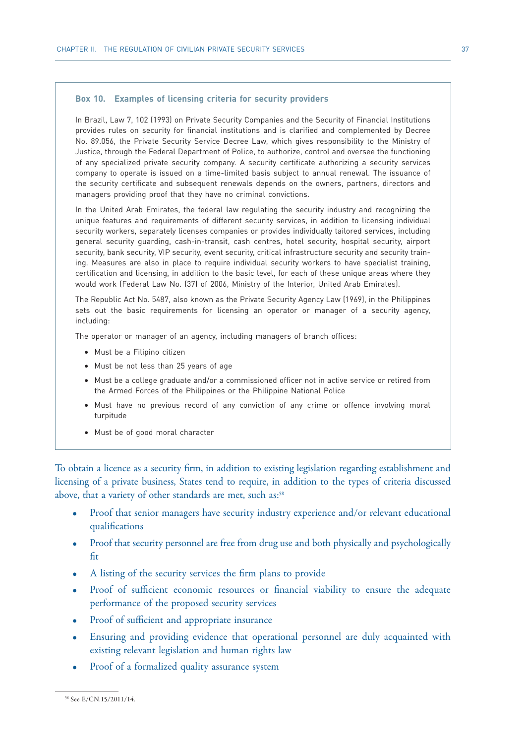**Box 10. Examples of licensing criteria for security providers**

In Brazil, Law 7, 102 (1993) on Private Security Companies and the Security of Financial Institutions provides rules on security for financial institutions and is clarified and complemented by Decree No. 89.056, the Private Security Service Decree Law, which gives responsibility to the Ministry of Justice, through the Federal Department of Police, to authorize, control and oversee the functioning of any specialized private security company. A security certificate authorizing a security services company to operate is issued on a time-limited basis subject to annual renewal. The issuance of the security certificate and subsequent renewals depends on the owners, partners, directors and managers providing proof that they have no criminal convictions.

In the United Arab Emirates, the federal law regulating the security industry and recognizing the unique features and requirements of different security services, in addition to licensing individual security workers, separately licenses companies or provides individually tailored services, including general security guarding, cash-in-transit, cash centres, hotel security, hospital security, airport security, bank security, VIP security, event security, critical infrastructure security and security training. Measures are also in place to require individual security workers to have specialist training, certification and licensing, in addition to the basic level, for each of these unique areas where they would work (Federal Law No. (37) of 2006, Ministry of the Interior, United Arab Emirates).

The Republic Act No. 5487, also known as the Private Security Agency Law (1969), in the Philippines sets out the basic requirements for licensing an operator or manager of a security agency, including:

The operator or manager of an agency, including managers of branch offices:

- Must be a Filipino citizen
- Must be not less than 25 years of age
- Must be a college graduate and/or a commissioned officer not in active service or retired from the Armed Forces of the Philippines or the Philippine National Police
- Must have no previous record of any conviction of any crime or offence involving moral turpitude
- Must be of good moral character

To obtain a licence as a security firm, in addition to existing legislation regarding establishment and licensing of a private business, States tend to require, in addition to the types of criteria discussed above, that a variety of other standards are met, such as:[58]

- Proof that senior managers have security industry experience and/or relevant educational qualifications
- Proof that security personnel are free from drug use and both physically and psychologically fit
- A listing of the security services the firm plans to provide
- Proof of sufficient economic resources or financial viability to ensure the adequate performance of the proposed security services
- Proof of sufficient and appropriate insurance
- Ensuring and providing evidence that operational personnel are duly acquainted with existing relevant legislation and human rights law
- Proof of a formalized quality assurance system

[58] See E/CN.15/2011/14.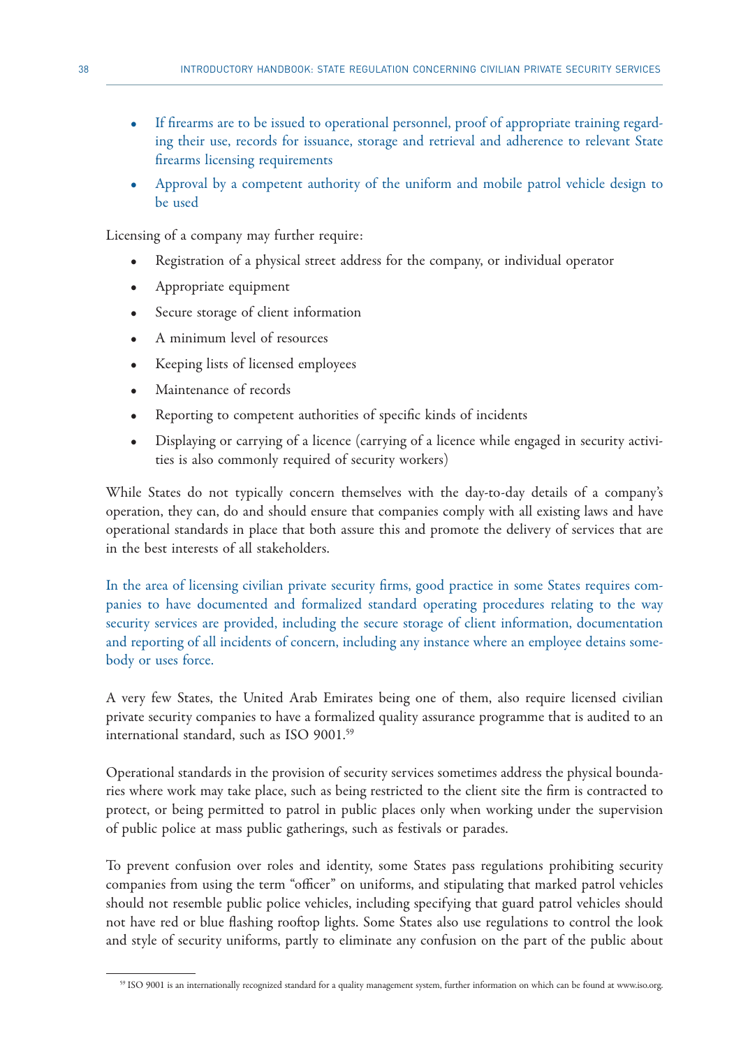- If firearms are to be issued to operational personnel, proof of appropriate training regarding their use, records for issuance, storage and retrieval and adherence to relevant State firearms licensing requirements
- Approval by a competent authority of the uniform and mobile patrol vehicle design to be used

Licensing of a company may further require:

- Registration of a physical street address for the company, or individual operator
- Appropriate equipment
- Secure storage of client information
- A minimum level of resources
- Keeping lists of licensed employees
- Maintenance of records
- Reporting to competent authorities of specific kinds of incidents
- Displaying or carrying of a licence (carrying of a licence while engaged in security activities is also commonly required of security workers)

While States do not typically concern themselves with the day-to-day details of a company's operation, they can, do and should ensure that companies comply with all existing laws and have operational standards in place that both assure this and promote the delivery of services that are in the best interests of all stakeholders.

In the area of licensing civilian private security firms, good practice in some States requires companies to have documented and formalized standard operating procedures relating to the way security services are provided, including the secure storage of client information, documentation and reporting of all incidents of concern, including any instance where an employee detains somebody or uses force.

A very few States, the United Arab Emirates being one of them, also require licensed civilian private security companies to have a formalized quality assurance programme that is audited to an international standard, such as ISO 9001.[59]

Operational standards in the provision of security services sometimes address the physical boundaries where work may take place, such as being restricted to the client site the firm is contracted to protect, or being permitted to patrol in public places only when working under the supervision of public police at mass public gatherings, such as festivals or parades.

To prevent confusion over roles and identity, some States pass regulations prohibiting security companies from using the term "officer" on uniforms, and stipulating that marked patrol vehicles should not resemble public police vehicles, including specifying that guard patrol vehicles should not have red or blue flashing rooftop lights. Some States also use regulations to control the look and style of security uniforms, partly to eliminate any confusion on the part of the public about

[59] ISO 9001 is an internationally recognized standard for a quality management system, further information on which can be found at www.iso.org.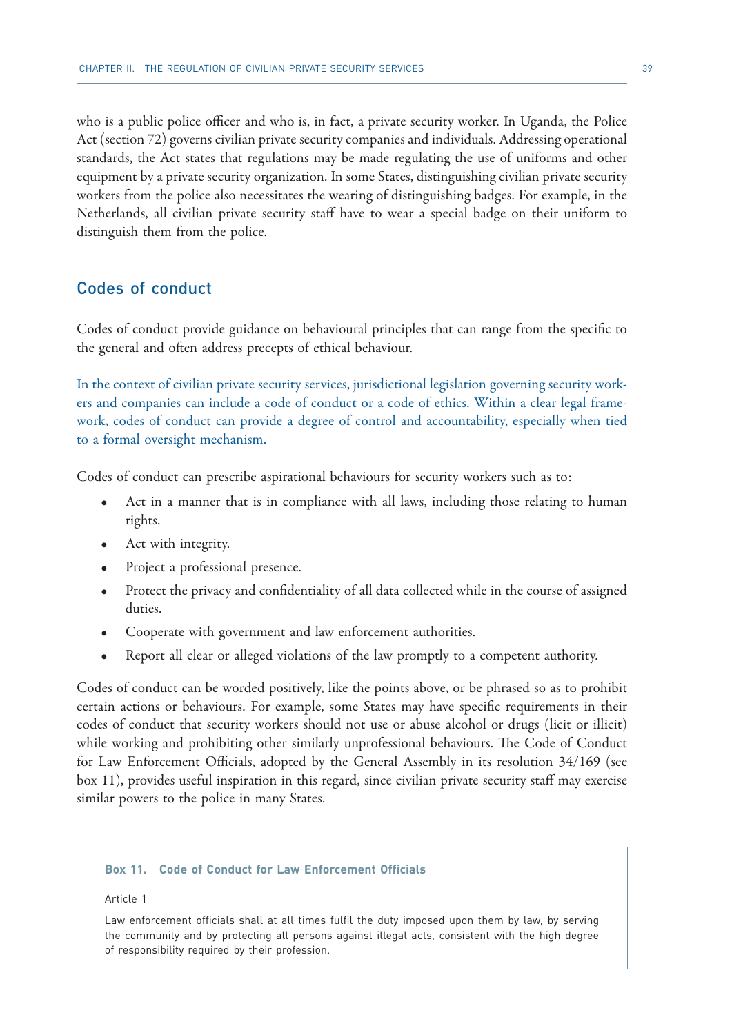who is a public police officer and who is, in fact, a private security worker. In Uganda, the Police Act (section 72) governs civilian private security companies and individuals. Addressing operational standards, the Act states that regulations may be made regulating the use of uniforms and other equipment by a private security organization. In some States, distinguishing civilian private security workers from the police also necessitates the wearing of distinguishing badges. For example, in the Netherlands, all civilian private security staff have to wear a special badge on their uniform to distinguish them from the police.

## Codes of conduct

Codes of conduct provide guidance on behavioural principles that can range from the specific to the general and often address precepts of ethical behaviour.

In the context of civilian private security services, jurisdictional legislation governing security workers and companies can include a code of conduct or a code of ethics. Within a clear legal framework, codes of conduct can provide a degree of control and accountability, especially when tied to a formal oversight mechanism.

Codes of conduct can prescribe aspirational behaviours for security workers such as to:

- Act in a manner that is in compliance with all laws, including those relating to human rights.
- Act with integrity.
- Project a professional presence.
- Protect the privacy and confidentiality of all data collected while in the course of assigned duties.
- Cooperate with government and law enforcement authorities.
- Report all clear or alleged violations of the law promptly to a competent authority.

Codes of conduct can be worded positively, like the points above, or be phrased so as to prohibit certain actions or behaviours. For example, some States may have specific requirements in their codes of conduct that security workers should not use or abuse alcohol or drugs (licit or illicit) while working and prohibiting other similarly unprofessional behaviours. The Code of Conduct for Law Enforcement Officials, adopted by the General Assembly in its resolution 34/169 (see box 11), provides useful inspiration in this regard, since civilian private security staff may exercise similar powers to the police in many States.

**Box 11. Code of Conduct for Law Enforcement Officials**

Article 1

Law enforcement officials shall at all times fulfil the duty imposed upon them by law, by serving the community and by protecting all persons against illegal acts, consistent with the high degree of responsibility required by their profession.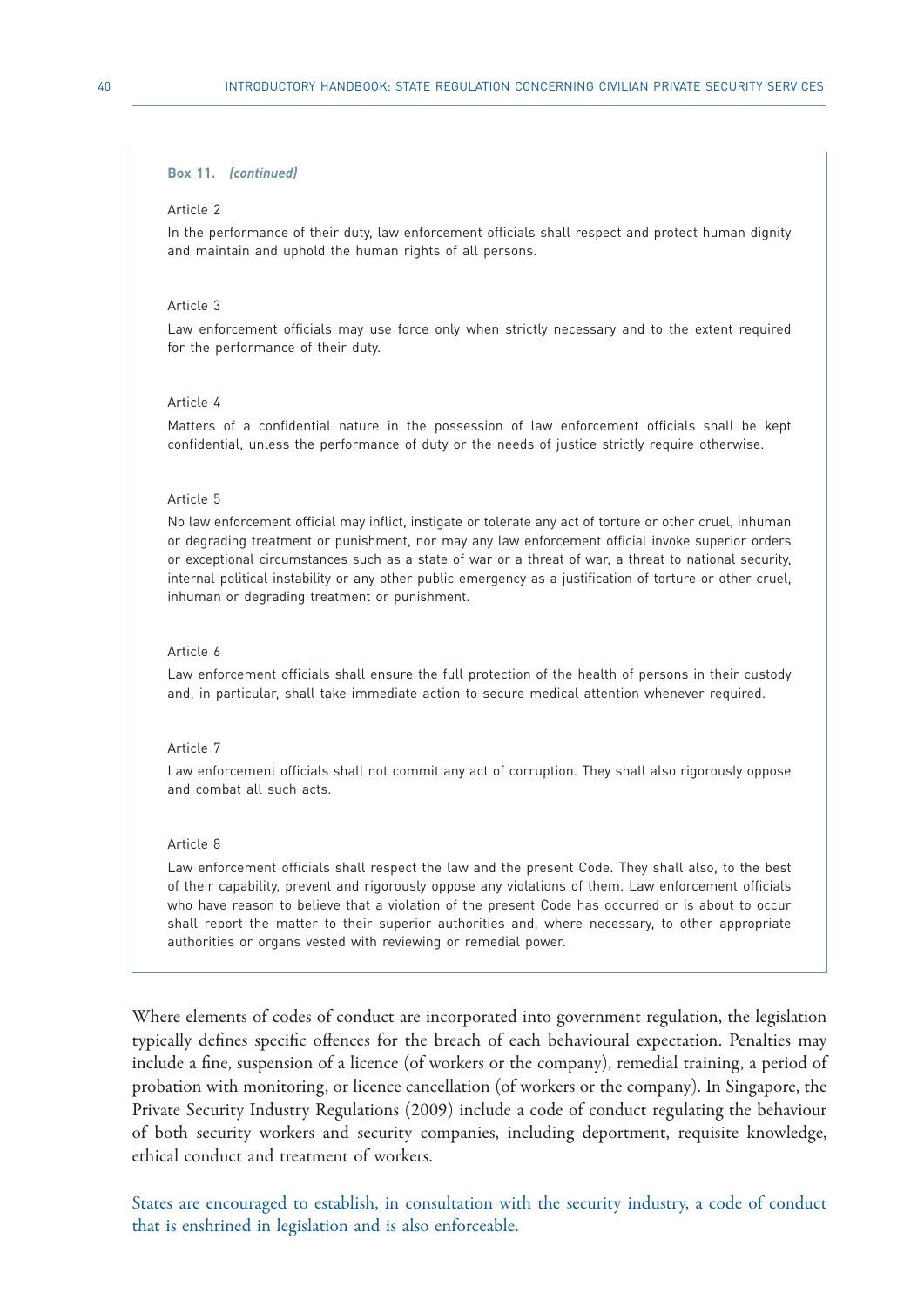**Box 11.** ***(continued)***

Article 2

In the performance of their duty, law enforcement officials shall respect and protect human dignity and maintain and uphold the human rights of all persons.

Article 3

Law enforcement officials may use force only when strictly necessary and to the extent required for the performance of their duty.

Article 4

Matters of a confidential nature in the possession of law enforcement officials shall be kept confidential, unless the performance of duty or the needs of justice strictly require otherwise.

Article 5

No law enforcement official may inflict, instigate or tolerate any act of torture or other cruel, inhuman or degrading treatment or punishment, nor may any law enforcement official invoke superior orders or exceptional circumstances such as a state of war or a threat of war, a threat to national security, internal political instability or any other public emergency as a justification of torture or other cruel, inhuman or degrading treatment or punishment.

Article 6

Law enforcement officials shall ensure the full protection of the health of persons in their custody and, in particular, shall take immediate action to secure medical attention whenever required.

Article 7

Law enforcement officials shall not commit any act of corruption. They shall also rigorously oppose and combat all such acts.

Article 8

Law enforcement officials shall respect the law and the present Code. They shall also, to the best of their capability, prevent and rigorously oppose any violations of them. Law enforcement officials who have reason to believe that a violation of the present Code has occurred or is about to occur shall report the matter to their superior authorities and, where necessary, to other appropriate authorities or organs vested with reviewing or remedial power.

Where elements of codes of conduct are incorporated into government regulation, the legislation typically defines specific offences for the breach of each behavioural expectation. Penalties may include a fine, suspension of a licence (of workers or the company), remedial training, a period of probation with monitoring, or licence cancellation (of workers or the company). In Singapore, the Private Security Industry Regulations (2009) include a code of conduct regulating the behaviour of both security workers and security companies, including deportment, requisite knowledge, ethical conduct and treatment of workers.

States are encouraged to establish, in consultation with the security industry, a code of conduct that is enshrined in legislation and is also enforceable.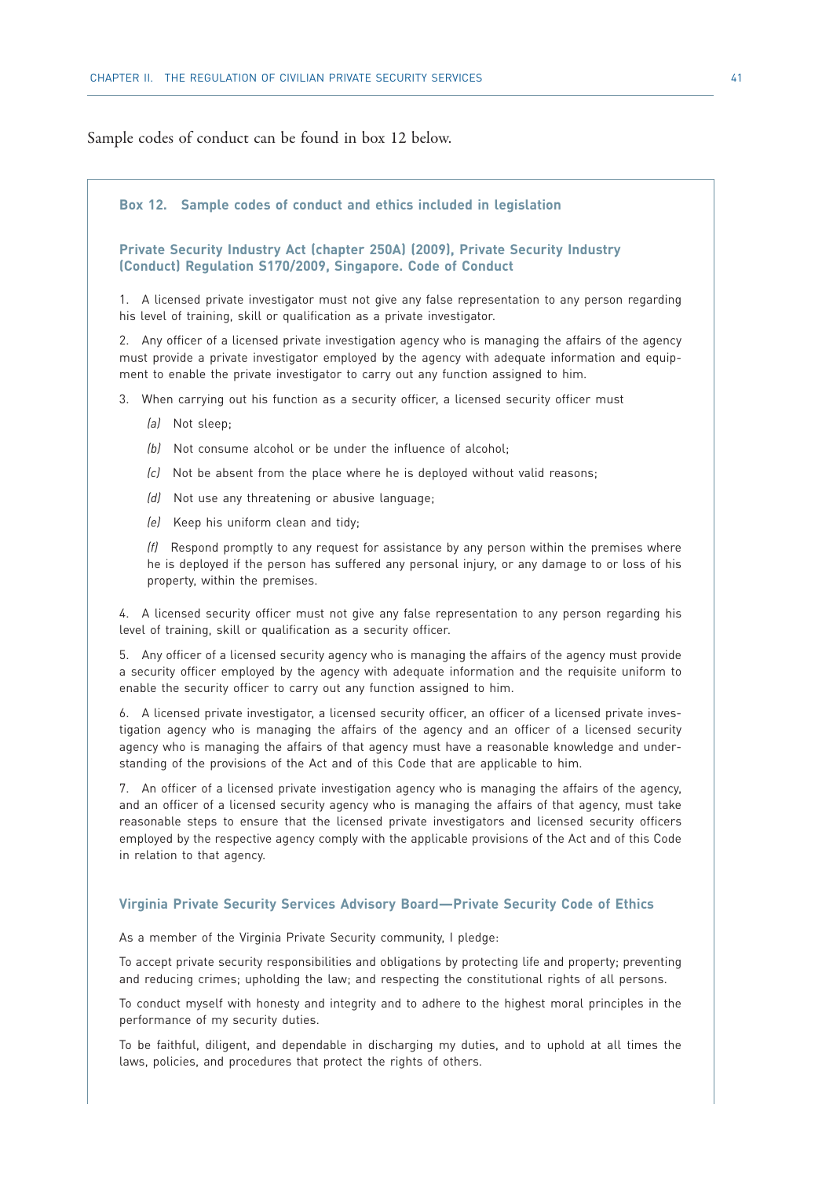Sample codes of conduct can be found in box 12 below.

### Box 12. Sample codes of conduct and ethics included in legislation

#### Private Security Industry Act (chapter 250A) (2009), Private Security Industry (Conduct) Regulation S170/2009, Singapore. Code of Conduct

1. A licensed private investigator must not give any false representation to any person regarding his level of training, skill or qualification as a private investigator.

2. Any officer of a licensed private investigation agency who is managing the affairs of the agency must provide a private investigator employed by the agency with adequate information and equipment to enable the private investigator to carry out any function assigned to him.

3. When carrying out his function as a security officer, a licensed security officer must

   *(a)* Not sleep;

   *(b)* Not consume alcohol or be under the influence of alcohol;

   *(c)* Not be absent from the place where he is deployed without valid reasons;

   *(d)* Not use any threatening or abusive language;

   *(e)* Keep his uniform clean and tidy;

   *(f)* Respond promptly to any request for assistance by any person within the premises where he is deployed if the person has suffered any personal injury, or any damage to or loss of his property, within the premises.

4. A licensed security officer must not give any false representation to any person regarding his level of training, skill or qualification as a security officer.

5. Any officer of a licensed security agency who is managing the affairs of the agency must provide a security officer employed by the agency with adequate information and the requisite uniform to enable the security officer to carry out any function assigned to him.

6. A licensed private investigator, a licensed security officer, an officer of a licensed private investigation agency who is managing the affairs of the agency and an officer of a licensed security agency who is managing the affairs of that agency must have a reasonable knowledge and understanding of the provisions of the Act and of this Code that are applicable to him.

7. An officer of a licensed private investigation agency who is managing the affairs of the agency, and an officer of a licensed security agency who is managing the affairs of that agency, must take reasonable steps to ensure that the licensed private investigators and licensed security officers employed by the respective agency comply with the applicable provisions of the Act and of this Code in relation to that agency.

#### Virginia Private Security Services Advisory Board—Private Security Code of Ethics

As a member of the Virginia Private Security community, I pledge:

To accept private security responsibilities and obligations by protecting life and property; preventing and reducing crimes; upholding the law; and respecting the constitutional rights of all persons.

To conduct myself with honesty and integrity and to adhere to the highest moral principles in the performance of my security duties.

To be faithful, diligent, and dependable in discharging my duties, and to uphold at all times the laws, policies, and procedures that protect the rights of others.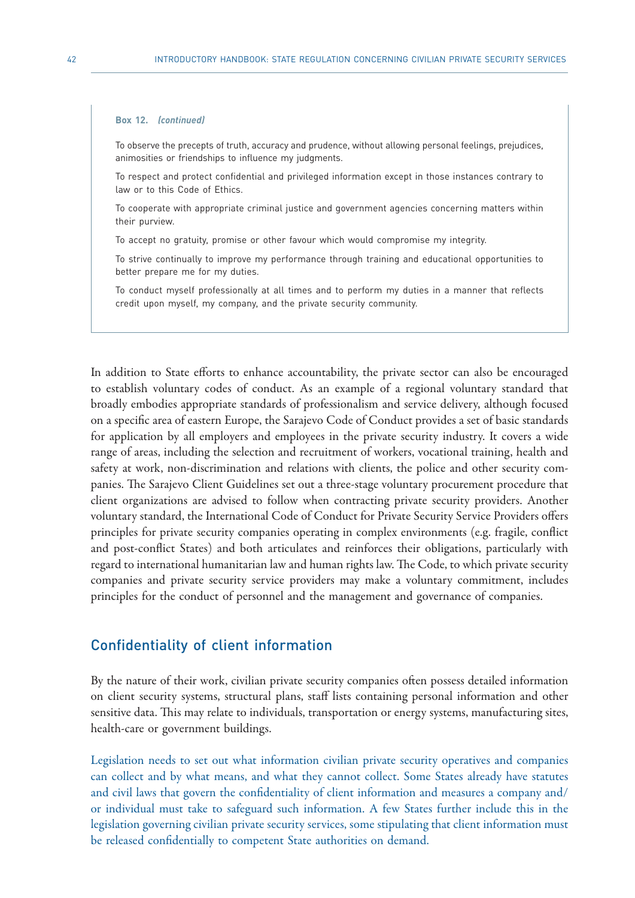**Box 12.** ***(continued)***

To observe the precepts of truth, accuracy and prudence, without allowing personal feelings, prejudices, animosities or friendships to influence my judgments.

To respect and protect confidential and privileged information except in those instances contrary to law or to this Code of Ethics.

To cooperate with appropriate criminal justice and government agencies concerning matters within their purview.

To accept no gratuity, promise or other favour which would compromise my integrity.

To strive continually to improve my performance through training and educational opportunities to better prepare me for my duties.

To conduct myself professionally at all times and to perform my duties in a manner that reflects credit upon myself, my company, and the private security community.

In addition to State efforts to enhance accountability, the private sector can also be encouraged to establish voluntary codes of conduct. As an example of a regional voluntary standard that broadly embodies appropriate standards of professionalism and service delivery, although focused on a specific area of eastern Europe, the Sarajevo Code of Conduct provides a set of basic standards for application by all employers and employees in the private security industry. It covers a wide range of areas, including the selection and recruitment of workers, vocational training, health and safety at work, non-discrimination and relations with clients, the police and other security companies. The Sarajevo Client Guidelines set out a three-stage voluntary procurement procedure that client organizations are advised to follow when contracting private security providers. Another voluntary standard, the International Code of Conduct for Private Security Service Providers offers principles for private security companies operating in complex environments (e.g. fragile, conflict and post-conflict States) and both articulates and reinforces their obligations, particularly with regard to international humanitarian law and human rights law. The Code, to which private security companies and private security service providers may make a voluntary commitment, includes principles for the conduct of personnel and the management and governance of companies.

## Confidentiality of client information

By the nature of their work, civilian private security companies often possess detailed information on client security systems, structural plans, staff lists containing personal information and other sensitive data. This may relate to individuals, transportation or energy systems, manufacturing sites, health-care or government buildings.

Legislation needs to set out what information civilian private security operatives and companies can collect and by what means, and what they cannot collect. Some States already have statutes and civil laws that govern the confidentiality of client information and measures a company and/or individual must take to safeguard such information. A few States further include this in the legislation governing civilian private security services, some stipulating that client information must be released confidentially to competent State authorities on demand.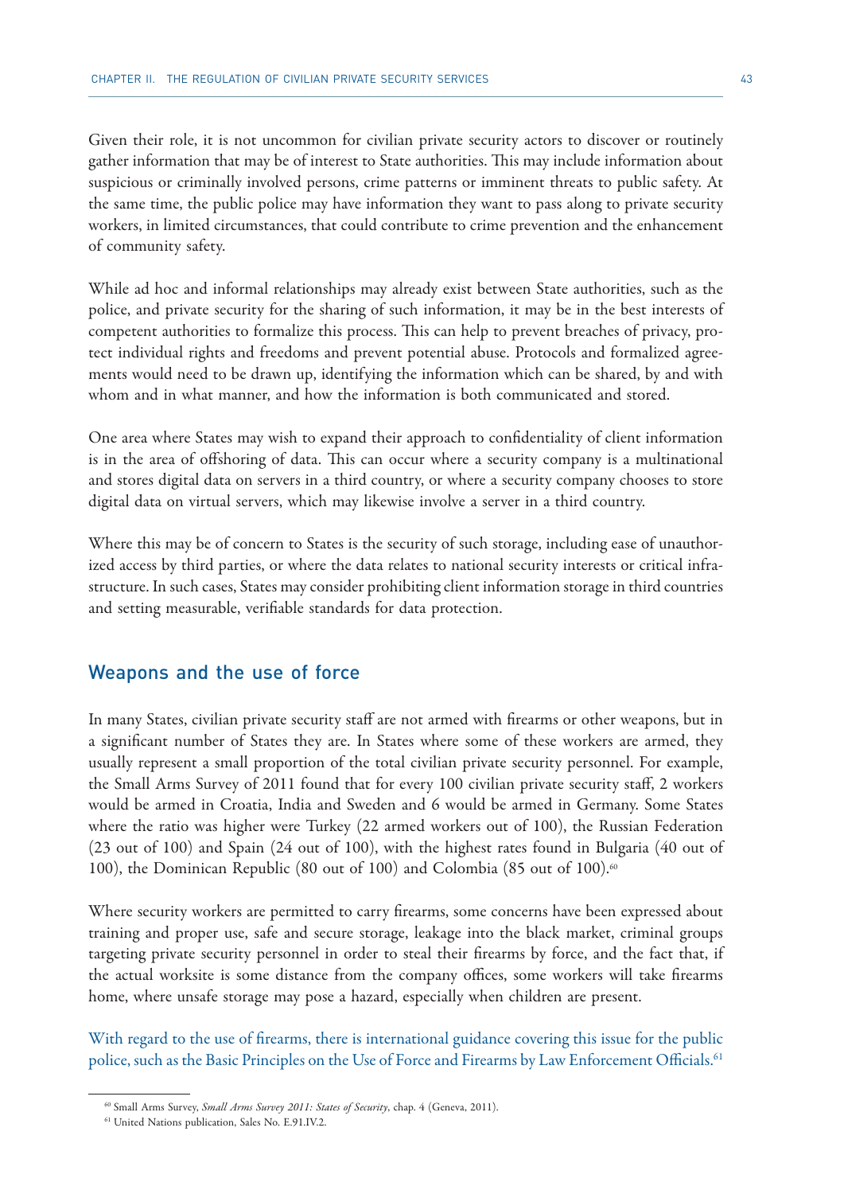Given their role, it is not uncommon for civilian private security actors to discover or routinely gather information that may be of interest to State authorities. This may include information about suspicious or criminally involved persons, crime patterns or imminent threats to public safety. At the same time, the public police may have information they want to pass along to private security workers, in limited circumstances, that could contribute to crime prevention and the enhancement of community safety.

While ad hoc and informal relationships may already exist between State authorities, such as the police, and private security for the sharing of such information, it may be in the best interests of competent authorities to formalize this process. This can help to prevent breaches of privacy, protect individual rights and freedoms and prevent potential abuse. Protocols and formalized agreements would need to be drawn up, identifying the information which can be shared, by and with whom and in what manner, and how the information is both communicated and stored.

One area where States may wish to expand their approach to confidentiality of client information is in the area of offshoring of data. This can occur where a security company is a multinational and stores digital data on servers in a third country, or where a security company chooses to store digital data on virtual servers, which may likewise involve a server in a third country.

Where this may be of concern to States is the security of such storage, including ease of unauthorized access by third parties, or where the data relates to national security interests or critical infrastructure. In such cases, States may consider prohibiting client information storage in third countries and setting measurable, verifiable standards for data protection.

## Weapons and the use of force

In many States, civilian private security staff are not armed with firearms or other weapons, but in a significant number of States they are. In States where some of these workers are armed, they usually represent a small proportion of the total civilian private security personnel. For example, the Small Arms Survey of 2011 found that for every 100 civilian private security staff, 2 workers would be armed in Croatia, India and Sweden and 6 would be armed in Germany. Some States where the ratio was higher were Turkey (22 armed workers out of 100), the Russian Federation (23 out of 100) and Spain (24 out of 100), with the highest rates found in Bulgaria (40 out of 100), the Dominican Republic (80 out of 100) and Colombia (85 out of 100).[60]

Where security workers are permitted to carry firearms, some concerns have been expressed about training and proper use, safe and secure storage, leakage into the black market, criminal groups targeting private security personnel in order to steal their firearms by force, and the fact that, if the actual worksite is some distance from the company offices, some workers will take firearms home, where unsafe storage may pose a hazard, especially when children are present.

With regard to the use of firearms, there is international guidance covering this issue for the public police, such as the Basic Principles on the Use of Force and Firearms by Law Enforcement Officials.[61]

---

[60] Small Arms Survey, *Small Arms Survey 2011: States of Security*, chap. 4 (Geneva, 2011).

[61] United Nations publication, Sales No. E.91.IV.2.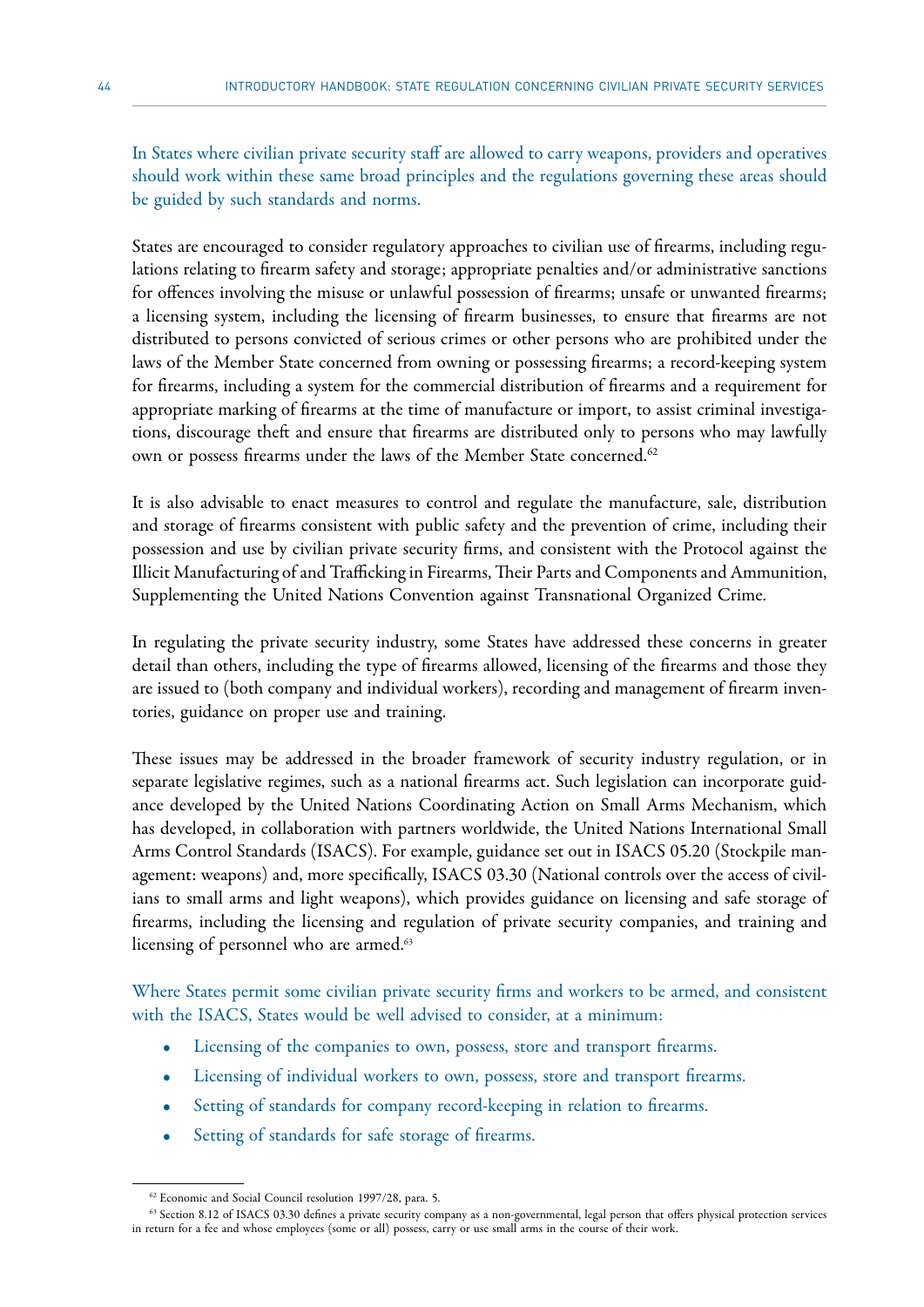In States where civilian private security staff are allowed to carry weapons, providers and operatives should work within these same broad principles and the regulations governing these areas should be guided by such standards and norms.

States are encouraged to consider regulatory approaches to civilian use of firearms, including regulations relating to firearm safety and storage; appropriate penalties and/or administrative sanctions for offences involving the misuse or unlawful possession of firearms; unsafe or unwanted firearms; a licensing system, including the licensing of firearm businesses, to ensure that firearms are not distributed to persons convicted of serious crimes or other persons who are prohibited under the laws of the Member State concerned from owning or possessing firearms; a record-keeping system for firearms, including a system for the commercial distribution of firearms and a requirement for appropriate marking of firearms at the time of manufacture or import, to assist criminal investigations, discourage theft and ensure that firearms are distributed only to persons who may lawfully own or possess firearms under the laws of the Member State concerned.[62]

It is also advisable to enact measures to control and regulate the manufacture, sale, distribution and storage of firearms consistent with public safety and the prevention of crime, including their possession and use by civilian private security firms, and consistent with the Protocol against the Illicit Manufacturing of and Trafficking in Firearms, Their Parts and Components and Ammunition, Supplementing the United Nations Convention against Transnational Organized Crime.

In regulating the private security industry, some States have addressed these concerns in greater detail than others, including the type of firearms allowed, licensing of the firearms and those they are issued to (both company and individual workers), recording and management of firearm inventories, guidance on proper use and training.

These issues may be addressed in the broader framework of security industry regulation, or in separate legislative regimes, such as a national firearms act. Such legislation can incorporate guidance developed by the United Nations Coordinating Action on Small Arms Mechanism, which has developed, in collaboration with partners worldwide, the United Nations International Small Arms Control Standards (ISACS). For example, guidance set out in ISACS 05.20 (Stockpile management: weapons) and, more specifically, ISACS 03.30 (National controls over the access of civilians to small arms and light weapons), which provides guidance on licensing and safe storage of firearms, including the licensing and regulation of private security companies, and training and licensing of personnel who are armed.[63]

Where States permit some civilian private security firms and workers to be armed, and consistent with the ISACS, States would be well advised to consider, at a minimum:

- Licensing of the companies to own, possess, store and transport firearms.
- Licensing of individual workers to own, possess, store and transport firearms.
- Setting of standards for company record-keeping in relation to firearms.
- Setting of standards for safe storage of firearms.

[62] Economic and Social Council resolution 1997/28, para. 5.

[63] Section 8.12 of ISACS 03.30 defines a private security company as a non-governmental, legal person that offers physical protection services in return for a fee and whose employees (some or all) possess, carry or use small arms in the course of their work.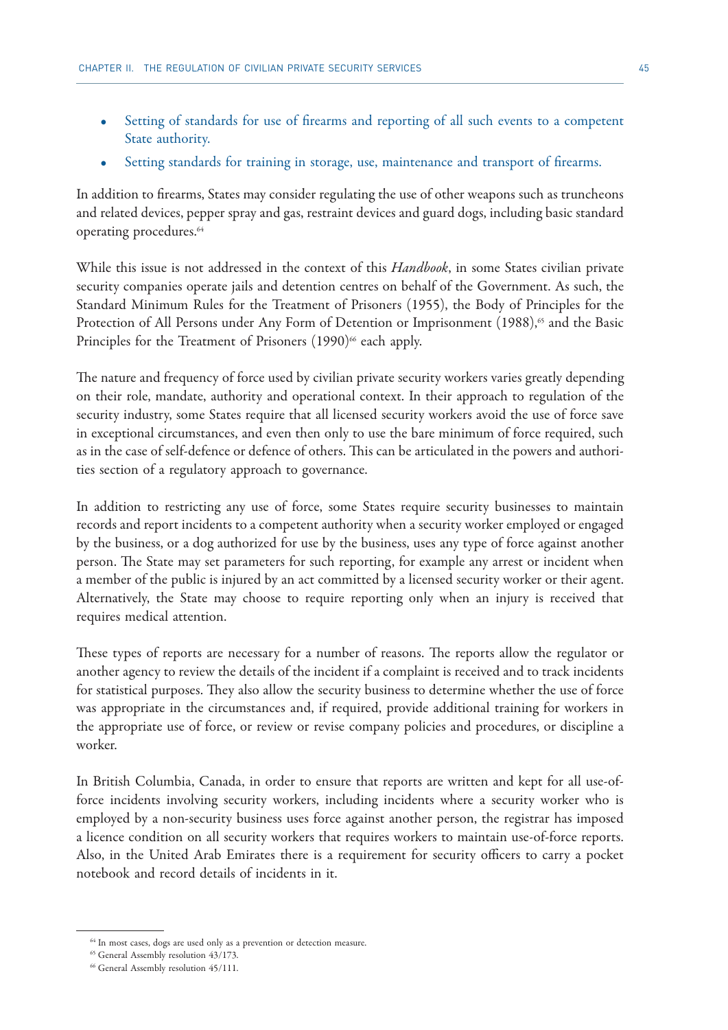- Setting of standards for use of firearms and reporting of all such events to a competent State authority.
- Setting standards for training in storage, use, maintenance and transport of firearms.

In addition to firearms, States may consider regulating the use of other weapons such as truncheons and related devices, pepper spray and gas, restraint devices and guard dogs, including basic standard operating procedures.[64]

While this issue is not addressed in the context of this *Handbook*, in some States civilian private security companies operate jails and detention centres on behalf of the Government. As such, the Standard Minimum Rules for the Treatment of Prisoners (1955), the Body of Principles for the Protection of All Persons under Any Form of Detention or Imprisonment (1988),[65] and the Basic Principles for the Treatment of Prisoners (1990)[66] each apply.

The nature and frequency of force used by civilian private security workers varies greatly depending on their role, mandate, authority and operational context. In their approach to regulation of the security industry, some States require that all licensed security workers avoid the use of force save in exceptional circumstances, and even then only to use the bare minimum of force required, such as in the case of self-defence or defence of others. This can be articulated in the powers and authorities section of a regulatory approach to governance.

In addition to restricting any use of force, some States require security businesses to maintain records and report incidents to a competent authority when a security worker employed or engaged by the business, or a dog authorized for use by the business, uses any type of force against another person. The State may set parameters for such reporting, for example any arrest or incident when a member of the public is injured by an act committed by a licensed security worker or their agent. Alternatively, the State may choose to require reporting only when an injury is received that requires medical attention.

These types of reports are necessary for a number of reasons. The reports allow the regulator or another agency to review the details of the incident if a complaint is received and to track incidents for statistical purposes. They also allow the security business to determine whether the use of force was appropriate in the circumstances and, if required, provide additional training for workers in the appropriate use of force, or review or revise company policies and procedures, or discipline a worker.

In British Columbia, Canada, in order to ensure that reports are written and kept for all use-of-force incidents involving security workers, including incidents where a security worker who is employed by a non-security business uses force against another person, the registrar has imposed a licence condition on all security workers that requires workers to maintain use-of-force reports. Also, in the United Arab Emirates there is a requirement for security officers to carry a pocket notebook and record details of incidents in it.

---

[64] In most cases, dogs are used only as a prevention or detection measure.

[65] General Assembly resolution 43/173.

[66] General Assembly resolution 45/111.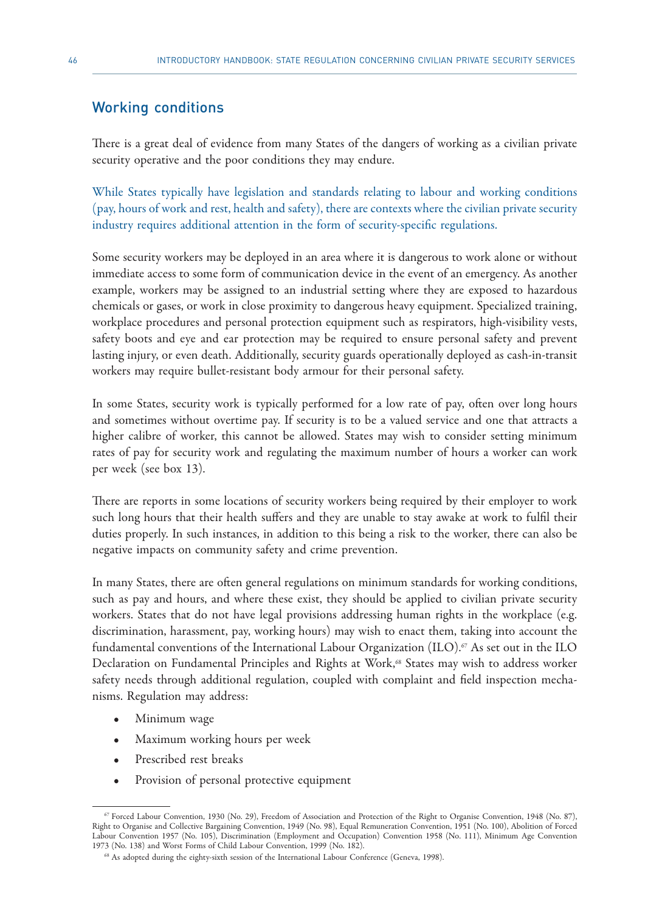## Working conditions

There is a great deal of evidence from many States of the dangers of working as a civilian private security operative and the poor conditions they may endure.

While States typically have legislation and standards relating to labour and working conditions (pay, hours of work and rest, health and safety), there are contexts where the civilian private security industry requires additional attention in the form of security-specific regulations.

Some security workers may be deployed in an area where it is dangerous to work alone or without immediate access to some form of communication device in the event of an emergency. As another example, workers may be assigned to an industrial setting where they are exposed to hazardous chemicals or gases, or work in close proximity to dangerous heavy equipment. Specialized training, workplace procedures and personal protection equipment such as respirators, high-visibility vests, safety boots and eye and ear protection may be required to ensure personal safety and prevent lasting injury, or even death. Additionally, security guards operationally deployed as cash-in-transit workers may require bullet-resistant body armour for their personal safety.

In some States, security work is typically performed for a low rate of pay, often over long hours and sometimes without overtime pay. If security is to be a valued service and one that attracts a higher calibre of worker, this cannot be allowed. States may wish to consider setting minimum rates of pay for security work and regulating the maximum number of hours a worker can work per week (see box 13).

There are reports in some locations of security workers being required by their employer to work such long hours that their health suffers and they are unable to stay awake at work to fulfil their duties properly. In such instances, in addition to this being a risk to the worker, there can also be negative impacts on community safety and crime prevention.

In many States, there are often general regulations on minimum standards for working conditions, such as pay and hours, and where these exist, they should be applied to civilian private security workers. States that do not have legal provisions addressing human rights in the workplace (e.g. discrimination, harassment, pay, working hours) may wish to enact them, taking into account the fundamental conventions of the International Labour Organization (ILO).[67] As set out in the ILO Declaration on Fundamental Principles and Rights at Work,[68] States may wish to address worker safety needs through additional regulation, coupled with complaint and field inspection mechanisms. Regulation may address:

- Minimum wage
- Maximum working hours per week
- Prescribed rest breaks
- Provision of personal protective equipment

---

[67] Forced Labour Convention, 1930 (No. 29), Freedom of Association and Protection of the Right to Organise Convention, 1948 (No. 87), Right to Organise and Collective Bargaining Convention, 1949 (No. 98), Equal Remuneration Convention, 1951 (No. 100), Abolition of Forced Labour Convention 1957 (No. 105), Discrimination (Employment and Occupation) Convention 1958 (No. 111), Minimum Age Convention 1973 (No. 138) and Worst Forms of Child Labour Convention, 1999 (No. 182).

[68] As adopted during the eighty-sixth session of the International Labour Conference (Geneva, 1998).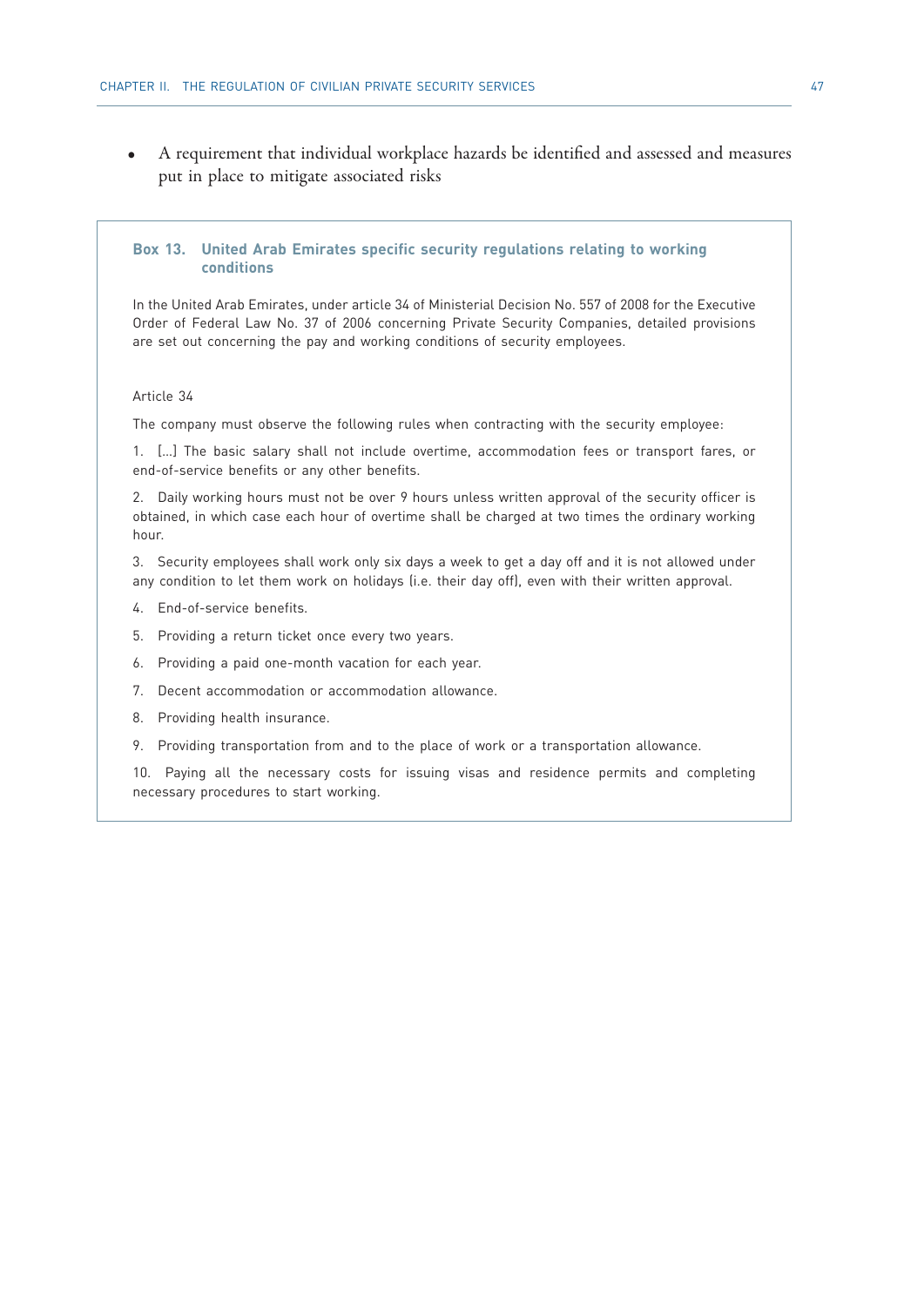- A requirement that individual workplace hazards be identified and assessed and measures put in place to mitigate associated risks

**Box 13. United Arab Emirates specific security regulations relating to working conditions**

In the United Arab Emirates, under article 34 of Ministerial Decision No. 557 of 2008 for the Executive Order of Federal Law No. 37 of 2006 concerning Private Security Companies, detailed provisions are set out concerning the pay and working conditions of security employees.

Article 34

The company must observe the following rules when contracting with the security employee:

1. [...] The basic salary shall not include overtime, accommodation fees or transport fares, or end-of-service benefits or any other benefits.

2. Daily working hours must not be over 9 hours unless written approval of the security officer is obtained, in which case each hour of overtime shall be charged at two times the ordinary working hour.

3. Security employees shall work only six days a week to get a day off and it is not allowed under any condition to let them work on holidays (i.e. their day off), even with their written approval.

4. End-of-service benefits.

5. Providing a return ticket once every two years.

6. Providing a paid one-month vacation for each year.

7. Decent accommodation or accommodation allowance.

8. Providing health insurance.

9. Providing transportation from and to the place of work or a transportation allowance.

10. Paying all the necessary costs for issuing visas and residence permits and completing necessary procedures to start working.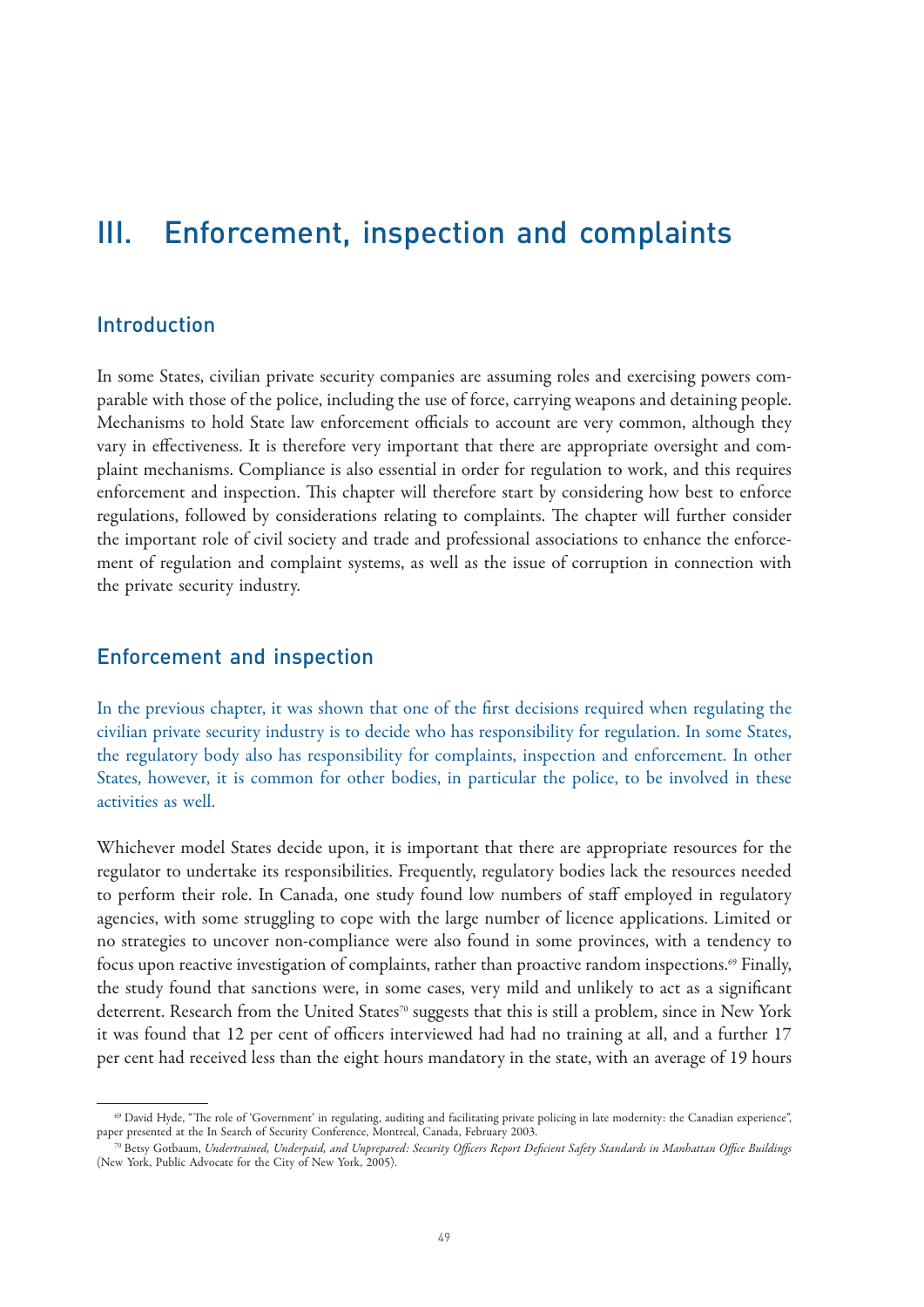# III. Enforcement, inspection and complaints

## Introduction

In some States, civilian private security companies are assuming roles and exercising powers comparable with those of the police, including the use of force, carrying weapons and detaining people. Mechanisms to hold State law enforcement officials to account are very common, although they vary in effectiveness. It is therefore very important that there are appropriate oversight and complaint mechanisms. Compliance is also essential in order for regulation to work, and this requires enforcement and inspection. This chapter will therefore start by considering how best to enforce regulations, followed by considerations relating to complaints. The chapter will further consider the important role of civil society and trade and professional associations to enhance the enforcement of regulation and complaint systems, as well as the issue of corruption in connection with the private security industry.

## Enforcement and inspection

In the previous chapter, it was shown that one of the first decisions required when regulating the civilian private security industry is to decide who has responsibility for regulation. In some States, the regulatory body also has responsibility for complaints, inspection and enforcement. In other States, however, it is common for other bodies, in particular the police, to be involved in these activities as well.

Whichever model States decide upon, it is important that there are appropriate resources for the regulator to undertake its responsibilities. Frequently, regulatory bodies lack the resources needed to perform their role. In Canada, one study found low numbers of staff employed in regulatory agencies, with some struggling to cope with the large number of licence applications. Limited or no strategies to uncover non-compliance were also found in some provinces, with a tendency to focus upon reactive investigation of complaints, rather than proactive random inspections.[69] Finally, the study found that sanctions were, in some cases, very mild and unlikely to act as a significant deterrent. Research from the United States[70] suggests that this is still a problem, since in New York it was found that 12 per cent of officers interviewed had had no training at all, and a further 17 per cent had received less than the eight hours mandatory in the state, with an average of 19 hours

---

[69] David Hyde, "The role of 'Government' in regulating, auditing and facilitating private policing in late modernity: the Canadian experience", paper presented at the In Search of Security Conference, Montreal, Canada, February 2003.

[70] Betsy Gotbaum, *Undertrained, Underpaid, and Unprepared: Security Officers Report Deficient Safety Standards in Manhattan Office Buildings* (New York, Public Advocate for the City of New York, 2005).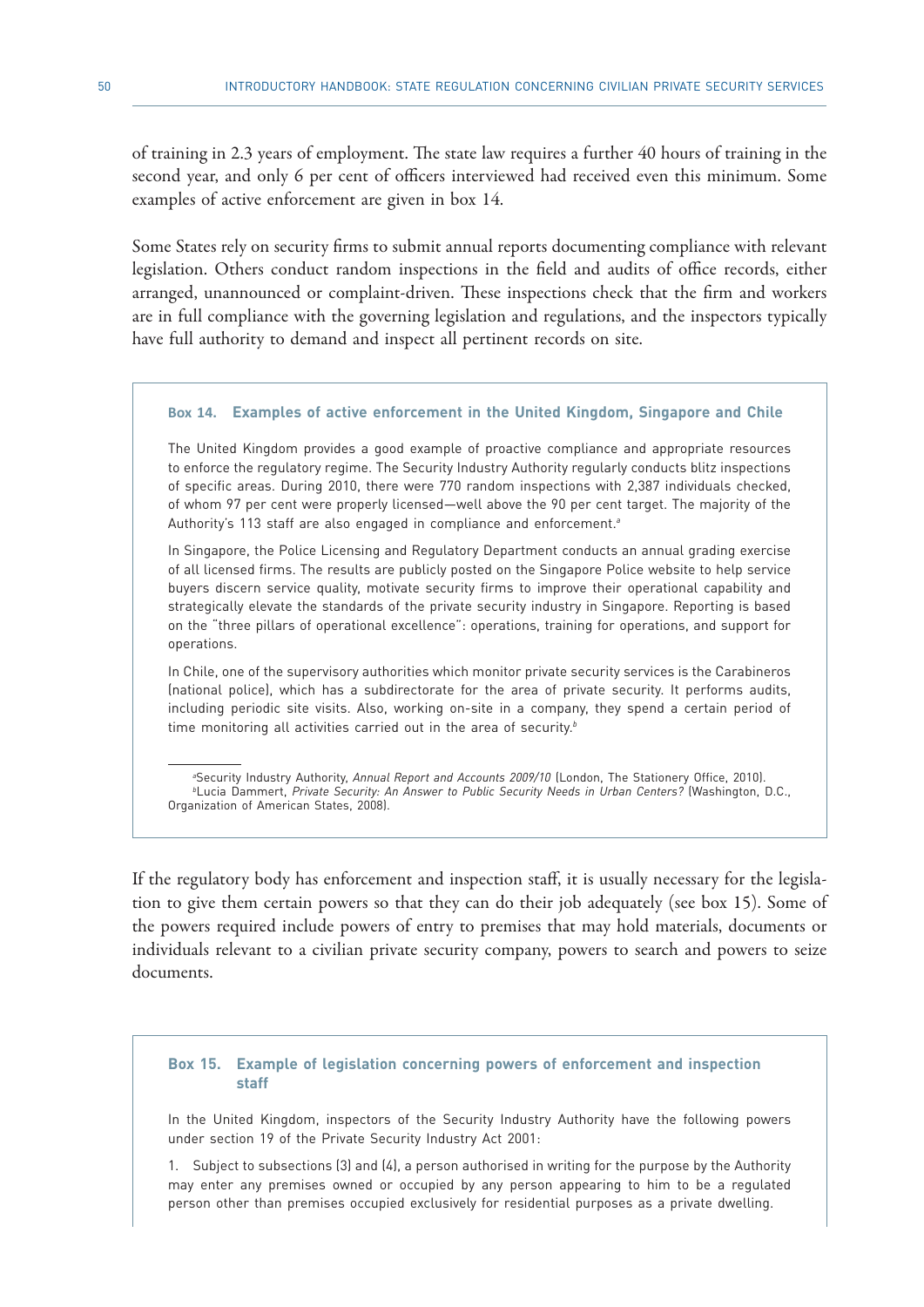of training in 2.3 years of employment. The state law requires a further 40 hours of training in the second year, and only 6 per cent of officers interviewed had received even this minimum. Some examples of active enforcement are given in box 14.

Some States rely on security firms to submit annual reports documenting compliance with relevant legislation. Others conduct random inspections in the field and audits of office records, either arranged, unannounced or complaint-driven. These inspections check that the firm and workers are in full compliance with the governing legislation and regulations, and the inspectors typically have full authority to demand and inspect all pertinent records on site.

> **Box 14. Examples of active enforcement in the United Kingdom, Singapore and Chile**
>
> The United Kingdom provides a good example of proactive compliance and appropriate resources to enforce the regulatory regime. The Security Industry Authority regularly conducts blitz inspections of specific areas. During 2010, there were 770 random inspections with 2,387 individuals checked, of whom 97 per cent were properly licensed—well above the 90 per cent target. The majority of the Authority's 113 staff are also engaged in compliance and enforcement.[a]
>
> In Singapore, the Police Licensing and Regulatory Department conducts an annual grading exercise of all licensed firms. The results are publicly posted on the Singapore Police website to help service buyers discern service quality, motivate security firms to improve their operational capability and strategically elevate the standards of the private security industry in Singapore. Reporting is based on the "three pillars of operational excellence": operations, training for operations, and support for operations.
>
> In Chile, one of the supervisory authorities which monitor private security services is the Carabineros (national police), which has a subdirectorate for the area of private security. It performs audits, including periodic site visits. Also, working on-site in a company, they spend a certain period of time monitoring all activities carried out in the area of security.[b]
>
> [a]Security Industry Authority, *Annual Report and Accounts 2009/10* (London, The Stationery Office, 2010).
> [b]Lucia Dammert, *Private Security: An Answer to Public Security Needs in Urban Centers?* (Washington, D.C., Organization of American States, 2008).

If the regulatory body has enforcement and inspection staff, it is usually necessary for the legislation to give them certain powers so that they can do their job adequately (see box 15). Some of the powers required include powers of entry to premises that may hold materials, documents or individuals relevant to a civilian private security company, powers to search and powers to seize documents.

> **Box 15. Example of legislation concerning powers of enforcement and inspection staff**
>
> In the United Kingdom, inspectors of the Security Industry Authority have the following powers under section 19 of the Private Security Industry Act 2001:
>
> 1. Subject to subsections (3) and (4), a person authorised in writing for the purpose by the Authority may enter any premises owned or occupied by any person appearing to him to be a regulated person other than premises occupied exclusively for residential purposes as a private dwelling.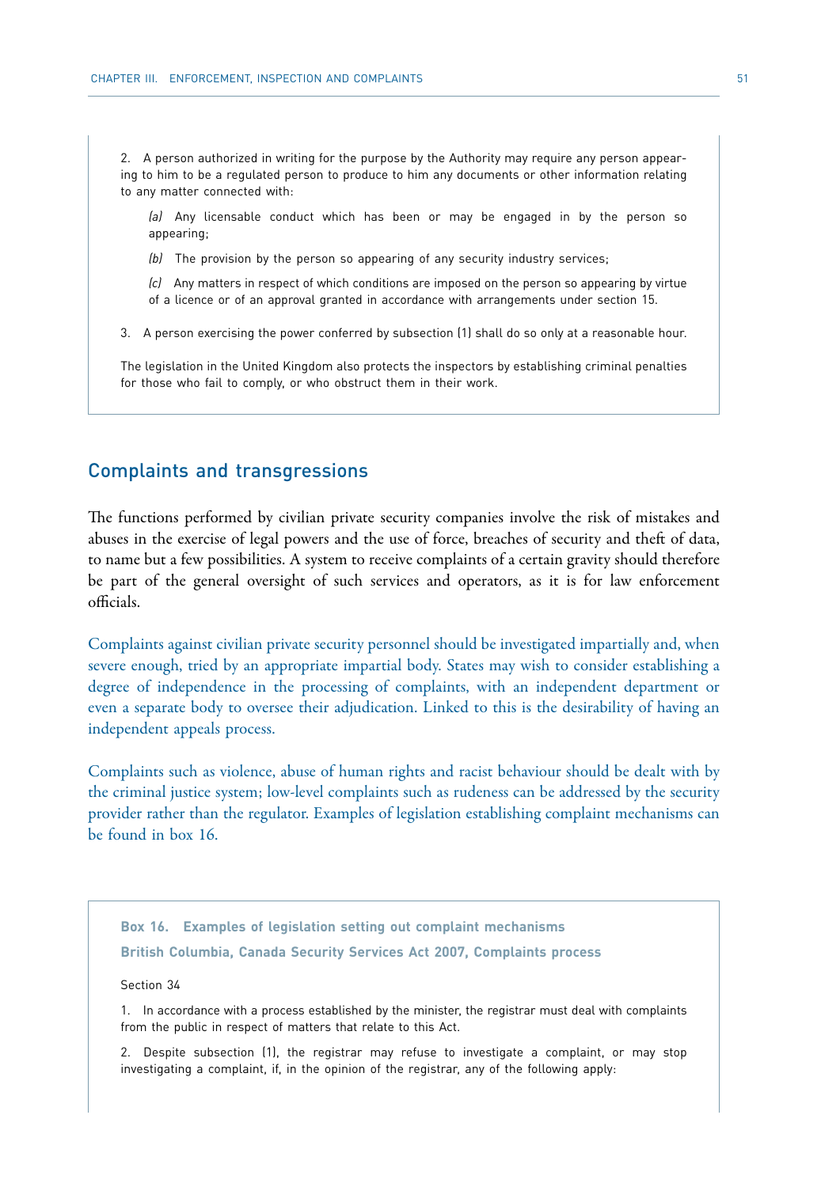2. A person authorized in writing for the purpose by the Authority may require any person appearing to him to be a regulated person to produce to him any documents or other information relating to any matter connected with:

> *(a)* Any licensable conduct which has been or may be engaged in by the person so appearing;
>
> *(b)* The provision by the person so appearing of any security industry services;
>
> *(c)* Any matters in respect of which conditions are imposed on the person so appearing by virtue of a licence or of an approval granted in accordance with arrangements under section 15.

3. A person exercising the power conferred by subsection (1) shall do so only at a reasonable hour.

The legislation in the United Kingdom also protects the inspectors by establishing criminal penalties for those who fail to comply, or who obstruct them in their work.

## Complaints and transgressions

The functions performed by civilian private security companies involve the risk of mistakes and abuses in the exercise of legal powers and the use of force, breaches of security and theft of data, to name but a few possibilities. A system to receive complaints of a certain gravity should therefore be part of the general oversight of such services and operators, as it is for law enforcement officials.

Complaints against civilian private security personnel should be investigated impartially and, when severe enough, tried by an appropriate impartial body. States may wish to consider establishing a degree of independence in the processing of complaints, with an independent department or even a separate body to oversee their adjudication. Linked to this is the desirability of having an independent appeals process.

Complaints such as violence, abuse of human rights and racist behaviour should be dealt with by the criminal justice system; low-level complaints such as rudeness can be addressed by the security provider rather than the regulator. Examples of legislation establishing complaint mechanisms can be found in box 16.

**Box 16. Examples of legislation setting out complaint mechanisms**

**British Columbia, Canada Security Services Act 2007, Complaints process**

Section 34

1. In accordance with a process established by the minister, the registrar must deal with complaints from the public in respect of matters that relate to this Act.

2. Despite subsection (1), the registrar may refuse to investigate a complaint, or may stop investigating a complaint, if, in the opinion of the registrar, any of the following apply: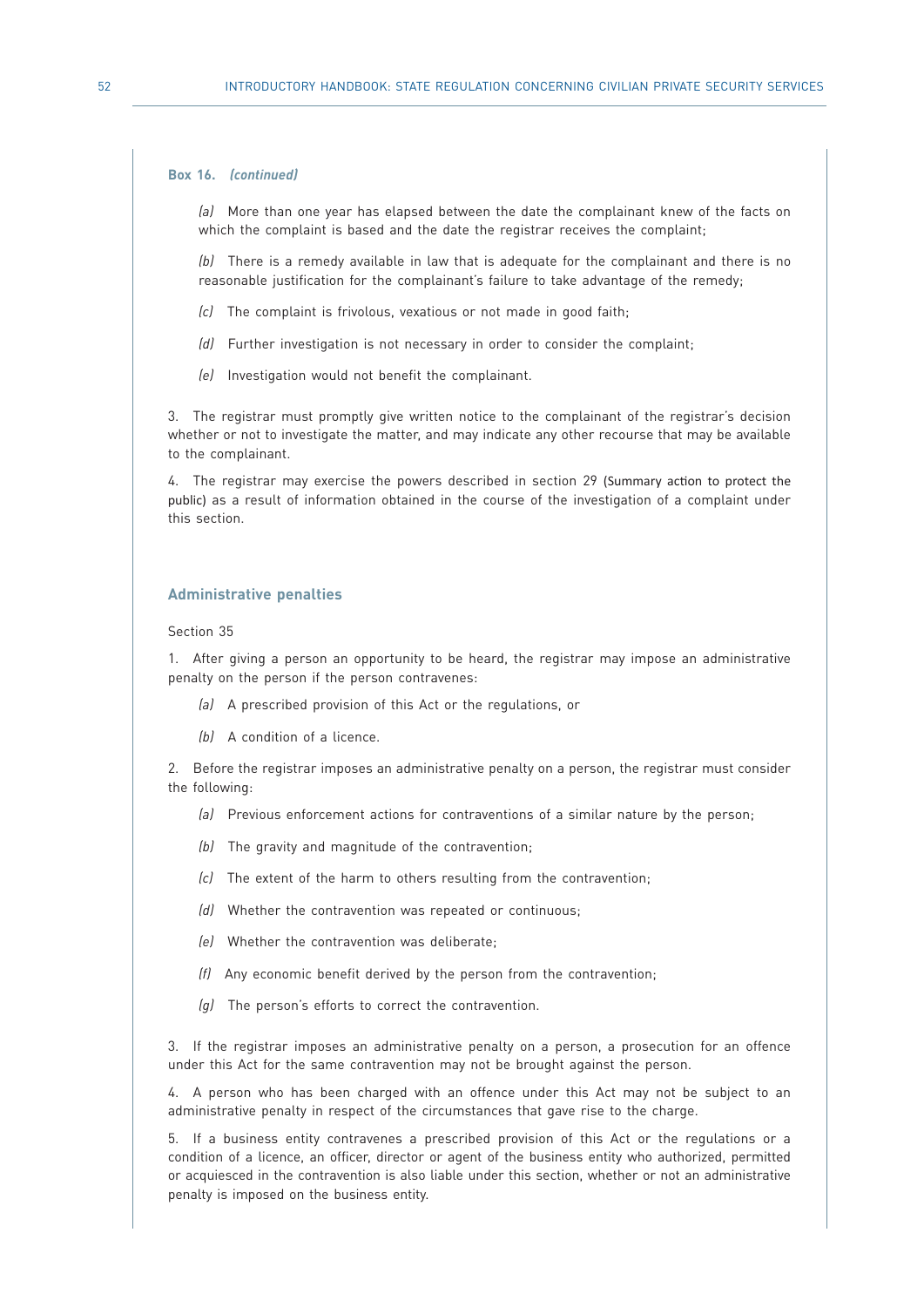**Box 16.** ***(continued)***

*(a)* More than one year has elapsed between the date the complainant knew of the facts on which the complaint is based and the date the registrar receives the complaint;

*(b)* There is a remedy available in law that is adequate for the complainant and there is no reasonable justification for the complainant's failure to take advantage of the remedy;

*(c)* The complaint is frivolous, vexatious or not made in good faith;

*(d)* Further investigation is not necessary in order to consider the complaint;

*(e)* Investigation would not benefit the complainant.

3. The registrar must promptly give written notice to the complainant of the registrar's decision whether or not to investigate the matter, and may indicate any other recourse that may be available to the complainant.

4. The registrar may exercise the powers described in section 29 (Summary action to protect the public) as a result of information obtained in the course of the investigation of a complaint under this section.

**Administrative penalties**

Section 35

1. After giving a person an opportunity to be heard, the registrar may impose an administrative penalty on the person if the person contravenes:

*(a)* A prescribed provision of this Act or the regulations, or

*(b)* A condition of a licence.

2. Before the registrar imposes an administrative penalty on a person, the registrar must consider the following:

*(a)* Previous enforcement actions for contraventions of a similar nature by the person;

*(b)* The gravity and magnitude of the contravention;

*(c)* The extent of the harm to others resulting from the contravention;

*(d)* Whether the contravention was repeated or continuous;

*(e)* Whether the contravention was deliberate;

*(f)* Any economic benefit derived by the person from the contravention;

*(g)* The person's efforts to correct the contravention.

3. If the registrar imposes an administrative penalty on a person, a prosecution for an offence under this Act for the same contravention may not be brought against the person.

4. A person who has been charged with an offence under this Act may not be subject to an administrative penalty in respect of the circumstances that gave rise to the charge.

5. If a business entity contravenes a prescribed provision of this Act or the regulations or a condition of a licence, an officer, director or agent of the business entity who authorized, permitted or acquiesced in the contravention is also liable under this section, whether or not an administrative penalty is imposed on the business entity.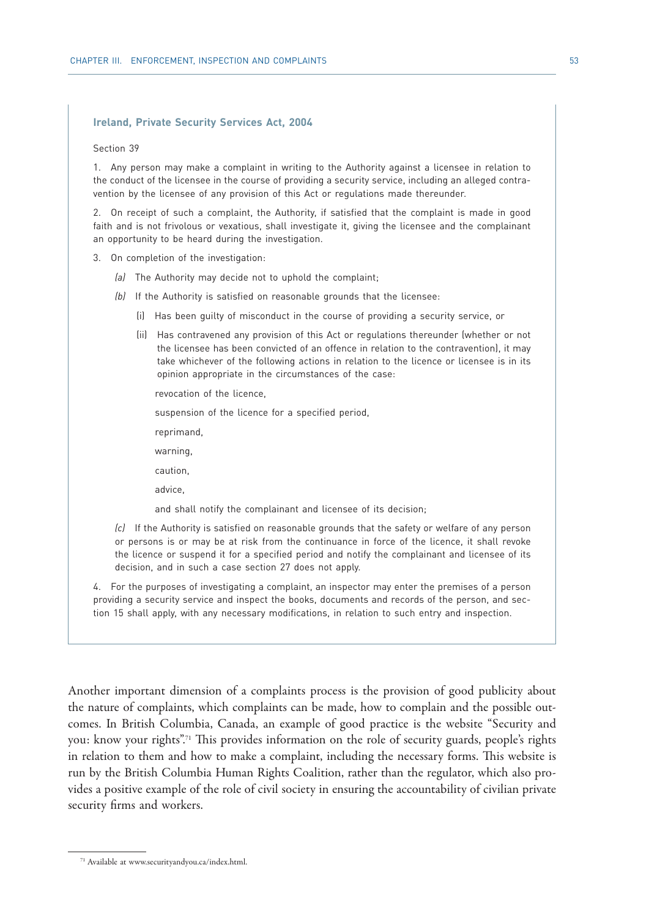**Ireland, Private Security Services Act, 2004**

Section 39

1. Any person may make a complaint in writing to the Authority against a licensee in relation to the conduct of the licensee in the course of providing a security service, including an alleged contravention by the licensee of any provision of this Act or regulations made thereunder.

2. On receipt of such a complaint, the Authority, if satisfied that the complaint is made in good faith and is not frivolous or vexatious, shall investigate it, giving the licensee and the complainant an opportunity to be heard during the investigation.

3. On completion of the investigation:

   *(a)* The Authority may decide not to uphold the complaint;

   *(b)* If the Authority is satisfied on reasonable grounds that the licensee:

      (i) Has been guilty of misconduct in the course of providing a security service, or

      (ii) Has contravened any provision of this Act or regulations thereunder (whether or not the licensee has been convicted of an offence in relation to the contravention), it may take whichever of the following actions in relation to the licence or licensee is in its opinion appropriate in the circumstances of the case:

      revocation of the licence,

      suspension of the licence for a specified period,

      reprimand,

      warning,

      caution,

      advice,

      and shall notify the complainant and licensee of its decision;

   *(c)* If the Authority is satisfied on reasonable grounds that the safety or welfare of any person or persons is or may be at risk from the continuance in force of the licence, it shall revoke the licence or suspend it for a specified period and notify the complainant and licensee of its decision, and in such a case section 27 does not apply.

4. For the purposes of investigating a complaint, an inspector may enter the premises of a person providing a security service and inspect the books, documents and records of the person, and section 15 shall apply, with any necessary modifications, in relation to such entry and inspection.

Another important dimension of a complaints process is the provision of good publicity about the nature of complaints, which complaints can be made, how to complain and the possible outcomes. In British Columbia, Canada, an example of good practice is the website "Security and you: know your rights".[71] This provides information on the role of security guards, people's rights in relation to them and how to make a complaint, including the necessary forms. This website is run by the British Columbia Human Rights Coalition, rather than the regulator, which also provides a positive example of the role of civil society in ensuring the accountability of civilian private security firms and workers.

[71] Available at www.securityandyou.ca/index.html.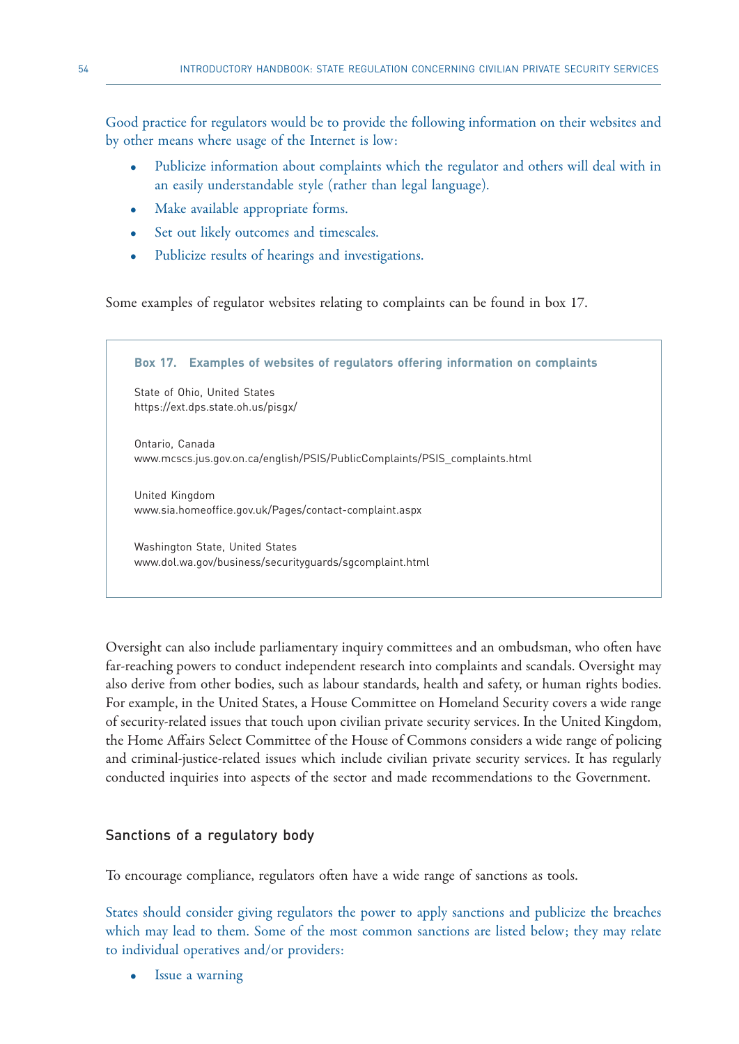Good practice for regulators would be to provide the following information on their websites and by other means where usage of the Internet is low:

- Publicize information about complaints which the regulator and others will deal with in an easily understandable style (rather than legal language).
- Make available appropriate forms.
- Set out likely outcomes and timescales.
- Publicize results of hearings and investigations.

Some examples of regulator websites relating to complaints can be found in box 17.

> **Box 17. Examples of websites of regulators offering information on complaints**
>
> State of Ohio, United States
> https://ext.dps.state.oh.us/pisgx/
>
> Ontario, Canada
> www.mcscs.jus.gov.on.ca/english/PSIS/PublicComplaints/PSIS_complaints.html
>
> United Kingdom
> www.sia.homeoffice.gov.uk/Pages/contact-complaint.aspx
>
> Washington State, United States
> www.dol.wa.gov/business/securityguards/sgcomplaint.html

Oversight can also include parliamentary inquiry committees and an ombudsman, who often have far-reaching powers to conduct independent research into complaints and scandals. Oversight may also derive from other bodies, such as labour standards, health and safety, or human rights bodies. For example, in the United States, a House Committee on Homeland Security covers a wide range of security-related issues that touch upon civilian private security services. In the United Kingdom, the Home Affairs Select Committee of the House of Commons considers a wide range of policing and criminal-justice-related issues which include civilian private security services. It has regularly conducted inquiries into aspects of the sector and made recommendations to the Government.

### Sanctions of a regulatory body

To encourage compliance, regulators often have a wide range of sanctions as tools.

States should consider giving regulators the power to apply sanctions and publicize the breaches which may lead to them. Some of the most common sanctions are listed below; they may relate to individual operatives and/or providers:

- Issue a warning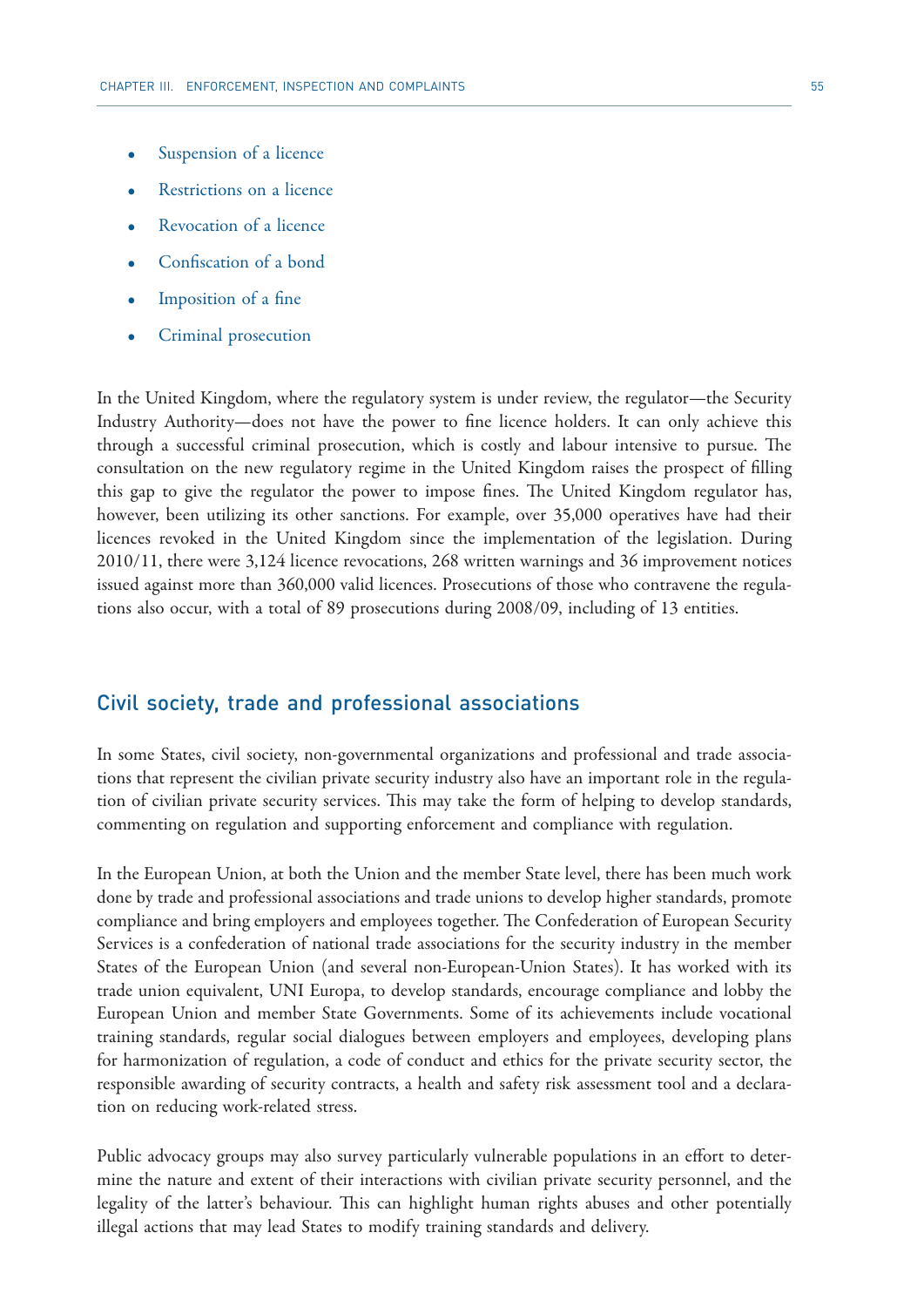- Suspension of a licence
- Restrictions on a licence
- Revocation of a licence
- Confiscation of a bond
- Imposition of a fine
- Criminal prosecution

In the United Kingdom, where the regulatory system is under review, the regulator—the Security Industry Authority—does not have the power to fine licence holders. It can only achieve this through a successful criminal prosecution, which is costly and labour intensive to pursue. The consultation on the new regulatory regime in the United Kingdom raises the prospect of filling this gap to give the regulator the power to impose fines. The United Kingdom regulator has, however, been utilizing its other sanctions. For example, over 35,000 operatives have had their licences revoked in the United Kingdom since the implementation of the legislation. During 2010/11, there were 3,124 licence revocations, 268 written warnings and 36 improvement notices issued against more than 360,000 valid licences. Prosecutions of those who contravene the regulations also occur, with a total of 89 prosecutions during 2008/09, including of 13 entities.

## Civil society, trade and professional associations

In some States, civil society, non-governmental organizations and professional and trade associations that represent the civilian private security industry also have an important role in the regulation of civilian private security services. This may take the form of helping to develop standards, commenting on regulation and supporting enforcement and compliance with regulation.

In the European Union, at both the Union and the member State level, there has been much work done by trade and professional associations and trade unions to develop higher standards, promote compliance and bring employers and employees together. The Confederation of European Security Services is a confederation of national trade associations for the security industry in the member States of the European Union (and several non-European-Union States). It has worked with its trade union equivalent, UNI Europa, to develop standards, encourage compliance and lobby the European Union and member State Governments. Some of its achievements include vocational training standards, regular social dialogues between employers and employees, developing plans for harmonization of regulation, a code of conduct and ethics for the private security sector, the responsible awarding of security contracts, a health and safety risk assessment tool and a declaration on reducing work-related stress.

Public advocacy groups may also survey particularly vulnerable populations in an effort to determine the nature and extent of their interactions with civilian private security personnel, and the legality of the latter's behaviour. This can highlight human rights abuses and other potentially illegal actions that may lead States to modify training standards and delivery.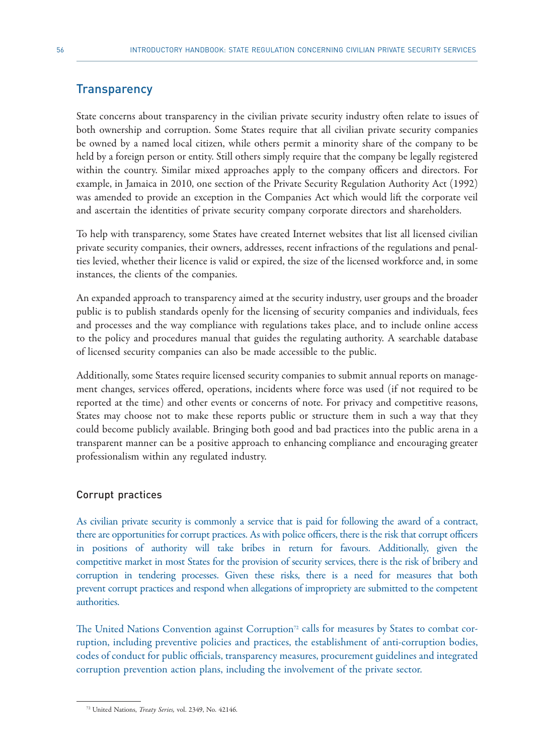## Transparency

State concerns about transparency in the civilian private security industry often relate to issues of both ownership and corruption. Some States require that all civilian private security companies be owned by a named local citizen, while others permit a minority share of the company to be held by a foreign person or entity. Still others simply require that the company be legally registered within the country. Similar mixed approaches apply to the company officers and directors. For example, in Jamaica in 2010, one section of the Private Security Regulation Authority Act (1992) was amended to provide an exception in the Companies Act which would lift the corporate veil and ascertain the identities of private security company corporate directors and shareholders.

To help with transparency, some States have created Internet websites that list all licensed civilian private security companies, their owners, addresses, recent infractions of the regulations and penalties levied, whether their licence is valid or expired, the size of the licensed workforce and, in some instances, the clients of the companies.

An expanded approach to transparency aimed at the security industry, user groups and the broader public is to publish standards openly for the licensing of security companies and individuals, fees and processes and the way compliance with regulations takes place, and to include online access to the policy and procedures manual that guides the regulating authority. A searchable database of licensed security companies can also be made accessible to the public.

Additionally, some States require licensed security companies to submit annual reports on management changes, services offered, operations, incidents where force was used (if not required to be reported at the time) and other events or concerns of note. For privacy and competitive reasons, States may choose not to make these reports public or structure them in such a way that they could become publicly available. Bringing both good and bad practices into the public arena in a transparent manner can be a positive approach to enhancing compliance and encouraging greater professionalism within any regulated industry.

### Corrupt practices

As civilian private security is commonly a service that is paid for following the award of a contract, there are opportunities for corrupt practices. As with police officers, there is the risk that corrupt officers in positions of authority will take bribes in return for favours. Additionally, given the competitive market in most States for the provision of security services, there is the risk of bribery and corruption in tendering processes. Given these risks, there is a need for measures that both prevent corrupt practices and respond when allegations of impropriety are submitted to the competent authorities.

The United Nations Convention against Corruption[72] calls for measures by States to combat corruption, including preventive policies and practices, the establishment of anti-corruption bodies, codes of conduct for public officials, transparency measures, procurement guidelines and integrated corruption prevention action plans, including the involvement of the private sector.

[72] United Nations, *Treaty Series,* vol. 2349, No. 42146.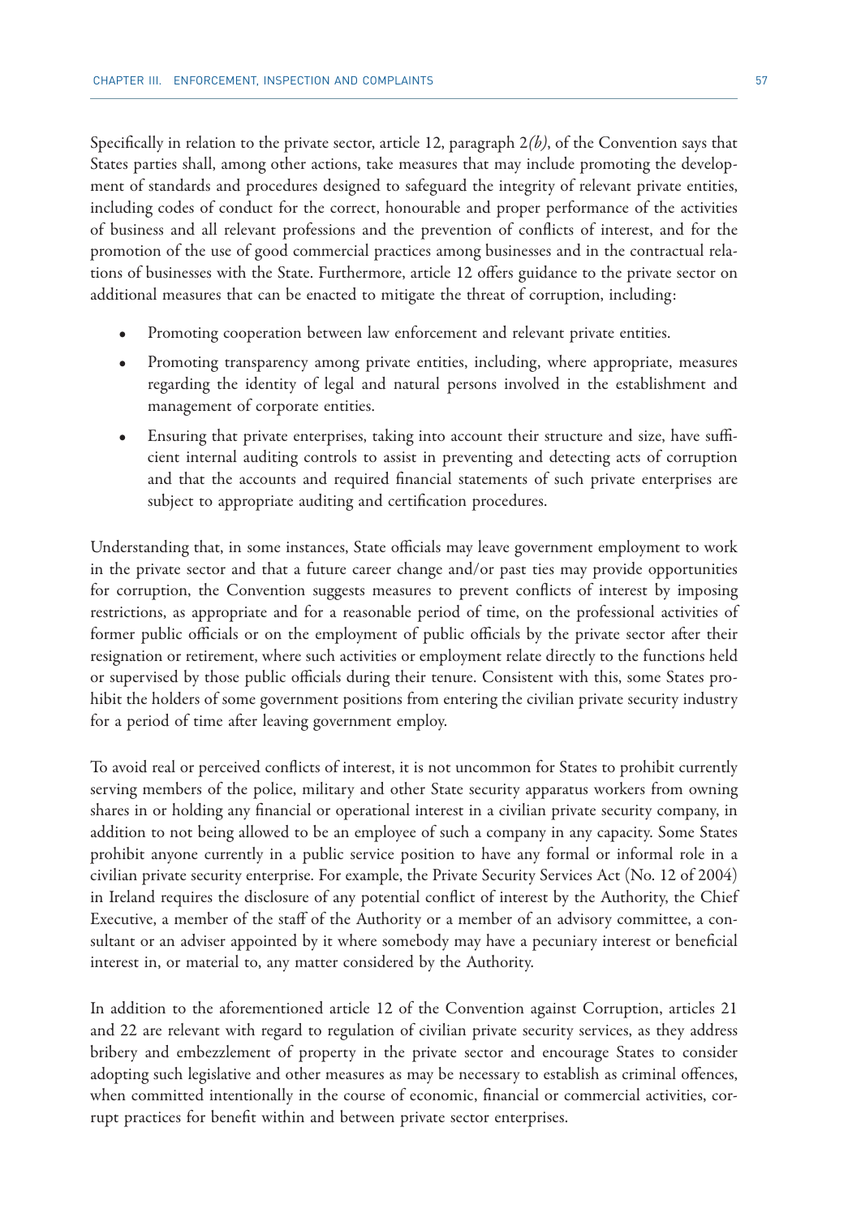Specifically in relation to the private sector, article 12, paragraph 2*(b)*, of the Convention says that States parties shall, among other actions, take measures that may include promoting the development of standards and procedures designed to safeguard the integrity of relevant private entities, including codes of conduct for the correct, honourable and proper performance of the activities of business and all relevant professions and the prevention of conflicts of interest, and for the promotion of the use of good commercial practices among businesses and in the contractual relations of businesses with the State. Furthermore, article 12 offers guidance to the private sector on additional measures that can be enacted to mitigate the threat of corruption, including:

- Promoting cooperation between law enforcement and relevant private entities.
- Promoting transparency among private entities, including, where appropriate, measures regarding the identity of legal and natural persons involved in the establishment and management of corporate entities.
- Ensuring that private enterprises, taking into account their structure and size, have sufficient internal auditing controls to assist in preventing and detecting acts of corruption and that the accounts and required financial statements of such private enterprises are subject to appropriate auditing and certification procedures.

Understanding that, in some instances, State officials may leave government employment to work in the private sector and that a future career change and/or past ties may provide opportunities for corruption, the Convention suggests measures to prevent conflicts of interest by imposing restrictions, as appropriate and for a reasonable period of time, on the professional activities of former public officials or on the employment of public officials by the private sector after their resignation or retirement, where such activities or employment relate directly to the functions held or supervised by those public officials during their tenure. Consistent with this, some States prohibit the holders of some government positions from entering the civilian private security industry for a period of time after leaving government employ.

To avoid real or perceived conflicts of interest, it is not uncommon for States to prohibit currently serving members of the police, military and other State security apparatus workers from owning shares in or holding any financial or operational interest in a civilian private security company, in addition to not being allowed to be an employee of such a company in any capacity. Some States prohibit anyone currently in a public service position to have any formal or informal role in a civilian private security enterprise. For example, the Private Security Services Act (No. 12 of 2004) in Ireland requires the disclosure of any potential conflict of interest by the Authority, the Chief Executive, a member of the staff of the Authority or a member of an advisory committee, a consultant or an adviser appointed by it where somebody may have a pecuniary interest or beneficial interest in, or material to, any matter considered by the Authority.

In addition to the aforementioned article 12 of the Convention against Corruption, articles 21 and 22 are relevant with regard to regulation of civilian private security services, as they address bribery and embezzlement of property in the private sector and encourage States to consider adopting such legislative and other measures as may be necessary to establish as criminal offences, when committed intentionally in the course of economic, financial or commercial activities, corrupt practices for benefit within and between private sector enterprises.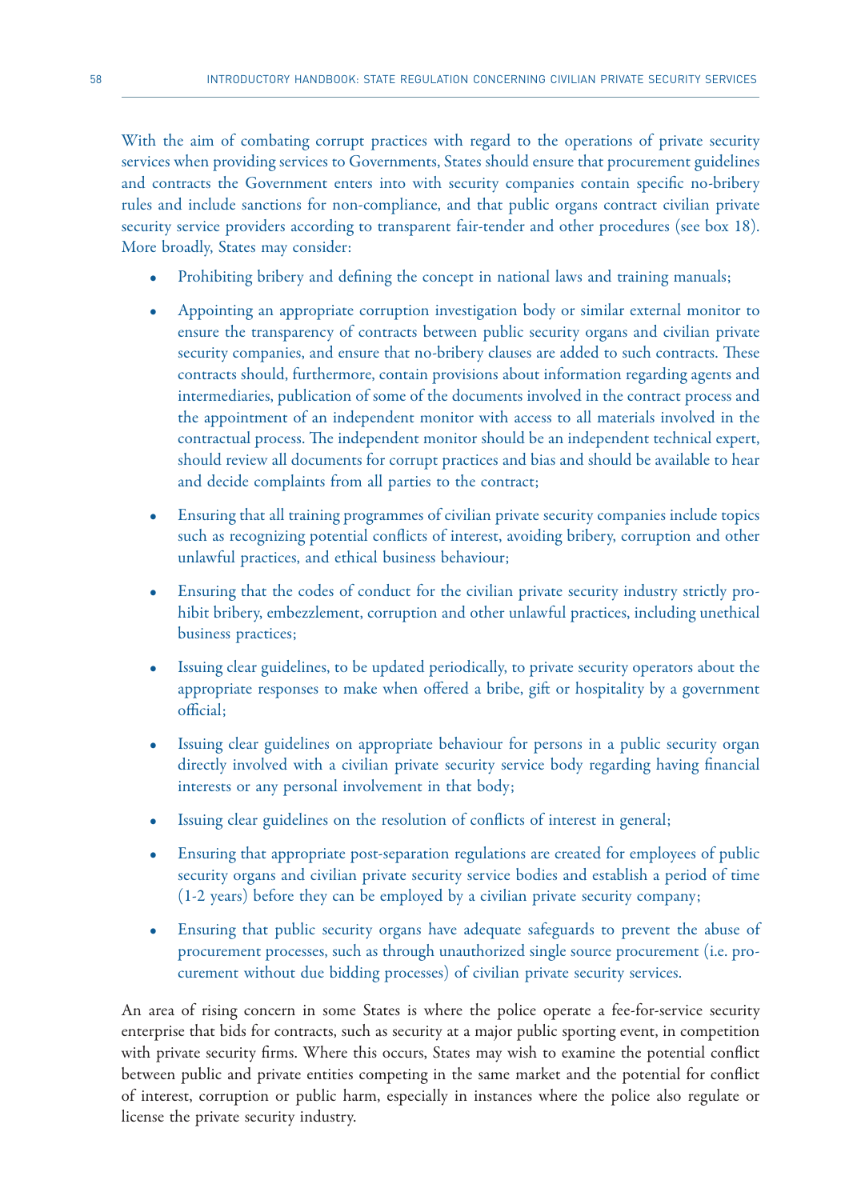With the aim of combating corrupt practices with regard to the operations of private security services when providing services to Governments, States should ensure that procurement guidelines and contracts the Government enters into with security companies contain specific no-bribery rules and include sanctions for non-compliance, and that public organs contract civilian private security service providers according to transparent fair-tender and other procedures (see box 18). More broadly, States may consider:

- Prohibiting bribery and defining the concept in national laws and training manuals;
- Appointing an appropriate corruption investigation body or similar external monitor to ensure the transparency of contracts between public security organs and civilian private security companies, and ensure that no-bribery clauses are added to such contracts. These contracts should, furthermore, contain provisions about information regarding agents and intermediaries, publication of some of the documents involved in the contract process and the appointment of an independent monitor with access to all materials involved in the contractual process. The independent monitor should be an independent technical expert, should review all documents for corrupt practices and bias and should be available to hear and decide complaints from all parties to the contract;
- Ensuring that all training programmes of civilian private security companies include topics such as recognizing potential conflicts of interest, avoiding bribery, corruption and other unlawful practices, and ethical business behaviour;
- Ensuring that the codes of conduct for the civilian private security industry strictly prohibit bribery, embezzlement, corruption and other unlawful practices, including unethical business practices;
- Issuing clear guidelines, to be updated periodically, to private security operators about the appropriate responses to make when offered a bribe, gift or hospitality by a government official;
- Issuing clear guidelines on appropriate behaviour for persons in a public security organ directly involved with a civilian private security service body regarding having financial interests or any personal involvement in that body;
- Issuing clear guidelines on the resolution of conflicts of interest in general;
- Ensuring that appropriate post-separation regulations are created for employees of public security organs and civilian private security service bodies and establish a period of time (1-2 years) before they can be employed by a civilian private security company;
- Ensuring that public security organs have adequate safeguards to prevent the abuse of procurement processes, such as through unauthorized single source procurement (i.e. procurement without due bidding processes) of civilian private security services.

An area of rising concern in some States is where the police operate a fee-for-service security enterprise that bids for contracts, such as security at a major public sporting event, in competition with private security firms. Where this occurs, States may wish to examine the potential conflict between public and private entities competing in the same market and the potential for conflict of interest, corruption or public harm, especially in instances where the police also regulate or license the private security industry.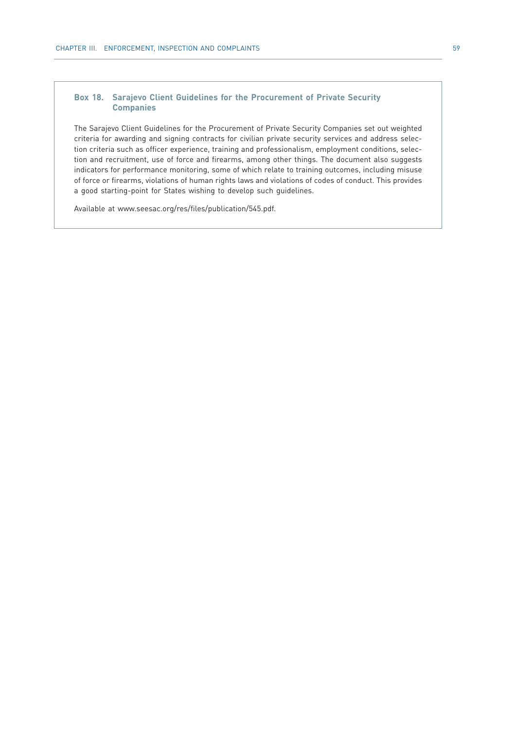### Box 18. Sarajevo Client Guidelines for the Procurement of Private Security Companies

The Sarajevo Client Guidelines for the Procurement of Private Security Companies set out weighted criteria for awarding and signing contracts for civilian private security services and address selection criteria such as officer experience, training and professionalism, employment conditions, selection and recruitment, use of force and firearms, among other things. The document also suggests indicators for performance monitoring, some of which relate to training outcomes, including misuse of force or firearms, violations of human rights laws and violations of codes of conduct. This provides a good starting-point for States wishing to develop such guidelines.

Available at www.seesac.org/res/files/publication/545.pdf.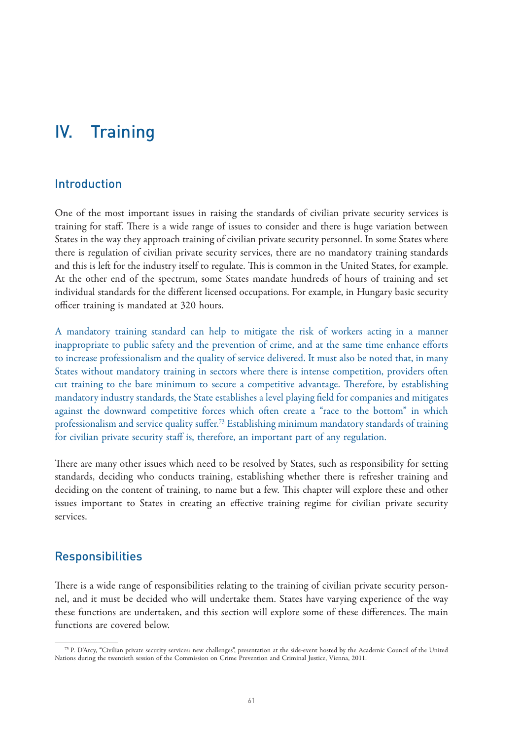# IV. Training

## Introduction

One of the most important issues in raising the standards of civilian private security services is training for staff. There is a wide range of issues to consider and there is huge variation between States in the way they approach training of civilian private security personnel. In some States where there is regulation of civilian private security services, there are no mandatory training standards and this is left for the industry itself to regulate. This is common in the United States, for example. At the other end of the spectrum, some States mandate hundreds of hours of training and set individual standards for the different licensed occupations. For example, in Hungary basic security officer training is mandated at 320 hours.

A mandatory training standard can help to mitigate the risk of workers acting in a manner inappropriate to public safety and the prevention of crime, and at the same time enhance efforts to increase professionalism and the quality of service delivered. It must also be noted that, in many States without mandatory training in sectors where there is intense competition, providers often cut training to the bare minimum to secure a competitive advantage. Therefore, by establishing mandatory industry standards, the State establishes a level playing field for companies and mitigates against the downward competitive forces which often create a "race to the bottom" in which professionalism and service quality suffer.[73] Establishing minimum mandatory standards of training for civilian private security staff is, therefore, an important part of any regulation.

There are many other issues which need to be resolved by States, such as responsibility for setting standards, deciding who conducts training, establishing whether there is refresher training and deciding on the content of training, to name but a few. This chapter will explore these and other issues important to States in creating an effective training regime for civilian private security services.

## Responsibilities

There is a wide range of responsibilities relating to the training of civilian private security personnel, and it must be decided who will undertake them. States have varying experience of the way these functions are undertaken, and this section will explore some of these differences. The main functions are covered below.

---

[73] P. D'Arcy, "Civilian private security services: new challenges", presentation at the side-event hosted by the Academic Council of the United Nations during the twentieth session of the Commission on Crime Prevention and Criminal Justice, Vienna, 2011.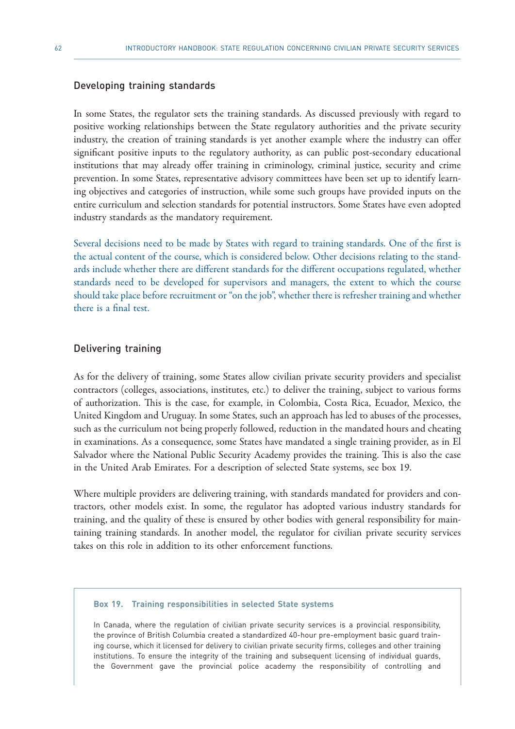## Developing training standards

In some States, the regulator sets the training standards. As discussed previously with regard to positive working relationships between the State regulatory authorities and the private security industry, the creation of training standards is yet another example where the industry can offer significant positive inputs to the regulatory authority, as can public post-secondary educational institutions that may already offer training in criminology, criminal justice, security and crime prevention. In some States, representative advisory committees have been set up to identify learning objectives and categories of instruction, while some such groups have provided inputs on the entire curriculum and selection standards for potential instructors. Some States have even adopted industry standards as the mandatory requirement.

Several decisions need to be made by States with regard to training standards. One of the first is the actual content of the course, which is considered below. Other decisions relating to the standards include whether there are different standards for the different occupations regulated, whether standards need to be developed for supervisors and managers, the extent to which the course should take place before recruitment or "on the job", whether there is refresher training and whether there is a final test.

## Delivering training

As for the delivery of training, some States allow civilian private security providers and specialist contractors (colleges, associations, institutes, etc.) to deliver the training, subject to various forms of authorization. This is the case, for example, in Colombia, Costa Rica, Ecuador, Mexico, the United Kingdom and Uruguay. In some States, such an approach has led to abuses of the processes, such as the curriculum not being properly followed, reduction in the mandated hours and cheating in examinations. As a consequence, some States have mandated a single training provider, as in El Salvador where the National Public Security Academy provides the training. This is also the case in the United Arab Emirates. For a description of selected State systems, see box 19.

Where multiple providers are delivering training, with standards mandated for providers and contractors, other models exist. In some, the regulator has adopted various industry standards for training, and the quality of these is ensured by other bodies with general responsibility for maintaining training standards. In another model, the regulator for civilian private security services takes on this role in addition to its other enforcement functions.

**Box 19. Training responsibilities in selected State systems**

In Canada, where the regulation of civilian private security services is a provincial responsibility, the province of British Columbia created a standardized 40-hour pre-employment basic guard training course, which it licensed for delivery to civilian private security firms, colleges and other training institutions. To ensure the integrity of the training and subsequent licensing of individual guards, the Government gave the provincial police academy the responsibility of controlling and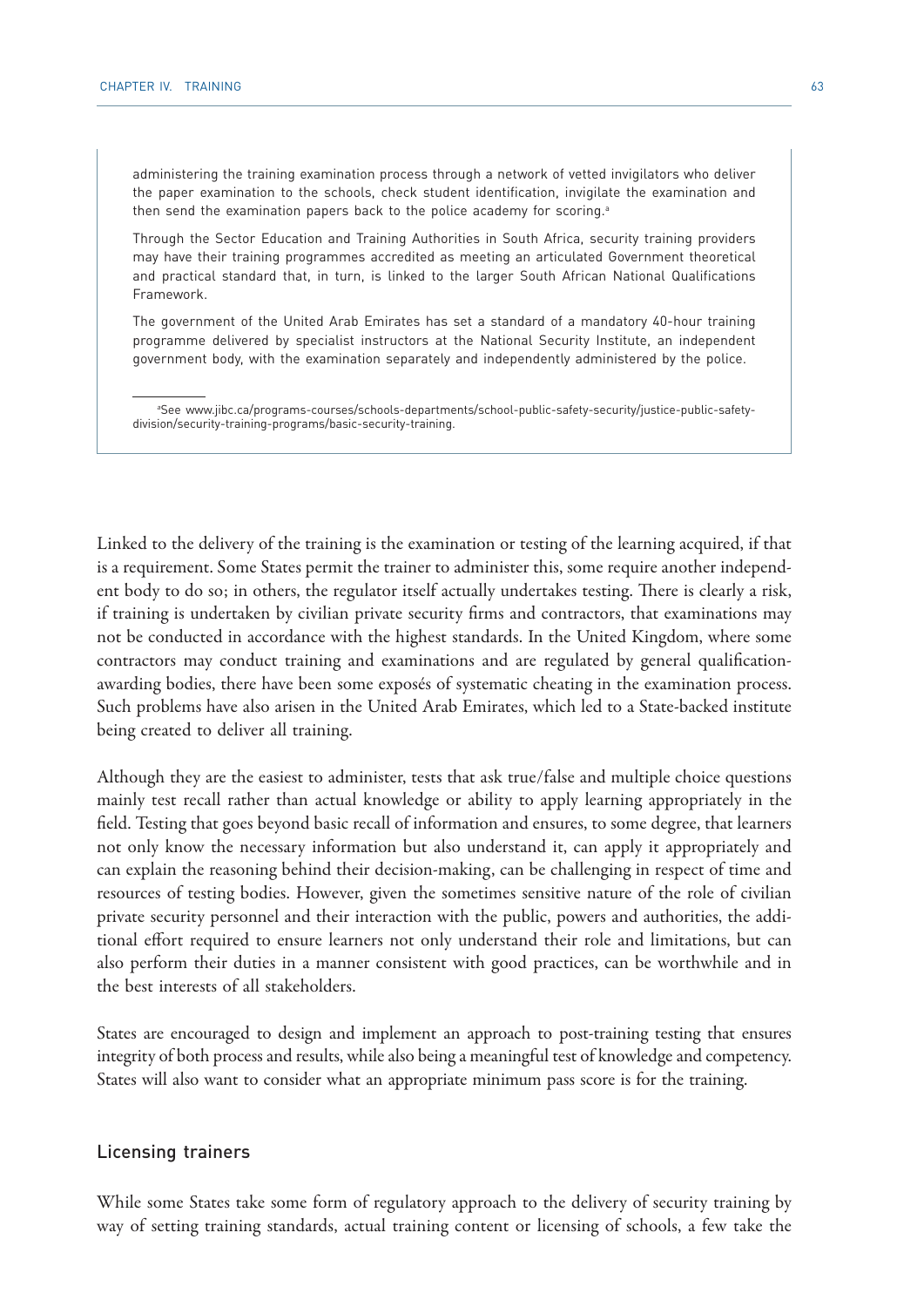administering the training examination process through a network of vetted invigilators who deliver the paper examination to the schools, check student identification, invigilate the examination and then send the examination papers back to the police academy for scoring.[a]

Through the Sector Education and Training Authorities in South Africa, security training providers may have their training programmes accredited as meeting an articulated Government theoretical and practical standard that, in turn, is linked to the larger South African National Qualifications Framework.

The government of the United Arab Emirates has set a standard of a mandatory 40-hour training programme delivered by specialist instructors at the National Security Institute, an independent government body, with the examination separately and independently administered by the police.

[a]See www.jibc.ca/programs-courses/schools-departments/school-public-safety-security/justice-public-safety-division/security-training-programs/basic-security-training.

Linked to the delivery of the training is the examination or testing of the learning acquired, if that is a requirement. Some States permit the trainer to administer this, some require another independent body to do so; in others, the regulator itself actually undertakes testing. There is clearly a risk, if training is undertaken by civilian private security firms and contractors, that examinations may not be conducted in accordance with the highest standards. In the United Kingdom, where some contractors may conduct training and examinations and are regulated by general qualification-awarding bodies, there have been some exposés of systematic cheating in the examination process. Such problems have also arisen in the United Arab Emirates, which led to a State-backed institute being created to deliver all training.

Although they are the easiest to administer, tests that ask true/false and multiple choice questions mainly test recall rather than actual knowledge or ability to apply learning appropriately in the field. Testing that goes beyond basic recall of information and ensures, to some degree, that learners not only know the necessary information but also understand it, can apply it appropriately and can explain the reasoning behind their decision-making, can be challenging in respect of time and resources of testing bodies. However, given the sometimes sensitive nature of the role of civilian private security personnel and their interaction with the public, powers and authorities, the additional effort required to ensure learners not only understand their role and limitations, but can also perform their duties in a manner consistent with good practices, can be worthwhile and in the best interests of all stakeholders.

States are encouraged to design and implement an approach to post-training testing that ensures integrity of both process and results, while also being a meaningful test of knowledge and competency. States will also want to consider what an appropriate minimum pass score is for the training.

### Licensing trainers

While some States take some form of regulatory approach to the delivery of security training by way of setting training standards, actual training content or licensing of schools, a few take the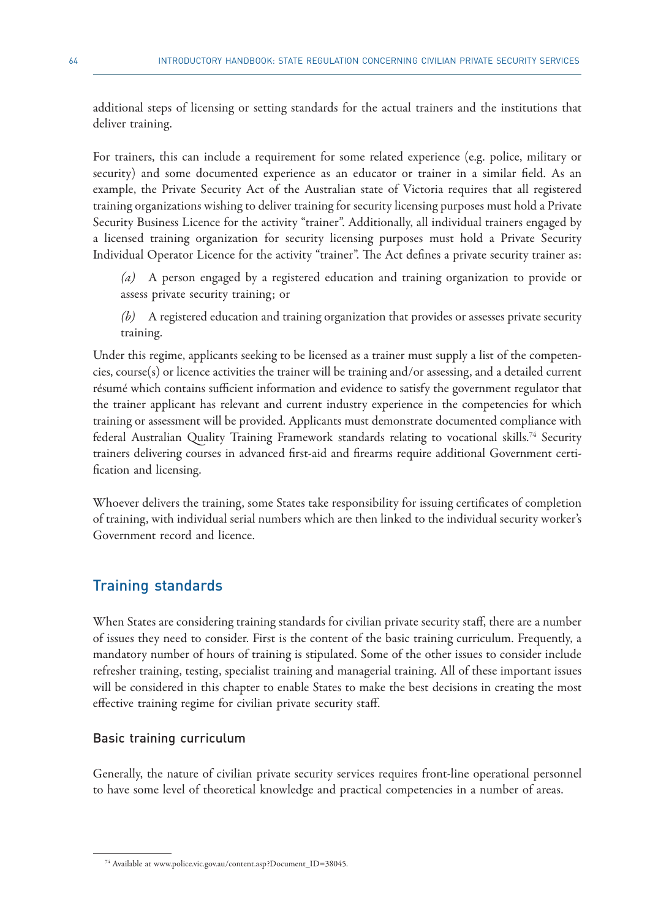additional steps of licensing or setting standards for the actual trainers and the institutions that deliver training.

For trainers, this can include a requirement for some related experience (e.g. police, military or security) and some documented experience as an educator or trainer in a similar field. As an example, the Private Security Act of the Australian state of Victoria requires that all registered training organizations wishing to deliver training for security licensing purposes must hold a Private Security Business Licence for the activity "trainer". Additionally, all individual trainers engaged by a licensed training organization for security licensing purposes must hold a Private Security Individual Operator Licence for the activity "trainer". The Act defines a private security trainer as:

> *(a)* A person engaged by a registered education and training organization to provide or assess private security training; or
>
> *(b)* A registered education and training organization that provides or assesses private security training.

Under this regime, applicants seeking to be licensed as a trainer must supply a list of the competencies, course(s) or licence activities the trainer will be training and/or assessing, and a detailed current résumé which contains sufficient information and evidence to satisfy the government regulator that the trainer applicant has relevant and current industry experience in the competencies for which training or assessment will be provided. Applicants must demonstrate documented compliance with federal Australian Quality Training Framework standards relating to vocational skills.[74] Security trainers delivering courses in advanced first-aid and firearms require additional Government certification and licensing.

Whoever delivers the training, some States take responsibility for issuing certificates of completion of training, with individual serial numbers which are then linked to the individual security worker's Government record and licence.

## Training standards

When States are considering training standards for civilian private security staff, there are a number of issues they need to consider. First is the content of the basic training curriculum. Frequently, a mandatory number of hours of training is stipulated. Some of the other issues to consider include refresher training, testing, specialist training and managerial training. All of these important issues will be considered in this chapter to enable States to make the best decisions in creating the most effective training regime for civilian private security staff.

### Basic training curriculum

Generally, the nature of civilian private security services requires front-line operational personnel to have some level of theoretical knowledge and practical competencies in a number of areas.

---

[74] Available at www.police.vic.gov.au/content.asp?Document_ID=38045.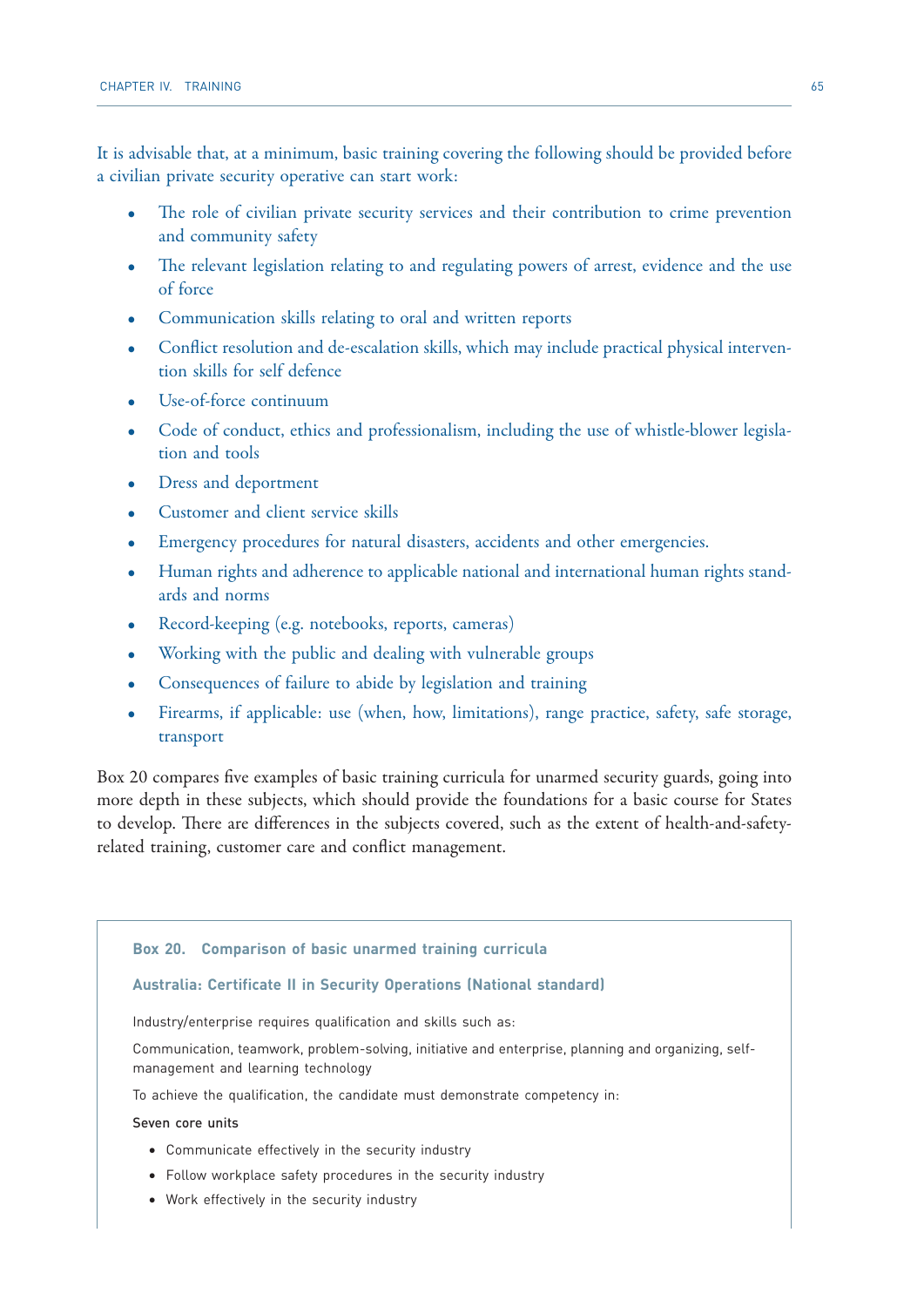It is advisable that, at a minimum, basic training covering the following should be provided before a civilian private security operative can start work:

- The role of civilian private security services and their contribution to crime prevention and community safety
- The relevant legislation relating to and regulating powers of arrest, evidence and the use of force
- Communication skills relating to oral and written reports
- Conflict resolution and de-escalation skills, which may include practical physical intervention skills for self defence
- Use-of-force continuum
- Code of conduct, ethics and professionalism, including the use of whistle-blower legislation and tools
- Dress and deportment
- Customer and client service skills
- Emergency procedures for natural disasters, accidents and other emergencies.
- Human rights and adherence to applicable national and international human rights standards and norms
- Record-keeping (e.g. notebooks, reports, cameras)
- Working with the public and dealing with vulnerable groups
- Consequences of failure to abide by legislation and training
- Firearms, if applicable: use (when, how, limitations), range practice, safety, safe storage, transport

Box 20 compares five examples of basic training curricula for unarmed security guards, going into more depth in these subjects, which should provide the foundations for a basic course for States to develop. There are differences in the subjects covered, such as the extent of health-and-safety-related training, customer care and conflict management.

**Box 20. Comparison of basic unarmed training curricula**

**Australia: Certificate II in Security Operations (National standard)**

Industry/enterprise requires qualification and skills such as:

Communication, teamwork, problem-solving, initiative and enterprise, planning and organizing, self-management and learning technology

To achieve the qualification, the candidate must demonstrate competency in:

Seven core units

- Communicate effectively in the security industry
- Follow workplace safety procedures in the security industry
- Work effectively in the security industry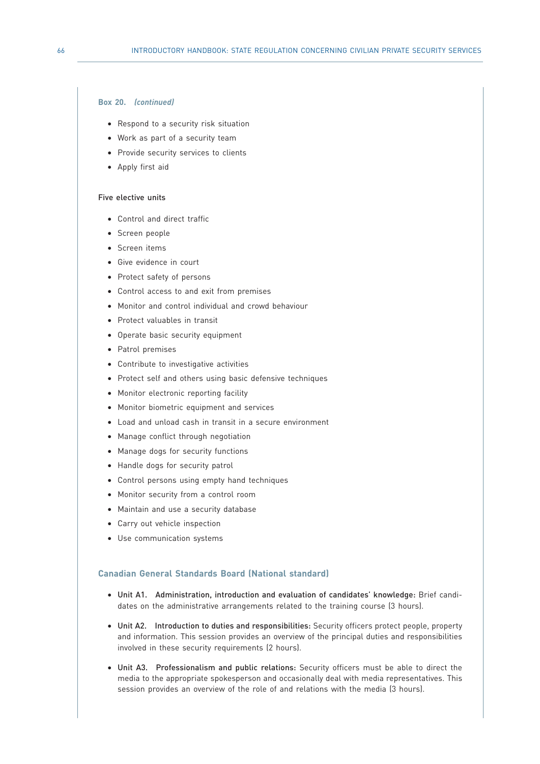**Box 20.** ***(continued)***

- Respond to a security risk situation
- Work as part of a security team
- Provide security services to clients
- Apply first aid

Five elective units

- Control and direct traffic
- Screen people
- Screen items
- Give evidence in court
- Protect safety of persons
- Control access to and exit from premises
- Monitor and control individual and crowd behaviour
- Protect valuables in transit
- Operate basic security equipment
- Patrol premises
- Contribute to investigative activities
- Protect self and others using basic defensive techniques
- Monitor electronic reporting facility
- Monitor biometric equipment and services
- Load and unload cash in transit in a secure environment
- Manage conflict through negotiation
- Manage dogs for security functions
- Handle dogs for security patrol
- Control persons using empty hand techniques
- Monitor security from a control room
- Maintain and use a security database
- Carry out vehicle inspection
- Use communication systems

**Canadian General Standards Board (National standard)**

- Unit A1. Administration, introduction and evaluation of candidates' knowledge: Brief candidates on the administrative arrangements related to the training course (3 hours).
- Unit A2. Introduction to duties and responsibilities: Security officers protect people, property and information. This session provides an overview of the principal duties and responsibilities involved in these security requirements (2 hours).
- Unit A3. Professionalism and public relations: Security officers must be able to direct the media to the appropriate spokesperson and occasionally deal with media representatives. This session provides an overview of the role of and relations with the media (3 hours).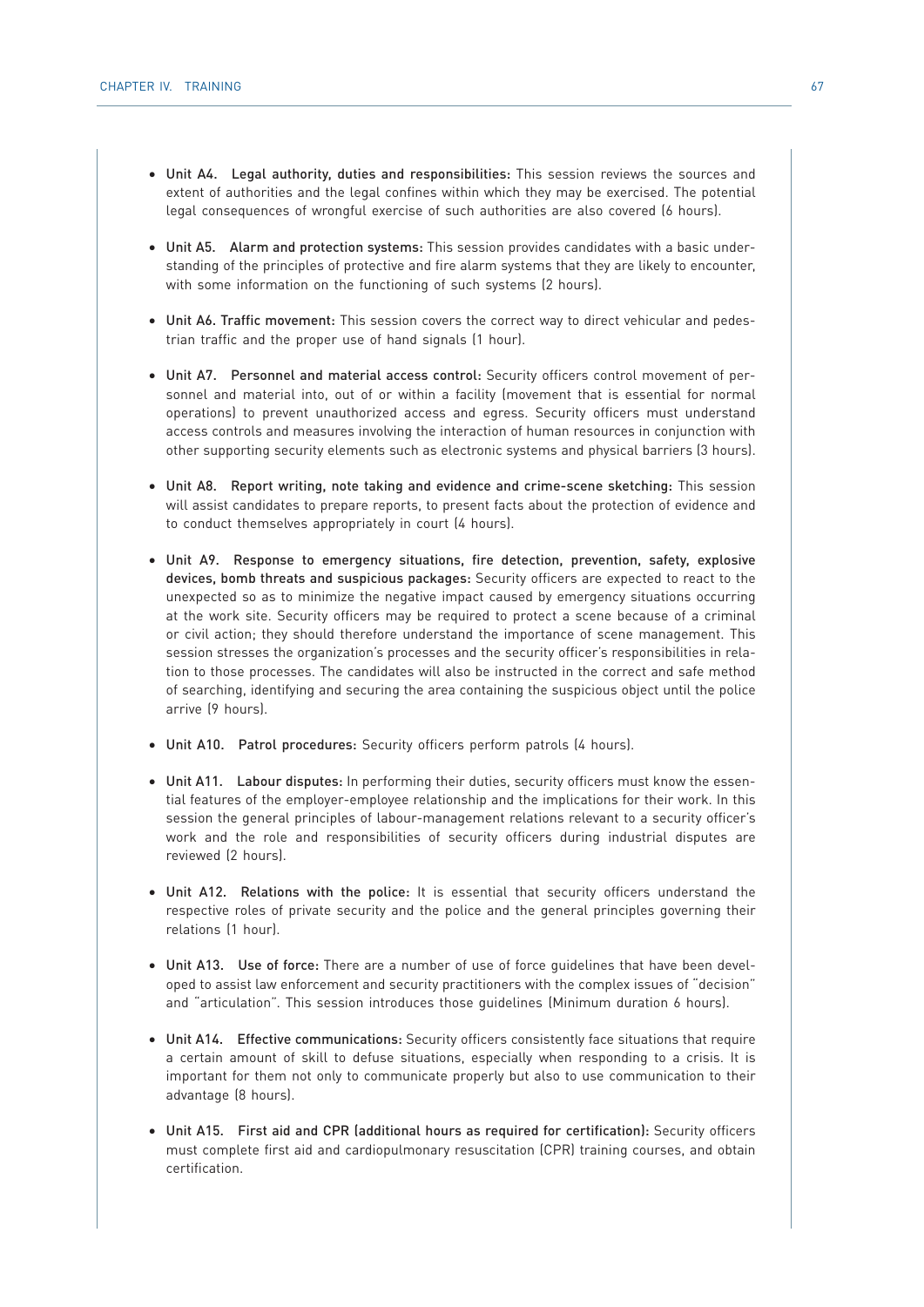- **Unit A4. Legal authority, duties and responsibilities:** This session reviews the sources and extent of authorities and the legal confines within which they may be exercised. The potential legal consequences of wrongful exercise of such authorities are also covered (6 hours).

- **Unit A5. Alarm and protection systems:** This session provides candidates with a basic understanding of the principles of protective and fire alarm systems that they are likely to encounter, with some information on the functioning of such systems (2 hours).

- **Unit A6. Traffic movement:** This session covers the correct way to direct vehicular and pedestrian traffic and the proper use of hand signals (1 hour).

- **Unit A7. Personnel and material access control:** Security officers control movement of personnel and material into, out of or within a facility (movement that is essential for normal operations) to prevent unauthorized access and egress. Security officers must understand access controls and measures involving the interaction of human resources in conjunction with other supporting security elements such as electronic systems and physical barriers (3 hours).

- **Unit A8. Report writing, note taking and evidence and crime-scene sketching:** This session will assist candidates to prepare reports, to present facts about the protection of evidence and to conduct themselves appropriately in court (4 hours).

- **Unit A9. Response to emergency situations, fire detection, prevention, safety, explosive devices, bomb threats and suspicious packages:** Security officers are expected to react to the unexpected so as to minimize the negative impact caused by emergency situations occurring at the work site. Security officers may be required to protect a scene because of a criminal or civil action; they should therefore understand the importance of scene management. This session stresses the organization's processes and the security officer's responsibilities in relation to those processes. The candidates will also be instructed in the correct and safe method of searching, identifying and securing the area containing the suspicious object until the police arrive (9 hours).

- **Unit A10. Patrol procedures:** Security officers perform patrols (4 hours).

- **Unit A11. Labour disputes:** In performing their duties, security officers must know the essential features of the employer-employee relationship and the implications for their work. In this session the general principles of labour-management relations relevant to a security officer's work and the role and responsibilities of security officers during industrial disputes are reviewed (2 hours).

- **Unit A12. Relations with the police:** It is essential that security officers understand the respective roles of private security and the police and the general principles governing their relations (1 hour).

- **Unit A13. Use of force:** There are a number of use of force guidelines that have been developed to assist law enforcement and security practitioners with the complex issues of "decision" and "articulation". This session introduces those guidelines (Minimum duration 6 hours).

- **Unit A14. Effective communications:** Security officers consistently face situations that require a certain amount of skill to defuse situations, especially when responding to a crisis. It is important for them not only to communicate properly but also to use communication to their advantage (8 hours).

- **Unit A15. First aid and CPR (additional hours as required for certification):** Security officers must complete first aid and cardiopulmonary resuscitation (CPR) training courses, and obtain certification.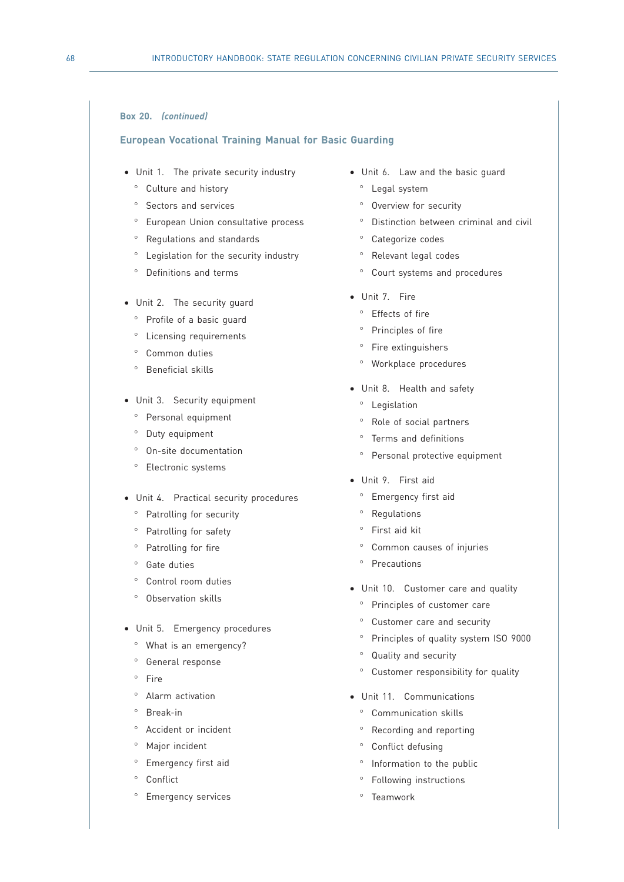**Box 20.** ***(continued)***

**European Vocational Training Manual for Basic Guarding**

- Unit 1. The private security industry
  - Culture and history
  - Sectors and services
  - European Union consultative process
  - Regulations and standards
  - Legislation for the security industry
  - Definitions and terms
- Unit 2. The security guard
  - Profile of a basic guard
  - Licensing requirements
  - Common duties
  - Beneficial skills
- Unit 3. Security equipment
  - Personal equipment
  - Duty equipment
  - On-site documentation
  - Electronic systems
- Unit 4. Practical security procedures
  - Patrolling for security
  - Patrolling for safety
  - Patrolling for fire
  - Gate duties
  - Control room duties
  - Observation skills
- Unit 5. Emergency procedures
  - What is an emergency?
  - General response
  - Fire
  - Alarm activation
  - Break-in
  - Accident or incident
  - Major incident
  - Emergency first aid
  - Conflict
  - Emergency services
- Unit 6. Law and the basic guard
  - Legal system
  - Overview for security
  - Distinction between criminal and civil
  - Categorize codes
  - Relevant legal codes
  - Court systems and procedures
- Unit 7. Fire
  - Effects of fire
  - Principles of fire
  - Fire extinguishers
  - Workplace procedures
- Unit 8. Health and safety
  - Legislation
  - Role of social partners
  - Terms and definitions
  - Personal protective equipment
- Unit 9. First aid
  - Emergency first aid
  - Regulations
  - First aid kit
  - Common causes of injuries
  - Precautions
- Unit 10. Customer care and quality
  - Principles of customer care
  - Customer care and security
  - Principles of quality system ISO 9000
  - Quality and security
  - Customer responsibility for quality
- Unit 11. Communications
  - Communication skills
  - Recording and reporting
  - Conflict defusing
  - Information to the public
  - Following instructions
  - Teamwork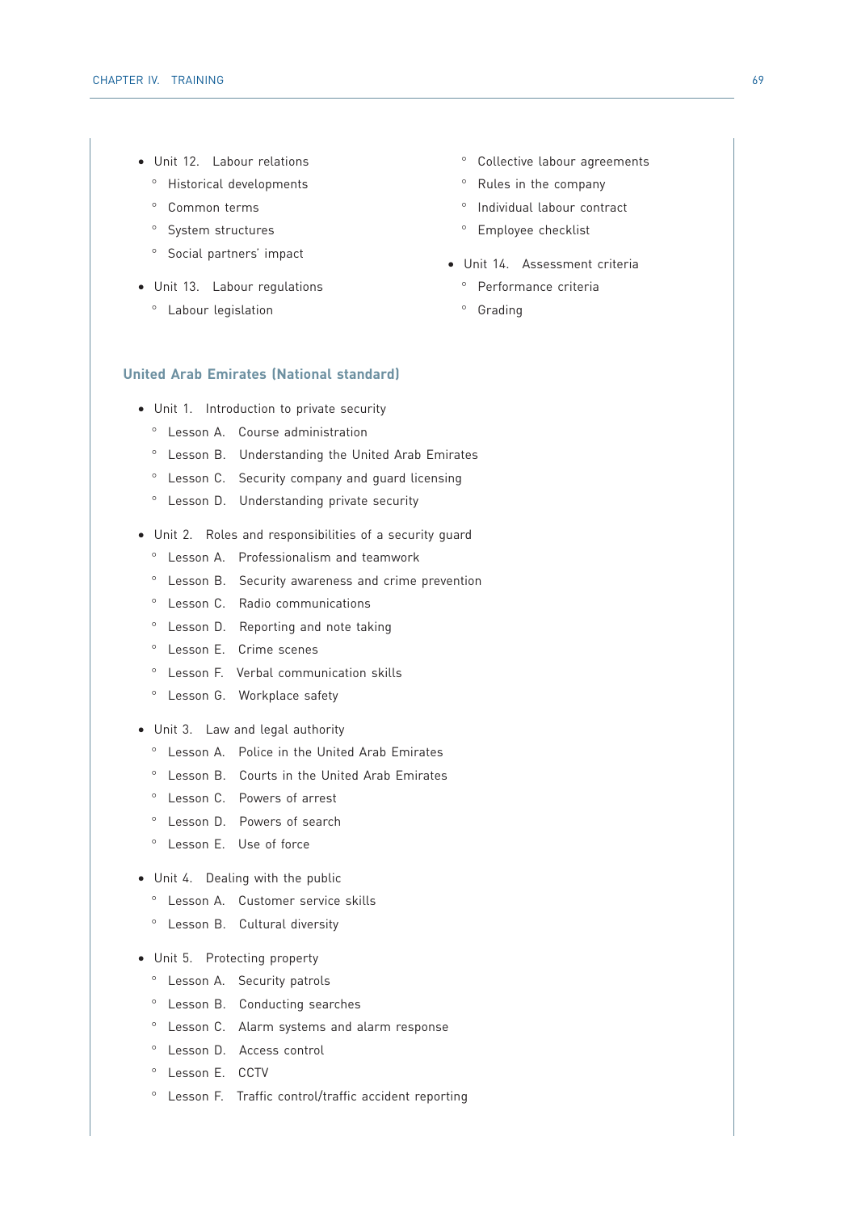- Unit 12. Labour relations
  - Historical developments
  - Common terms
  - System structures
  - Social partners' impact
- Unit 13. Labour regulations
  - Labour legislation
  - Collective labour agreements
  - Rules in the company
  - Individual labour contract
  - Employee checklist
- Unit 14. Assessment criteria
  - Performance criteria
  - Grading

### United Arab Emirates (National standard)

- Unit 1. Introduction to private security
  - Lesson A. Course administration
  - Lesson B. Understanding the United Arab Emirates
  - Lesson C. Security company and guard licensing
  - Lesson D. Understanding private security
- Unit 2. Roles and responsibilities of a security guard
  - Lesson A. Professionalism and teamwork
  - Lesson B. Security awareness and crime prevention
  - Lesson C. Radio communications
  - Lesson D. Reporting and note taking
  - Lesson E. Crime scenes
  - Lesson F. Verbal communication skills
  - Lesson G. Workplace safety
- Unit 3. Law and legal authority
  - Lesson A. Police in the United Arab Emirates
  - Lesson B. Courts in the United Arab Emirates
  - Lesson C. Powers of arrest
  - Lesson D. Powers of search
  - Lesson E. Use of force
- Unit 4. Dealing with the public
  - Lesson A. Customer service skills
  - Lesson B. Cultural diversity
- Unit 5. Protecting property
  - Lesson A. Security patrols
  - Lesson B. Conducting searches
  - Lesson C. Alarm systems and alarm response
  - Lesson D. Access control
  - Lesson E. CCTV
  - Lesson F. Traffic control/traffic accident reporting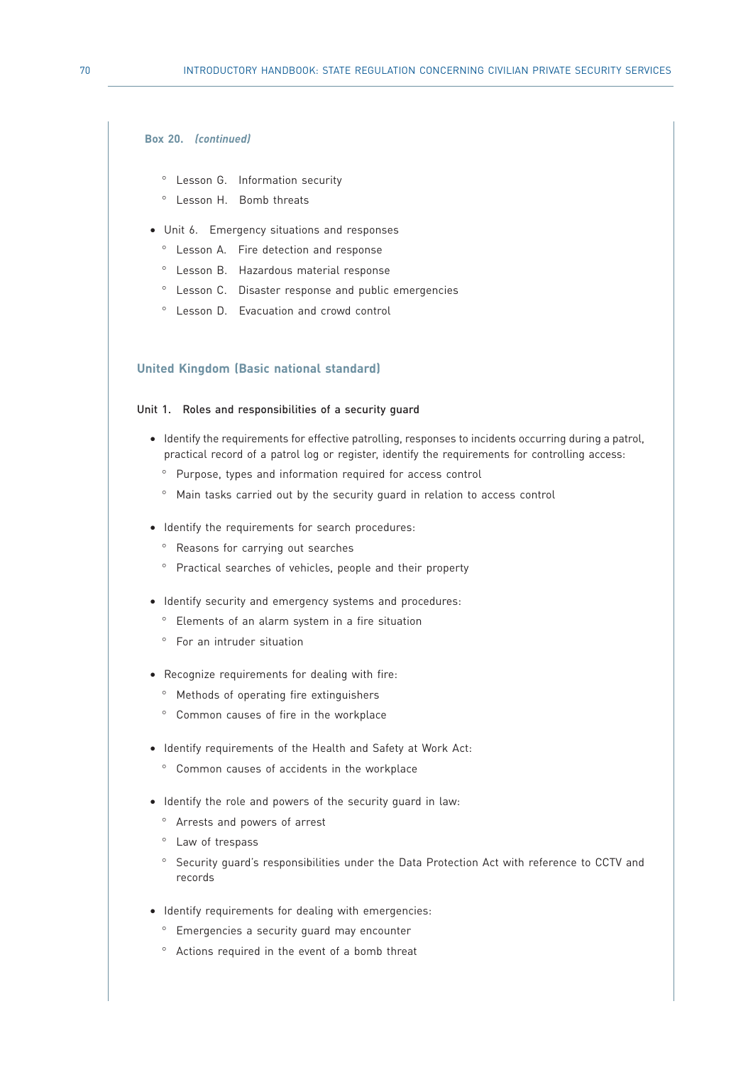**Box 20.** ***(continued)***

- Lesson G. Information security
- Lesson H. Bomb threats

- Unit 6. Emergency situations and responses
  - Lesson A. Fire detection and response
  - Lesson B. Hazardous material response
  - Lesson C. Disaster response and public emergencies
  - Lesson D. Evacuation and crowd control

### United Kingdom (Basic national standard)

#### Unit 1. Roles and responsibilities of a security guard

- Identify the requirements for effective patrolling, responses to incidents occurring during a patrol, practical record of a patrol log or register, identify the requirements for controlling access:
  - Purpose, types and information required for access control
  - Main tasks carried out by the security guard in relation to access control

- Identify the requirements for search procedures:
  - Reasons for carrying out searches
  - Practical searches of vehicles, people and their property

- Identify security and emergency systems and procedures:
  - Elements of an alarm system in a fire situation
  - For an intruder situation

- Recognize requirements for dealing with fire:
  - Methods of operating fire extinguishers
  - Common causes of fire in the workplace

- Identify requirements of the Health and Safety at Work Act:
  - Common causes of accidents in the workplace

- Identify the role and powers of the security guard in law:
  - Arrests and powers of arrest
  - Law of trespass
  - Security guard's responsibilities under the Data Protection Act with reference to CCTV and records

- Identify requirements for dealing with emergencies:
  - Emergencies a security guard may encounter
  - Actions required in the event of a bomb threat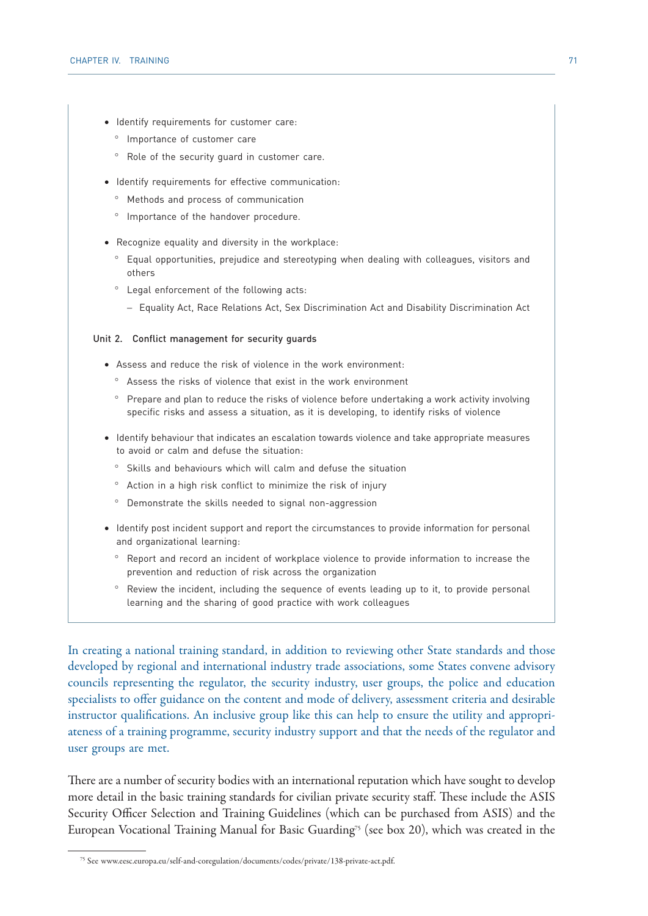- Identify requirements for customer care:
  - Importance of customer care
  - Role of the security guard in customer care.
- Identify requirements for effective communication:
  - Methods and process of communication
  - Importance of the handover procedure.
- Recognize equality and diversity in the workplace:
  - Equal opportunities, prejudice and stereotyping when dealing with colleagues, visitors and others
  - Legal enforcement of the following acts:
    - Equality Act, Race Relations Act, Sex Discrimination Act and Disability Discrimination Act

**Unit 2. Conflict management for security guards**

- Assess and reduce the risk of violence in the work environment:
  - Assess the risks of violence that exist in the work environment
  - Prepare and plan to reduce the risks of violence before undertaking a work activity involving specific risks and assess a situation, as it is developing, to identify risks of violence
- Identify behaviour that indicates an escalation towards violence and take appropriate measures to avoid or calm and defuse the situation:
  - Skills and behaviours which will calm and defuse the situation
  - Action in a high risk conflict to minimize the risk of injury
  - Demonstrate the skills needed to signal non-aggression
- Identify post incident support and report the circumstances to provide information for personal and organizational learning:
  - Report and record an incident of workplace violence to provide information to increase the prevention and reduction of risk across the organization
  - Review the incident, including the sequence of events leading up to it, to provide personal learning and the sharing of good practice with work colleagues

In creating a national training standard, in addition to reviewing other State standards and those developed by regional and international industry trade associations, some States convene advisory councils representing the regulator, the security industry, user groups, the police and education specialists to offer guidance on the content and mode of delivery, assessment criteria and desirable instructor qualifications. An inclusive group like this can help to ensure the utility and appropriateness of a training programme, security industry support and that the needs of the regulator and user groups are met.

There are a number of security bodies with an international reputation which have sought to develop more detail in the basic training standards for civilian private security staff. These include the ASIS Security Officer Selection and Training Guidelines (which can be purchased from ASIS) and the European Vocational Training Manual for Basic Guarding[75] (see box 20), which was created in the

[75] See www.eesc.europa.eu/self-and-coregulation/documents/codes/private/138-private-act.pdf.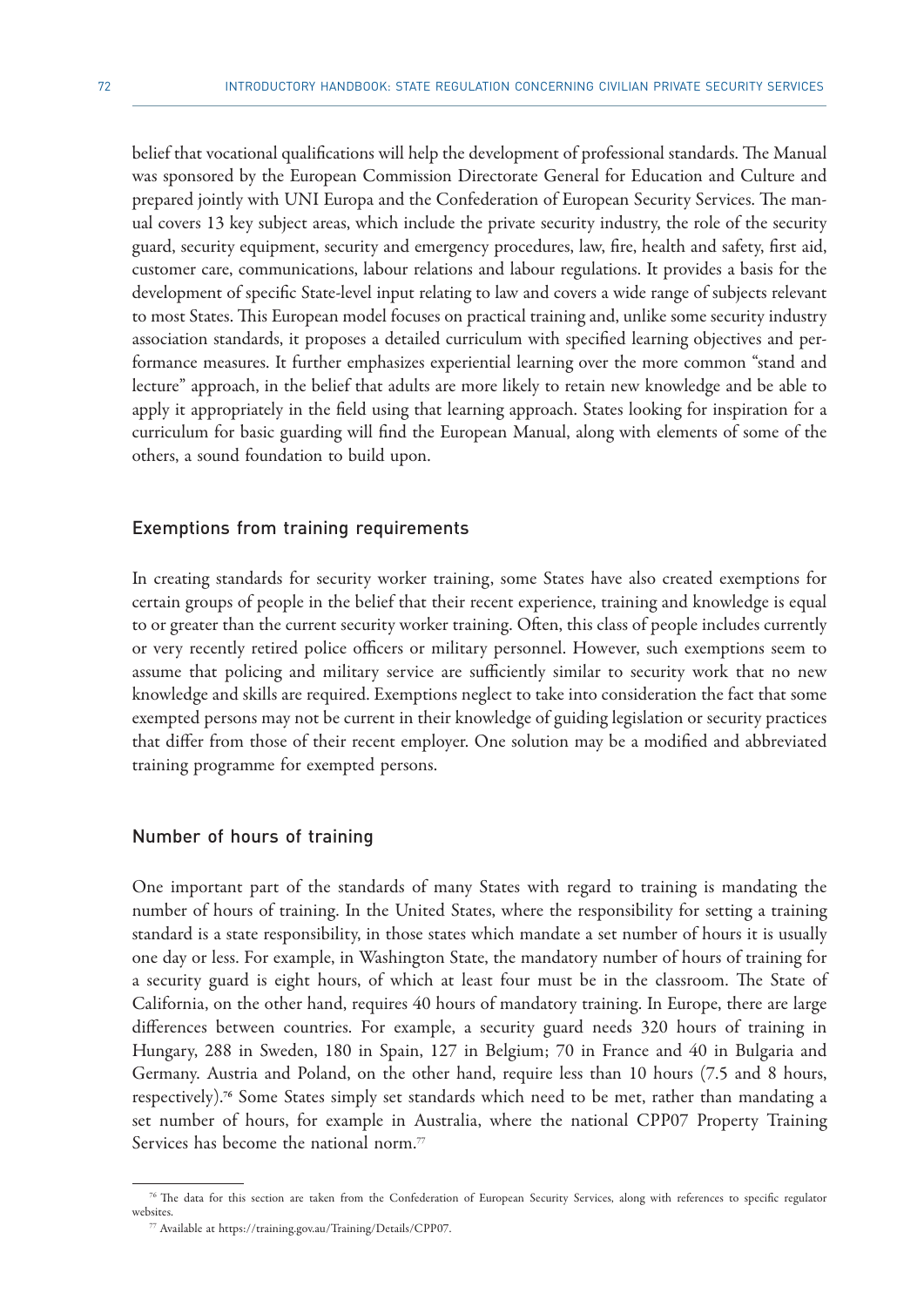belief that vocational qualifications will help the development of professional standards. The Manual was sponsored by the European Commission Directorate General for Education and Culture and prepared jointly with UNI Europa and the Confederation of European Security Services. The manual covers 13 key subject areas, which include the private security industry, the role of the security guard, security equipment, security and emergency procedures, law, fire, health and safety, first aid, customer care, communications, labour relations and labour regulations. It provides a basis for the development of specific State-level input relating to law and covers a wide range of subjects relevant to most States. This European model focuses on practical training and, unlike some security industry association standards, it proposes a detailed curriculum with specified learning objectives and performance measures. It further emphasizes experiential learning over the more common "stand and lecture" approach, in the belief that adults are more likely to retain new knowledge and be able to apply it appropriately in the field using that learning approach. States looking for inspiration for a curriculum for basic guarding will find the European Manual, along with elements of some of the others, a sound foundation to build upon.

## Exemptions from training requirements

In creating standards for security worker training, some States have also created exemptions for certain groups of people in the belief that their recent experience, training and knowledge is equal to or greater than the current security worker training. Often, this class of people includes currently or very recently retired police officers or military personnel. However, such exemptions seem to assume that policing and military service are sufficiently similar to security work that no new knowledge and skills are required. Exemptions neglect to take into consideration the fact that some exempted persons may not be current in their knowledge of guiding legislation or security practices that differ from those of their recent employer. One solution may be a modified and abbreviated training programme for exempted persons.

## Number of hours of training

One important part of the standards of many States with regard to training is mandating the number of hours of training. In the United States, where the responsibility for setting a training standard is a state responsibility, in those states which mandate a set number of hours it is usually one day or less. For example, in Washington State, the mandatory number of hours of training for a security guard is eight hours, of which at least four must be in the classroom. The State of California, on the other hand, requires 40 hours of mandatory training. In Europe, there are large differences between countries. For example, a security guard needs 320 hours of training in Hungary, 288 in Sweden, 180 in Spain, 127 in Belgium; 70 in France and 40 in Bulgaria and Germany. Austria and Poland, on the other hand, require less than 10 hours (7.5 and 8 hours, respectively).[76] Some States simply set standards which need to be met, rather than mandating a set number of hours, for example in Australia, where the national CPP07 Property Training Services has become the national norm.[77]

[76] The data for this section are taken from the Confederation of European Security Services, along with references to specific regulator websites.

[77] Available at https://training.gov.au/Training/Details/CPP07.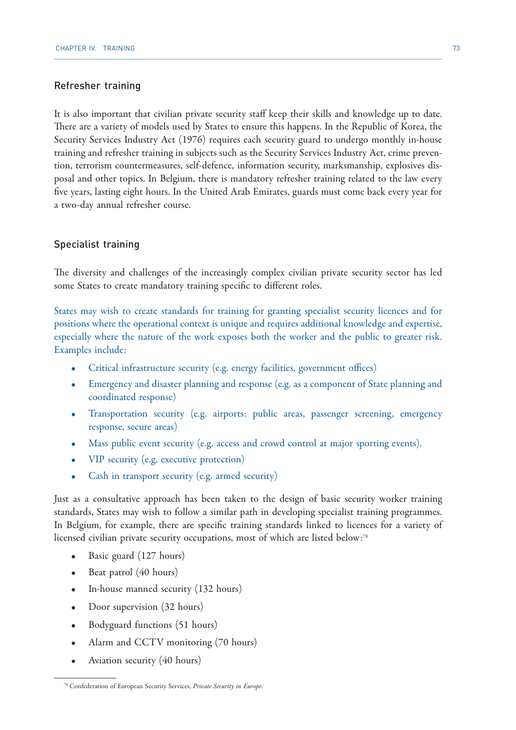## Refresher training

It is also important that civilian private security staff keep their skills and knowledge up to date. There are a variety of models used by States to ensure this happens. In the Republic of Korea, the Security Services Industry Act (1976) requires each security guard to undergo monthly in-house training and refresher training in subjects such as the Security Services Industry Act, crime prevention, terrorism countermeasures, self-defence, information security, marksmanship, explosives disposal and other topics. In Belgium, there is mandatory refresher training related to the law every five years, lasting eight hours. In the United Arab Emirates, guards must come back every year for a two-day annual refresher course.

## Specialist training

The diversity and challenges of the increasingly complex civilian private security sector has led some States to create mandatory training specific to different roles.

States may wish to create standards for training for granting specialist security licences and for positions where the operational context is unique and requires additional knowledge and expertise, especially where the nature of the work exposes both the worker and the public to greater risk. Examples include:

- Critical infrastructure security (e.g. energy facilities, government offices)
- Emergency and disaster planning and response (e.g. as a component of State planning and coordinated response)
- Transportation security (e.g. airports: public areas, passenger screening, emergency response, secure areas)
- Mass public event security (e.g. access and crowd control at major sporting events).
- VIP security (e.g. executive protection)
- Cash in transport security (e.g. armed security)

Just as a consultative approach has been taken to the design of basic security worker training standards, States may wish to follow a similar path in developing specialist training programmes. In Belgium, for example, there are specific training standards linked to licences for a variety of licensed civilian private security occupations, most of which are listed below:[78]

- Basic guard (127 hours)
- Beat patrol (40 hours)
- In-house manned security (132 hours)
- Door supervision (32 hours)
- Bodyguard functions (51 hours)
- Alarm and CCTV monitoring (70 hours)
- Aviation security (40 hours)

[78] Confederation of European Security Services, *Private Security in Europe*.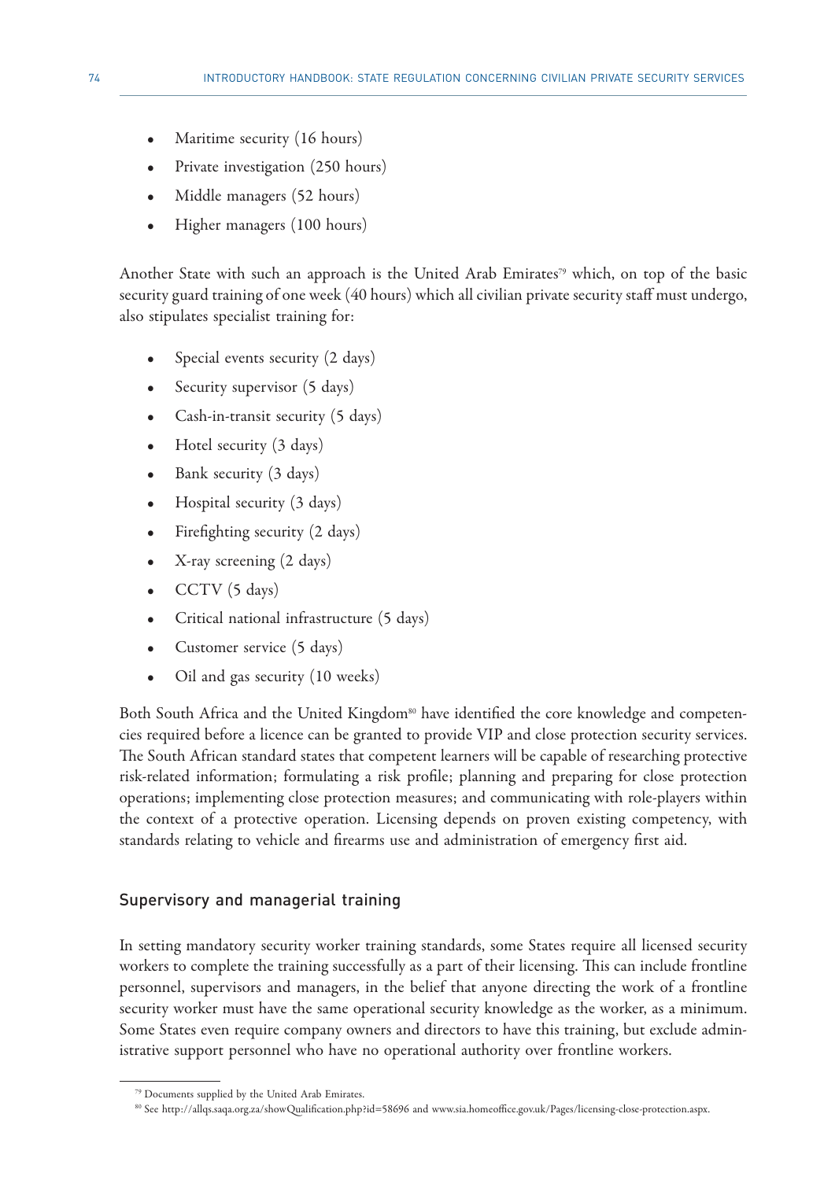- Maritime security (16 hours)
- Private investigation (250 hours)
- Middle managers (52 hours)
- Higher managers (100 hours)

Another State with such an approach is the United Arab Emirates[79] which, on top of the basic security guard training of one week (40 hours) which all civilian private security staff must undergo, also stipulates specialist training for:

- Special events security (2 days)
- Security supervisor (5 days)
- Cash-in-transit security (5 days)
- Hotel security (3 days)
- Bank security (3 days)
- Hospital security (3 days)
- Firefighting security (2 days)
- X-ray screening (2 days)
- CCTV (5 days)
- Critical national infrastructure (5 days)
- Customer service (5 days)
- Oil and gas security (10 weeks)

Both South Africa and the United Kingdom[80] have identified the core knowledge and competencies required before a licence can be granted to provide VIP and close protection security services. The South African standard states that competent learners will be capable of researching protective risk-related information; formulating a risk profile; planning and preparing for close protection operations; implementing close protection measures; and communicating with role-players within the context of a protective operation. Licensing depends on proven existing competency, with standards relating to vehicle and firearms use and administration of emergency first aid.

## Supervisory and managerial training

In setting mandatory security worker training standards, some States require all licensed security workers to complete the training successfully as a part of their licensing. This can include frontline personnel, supervisors and managers, in the belief that anyone directing the work of a frontline security worker must have the same operational security knowledge as the worker, as a minimum. Some States even require company owners and directors to have this training, but exclude administrative support personnel who have no operational authority over frontline workers.

[79] Documents supplied by the United Arab Emirates.

[80] See http://allqs.saqa.org.za/showQualification.php?id=58696 and www.sia.homeoffice.gov.uk/Pages/licensing-close-protection.aspx.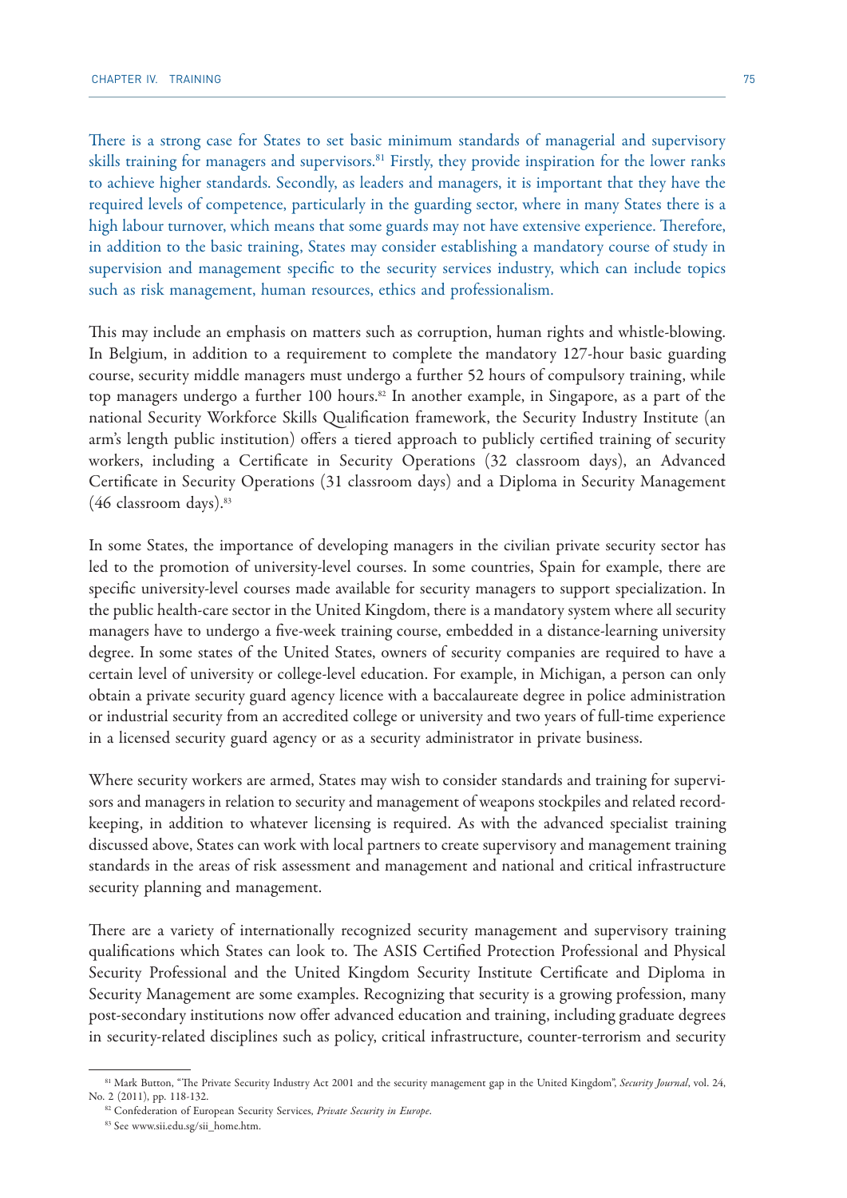There is a strong case for States to set basic minimum standards of managerial and supervisory skills training for managers and supervisors.[81] Firstly, they provide inspiration for the lower ranks to achieve higher standards. Secondly, as leaders and managers, it is important that they have the required levels of competence, particularly in the guarding sector, where in many States there is a high labour turnover, which means that some guards may not have extensive experience. Therefore, in addition to the basic training, States may consider establishing a mandatory course of study in supervision and management specific to the security services industry, which can include topics such as risk management, human resources, ethics and professionalism.

This may include an emphasis on matters such as corruption, human rights and whistle-blowing. In Belgium, in addition to a requirement to complete the mandatory 127-hour basic guarding course, security middle managers must undergo a further 52 hours of compulsory training, while top managers undergo a further 100 hours.[82] In another example, in Singapore, as a part of the national Security Workforce Skills Qualification framework, the Security Industry Institute (an arm's length public institution) offers a tiered approach to publicly certified training of security workers, including a Certificate in Security Operations (32 classroom days), an Advanced Certificate in Security Operations (31 classroom days) and a Diploma in Security Management (46 classroom days).[83]

In some States, the importance of developing managers in the civilian private security sector has led to the promotion of university-level courses. In some countries, Spain for example, there are specific university-level courses made available for security managers to support specialization. In the public health-care sector in the United Kingdom, there is a mandatory system where all security managers have to undergo a five-week training course, embedded in a distance-learning university degree. In some states of the United States, owners of security companies are required to have a certain level of university or college-level education. For example, in Michigan, a person can only obtain a private security guard agency licence with a baccalaureate degree in police administration or industrial security from an accredited college or university and two years of full-time experience in a licensed security guard agency or as a security administrator in private business.

Where security workers are armed, States may wish to consider standards and training for supervisors and managers in relation to security and management of weapons stockpiles and related record-keeping, in addition to whatever licensing is required. As with the advanced specialist training discussed above, States can work with local partners to create supervisory and management training standards in the areas of risk assessment and management and national and critical infrastructure security planning and management.

There are a variety of internationally recognized security management and supervisory training qualifications which States can look to. The ASIS Certified Protection Professional and Physical Security Professional and the United Kingdom Security Institute Certificate and Diploma in Security Management are some examples. Recognizing that security is a growing profession, many post-secondary institutions now offer advanced education and training, including graduate degrees in security-related disciplines such as policy, critical infrastructure, counter-terrorism and security

---

[81] Mark Button, "The Private Security Industry Act 2001 and the security management gap in the United Kingdom", *Security Journal*, vol. 24, No. 2 (2011), pp. 118-132.

[82] Confederation of European Security Services, *Private Security in Europe*.

[83] See www.sii.edu.sg/sii_home.htm.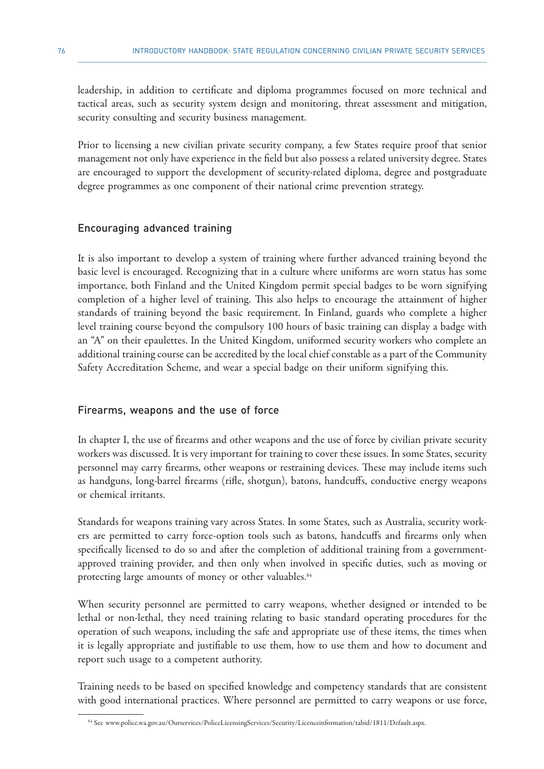leadership, in addition to certificate and diploma programmes focused on more technical and tactical areas, such as security system design and monitoring, threat assessment and mitigation, security consulting and security business management.

Prior to licensing a new civilian private security company, a few States require proof that senior management not only have experience in the field but also possess a related university degree. States are encouraged to support the development of security-related diploma, degree and postgraduate degree programmes as one component of their national crime prevention strategy.

### Encouraging advanced training

It is also important to develop a system of training where further advanced training beyond the basic level is encouraged. Recognizing that in a culture where uniforms are worn status has some importance, both Finland and the United Kingdom permit special badges to be worn signifying completion of a higher level of training. This also helps to encourage the attainment of higher standards of training beyond the basic requirement. In Finland, guards who complete a higher level training course beyond the compulsory 100 hours of basic training can display a badge with an "A" on their epaulettes. In the United Kingdom, uniformed security workers who complete an additional training course can be accredited by the local chief constable as a part of the Community Safety Accreditation Scheme, and wear a special badge on their uniform signifying this.

### Firearms, weapons and the use of force

In chapter I, the use of firearms and other weapons and the use of force by civilian private security workers was discussed. It is very important for training to cover these issues. In some States, security personnel may carry firearms, other weapons or restraining devices. These may include items such as handguns, long-barrel firearms (rifle, shotgun), batons, handcuffs, conductive energy weapons or chemical irritants.

Standards for weapons training vary across States. In some States, such as Australia, security workers are permitted to carry force-option tools such as batons, handcuffs and firearms only when specifically licensed to do so and after the completion of additional training from a government-approved training provider, and then only when involved in specific duties, such as moving or protecting large amounts of money or other valuables.[84]

When security personnel are permitted to carry weapons, whether designed or intended to be lethal or non-lethal, they need training relating to basic standard operating procedures for the operation of such weapons, including the safe and appropriate use of these items, the times when it is legally appropriate and justifiable to use them, how to use them and how to document and report such usage to a competent authority.

Training needs to be based on specified knowledge and competency standards that are consistent with good international practices. Where personnel are permitted to carry weapons or use force,

[84] See www.police.wa.gov.au/Ourservices/PoliceLicensingServices/Security/Licenceinformation/tabid/1811/Default.aspx.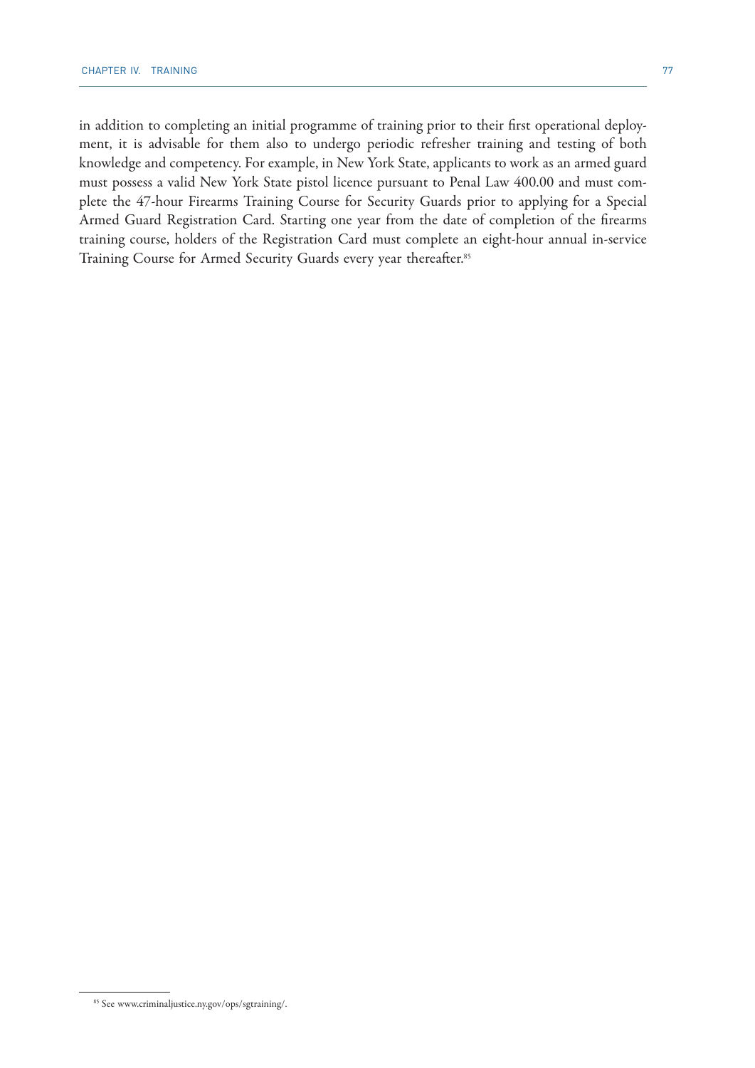in addition to completing an initial programme of training prior to their first operational deployment, it is advisable for them also to undergo periodic refresher training and testing of both knowledge and competency. For example, in New York State, applicants to work as an armed guard must possess a valid New York State pistol licence pursuant to Penal Law 400.00 and must complete the 47-hour Firearms Training Course for Security Guards prior to applying for a Special Armed Guard Registration Card. Starting one year from the date of completion of the firearms training course, holders of the Registration Card must complete an eight-hour annual in-service Training Course for Armed Security Guards every year thereafter.[85]

[85] See www.criminaljustice.ny.gov/ops/sgtraining/.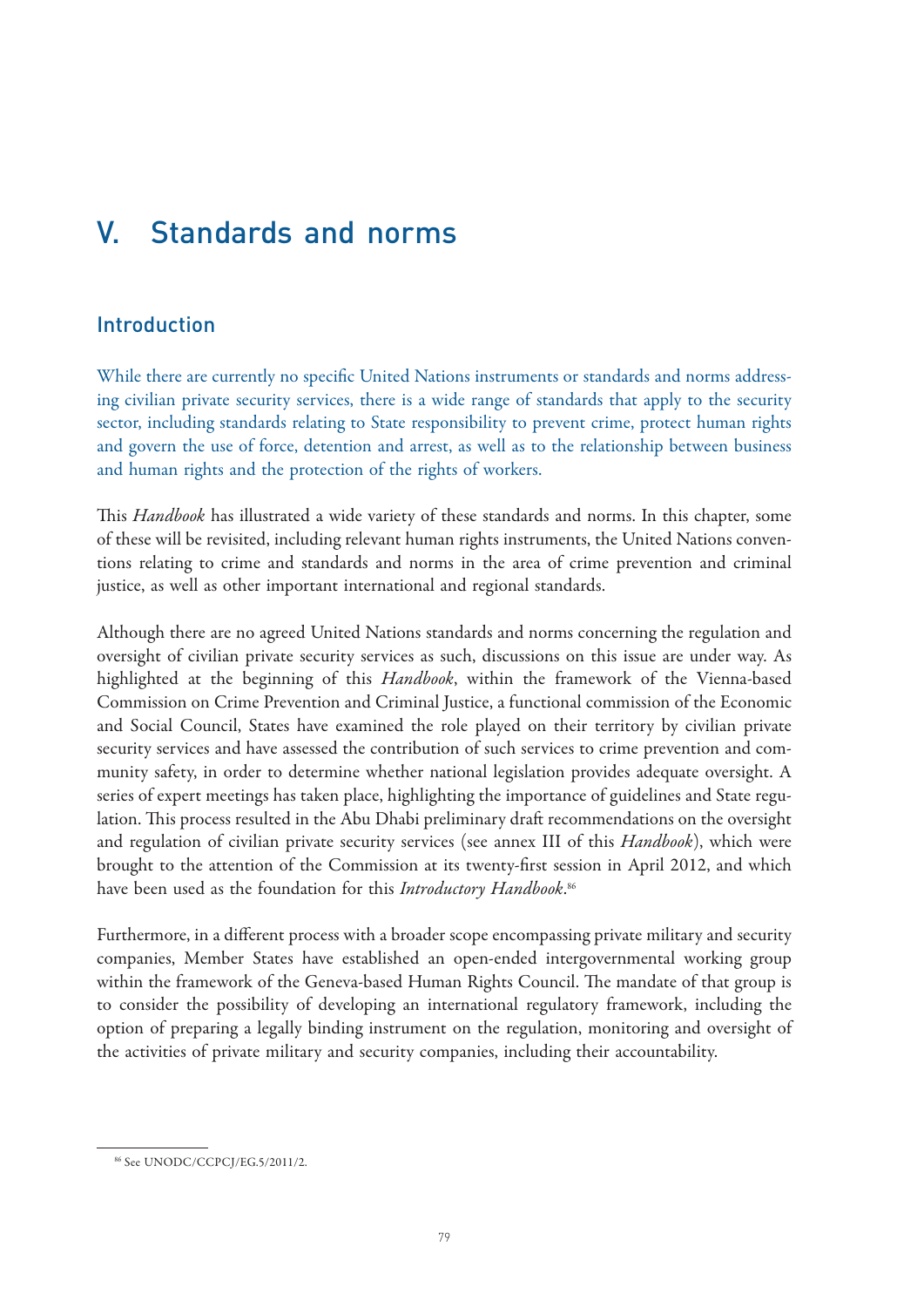# V. Standards and norms

## Introduction

While there are currently no specific United Nations instruments or standards and norms addressing civilian private security services, there is a wide range of standards that apply to the security sector, including standards relating to State responsibility to prevent crime, protect human rights and govern the use of force, detention and arrest, as well as to the relationship between business and human rights and the protection of the rights of workers.

This *Handbook* has illustrated a wide variety of these standards and norms. In this chapter, some of these will be revisited, including relevant human rights instruments, the United Nations conventions relating to crime and standards and norms in the area of crime prevention and criminal justice, as well as other important international and regional standards.

Although there are no agreed United Nations standards and norms concerning the regulation and oversight of civilian private security services as such, discussions on this issue are under way. As highlighted at the beginning of this *Handbook*, within the framework of the Vienna-based Commission on Crime Prevention and Criminal Justice, a functional commission of the Economic and Social Council, States have examined the role played on their territory by civilian private security services and have assessed the contribution of such services to crime prevention and community safety, in order to determine whether national legislation provides adequate oversight. A series of expert meetings has taken place, highlighting the importance of guidelines and State regulation. This process resulted in the Abu Dhabi preliminary draft recommendations on the oversight and regulation of civilian private security services (see annex III of this *Handbook*), which were brought to the attention of the Commission at its twenty-first session in April 2012, and which have been used as the foundation for this *Introductory Handbook*.[86]

Furthermore, in a different process with a broader scope encompassing private military and security companies, Member States have established an open-ended intergovernmental working group within the framework of the Geneva-based Human Rights Council. The mandate of that group is to consider the possibility of developing an international regulatory framework, including the option of preparing a legally binding instrument on the regulation, monitoring and oversight of the activities of private military and security companies, including their accountability.

[86] See UNODC/CCPCJ/EG.5/2011/2.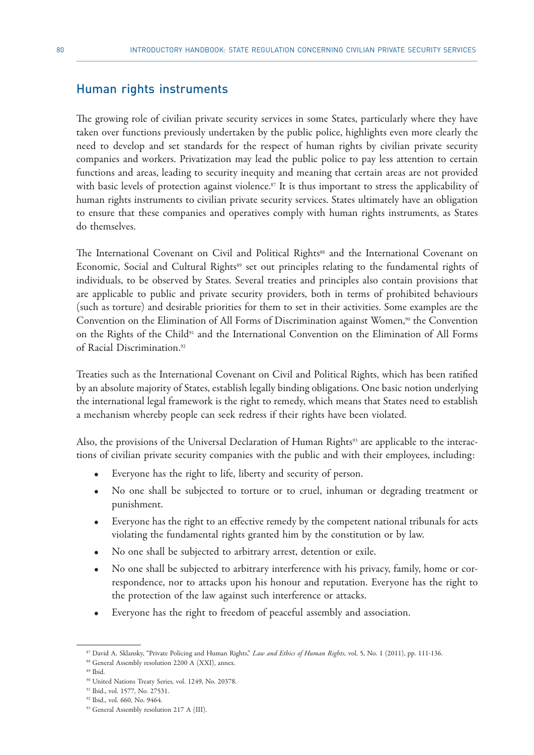## Human rights instruments

The growing role of civilian private security services in some States, particularly where they have taken over functions previously undertaken by the public police, highlights even more clearly the need to develop and set standards for the respect of human rights by civilian private security companies and workers. Privatization may lead the public police to pay less attention to certain functions and areas, leading to security inequity and meaning that certain areas are not provided with basic levels of protection against violence.[87] It is thus important to stress the applicability of human rights instruments to civilian private security services. States ultimately have an obligation to ensure that these companies and operatives comply with human rights instruments, as States do themselves.

The International Covenant on Civil and Political Rights[88] and the International Covenant on Economic, Social and Cultural Rights[89] set out principles relating to the fundamental rights of individuals, to be observed by States. Several treaties and principles also contain provisions that are applicable to public and private security providers, both in terms of prohibited behaviours (such as torture) and desirable priorities for them to set in their activities. Some examples are the Convention on the Elimination of All Forms of Discrimination against Women,[90] the Convention on the Rights of the Child[91] and the International Convention on the Elimination of All Forms of Racial Discrimination.[92]

Treaties such as the International Covenant on Civil and Political Rights, which has been ratified by an absolute majority of States, establish legally binding obligations. One basic notion underlying the international legal framework is the right to remedy, which means that States need to establish a mechanism whereby people can seek redress if their rights have been violated.

Also, the provisions of the Universal Declaration of Human Rights[93] are applicable to the interactions of civilian private security companies with the public and with their employees, including:

- Everyone has the right to life, liberty and security of person.
- No one shall be subjected to torture or to cruel, inhuman or degrading treatment or punishment.
- Everyone has the right to an effective remedy by the competent national tribunals for acts violating the fundamental rights granted him by the constitution or by law.
- No one shall be subjected to arbitrary arrest, detention or exile.
- No one shall be subjected to arbitrary interference with his privacy, family, home or correspondence, nor to attacks upon his honour and reputation. Everyone has the right to the protection of the law against such interference or attacks.
- Everyone has the right to freedom of peaceful assembly and association.

---

[87] David A. Sklansky, "Private Policing and Human Rights," *Law and Ethics of Human Rights,* vol. 5, No. 1 (2011), pp. 111-136.

[88] General Assembly resolution 2200 A (XXI), annex.

[89] Ibid.

[90] United Nations Treaty Series, vol. 1249, No. 20378.

[91] Ibid., vol. 1577, No. 27531.

[92] Ibid., vol. 660, No. 9464.

[93] General Assembly resolution 217 A (III).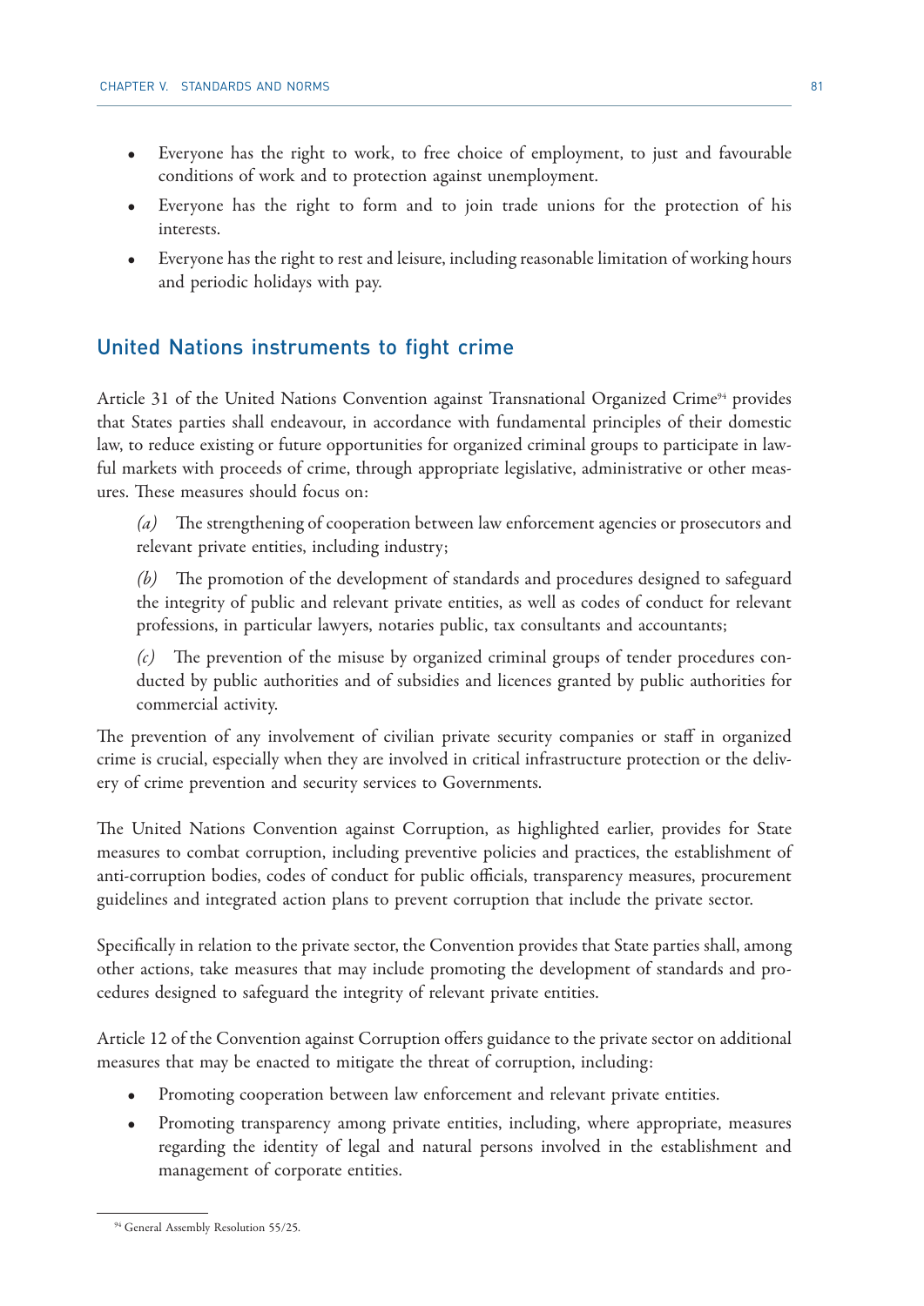- Everyone has the right to work, to free choice of employment, to just and favourable conditions of work and to protection against unemployment.
- Everyone has the right to form and to join trade unions for the protection of his interests.
- Everyone has the right to rest and leisure, including reasonable limitation of working hours and periodic holidays with pay.

## United Nations instruments to fight crime

Article 31 of the United Nations Convention against Transnational Organized Crime[94] provides that States parties shall endeavour, in accordance with fundamental principles of their domestic law, to reduce existing or future opportunities for organized criminal groups to participate in lawful markets with proceeds of crime, through appropriate legislative, administrative or other measures. These measures should focus on:

*(a)* The strengthening of cooperation between law enforcement agencies or prosecutors and relevant private entities, including industry;

*(b)* The promotion of the development of standards and procedures designed to safeguard the integrity of public and relevant private entities, as well as codes of conduct for relevant professions, in particular lawyers, notaries public, tax consultants and accountants;

*(c)* The prevention of the misuse by organized criminal groups of tender procedures conducted by public authorities and of subsidies and licences granted by public authorities for commercial activity.

The prevention of any involvement of civilian private security companies or staff in organized crime is crucial, especially when they are involved in critical infrastructure protection or the delivery of crime prevention and security services to Governments.

The United Nations Convention against Corruption, as highlighted earlier, provides for State measures to combat corruption, including preventive policies and practices, the establishment of anti-corruption bodies, codes of conduct for public officials, transparency measures, procurement guidelines and integrated action plans to prevent corruption that include the private sector.

Specifically in relation to the private sector, the Convention provides that State parties shall, among other actions, take measures that may include promoting the development of standards and procedures designed to safeguard the integrity of relevant private entities.

Article 12 of the Convention against Corruption offers guidance to the private sector on additional measures that may be enacted to mitigate the threat of corruption, including:

- Promoting cooperation between law enforcement and relevant private entities.
- Promoting transparency among private entities, including, where appropriate, measures regarding the identity of legal and natural persons involved in the establishment and management of corporate entities.

---

[94] General Assembly Resolution 55/25.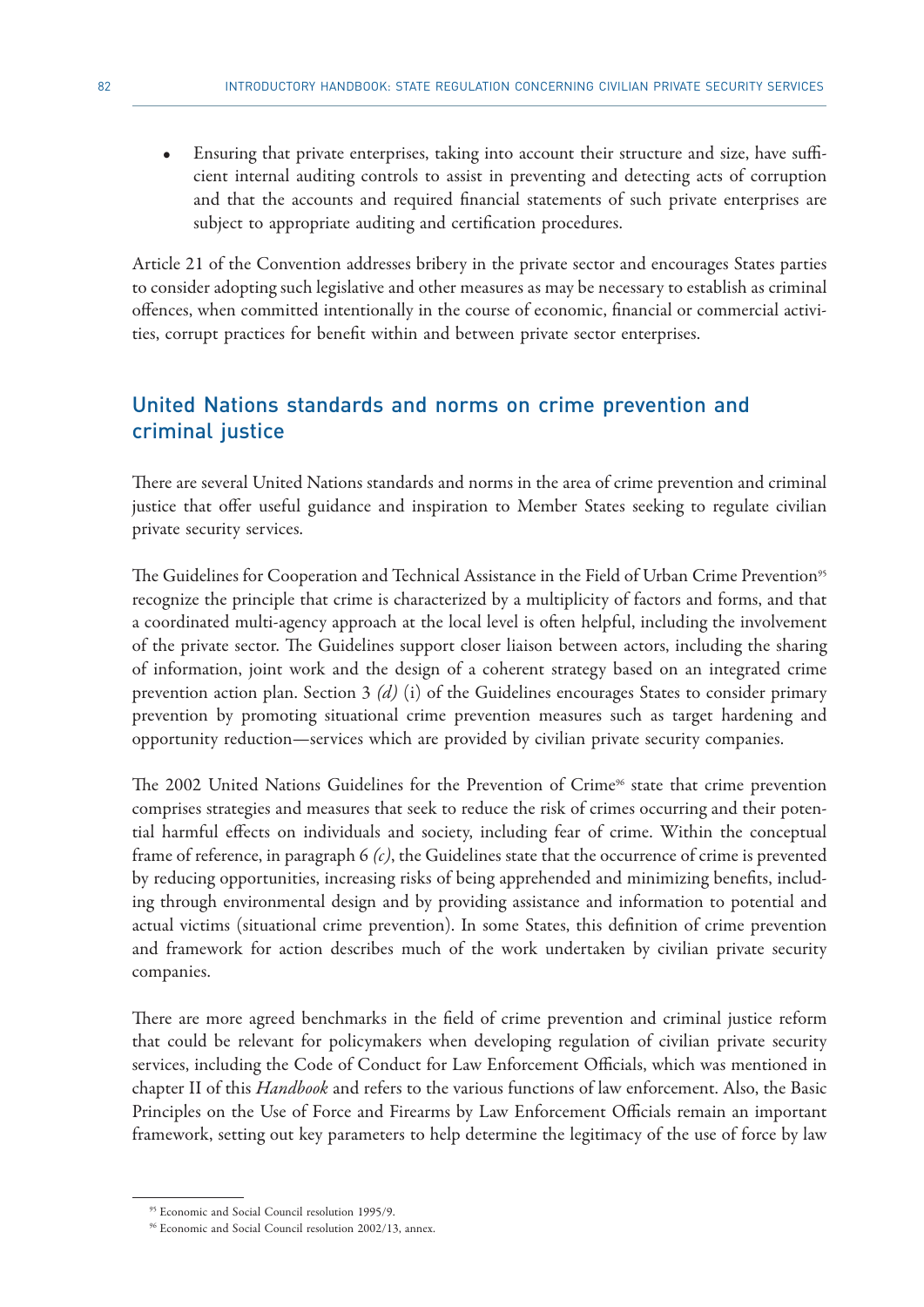- Ensuring that private enterprises, taking into account their structure and size, have sufficient internal auditing controls to assist in preventing and detecting acts of corruption and that the accounts and required financial statements of such private enterprises are subject to appropriate auditing and certification procedures.

Article 21 of the Convention addresses bribery in the private sector and encourages States parties to consider adopting such legislative and other measures as may be necessary to establish as criminal offences, when committed intentionally in the course of economic, financial or commercial activities, corrupt practices for benefit within and between private sector enterprises.

## United Nations standards and norms on crime prevention and criminal justice

There are several United Nations standards and norms in the area of crime prevention and criminal justice that offer useful guidance and inspiration to Member States seeking to regulate civilian private security services.

The Guidelines for Cooperation and Technical Assistance in the Field of Urban Crime Prevention[95] recognize the principle that crime is characterized by a multiplicity of factors and forms, and that a coordinated multi-agency approach at the local level is often helpful, including the involvement of the private sector. The Guidelines support closer liaison between actors, including the sharing of information, joint work and the design of a coherent strategy based on an integrated crime prevention action plan. Section 3 *(d)* (i) of the Guidelines encourages States to consider primary prevention by promoting situational crime prevention measures such as target hardening and opportunity reduction—services which are provided by civilian private security companies.

The 2002 United Nations Guidelines for the Prevention of Crime[96] state that crime prevention comprises strategies and measures that seek to reduce the risk of crimes occurring and their potential harmful effects on individuals and society, including fear of crime. Within the conceptual frame of reference, in paragraph 6 *(c)*, the Guidelines state that the occurrence of crime is prevented by reducing opportunities, increasing risks of being apprehended and minimizing benefits, including through environmental design and by providing assistance and information to potential and actual victims (situational crime prevention). In some States, this definition of crime prevention and framework for action describes much of the work undertaken by civilian private security companies.

There are more agreed benchmarks in the field of crime prevention and criminal justice reform that could be relevant for policymakers when developing regulation of civilian private security services, including the Code of Conduct for Law Enforcement Officials, which was mentioned in chapter II of this *Handbook* and refers to the various functions of law enforcement. Also, the Basic Principles on the Use of Force and Firearms by Law Enforcement Officials remain an important framework, setting out key parameters to help determine the legitimacy of the use of force by law

[95] Economic and Social Council resolution 1995/9.

[96] Economic and Social Council resolution 2002/13, annex.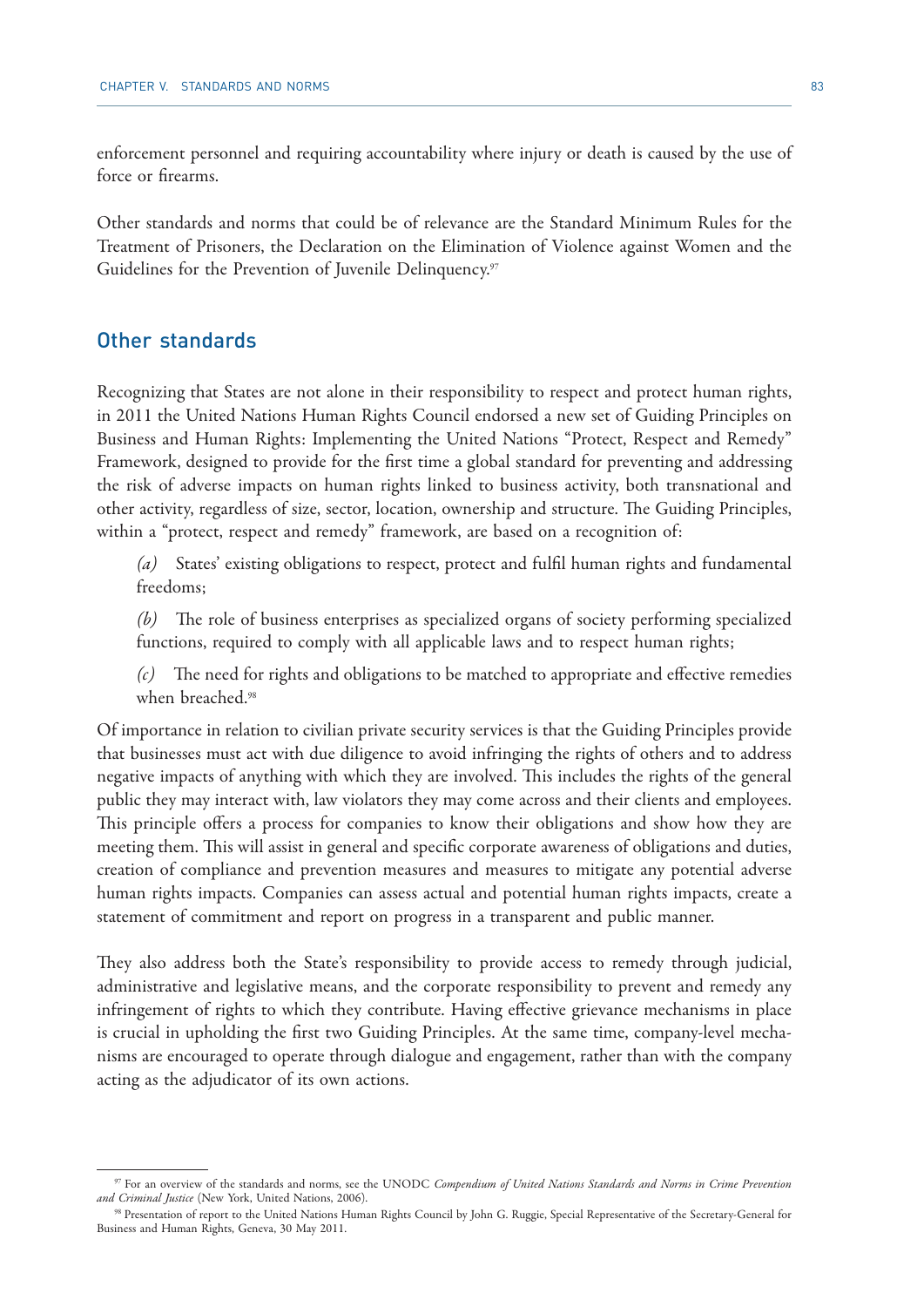enforcement personnel and requiring accountability where injury or death is caused by the use of force or firearms.

Other standards and norms that could be of relevance are the Standard Minimum Rules for the Treatment of Prisoners, the Declaration on the Elimination of Violence against Women and the Guidelines for the Prevention of Juvenile Delinquency.[97]

## Other standards

Recognizing that States are not alone in their responsibility to respect and protect human rights, in 2011 the United Nations Human Rights Council endorsed a new set of Guiding Principles on Business and Human Rights: Implementing the United Nations "Protect, Respect and Remedy" Framework, designed to provide for the first time a global standard for preventing and addressing the risk of adverse impacts on human rights linked to business activity, both transnational and other activity, regardless of size, sector, location, ownership and structure. The Guiding Principles, within a "protect, respect and remedy" framework, are based on a recognition of:

*(a)* States' existing obligations to respect, protect and fulfil human rights and fundamental freedoms;

*(b)* The role of business enterprises as specialized organs of society performing specialized functions, required to comply with all applicable laws and to respect human rights;

*(c)* The need for rights and obligations to be matched to appropriate and effective remedies when breached.[98]

Of importance in relation to civilian private security services is that the Guiding Principles provide that businesses must act with due diligence to avoid infringing the rights of others and to address negative impacts of anything with which they are involved. This includes the rights of the general public they may interact with, law violators they may come across and their clients and employees. This principle offers a process for companies to know their obligations and show how they are meeting them. This will assist in general and specific corporate awareness of obligations and duties, creation of compliance and prevention measures and measures to mitigate any potential adverse human rights impacts. Companies can assess actual and potential human rights impacts, create a statement of commitment and report on progress in a transparent and public manner.

They also address both the State's responsibility to provide access to remedy through judicial, administrative and legislative means, and the corporate responsibility to prevent and remedy any infringement of rights to which they contribute. Having effective grievance mechanisms in place is crucial in upholding the first two Guiding Principles. At the same time, company-level mechanisms are encouraged to operate through dialogue and engagement, rather than with the company acting as the adjudicator of its own actions.

---

[97] For an overview of the standards and norms, see the UNODC *Compendium of United Nations Standards and Norms in Crime Prevention and Criminal Justice* (New York, United Nations, 2006).

[98] Presentation of report to the United Nations Human Rights Council by John G. Ruggie, Special Representative of the Secretary-General for Business and Human Rights, Geneva, 30 May 2011.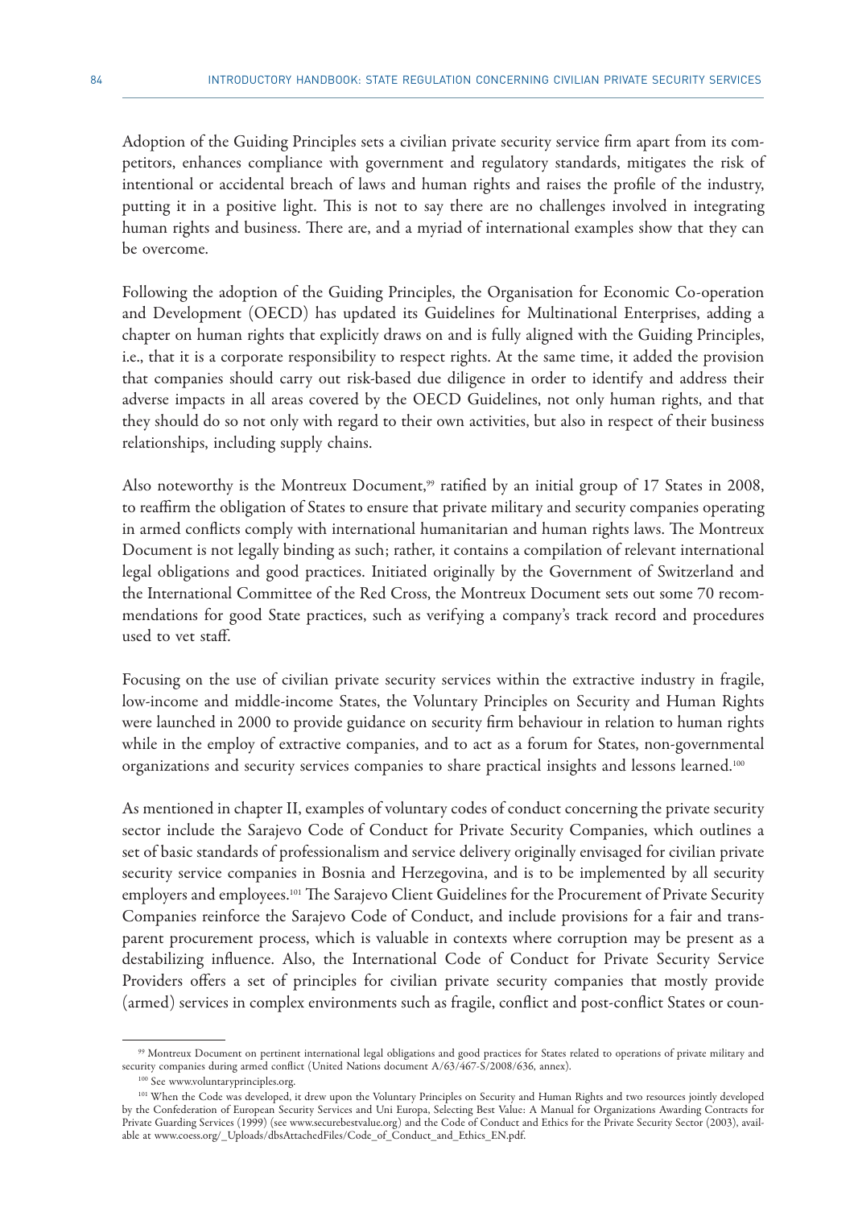Adoption of the Guiding Principles sets a civilian private security service firm apart from its competitors, enhances compliance with government and regulatory standards, mitigates the risk of intentional or accidental breach of laws and human rights and raises the profile of the industry, putting it in a positive light. This is not to say there are no challenges involved in integrating human rights and business. There are, and a myriad of international examples show that they can be overcome.

Following the adoption of the Guiding Principles, the Organisation for Economic Co-operation and Development (OECD) has updated its Guidelines for Multinational Enterprises, adding a chapter on human rights that explicitly draws on and is fully aligned with the Guiding Principles, i.e., that it is a corporate responsibility to respect rights. At the same time, it added the provision that companies should carry out risk-based due diligence in order to identify and address their adverse impacts in all areas covered by the OECD Guidelines, not only human rights, and that they should do so not only with regard to their own activities, but also in respect of their business relationships, including supply chains.

Also noteworthy is the Montreux Document,[99] ratified by an initial group of 17 States in 2008, to reaffirm the obligation of States to ensure that private military and security companies operating in armed conflicts comply with international humanitarian and human rights laws. The Montreux Document is not legally binding as such; rather, it contains a compilation of relevant international legal obligations and good practices. Initiated originally by the Government of Switzerland and the International Committee of the Red Cross, the Montreux Document sets out some 70 recommendations for good State practices, such as verifying a company's track record and procedures used to vet staff.

Focusing on the use of civilian private security services within the extractive industry in fragile, low-income and middle-income States, the Voluntary Principles on Security and Human Rights were launched in 2000 to provide guidance on security firm behaviour in relation to human rights while in the employ of extractive companies, and to act as a forum for States, non-governmental organizations and security services companies to share practical insights and lessons learned.[100]

As mentioned in chapter II, examples of voluntary codes of conduct concerning the private security sector include the Sarajevo Code of Conduct for Private Security Companies, which outlines a set of basic standards of professionalism and service delivery originally envisaged for civilian private security service companies in Bosnia and Herzegovina, and is to be implemented by all security employers and employees.[101] The Sarajevo Client Guidelines for the Procurement of Private Security Companies reinforce the Sarajevo Code of Conduct, and include provisions for a fair and transparent procurement process, which is valuable in contexts where corruption may be present as a destabilizing influence. Also, the International Code of Conduct for Private Security Service Providers offers a set of principles for civilian private security companies that mostly provide (armed) services in complex environments such as fragile, conflict and post-conflict States or coun-

---

[99] Montreux Document on pertinent international legal obligations and good practices for States related to operations of private military and security companies during armed conflict (United Nations document A/63/467-S/2008/636, annex).

[100] See www.voluntaryprinciples.org.

[101] When the Code was developed, it drew upon the Voluntary Principles on Security and Human Rights and two resources jointly developed by the Confederation of European Security Services and Uni Europa, Selecting Best Value: A Manual for Organizations Awarding Contracts for Private Guarding Services (1999) (see www.securebestvalue.org) and the Code of Conduct and Ethics for the Private Security Sector (2003), available at www.coess.org/_Uploads/dbsAttachedFiles/Code_of_Conduct_and_Ethics_EN.pdf.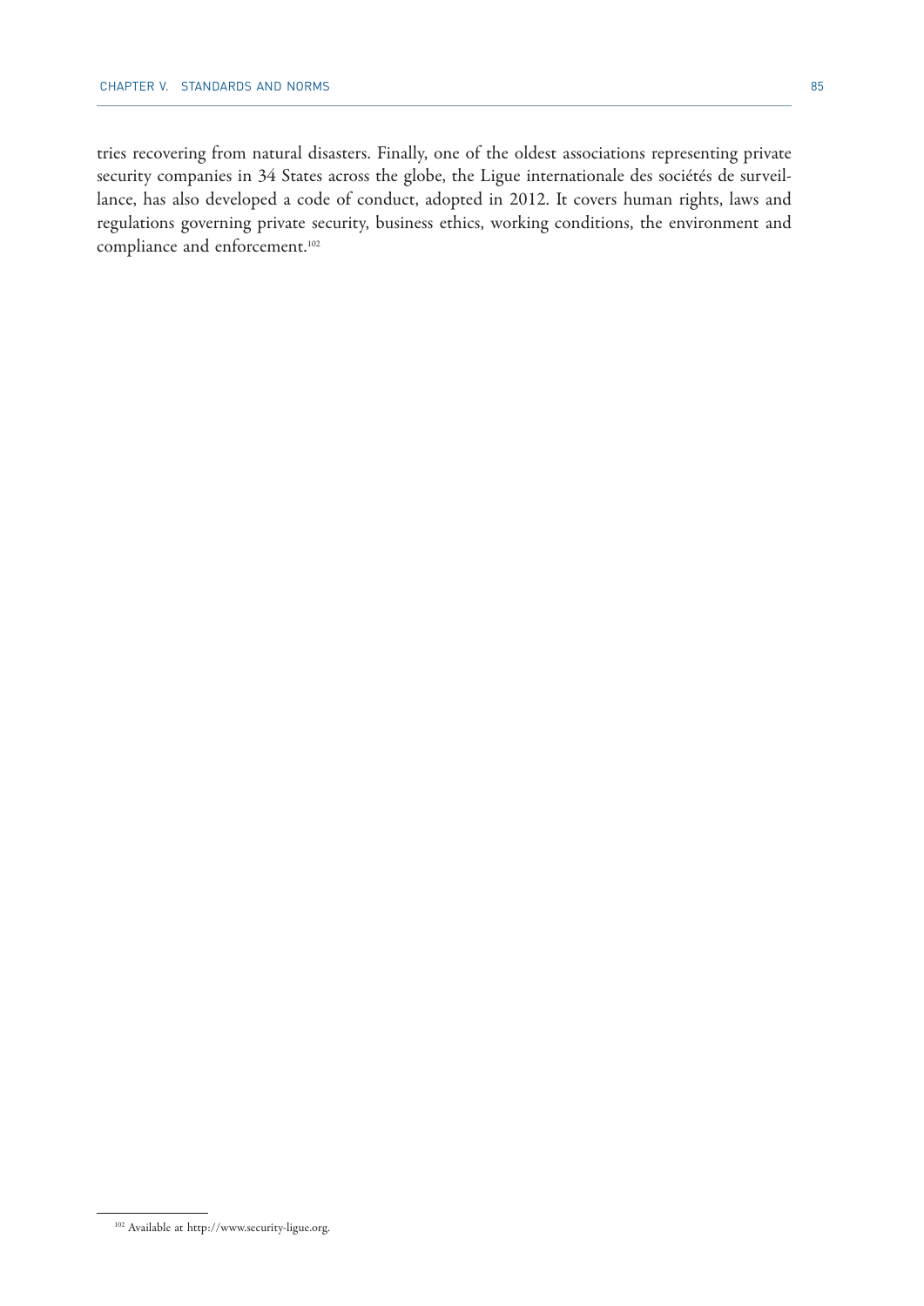tries recovering from natural disasters. Finally, one of the oldest associations representing private security companies in 34 States across the globe, the Ligue internationale des sociétés de surveillance, has also developed a code of conduct, adopted in 2012. It covers human rights, laws and regulations governing private security, business ethics, working conditions, the environment and compliance and enforcement.[102]

[102] Available at http://www.security-ligue.org.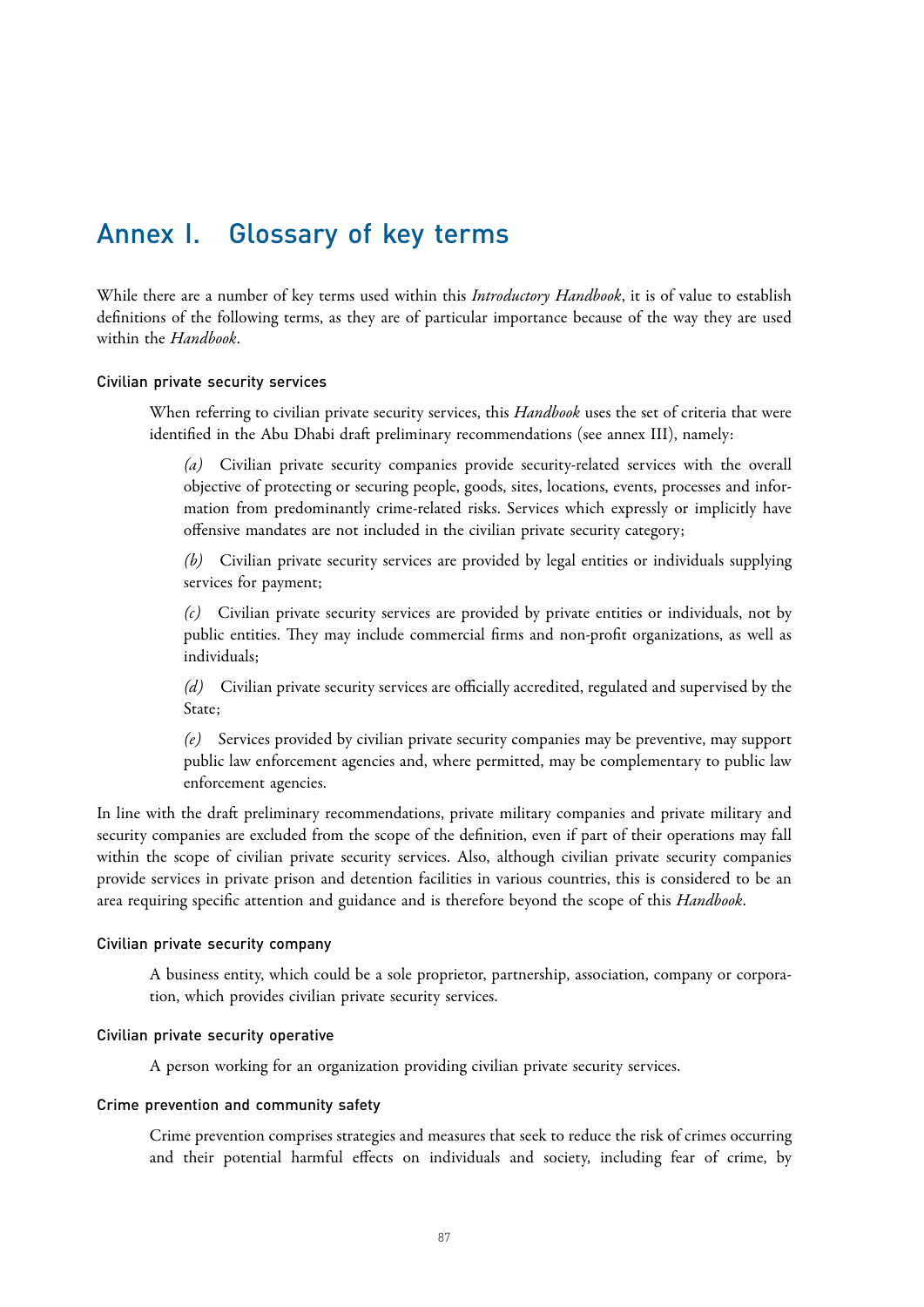# Annex I. Glossary of key terms

While there are a number of key terms used within this *Introductory Handbook*, it is of value to establish definitions of the following terms, as they are of particular importance because of the way they are used within the *Handbook*.

### Civilian private security services

When referring to civilian private security services, this *Handbook* uses the set of criteria that were identified in the Abu Dhabi draft preliminary recommendations (see annex III), namely:

*(a)* Civilian private security companies provide security-related services with the overall objective of protecting or securing people, goods, sites, locations, events, processes and information from predominantly crime-related risks. Services which expressly or implicitly have offensive mandates are not included in the civilian private security category;

*(b)* Civilian private security services are provided by legal entities or individuals supplying services for payment;

*(c)* Civilian private security services are provided by private entities or individuals, not by public entities. They may include commercial firms and non-profit organizations, as well as individuals;

*(d)* Civilian private security services are officially accredited, regulated and supervised by the State;

*(e)* Services provided by civilian private security companies may be preventive, may support public law enforcement agencies and, where permitted, may be complementary to public law enforcement agencies.

In line with the draft preliminary recommendations, private military companies and private military and security companies are excluded from the scope of the definition, even if part of their operations may fall within the scope of civilian private security services. Also, although civilian private security companies provide services in private prison and detention facilities in various countries, this is considered to be an area requiring specific attention and guidance and is therefore beyond the scope of this *Handbook*.

### Civilian private security company

A business entity, which could be a sole proprietor, partnership, association, company or corporation, which provides civilian private security services.

### Civilian private security operative

A person working for an organization providing civilian private security services.

### Crime prevention and community safety

Crime prevention comprises strategies and measures that seek to reduce the risk of crimes occurring and their potential harmful effects on individuals and society, including fear of crime, by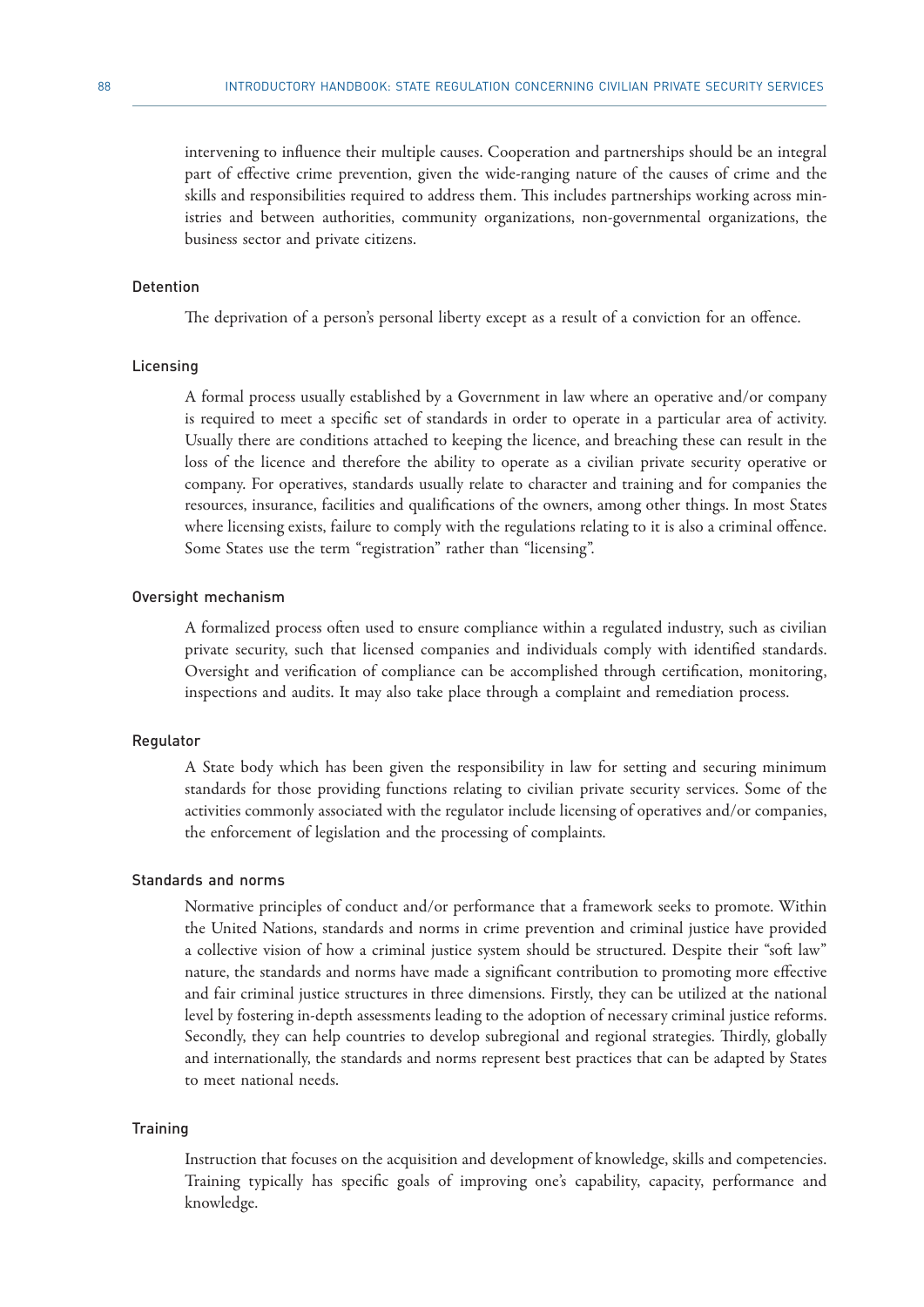intervening to influence their multiple causes. Cooperation and partnerships should be an integral part of effective crime prevention, given the wide-ranging nature of the causes of crime and the skills and responsibilities required to address them. This includes partnerships working across ministries and between authorities, community organizations, non-governmental organizations, the business sector and private citizens.

### Detention

The deprivation of a person's personal liberty except as a result of a conviction for an offence.

### Licensing

A formal process usually established by a Government in law where an operative and/or company is required to meet a specific set of standards in order to operate in a particular area of activity. Usually there are conditions attached to keeping the licence, and breaching these can result in the loss of the licence and therefore the ability to operate as a civilian private security operative or company. For operatives, standards usually relate to character and training and for companies the resources, insurance, facilities and qualifications of the owners, among other things. In most States where licensing exists, failure to comply with the regulations relating to it is also a criminal offence. Some States use the term "registration" rather than "licensing".

### Oversight mechanism

A formalized process often used to ensure compliance within a regulated industry, such as civilian private security, such that licensed companies and individuals comply with identified standards. Oversight and verification of compliance can be accomplished through certification, monitoring, inspections and audits. It may also take place through a complaint and remediation process.

### Regulator

A State body which has been given the responsibility in law for setting and securing minimum standards for those providing functions relating to civilian private security services. Some of the activities commonly associated with the regulator include licensing of operatives and/or companies, the enforcement of legislation and the processing of complaints.

### Standards and norms

Normative principles of conduct and/or performance that a framework seeks to promote. Within the United Nations, standards and norms in crime prevention and criminal justice have provided a collective vision of how a criminal justice system should be structured. Despite their "soft law" nature, the standards and norms have made a significant contribution to promoting more effective and fair criminal justice structures in three dimensions. Firstly, they can be utilized at the national level by fostering in-depth assessments leading to the adoption of necessary criminal justice reforms. Secondly, they can help countries to develop subregional and regional strategies. Thirdly, globally and internationally, the standards and norms represent best practices that can be adapted by States to meet national needs.

### Training

Instruction that focuses on the acquisition and development of knowledge, skills and competencies. Training typically has specific goals of improving one's capability, capacity, performance and knowledge.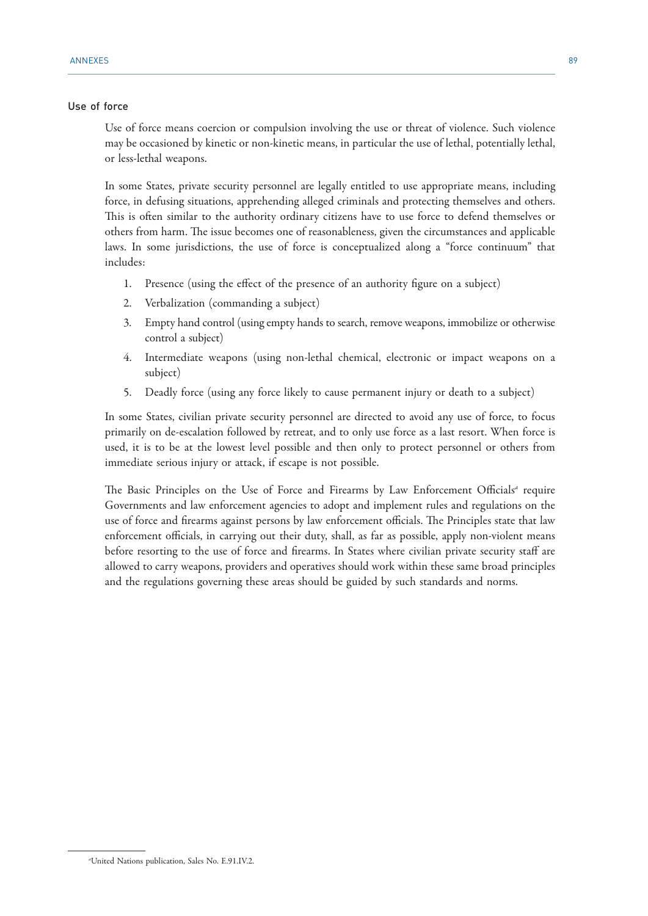### Use of force

Use of force means coercion or compulsion involving the use or threat of violence. Such violence may be occasioned by kinetic or non-kinetic means, in particular the use of lethal, potentially lethal, or less-lethal weapons.

In some States, private security personnel are legally entitled to use appropriate means, including force, in defusing situations, apprehending alleged criminals and protecting themselves and others. This is often similar to the authority ordinary citizens have to use force to defend themselves or others from harm. The issue becomes one of reasonableness, given the circumstances and applicable laws. In some jurisdictions, the use of force is conceptualized along a "force continuum" that includes:

1. Presence (using the effect of the presence of an authority figure on a subject)
2. Verbalization (commanding a subject)
3. Empty hand control (using empty hands to search, remove weapons, immobilize or otherwise control a subject)
4. Intermediate weapons (using non-lethal chemical, electronic or impact weapons on a subject)
5. Deadly force (using any force likely to cause permanent injury or death to a subject)

In some States, civilian private security personnel are directed to avoid any use of force, to focus primarily on de-escalation followed by retreat, and to only use force as a last resort. When force is used, it is to be at the lowest level possible and then only to protect personnel or others from immediate serious injury or attack, if escape is not possible.

The Basic Principles on the Use of Force and Firearms by Law Enforcement Officials[a] require Governments and law enforcement agencies to adopt and implement rules and regulations on the use of force and firearms against persons by law enforcement officials. The Principles state that law enforcement officials, in carrying out their duty, shall, as far as possible, apply non-violent means before resorting to the use of force and firearms. In States where civilian private security staff are allowed to carry weapons, providers and operatives should work within these same broad principles and the regulations governing these areas should be guided by such standards and norms.

[a] United Nations publication, Sales No. E.91.IV.2.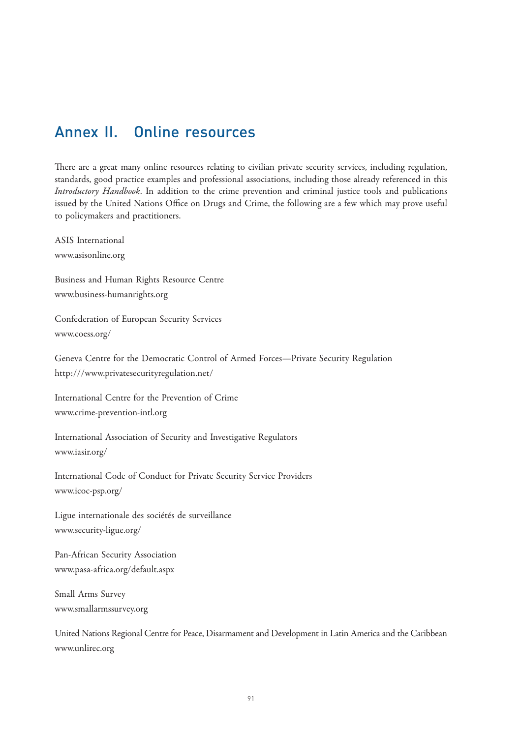# Annex II. Online resources

There are a great many online resources relating to civilian private security services, including regulation, standards, good practice examples and professional associations, including those already referenced in this *Introductory Handbook*. In addition to the crime prevention and criminal justice tools and publications issued by the United Nations Office on Drugs and Crime, the following are a few which may prove useful to policymakers and practitioners.

ASIS International
www.asisonline.org

Business and Human Rights Resource Centre
www.business-humanrights.org

Confederation of European Security Services
www.coess.org/

Geneva Centre for the Democratic Control of Armed Forces—Private Security Regulation
http:///www.privatesecurityregulation.net/

International Centre for the Prevention of Crime
www.crime-prevention-intl.org

International Association of Security and Investigative Regulators
www.iasir.org/

International Code of Conduct for Private Security Service Providers
www.icoc-psp.org/

Ligue internationale des sociétés de surveillance
www.security-ligue.org/

Pan-African Security Association
www.pasa-africa.org/default.aspx

Small Arms Survey
www.smallarmssurvey.org

United Nations Regional Centre for Peace, Disarmament and Development in Latin America and the Caribbean
www.unlirec.org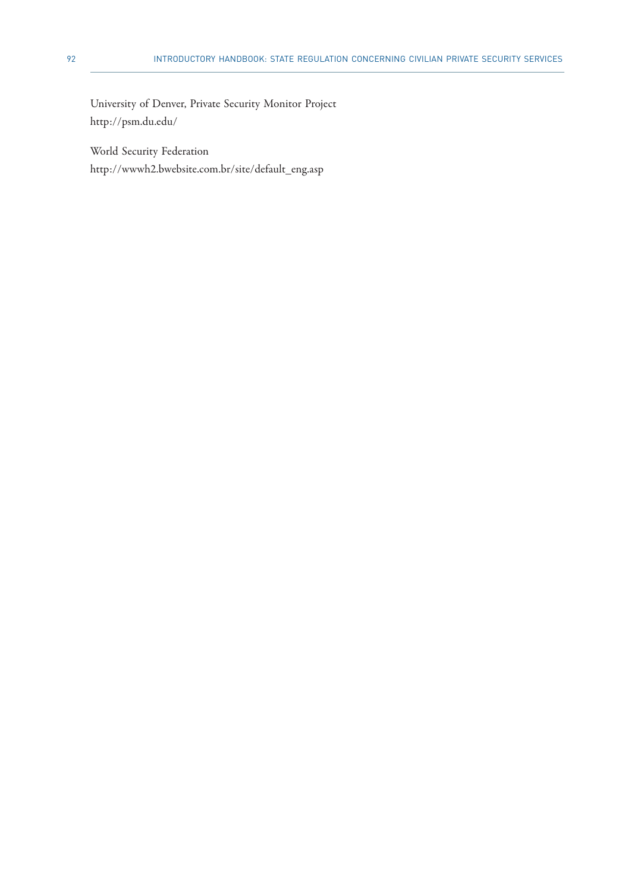University of Denver, Private Security Monitor Project
http://psm.du.edu/

World Security Federation
http://wwwh2.bwebsite.com.br/site/default_eng.asp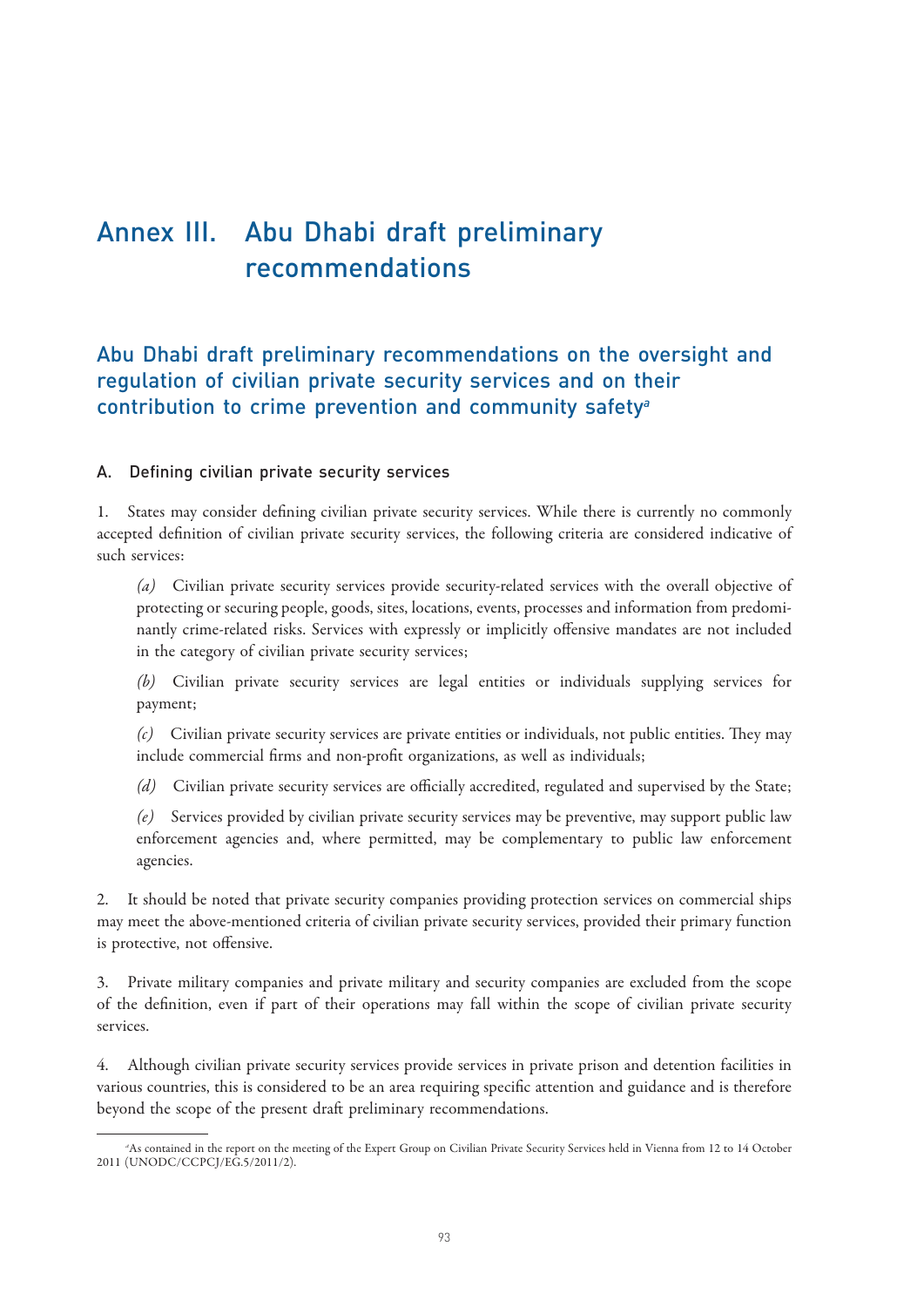# Annex III. Abu Dhabi draft preliminary recommendations

## Abu Dhabi draft preliminary recommendations on the oversight and regulation of civilian private security services and on their contribution to crime prevention and community safety[a]

### A. Defining civilian private security services

1. States may consider defining civilian private security services. While there is currently no commonly accepted definition of civilian private security services, the following criteria are considered indicative of such services:

   *(a)* Civilian private security services provide security-related services with the overall objective of protecting or securing people, goods, sites, locations, events, processes and information from predominantly crime-related risks. Services with expressly or implicitly offensive mandates are not included in the category of civilian private security services;

   *(b)* Civilian private security services are legal entities or individuals supplying services for payment;

   *(c)* Civilian private security services are private entities or individuals, not public entities. They may include commercial firms and non-profit organizations, as well as individuals;

   *(d)* Civilian private security services are officially accredited, regulated and supervised by the State;

   *(e)* Services provided by civilian private security services may be preventive, may support public law enforcement agencies and, where permitted, may be complementary to public law enforcement agencies.

2. It should be noted that private security companies providing protection services on commercial ships may meet the above-mentioned criteria of civilian private security services, provided their primary function is protective, not offensive.

3. Private military companies and private military and security companies are excluded from the scope of the definition, even if part of their operations may fall within the scope of civilian private security services.

4. Although civilian private security services provide services in private prison and detention facilities in various countries, this is considered to be an area requiring specific attention and guidance and is therefore beyond the scope of the present draft preliminary recommendations.

[a]As contained in the report on the meeting of the Expert Group on Civilian Private Security Services held in Vienna from 12 to 14 October 2011 (UNODC/CCPCJ/EG.5/2011/2).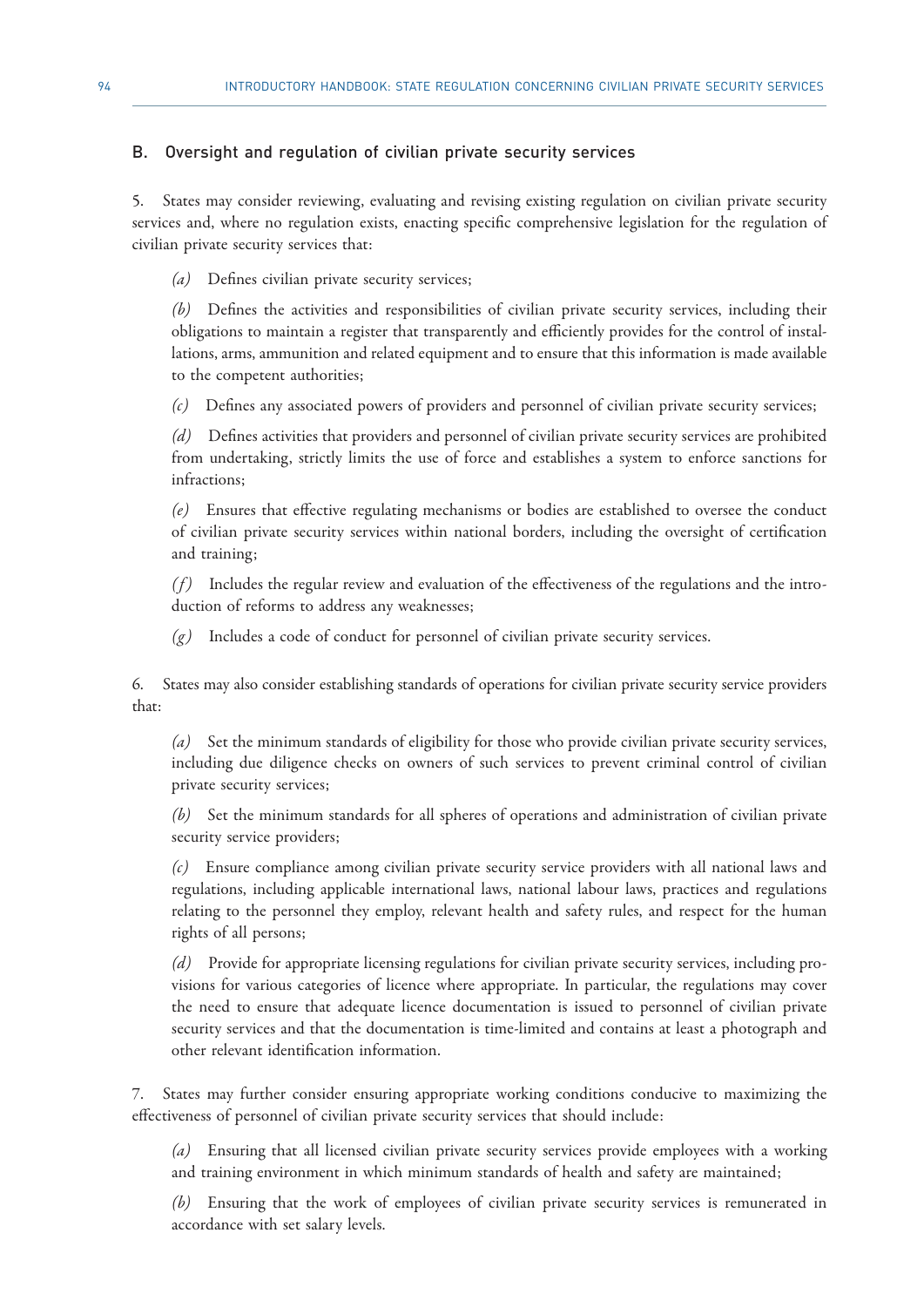## B. Oversight and regulation of civilian private security services

5. States may consider reviewing, evaluating and revising existing regulation on civilian private security services and, where no regulation exists, enacting specific comprehensive legislation for the regulation of civilian private security services that:

*(a)* Defines civilian private security services;

*(b)* Defines the activities and responsibilities of civilian private security services, including their obligations to maintain a register that transparently and efficiently provides for the control of installations, arms, ammunition and related equipment and to ensure that this information is made available to the competent authorities;

*(c)* Defines any associated powers of providers and personnel of civilian private security services;

*(d)* Defines activities that providers and personnel of civilian private security services are prohibited from undertaking, strictly limits the use of force and establishes a system to enforce sanctions for infractions;

*(e)* Ensures that effective regulating mechanisms or bodies are established to oversee the conduct of civilian private security services within national borders, including the oversight of certification and training;

*(f)* Includes the regular review and evaluation of the effectiveness of the regulations and the introduction of reforms to address any weaknesses;

*(g)* Includes a code of conduct for personnel of civilian private security services.

6. States may also consider establishing standards of operations for civilian private security service providers that:

*(a)* Set the minimum standards of eligibility for those who provide civilian private security services, including due diligence checks on owners of such services to prevent criminal control of civilian private security services;

*(b)* Set the minimum standards for all spheres of operations and administration of civilian private security service providers;

*(c)* Ensure compliance among civilian private security service providers with all national laws and regulations, including applicable international laws, national labour laws, practices and regulations relating to the personnel they employ, relevant health and safety rules, and respect for the human rights of all persons;

*(d)* Provide for appropriate licensing regulations for civilian private security services, including provisions for various categories of licence where appropriate. In particular, the regulations may cover the need to ensure that adequate licence documentation is issued to personnel of civilian private security services and that the documentation is time-limited and contains at least a photograph and other relevant identification information.

7. States may further consider ensuring appropriate working conditions conducive to maximizing the effectiveness of personnel of civilian private security services that should include:

*(a)* Ensuring that all licensed civilian private security services provide employees with a working and training environment in which minimum standards of health and safety are maintained;

*(b)* Ensuring that the work of employees of civilian private security services is remunerated in accordance with set salary levels.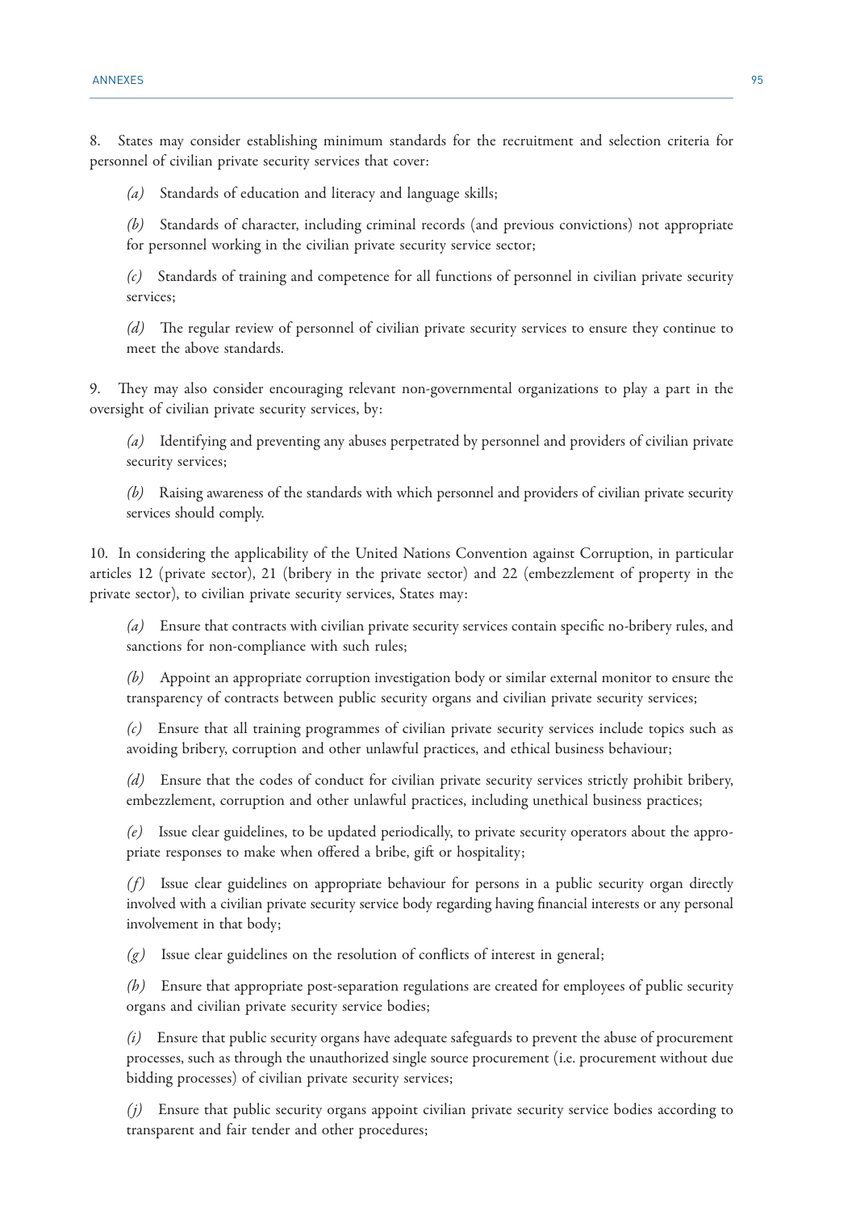8. States may consider establishing minimum standards for the recruitment and selection criteria for personnel of civilian private security services that cover:

*(a)* Standards of education and literacy and language skills;

*(b)* Standards of character, including criminal records (and previous convictions) not appropriate for personnel working in the civilian private security service sector;

*(c)* Standards of training and competence for all functions of personnel in civilian private security services;

*(d)* The regular review of personnel of civilian private security services to ensure they continue to meet the above standards.

9. They may also consider encouraging relevant non-governmental organizations to play a part in the oversight of civilian private security services, by:

*(a)* Identifying and preventing any abuses perpetrated by personnel and providers of civilian private security services;

*(b)* Raising awareness of the standards with which personnel and providers of civilian private security services should comply.

10. In considering the applicability of the United Nations Convention against Corruption, in particular articles 12 (private sector), 21 (bribery in the private sector) and 22 (embezzlement of property in the private sector), to civilian private security services, States may:

*(a)* Ensure that contracts with civilian private security services contain specific no-bribery rules, and sanctions for non-compliance with such rules;

*(b)* Appoint an appropriate corruption investigation body or similar external monitor to ensure the transparency of contracts between public security organs and civilian private security services;

*(c)* Ensure that all training programmes of civilian private security services include topics such as avoiding bribery, corruption and other unlawful practices, and ethical business behaviour;

*(d)* Ensure that the codes of conduct for civilian private security services strictly prohibit bribery, embezzlement, corruption and other unlawful practices, including unethical business practices;

*(e)* Issue clear guidelines, to be updated periodically, to private security operators about the appropriate responses to make when offered a bribe, gift or hospitality;

*(f)* Issue clear guidelines on appropriate behaviour for persons in a public security organ directly involved with a civilian private security service body regarding having financial interests or any personal involvement in that body;

*(g)* Issue clear guidelines on the resolution of conflicts of interest in general;

*(h)* Ensure that appropriate post-separation regulations are created for employees of public security organs and civilian private security service bodies;

*(i)* Ensure that public security organs have adequate safeguards to prevent the abuse of procurement processes, such as through the unauthorized single source procurement (i.e. procurement without due bidding processes) of civilian private security services;

*(j)* Ensure that public security organs appoint civilian private security service bodies according to transparent and fair tender and other procedures;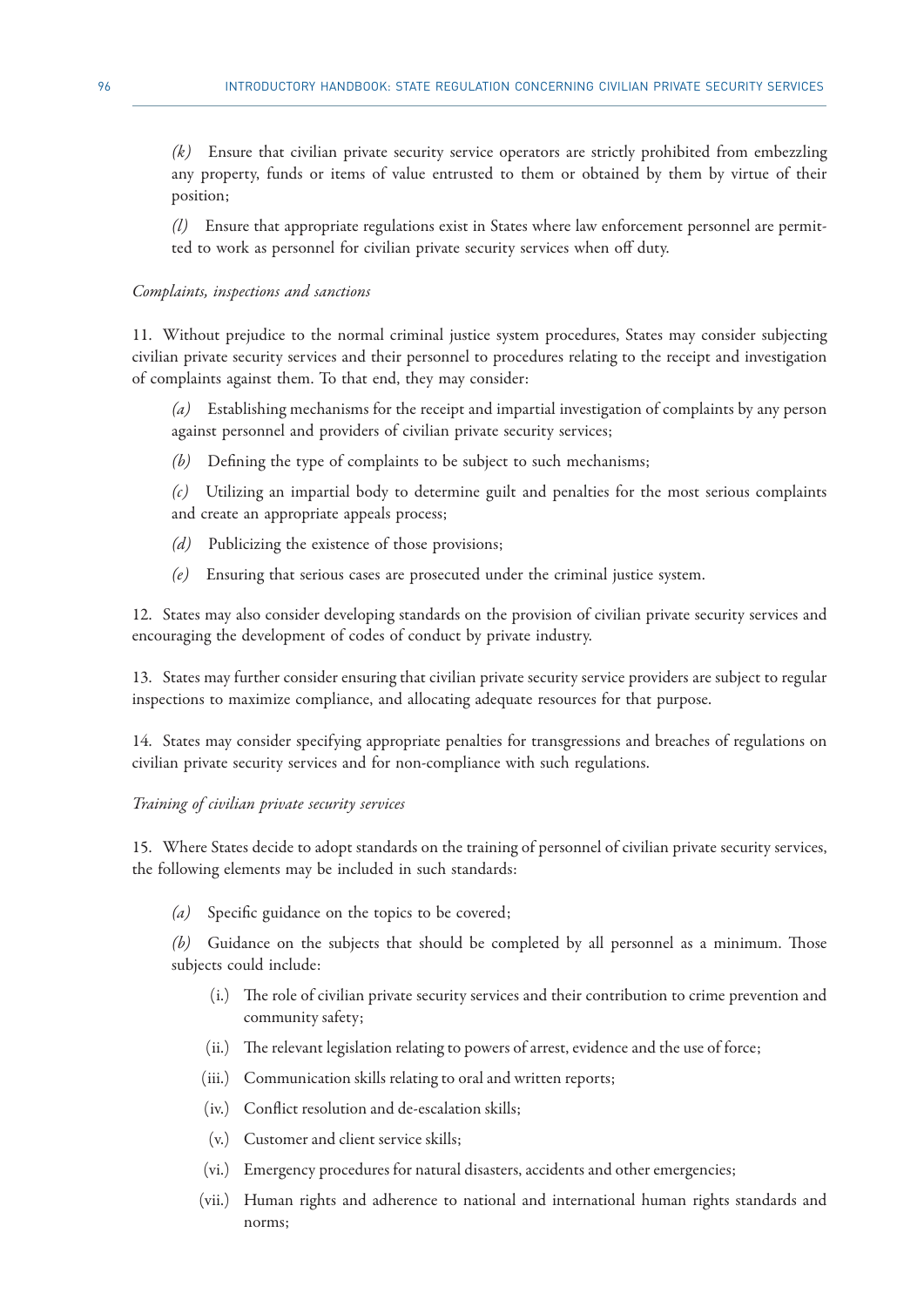*(k)* Ensure that civilian private security service operators are strictly prohibited from embezzling any property, funds or items of value entrusted to them or obtained by them by virtue of their position;

*(l)* Ensure that appropriate regulations exist in States where law enforcement personnel are permitted to work as personnel for civilian private security services when off duty.

*Complaints, inspections and sanctions*

11. Without prejudice to the normal criminal justice system procedures, States may consider subjecting civilian private security services and their personnel to procedures relating to the receipt and investigation of complaints against them. To that end, they may consider:

*(a)* Establishing mechanisms for the receipt and impartial investigation of complaints by any person against personnel and providers of civilian private security services;

*(b)* Defining the type of complaints to be subject to such mechanisms;

*(c)* Utilizing an impartial body to determine guilt and penalties for the most serious complaints and create an appropriate appeals process;

*(d)* Publicizing the existence of those provisions;

*(e)* Ensuring that serious cases are prosecuted under the criminal justice system.

12. States may also consider developing standards on the provision of civilian private security services and encouraging the development of codes of conduct by private industry.

13. States may further consider ensuring that civilian private security service providers are subject to regular inspections to maximize compliance, and allocating adequate resources for that purpose.

14. States may consider specifying appropriate penalties for transgressions and breaches of regulations on civilian private security services and for non-compliance with such regulations.

*Training of civilian private security services*

15. Where States decide to adopt standards on the training of personnel of civilian private security services, the following elements may be included in such standards:

*(a)* Specific guidance on the topics to be covered;

*(b)* Guidance on the subjects that should be completed by all personnel as a minimum. Those subjects could include:

(i.) The role of civilian private security services and their contribution to crime prevention and community safety;

(ii.) The relevant legislation relating to powers of arrest, evidence and the use of force;

(iii.) Communication skills relating to oral and written reports;

(iv.) Conflict resolution and de-escalation skills;

(v.) Customer and client service skills;

(vi.) Emergency procedures for natural disasters, accidents and other emergencies;

(vii.) Human rights and adherence to national and international human rights standards and norms;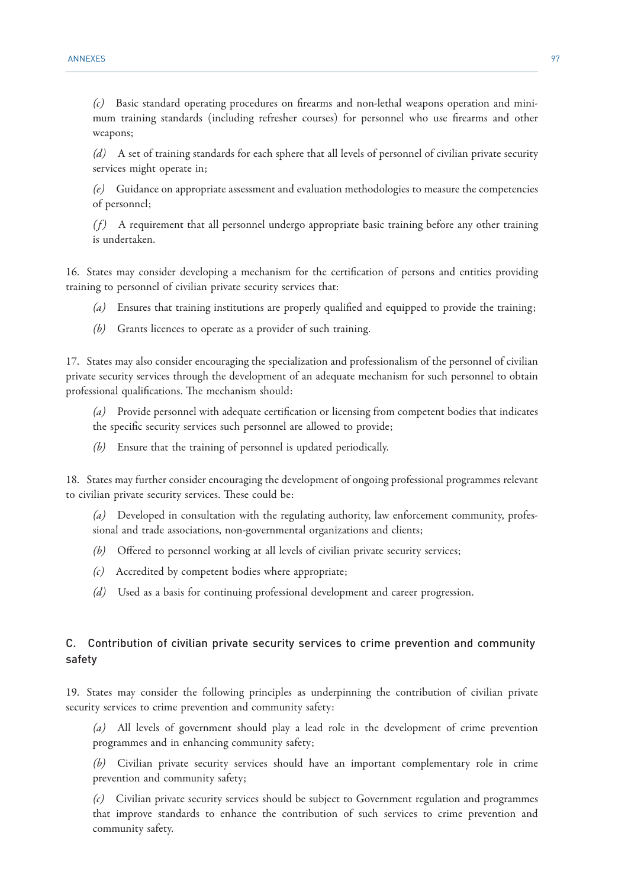*(c)* Basic standard operating procedures on firearms and non-lethal weapons operation and minimum training standards (including refresher courses) for personnel who use firearms and other weapons;

*(d)* A set of training standards for each sphere that all levels of personnel of civilian private security services might operate in;

*(e)* Guidance on appropriate assessment and evaluation methodologies to measure the competencies of personnel;

*(f)* A requirement that all personnel undergo appropriate basic training before any other training is undertaken.

16. States may consider developing a mechanism for the certification of persons and entities providing training to personnel of civilian private security services that:

*(a)* Ensures that training institutions are properly qualified and equipped to provide the training;

*(b)* Grants licences to operate as a provider of such training.

17. States may also consider encouraging the specialization and professionalism of the personnel of civilian private security services through the development of an adequate mechanism for such personnel to obtain professional qualifications. The mechanism should:

*(a)* Provide personnel with adequate certification or licensing from competent bodies that indicates the specific security services such personnel are allowed to provide;

*(b)* Ensure that the training of personnel is updated periodically.

18. States may further consider encouraging the development of ongoing professional programmes relevant to civilian private security services. These could be:

*(a)* Developed in consultation with the regulating authority, law enforcement community, professional and trade associations, non-governmental organizations and clients;

*(b)* Offered to personnel working at all levels of civilian private security services;

*(c)* Accredited by competent bodies where appropriate;

*(d)* Used as a basis for continuing professional development and career progression.

## C. Contribution of civilian private security services to crime prevention and community safety

19. States may consider the following principles as underpinning the contribution of civilian private security services to crime prevention and community safety:

*(a)* All levels of government should play a lead role in the development of crime prevention programmes and in enhancing community safety;

*(b)* Civilian private security services should have an important complementary role in crime prevention and community safety;

*(c)* Civilian private security services should be subject to Government regulation and programmes that improve standards to enhance the contribution of such services to crime prevention and community safety.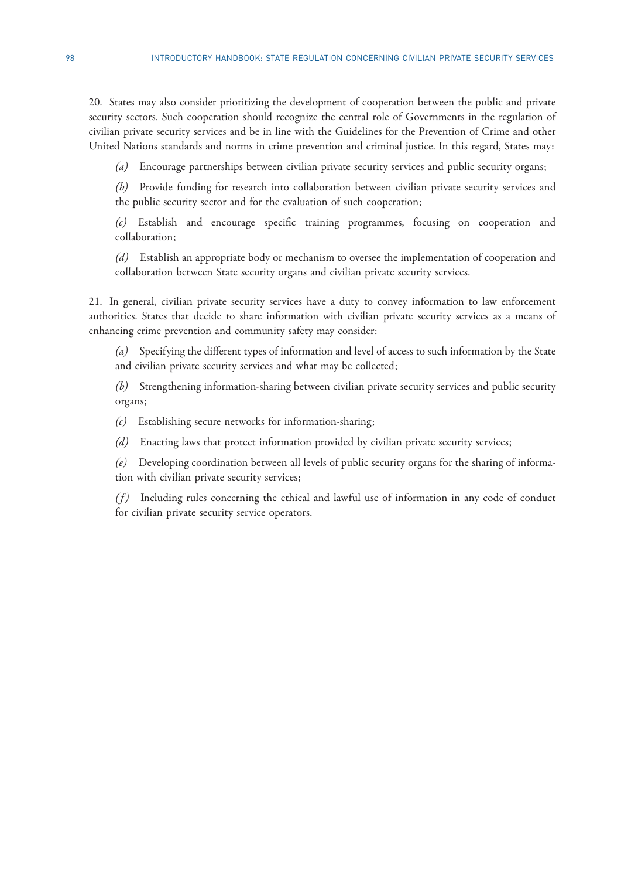20. States may also consider prioritizing the development of cooperation between the public and private security sectors. Such cooperation should recognize the central role of Governments in the regulation of civilian private security services and be in line with the Guidelines for the Prevention of Crime and other United Nations standards and norms in crime prevention and criminal justice. In this regard, States may:

*(a)* Encourage partnerships between civilian private security services and public security organs;

*(b)* Provide funding for research into collaboration between civilian private security services and the public security sector and for the evaluation of such cooperation;

*(c)* Establish and encourage specific training programmes, focusing on cooperation and collaboration;

*(d)* Establish an appropriate body or mechanism to oversee the implementation of cooperation and collaboration between State security organs and civilian private security services.

21. In general, civilian private security services have a duty to convey information to law enforcement authorities. States that decide to share information with civilian private security services as a means of enhancing crime prevention and community safety may consider:

*(a)* Specifying the different types of information and level of access to such information by the State and civilian private security services and what may be collected;

*(b)* Strengthening information-sharing between civilian private security services and public security organs;

*(c)* Establishing secure networks for information-sharing;

*(d)* Enacting laws that protect information provided by civilian private security services;

*(e)* Developing coordination between all levels of public security organs for the sharing of information with civilian private security services;

*(f)* Including rules concerning the ethical and lawful use of information in any code of conduct for civilian private security service operators.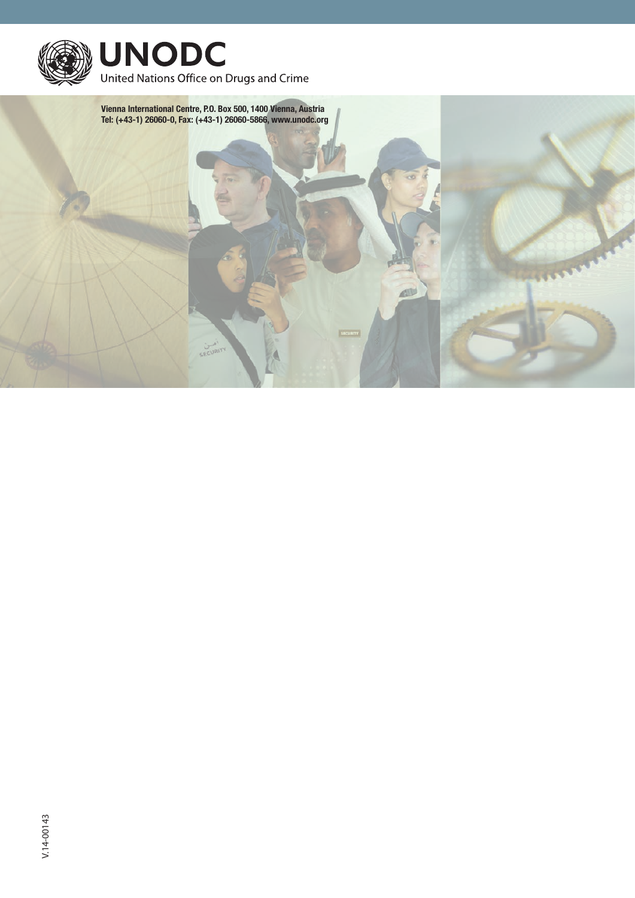**UNODC**

United Nations Office on Drugs and Crime

**Vienna International Centre, P.O. Box 500, 1400 Vienna, Austria**
**Tel: (+43-1) 26060-0, Fax: (+43-1) 26060-5866, www.unodc.org**

V.14-00143